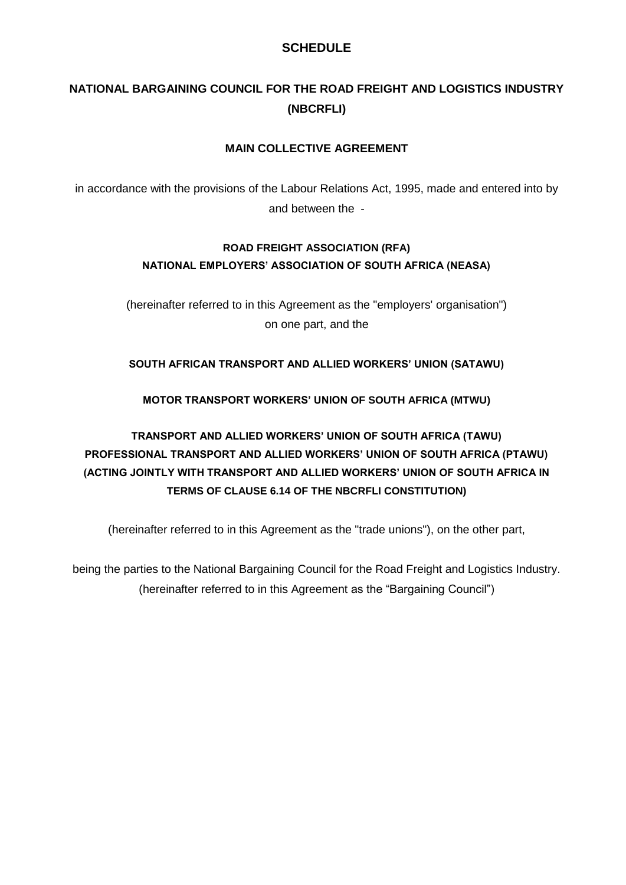# SCHEDULE

## NATIONAL BARGAINING COUNCIL FOR THE ROAD FREIGHT AND LOGISTICS INDUSTRY (NBCRFLI)

### MAIN COLLECTIVE AGREEMENT

in accordance with the provisions of the Labour Relations Act, 1995, made and entered into by and between the -

**ROAD FREIGHT ASSOCIATION (RFA)**
**NATIONAL EMPLOYERS' ASSOCIATION OF SOUTH AFRICA (NEASA)**

(hereinafter referred to in this Agreement as the "employers' organisation") on one part, and the

**SOUTH AFRICAN TRANSPORT AND ALLIED WORKERS' UNION (SATAWU)**

**MOTOR TRANSPORT WORKERS' UNION OF SOUTH AFRICA (MTWU)**

**TRANSPORT AND ALLIED WORKERS' UNION OF SOUTH AFRICA (TAWU)**
**PROFESSIONAL TRANSPORT AND ALLIED WORKERS' UNION OF SOUTH AFRICA (PTAWU)**
**(ACTING JOINTLY WITH TRANSPORT AND ALLIED WORKERS' UNION OF SOUTH AFRICA IN TERMS OF CLAUSE 6.14 OF THE NBCRFLI CONSTITUTION)**

(hereinafter referred to in this Agreement as the "trade unions"), on the other part,

being the parties to the National Bargaining Council for the Road Freight and Logistics Industry. (hereinafter referred to in this Agreement as the "Bargaining Council")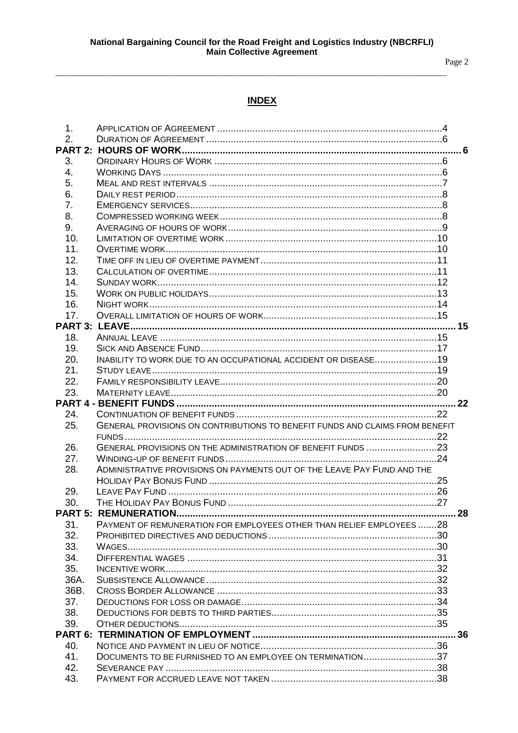## INDEX

| | | |
|---|---|---|
| 1. | Application of Agreement | 4 |
| 2. | Duration of Agreement | 6 |
| **PART 2: HOURS OF WORK** | | **6** |
| 3. | Ordinary Hours of Work | 6 |
| 4. | Working Days | 6 |
| 5. | Meal and rest intervals | 7 |
| 6. | Daily rest period | 8 |
| 7. | Emergency services | 8 |
| 8. | Compressed working week | 8 |
| 9. | Averaging of hours of work | 9 |
| 10. | Limitation of overtime work | 10 |
| 11. | Overtime work | 10 |
| 12. | Time off in lieu of overtime payment | 11 |
| 13. | Calculation of overtime | 11 |
| 14. | Sunday work | 12 |
| 15. | Work on public holidays | 13 |
| 16. | Night work | 14 |
| 17. | Overall limitation of hours of work | 15 |
| **PART 3: LEAVE** | | **15** |
| 18. | Annual Leave | 15 |
| 19. | Sick and Absence Fund | 17 |
| 20. | Inability to work due to an occupational accident or disease | 19 |
| 21. | Study leave | 19 |
| 22. | Family responsibility leave | 20 |
| 23. | Maternity leave | 20 |
| **PART 4 - BENEFIT FUNDS** | | **22** |
| 24. | Continuation of benefit funds | 22 |
| 25. | General provisions on contributions to benefit funds and claims from benefit funds | 22 |
| 26. | General provisions on the administration of benefit funds | 23 |
| 27. | Winding-up of benefit funds | 24 |
| 28. | Administrative provisions on payments out of the Leave Pay Fund and the Holiday Pay Bonus Fund | 25 |
| 29. | Leave Pay Fund | 26 |
| 30. | The Holiday Pay Bonus Fund | 27 |
| **PART 5: REMUNERATION** | | **28** |
| 31. | Payment of remuneration for employees other than relief employees | 28 |
| 32. | Prohibited directives and deductions | 30 |
| 33. | Wages | 30 |
| 34. | Differential wages | 31 |
| 35. | Incentive work | 32 |
| 36A. | Subsistence Allowance | 32 |
| 36B. | Cross Border Allowance | 33 |
| 37. | Deductions for loss or damage | 34 |
| 38. | Deductions for debts to third parties | 35 |
| 39. | Other deductions | 35 |
| **PART 6: TERMINATION OF EMPLOYMENT** | | **36** |
| 40. | Notice and payment in lieu of notice | 36 |
| 41. | Documents to be furnished to an employee on termination | 37 |
| 42. | Severance pay | 38 |
| 43. | Payment for accrued leave not taken | 38 |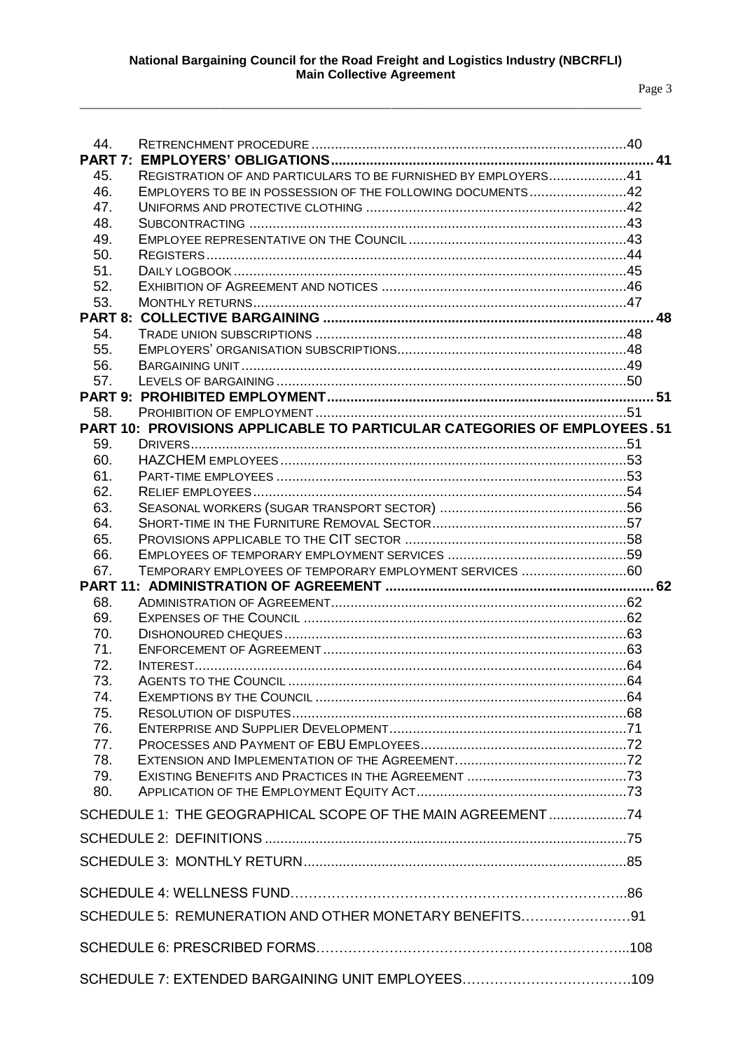| | | |
|---|---|---|
| 44. | Retrenchment procedure | 40 |
| **PART 7:** | **EMPLOYERS' OBLIGATIONS** | **41** |
| 45. | Registration of and particulars to be furnished by employers | 41 |
| 46. | Employers to be in possession of the following documents | 42 |
| 47. | Uniforms and protective clothing | 42 |
| 48. | Subcontracting | 43 |
| 49. | Employee representative on the Council | 43 |
| 50. | Registers | 44 |
| 51. | Daily logbook | 45 |
| 52. | Exhibition of Agreement and notices | 46 |
| 53. | Monthly returns | 47 |
| **PART 8:** | **COLLECTIVE BARGAINING** | **48** |
| 54. | Trade union subscriptions | 48 |
| 55. | Employers' organisation subscriptions | 48 |
| 56. | Bargaining unit | 49 |
| 57. | Levels of bargaining | 50 |
| **PART 9:** | **PROHIBITED EMPLOYMENT** | **51** |
| 58. | Prohibition of employment | 51 |
| **PART 10:** | **PROVISIONS APPLICABLE TO PARTICULAR CATEGORIES OF EMPLOYEES** | **51** |
| 59. | Drivers | 51 |
| 60. | HAZCHEM employees | 53 |
| 61. | Part-time employees | 53 |
| 62. | Relief employees | 54 |
| 63. | Seasonal workers (sugar transport sector) | 56 |
| 64. | Short-time in the Furniture Removal Sector | 57 |
| 65. | Provisions applicable to the CIT sector | 58 |
| 66. | Employees of temporary employment services | 59 |
| 67. | Temporary employees of temporary employment services | 60 |
| **PART 11:** | **ADMINISTRATION OF AGREEMENT** | **62** |
| 68. | Administration of Agreement | 62 |
| 69. | Expenses of the Council | 62 |
| 70. | Dishonoured cheques | 63 |
| 71. | Enforcement of Agreement | 63 |
| 72. | Interest | 64 |
| 73. | Agents to the Council | 64 |
| 74. | Exemptions by the Council | 64 |
| 75. | Resolution of disputes | 68 |
| 76. | Enterprise and Supplier Development | 71 |
| 77. | Processes and Payment of EBU Employees | 72 |
| 78. | Extension and Implementation of the Agreement | 72 |
| 79. | Existing Benefits and Practices in the Agreement | 73 |
| 80. | Application of the Employment Equity Act | 73 |
| SCHEDULE 1: | THE GEOGRAPHICAL SCOPE OF THE MAIN AGREEMENT | 74 |
| SCHEDULE 2: | DEFINITIONS | 75 |
| SCHEDULE 3: | MONTHLY RETURN | 85 |
| SCHEDULE 4: | WELLNESS FUND | 86 |
| SCHEDULE 5: | REMUNERATION AND OTHER MONETARY BENEFITS | 91 |
| SCHEDULE 6: | PRESCRIBED FORMS | 108 |
| SCHEDULE 7: | EXTENDED BARGAINING UNIT EMPLOYEES | 109 |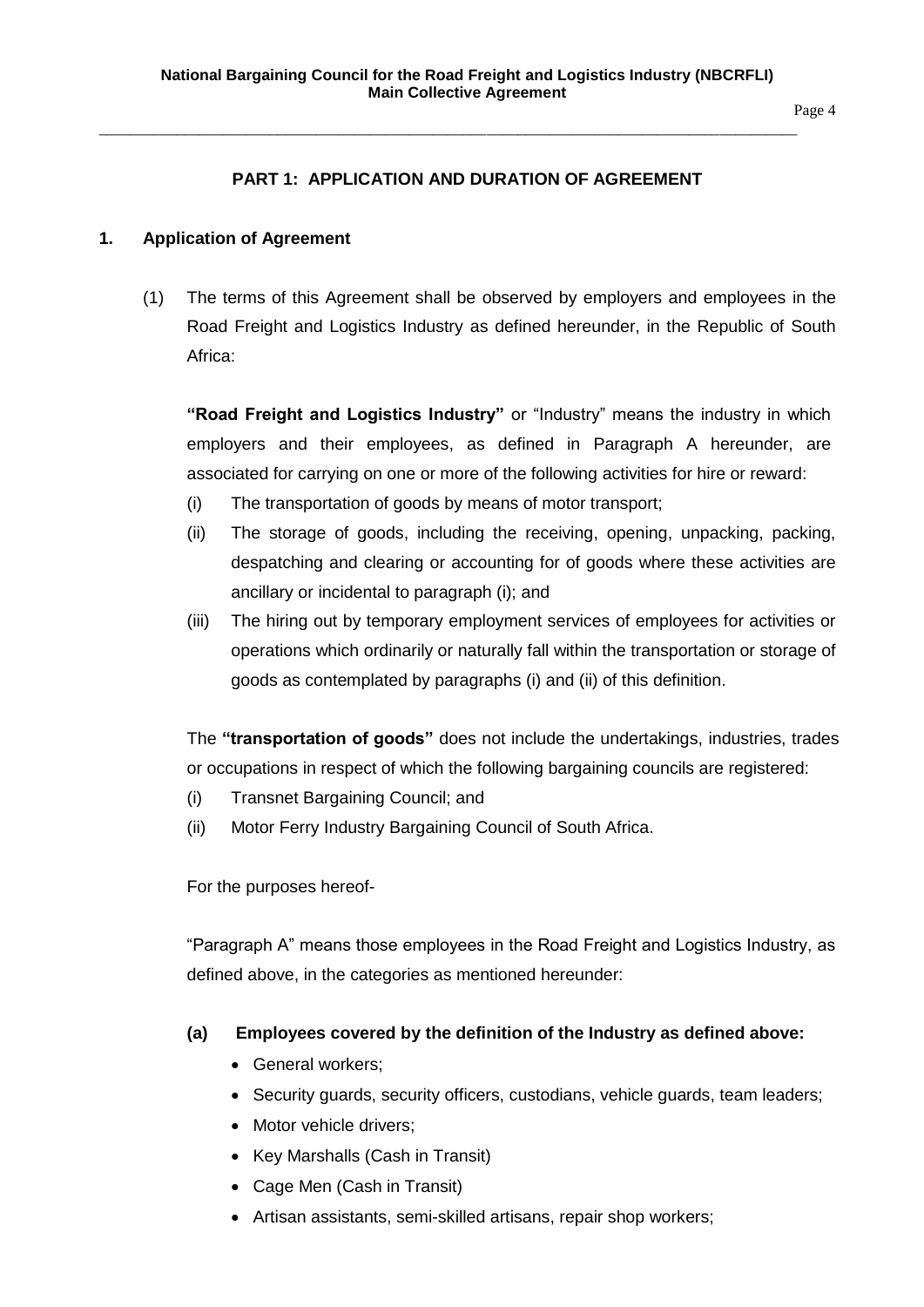## PART 1: APPLICATION AND DURATION OF AGREEMENT

### 1. Application of Agreement

(1) The terms of this Agreement shall be observed by employers and employees in the Road Freight and Logistics Industry as defined hereunder, in the Republic of South Africa:

**"Road Freight and Logistics Industry"** or "Industry" means the industry in which employers and their employees, as defined in Paragraph A hereunder, are associated for carrying on one or more of the following activities for hire or reward:

(i) The transportation of goods by means of motor transport;

(ii) The storage of goods, including the receiving, opening, unpacking, packing, despatching and clearing or accounting for of goods where these activities are ancillary or incidental to paragraph (i); and

(iii) The hiring out by temporary employment services of employees for activities or operations which ordinarily or naturally fall within the transportation or storage of goods as contemplated by paragraphs (i) and (ii) of this definition.

The **"transportation of goods"** does not include the undertakings, industries, trades or occupations in respect of which the following bargaining councils are registered:

(i) Transnet Bargaining Council; and

(ii) Motor Ferry Industry Bargaining Council of South Africa.

For the purposes hereof-

"Paragraph A" means those employees in the Road Freight and Logistics Industry, as defined above, in the categories as mentioned hereunder:

**(a) Employees covered by the definition of the Industry as defined above:**

- General workers;
- Security guards, security officers, custodians, vehicle guards, team leaders;
- Motor vehicle drivers;
- Key Marshalls (Cash in Transit)
- Cage Men (Cash in Transit)
- Artisan assistants, semi-skilled artisans, repair shop workers;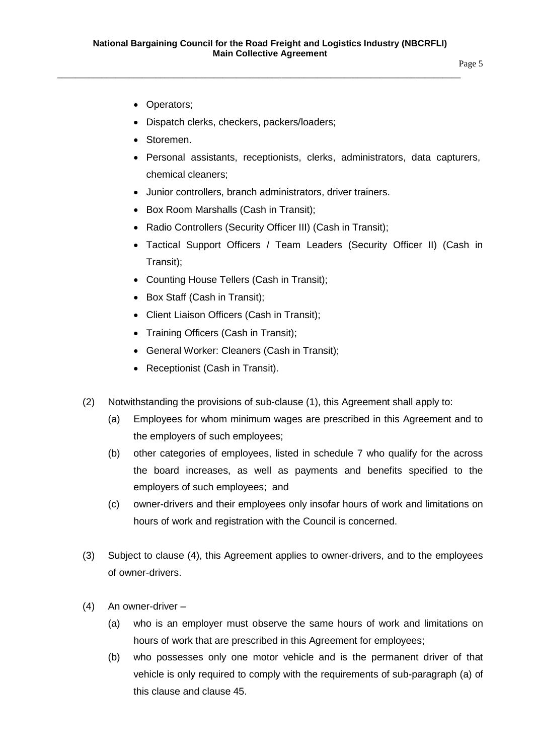- Operators;
- Dispatch clerks, checkers, packers/loaders;
- Storemen.
- Personal assistants, receptionists, clerks, administrators, data capturers, chemical cleaners;
- Junior controllers, branch administrators, driver trainers.
- Box Room Marshalls (Cash in Transit);
- Radio Controllers (Security Officer III) (Cash in Transit);
- Tactical Support Officers / Team Leaders (Security Officer II) (Cash in Transit);
- Counting House Tellers (Cash in Transit);
- Box Staff (Cash in Transit);
- Client Liaison Officers (Cash in Transit);
- Training Officers (Cash in Transit);
- General Worker: Cleaners (Cash in Transit);
- Receptionist (Cash in Transit).

(2) Notwithstanding the provisions of sub-clause (1), this Agreement shall apply to:

  (a) Employees for whom minimum wages are prescribed in this Agreement and to the employers of such employees;

  (b) other categories of employees, listed in schedule 7 who qualify for the across the board increases, as well as payments and benefits specified to the employers of such employees; and

  (c) owner-drivers and their employees only insofar hours of work and limitations on hours of work and registration with the Council is concerned.

(3) Subject to clause (4), this Agreement applies to owner-drivers, and to the employees of owner-drivers.

(4) An owner-driver –

  (a) who is an employer must observe the same hours of work and limitations on hours of work that are prescribed in this Agreement for employees;

  (b) who possesses only one motor vehicle and is the permanent driver of that vehicle is only required to comply with the requirements of sub-paragraph (a) of this clause and clause 45.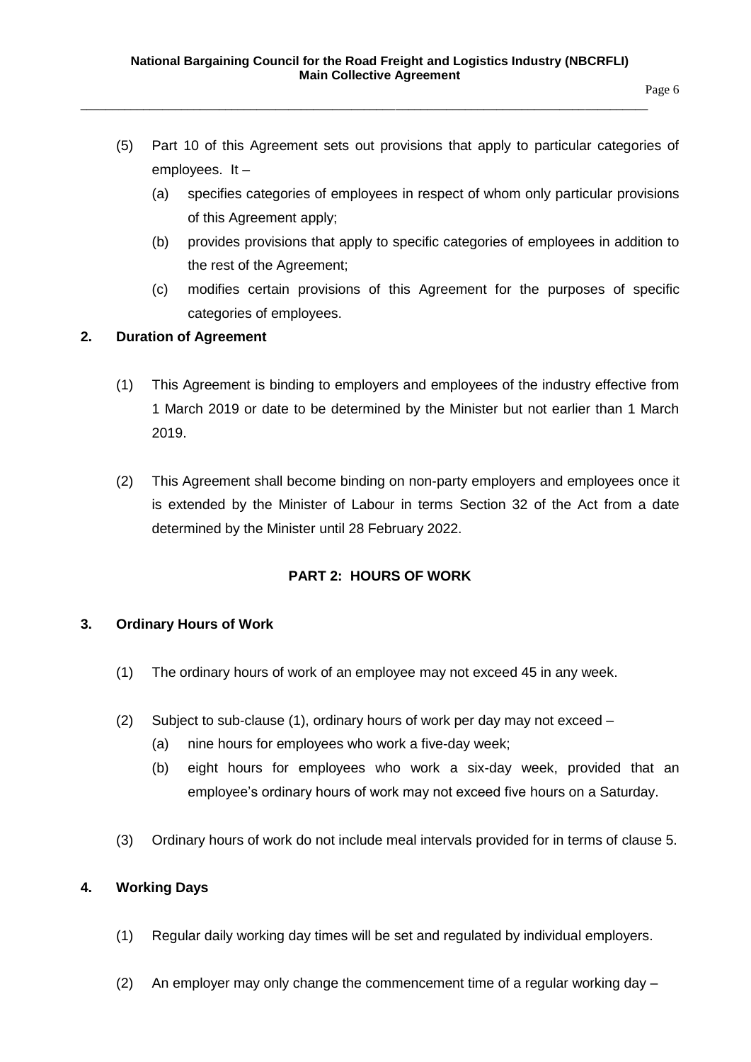(5) Part 10 of this Agreement sets out provisions that apply to particular categories of employees. It –

    (a) specifies categories of employees in respect of whom only particular provisions of this Agreement apply;

    (b) provides provisions that apply to specific categories of employees in addition to the rest of the Agreement;

    (c) modifies certain provisions of this Agreement for the purposes of specific categories of employees.

**2. Duration of Agreement**

(1) This Agreement is binding to employers and employees of the industry effective from 1 March 2019 or date to be determined by the Minister but not earlier than 1 March 2019.

(2) This Agreement shall become binding on non-party employers and employees once it is extended by the Minister of Labour in terms Section 32 of the Act from a date determined by the Minister until 28 February 2022.

## PART 2: HOURS OF WORK

**3. Ordinary Hours of Work**

(1) The ordinary hours of work of an employee may not exceed 45 in any week.

(2) Subject to sub-clause (1), ordinary hours of work per day may not exceed –

    (a) nine hours for employees who work a five-day week;

    (b) eight hours for employees who work a six-day week, provided that an employee's ordinary hours of work may not exceed five hours on a Saturday.

(3) Ordinary hours of work do not include meal intervals provided for in terms of clause 5.

**4. Working Days**

(1) Regular daily working day times will be set and regulated by individual employers.

(2) An employer may only change the commencement time of a regular working day –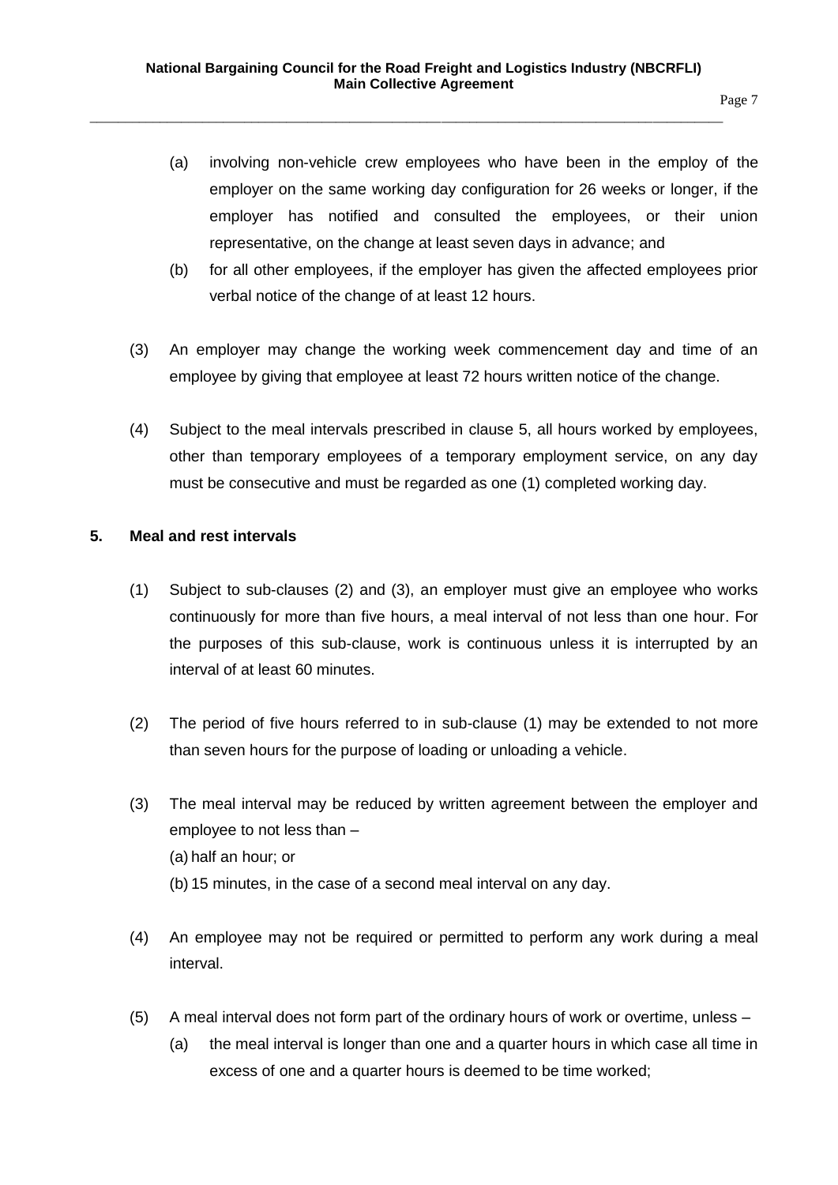(a) involving non-vehicle crew employees who have been in the employ of the employer on the same working day configuration for 26 weeks or longer, if the employer has notified and consulted the employees, or their union representative, on the change at least seven days in advance; and

(b) for all other employees, if the employer has given the affected employees prior verbal notice of the change of at least 12 hours.

(3) An employer may change the working week commencement day and time of an employee by giving that employee at least 72 hours written notice of the change.

(4) Subject to the meal intervals prescribed in clause 5, all hours worked by employees, other than temporary employees of a temporary employment service, on any day must be consecutive and must be regarded as one (1) completed working day.

## 5. Meal and rest intervals

(1) Subject to sub-clauses (2) and (3), an employer must give an employee who works continuously for more than five hours, a meal interval of not less than one hour. For the purposes of this sub-clause, work is continuous unless it is interrupted by an interval of at least 60 minutes.

(2) The period of five hours referred to in sub-clause (1) may be extended to not more than seven hours for the purpose of loading or unloading a vehicle.

(3) The meal interval may be reduced by written agreement between the employer and employee to not less than –

(a) half an hour; or

(b) 15 minutes, in the case of a second meal interval on any day.

(4) An employee may not be required or permitted to perform any work during a meal interval.

(5) A meal interval does not form part of the ordinary hours of work or overtime, unless –

(a) the meal interval is longer than one and a quarter hours in which case all time in excess of one and a quarter hours is deemed to be time worked;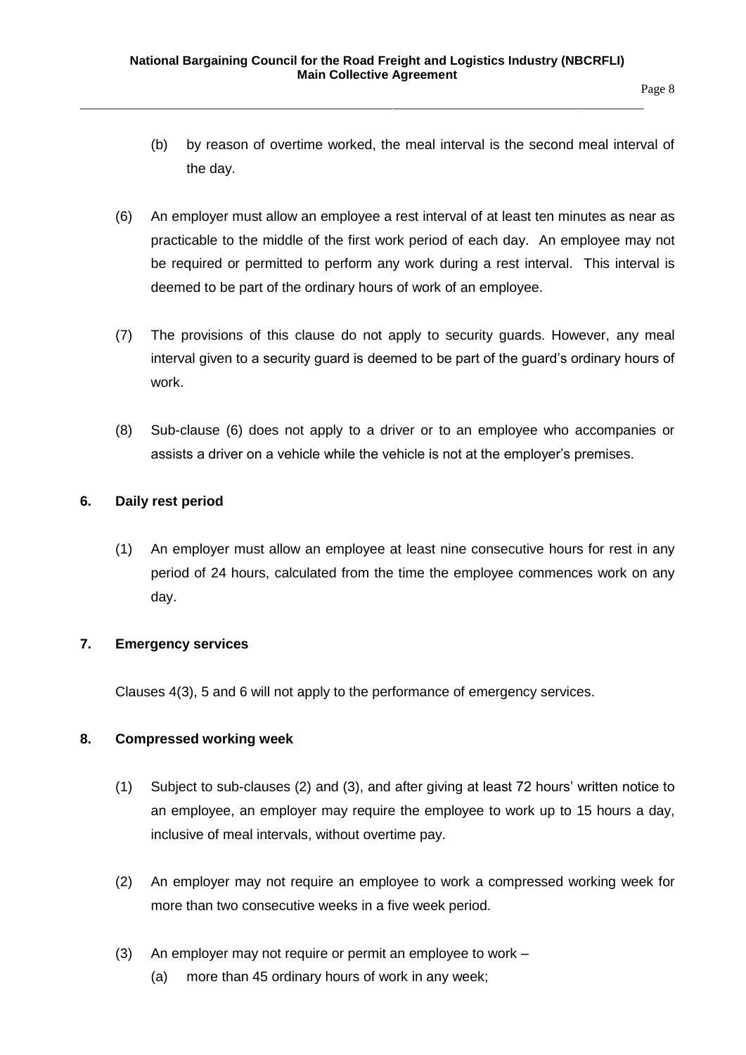(b) by reason of overtime worked, the meal interval is the second meal interval of the day.

(6) An employer must allow an employee a rest interval of at least ten minutes as near as practicable to the middle of the first work period of each day. An employee may not be required or permitted to perform any work during a rest interval. This interval is deemed to be part of the ordinary hours of work of an employee.

(7) The provisions of this clause do not apply to security guards. However, any meal interval given to a security guard is deemed to be part of the guard's ordinary hours of work.

(8) Sub-clause (6) does not apply to a driver or to an employee who accompanies or assists a driver on a vehicle while the vehicle is not at the employer's premises.

**6. Daily rest period**

(1) An employer must allow an employee at least nine consecutive hours for rest in any period of 24 hours, calculated from the time the employee commences work on any day.

**7. Emergency services**

Clauses 4(3), 5 and 6 will not apply to the performance of emergency services.

**8. Compressed working week**

(1) Subject to sub-clauses (2) and (3), and after giving at least 72 hours' written notice to an employee, an employer may require the employee to work up to 15 hours a day, inclusive of meal intervals, without overtime pay.

(2) An employer may not require an employee to work a compressed working week for more than two consecutive weeks in a five week period.

(3) An employer may not require or permit an employee to work –

(a) more than 45 ordinary hours of work in any week;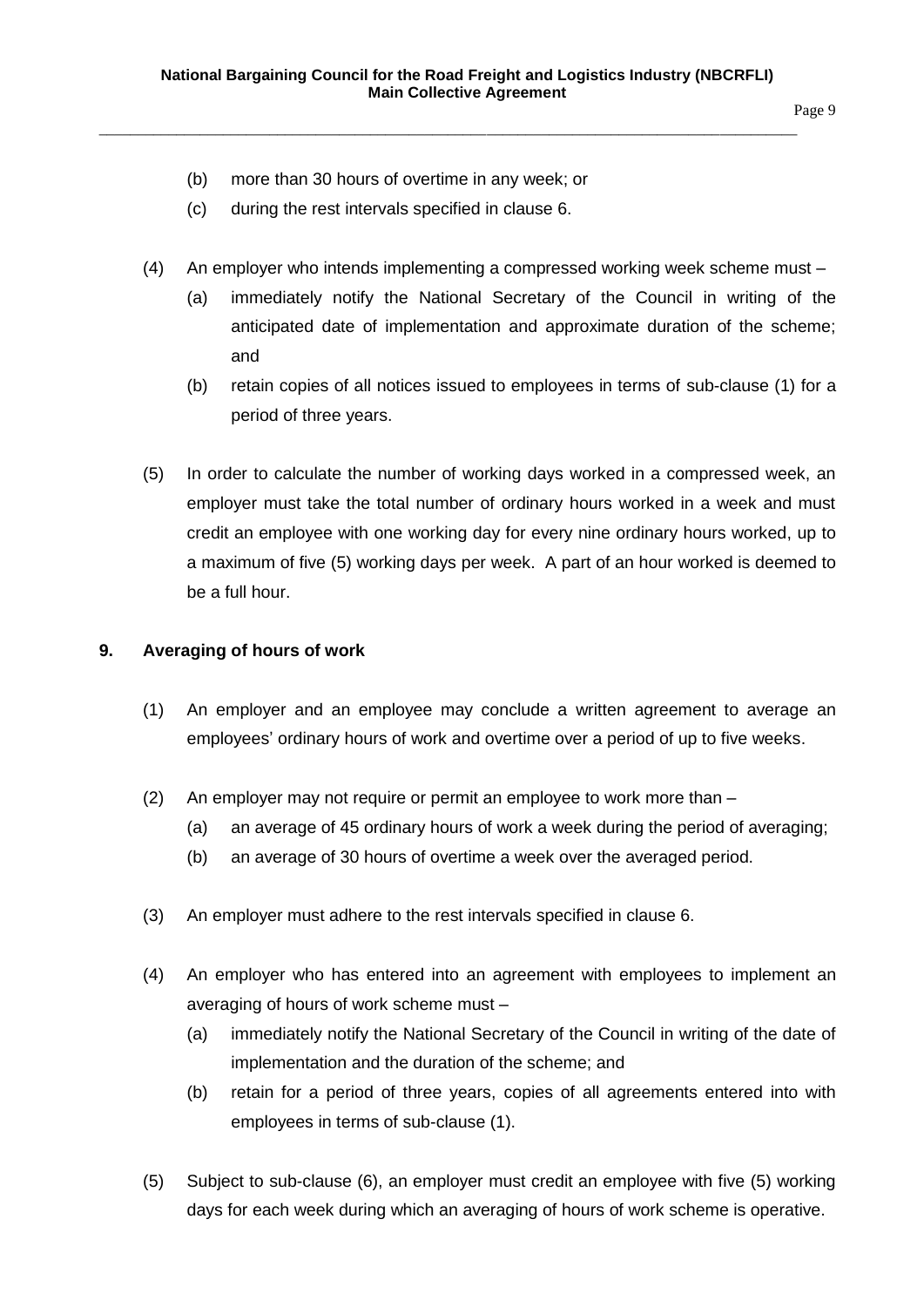(b) more than 30 hours of overtime in any week; or

(c) during the rest intervals specified in clause 6.

(4) An employer who intends implementing a compressed working week scheme must –

(a) immediately notify the National Secretary of the Council in writing of the anticipated date of implementation and approximate duration of the scheme; and

(b) retain copies of all notices issued to employees in terms of sub-clause (1) for a period of three years.

(5) In order to calculate the number of working days worked in a compressed week, an employer must take the total number of ordinary hours worked in a week and must credit an employee with one working day for every nine ordinary hours worked, up to a maximum of five (5) working days per week. A part of an hour worked is deemed to be a full hour.

## 9. Averaging of hours of work

(1) An employer and an employee may conclude a written agreement to average an employees' ordinary hours of work and overtime over a period of up to five weeks.

(2) An employer may not require or permit an employee to work more than –

(a) an average of 45 ordinary hours of work a week during the period of averaging;

(b) an average of 30 hours of overtime a week over the averaged period.

(3) An employer must adhere to the rest intervals specified in clause 6.

(4) An employer who has entered into an agreement with employees to implement an averaging of hours of work scheme must –

(a) immediately notify the National Secretary of the Council in writing of the date of implementation and the duration of the scheme; and

(b) retain for a period of three years, copies of all agreements entered into with employees in terms of sub-clause (1).

(5) Subject to sub-clause (6), an employer must credit an employee with five (5) working days for each week during which an averaging of hours of work scheme is operative.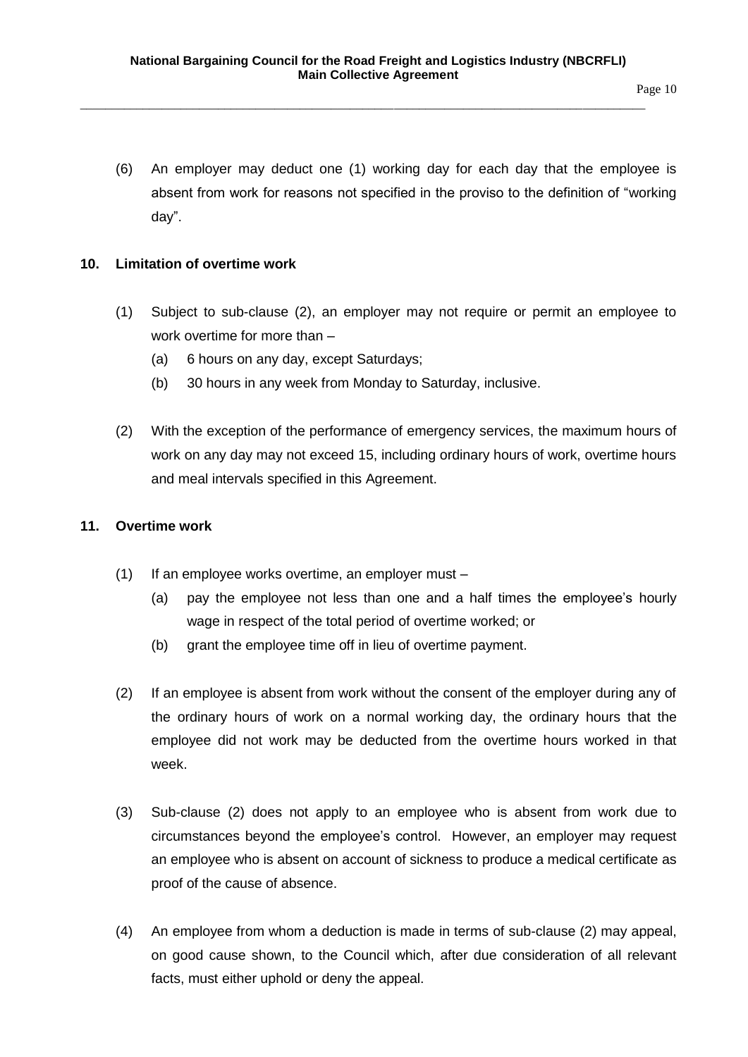(6) An employer may deduct one (1) working day for each day that the employee is absent from work for reasons not specified in the proviso to the definition of "working day".

## 10. Limitation of overtime work

(1) Subject to sub-clause (2), an employer may not require or permit an employee to work overtime for more than –

  (a) 6 hours on any day, except Saturdays;

  (b) 30 hours in any week from Monday to Saturday, inclusive.

(2) With the exception of the performance of emergency services, the maximum hours of work on any day may not exceed 15, including ordinary hours of work, overtime hours and meal intervals specified in this Agreement.

## 11. Overtime work

(1) If an employee works overtime, an employer must –

  (a) pay the employee not less than one and a half times the employee's hourly wage in respect of the total period of overtime worked; or

  (b) grant the employee time off in lieu of overtime payment.

(2) If an employee is absent from work without the consent of the employer during any of the ordinary hours of work on a normal working day, the ordinary hours that the employee did not work may be deducted from the overtime hours worked in that week.

(3) Sub-clause (2) does not apply to an employee who is absent from work due to circumstances beyond the employee's control. However, an employer may request an employee who is absent on account of sickness to produce a medical certificate as proof of the cause of absence.

(4) An employee from whom a deduction is made in terms of sub-clause (2) may appeal, on good cause shown, to the Council which, after due consideration of all relevant facts, must either uphold or deny the appeal.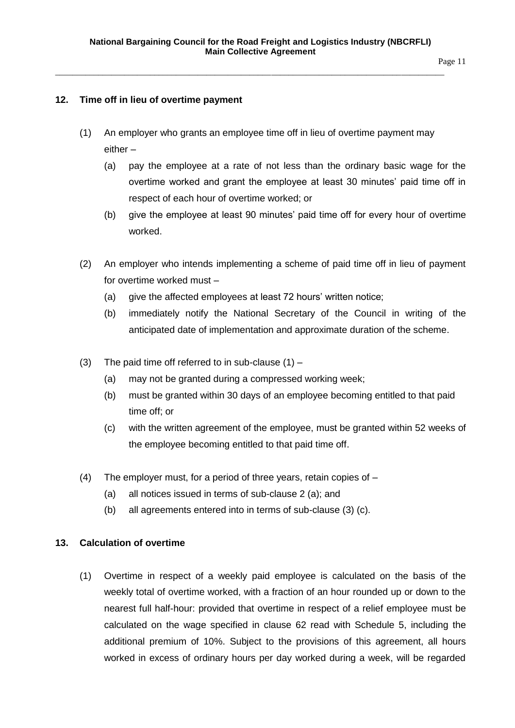## 12. Time off in lieu of overtime payment

(1) An employer who grants an employee time off in lieu of overtime payment may either –

(a) pay the employee at a rate of not less than the ordinary basic wage for the overtime worked and grant the employee at least 30 minutes' paid time off in respect of each hour of overtime worked; or

(b) give the employee at least 90 minutes' paid time off for every hour of overtime worked.

(2) An employer who intends implementing a scheme of paid time off in lieu of payment for overtime worked must –

(a) give the affected employees at least 72 hours' written notice;

(b) immediately notify the National Secretary of the Council in writing of the anticipated date of implementation and approximate duration of the scheme.

(3) The paid time off referred to in sub-clause (1) –

(a) may not be granted during a compressed working week;

(b) must be granted within 30 days of an employee becoming entitled to that paid time off; or

(c) with the written agreement of the employee, must be granted within 52 weeks of the employee becoming entitled to that paid time off.

(4) The employer must, for a period of three years, retain copies of –

(a) all notices issued in terms of sub-clause 2 (a); and

(b) all agreements entered into in terms of sub-clause (3) (c).

## 13. Calculation of overtime

(1) Overtime in respect of a weekly paid employee is calculated on the basis of the weekly total of overtime worked, with a fraction of an hour rounded up or down to the nearest full half-hour: provided that overtime in respect of a relief employee must be calculated on the wage specified in clause 62 read with Schedule 5, including the additional premium of 10%. Subject to the provisions of this agreement, all hours worked in excess of ordinary hours per day worked during a week, will be regarded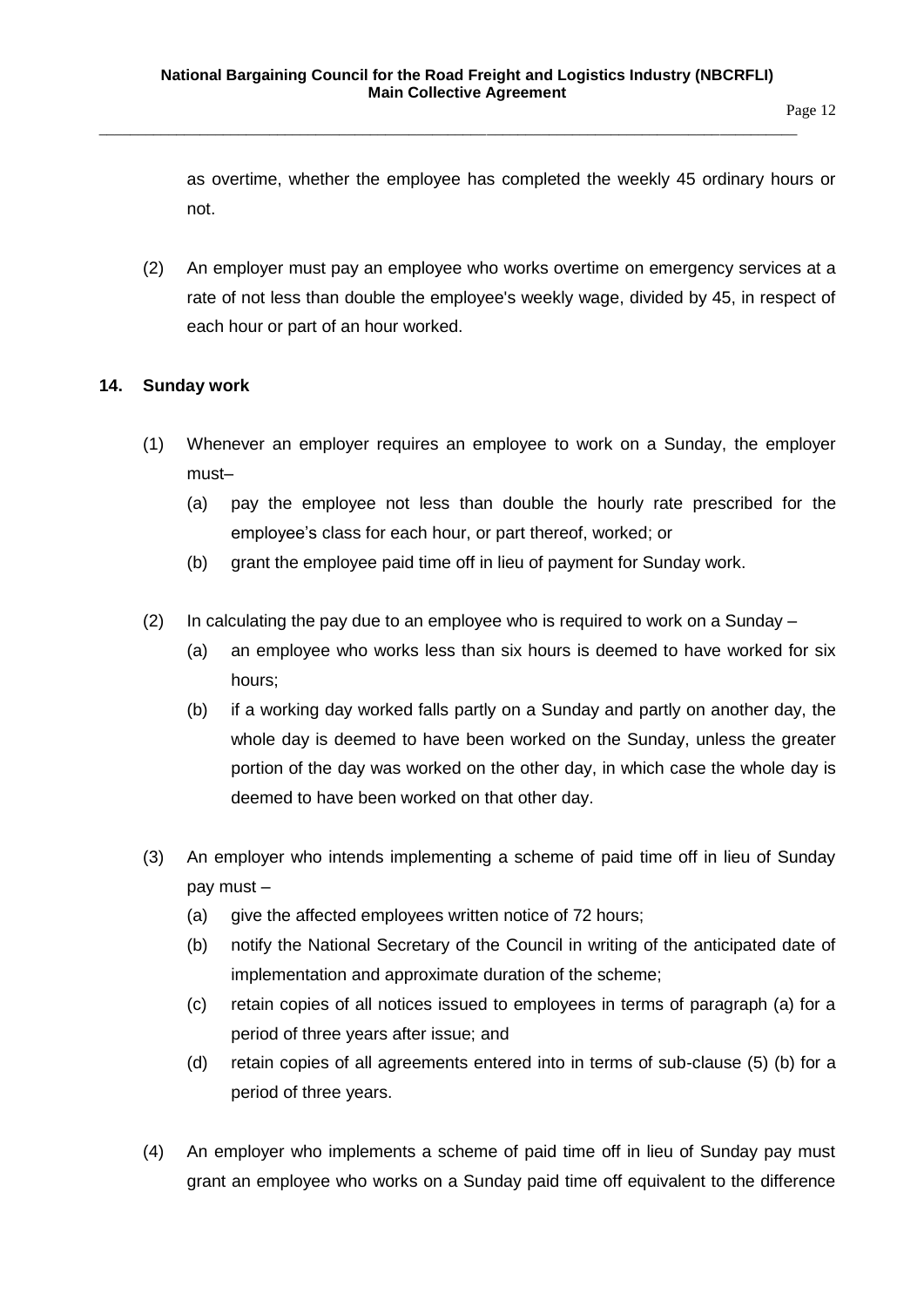as overtime, whether the employee has completed the weekly 45 ordinary hours or not.

(2) An employer must pay an employee who works overtime on emergency services at a rate of not less than double the employee's weekly wage, divided by 45, in respect of each hour or part of an hour worked.

**14. Sunday work**

(1) Whenever an employer requires an employee to work on a Sunday, the employer must–

(a) pay the employee not less than double the hourly rate prescribed for the employee's class for each hour, or part thereof, worked; or

(b) grant the employee paid time off in lieu of payment for Sunday work.

(2) In calculating the pay due to an employee who is required to work on a Sunday –

(a) an employee who works less than six hours is deemed to have worked for six hours;

(b) if a working day worked falls partly on a Sunday and partly on another day, the whole day is deemed to have been worked on the Sunday, unless the greater portion of the day was worked on the other day, in which case the whole day is deemed to have been worked on that other day.

(3) An employer who intends implementing a scheme of paid time off in lieu of Sunday pay must –

(a) give the affected employees written notice of 72 hours;

(b) notify the National Secretary of the Council in writing of the anticipated date of implementation and approximate duration of the scheme;

(c) retain copies of all notices issued to employees in terms of paragraph (a) for a period of three years after issue; and

(d) retain copies of all agreements entered into in terms of sub-clause (5) (b) for a period of three years.

(4) An employer who implements a scheme of paid time off in lieu of Sunday pay must grant an employee who works on a Sunday paid time off equivalent to the difference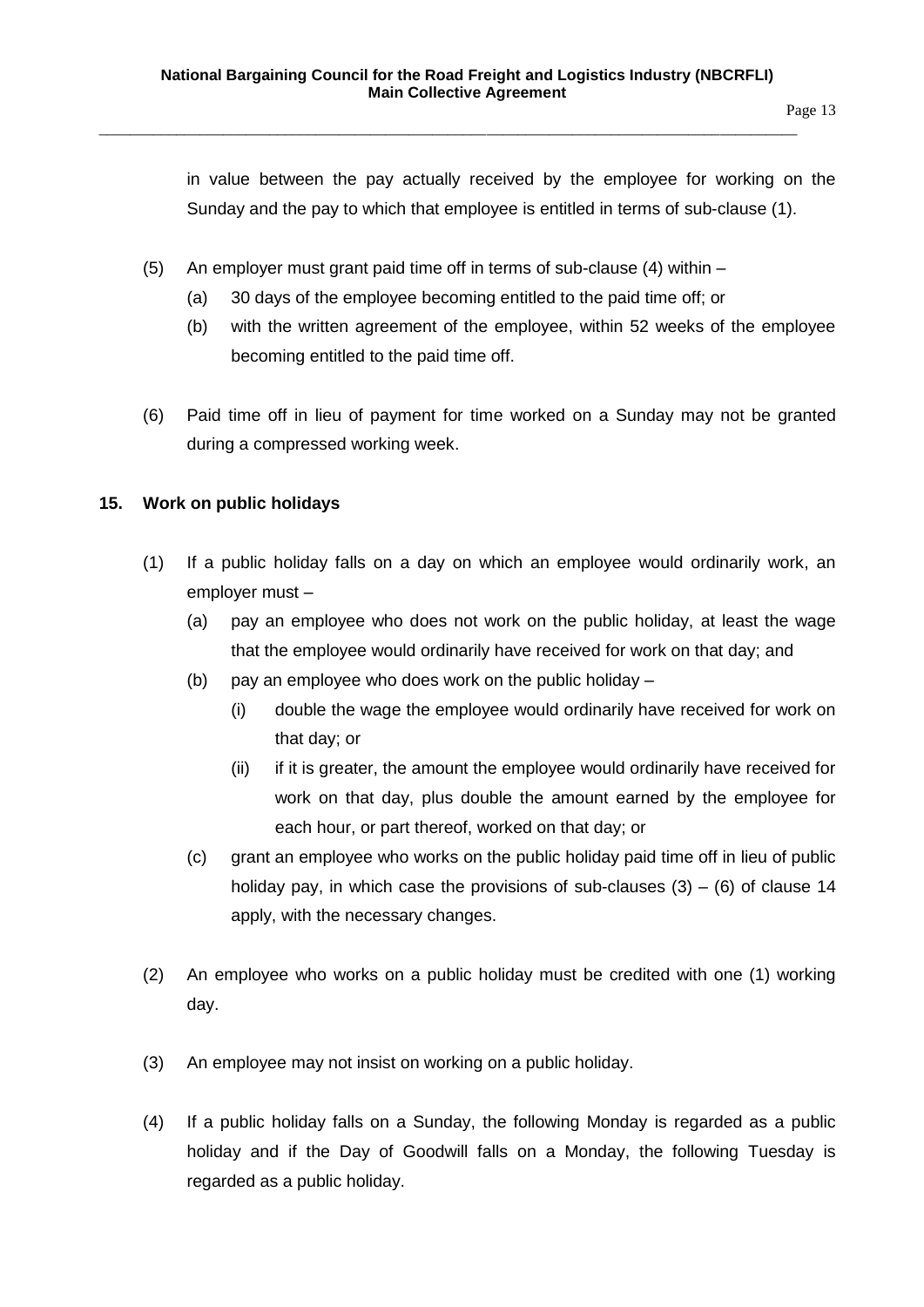in value between the pay actually received by the employee for working on the Sunday and the pay to which that employee is entitled in terms of sub-clause (1).

(5) An employer must grant paid time off in terms of sub-clause (4) within –

(a) 30 days of the employee becoming entitled to the paid time off; or

(b) with the written agreement of the employee, within 52 weeks of the employee becoming entitled to the paid time off.

(6) Paid time off in lieu of payment for time worked on a Sunday may not be granted during a compressed working week.

## 15. Work on public holidays

(1) If a public holiday falls on a day on which an employee would ordinarily work, an employer must –

(a) pay an employee who does not work on the public holiday, at least the wage that the employee would ordinarily have received for work on that day; and

(b) pay an employee who does work on the public holiday –

(i) double the wage the employee would ordinarily have received for work on that day; or

(ii) if it is greater, the amount the employee would ordinarily have received for work on that day, plus double the amount earned by the employee for each hour, or part thereof, worked on that day; or

(c) grant an employee who works on the public holiday paid time off in lieu of public holiday pay, in which case the provisions of sub-clauses (3) – (6) of clause 14 apply, with the necessary changes.

(2) An employee who works on a public holiday must be credited with one (1) working day.

(3) An employee may not insist on working on a public holiday.

(4) If a public holiday falls on a Sunday, the following Monday is regarded as a public holiday and if the Day of Goodwill falls on a Monday, the following Tuesday is regarded as a public holiday.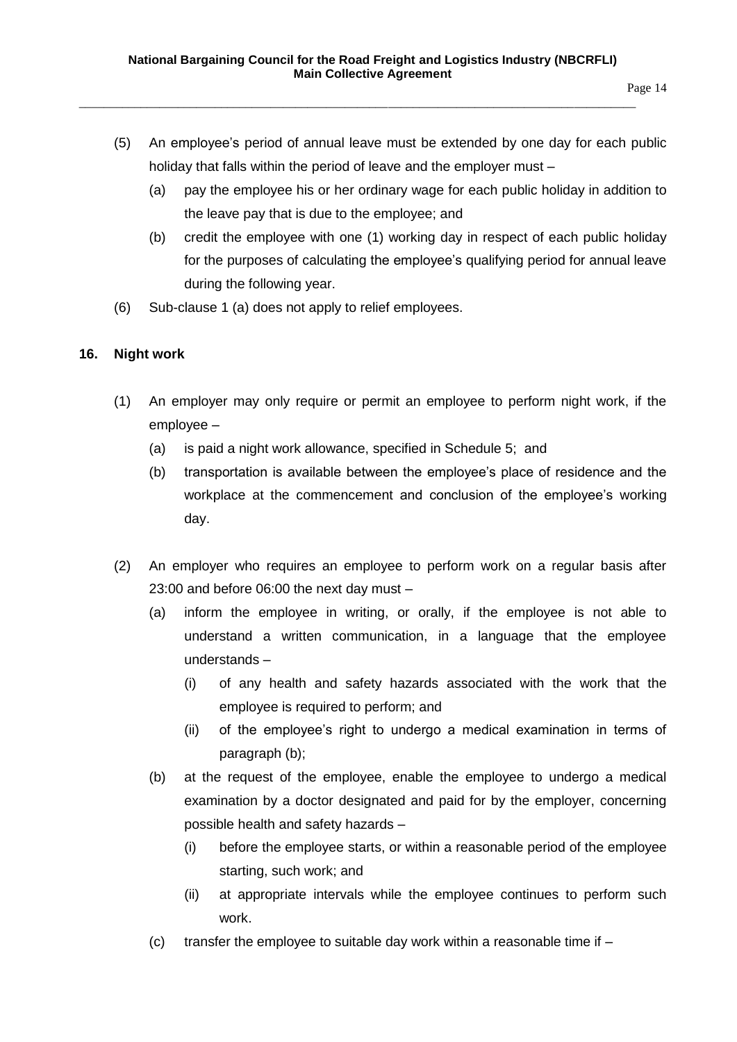(5) An employee's period of annual leave must be extended by one day for each public holiday that falls within the period of leave and the employer must –

   (a) pay the employee his or her ordinary wage for each public holiday in addition to the leave pay that is due to the employee; and

   (b) credit the employee with one (1) working day in respect of each public holiday for the purposes of calculating the employee's qualifying period for annual leave during the following year.

(6) Sub-clause 1 (a) does not apply to relief employees.

## 16. Night work

(1) An employer may only require or permit an employee to perform night work, if the employee –

   (a) is paid a night work allowance, specified in Schedule 5; and

   (b) transportation is available between the employee's place of residence and the workplace at the commencement and conclusion of the employee's working day.

(2) An employer who requires an employee to perform work on a regular basis after 23:00 and before 06:00 the next day must –

   (a) inform the employee in writing, or orally, if the employee is not able to understand a written communication, in a language that the employee understands –

      (i) of any health and safety hazards associated with the work that the employee is required to perform; and

      (ii) of the employee's right to undergo a medical examination in terms of paragraph (b);

   (b) at the request of the employee, enable the employee to undergo a medical examination by a doctor designated and paid for by the employer, concerning possible health and safety hazards –

      (i) before the employee starts, or within a reasonable period of the employee starting, such work; and

      (ii) at appropriate intervals while the employee continues to perform such work.

   (c) transfer the employee to suitable day work within a reasonable time if –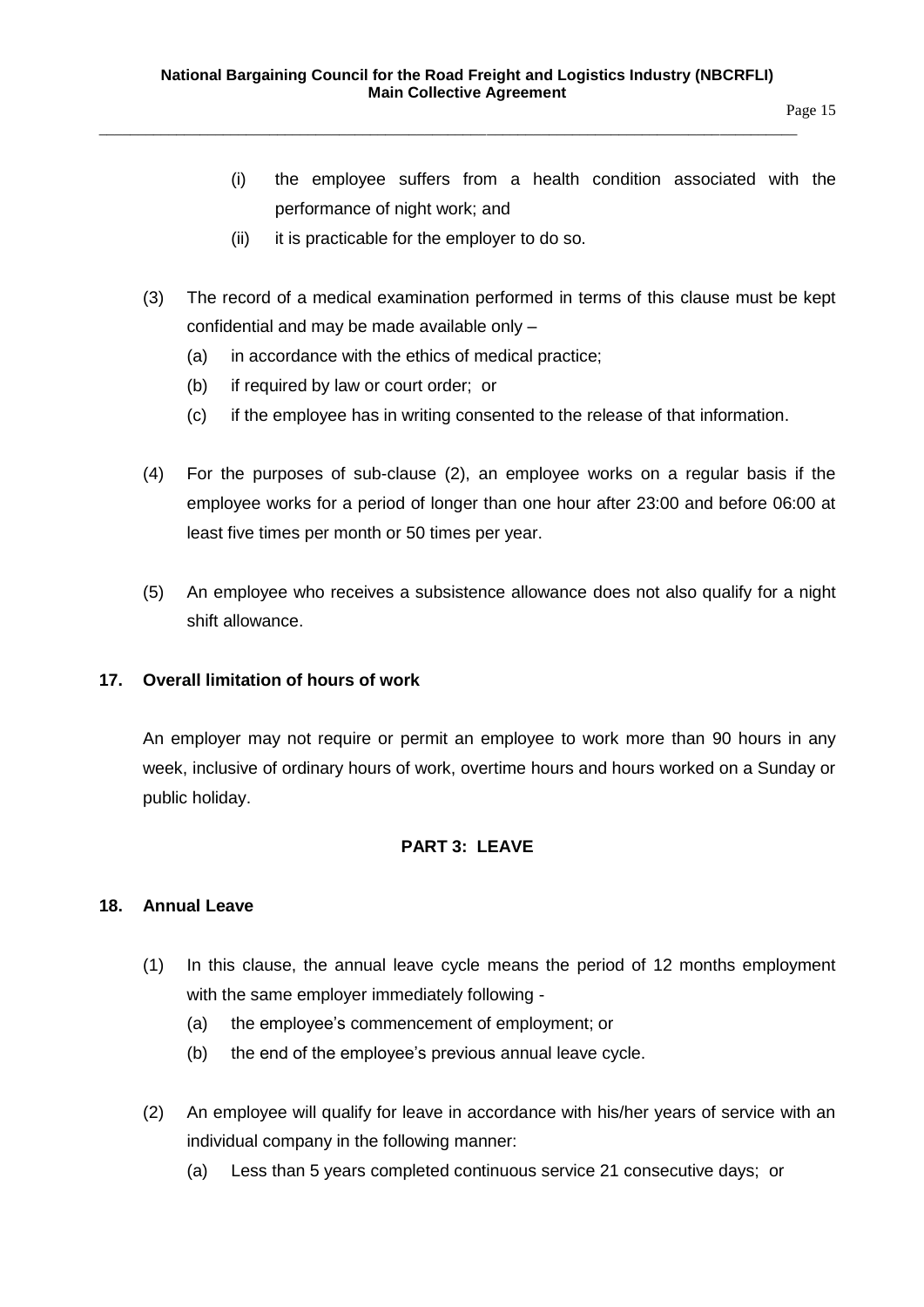(i) the employee suffers from a health condition associated with the performance of night work; and

(ii) it is practicable for the employer to do so.

(3) The record of a medical examination performed in terms of this clause must be kept confidential and may be made available only –

(a) in accordance with the ethics of medical practice;

(b) if required by law or court order; or

(c) if the employee has in writing consented to the release of that information.

(4) For the purposes of sub-clause (2), an employee works on a regular basis if the employee works for a period of longer than one hour after 23:00 and before 06:00 at least five times per month or 50 times per year.

(5) An employee who receives a subsistence allowance does not also qualify for a night shift allowance.

**17. Overall limitation of hours of work**

An employer may not require or permit an employee to work more than 90 hours in any week, inclusive of ordinary hours of work, overtime hours and hours worked on a Sunday or public holiday.

## PART 3: LEAVE

**18. Annual Leave**

(1) In this clause, the annual leave cycle means the period of 12 months employment with the same employer immediately following -

(a) the employee's commencement of employment; or

(b) the end of the employee's previous annual leave cycle.

(2) An employee will qualify for leave in accordance with his/her years of service with an individual company in the following manner:

(a) Less than 5 years completed continuous service 21 consecutive days; or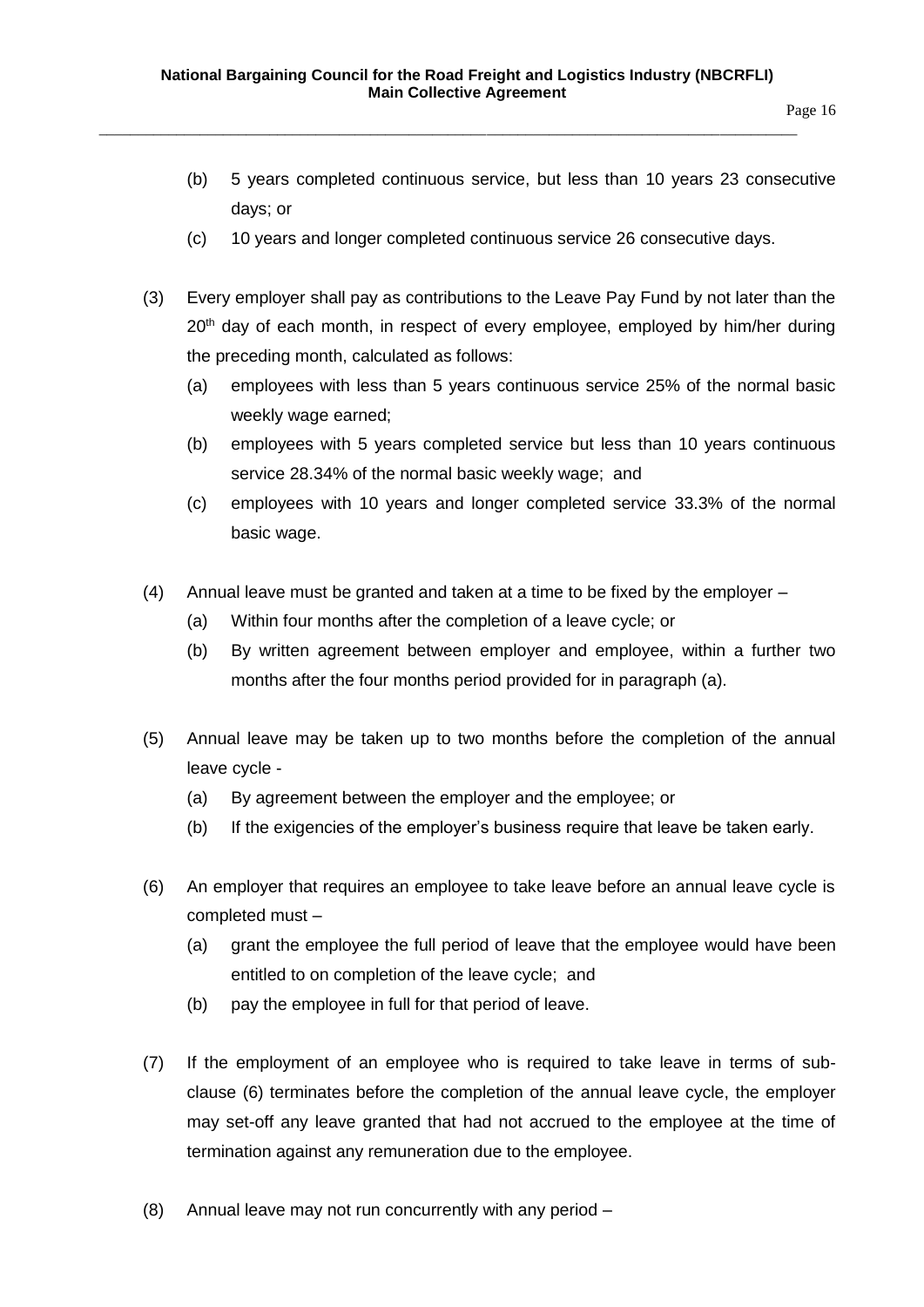(b) 5 years completed continuous service, but less than 10 years 23 consecutive days; or

(c) 10 years and longer completed continuous service 26 consecutive days.

(3) Every employer shall pay as contributions to the Leave Pay Fund by not later than the 20th day of each month, in respect of every employee, employed by him/her during the preceding month, calculated as follows:

(a) employees with less than 5 years continuous service 25% of the normal basic weekly wage earned;

(b) employees with 5 years completed service but less than 10 years continuous service 28.34% of the normal basic weekly wage; and

(c) employees with 10 years and longer completed service 33.3% of the normal basic wage.

(4) Annual leave must be granted and taken at a time to be fixed by the employer –

(a) Within four months after the completion of a leave cycle; or

(b) By written agreement between employer and employee, within a further two months after the four months period provided for in paragraph (a).

(5) Annual leave may be taken up to two months before the completion of the annual leave cycle -

(a) By agreement between the employer and the employee; or

(b) If the exigencies of the employer's business require that leave be taken early.

(6) An employer that requires an employee to take leave before an annual leave cycle is completed must –

(a) grant the employee the full period of leave that the employee would have been entitled to on completion of the leave cycle; and

(b) pay the employee in full for that period of leave.

(7) If the employment of an employee who is required to take leave in terms of sub-clause (6) terminates before the completion of the annual leave cycle, the employer may set-off any leave granted that had not accrued to the employee at the time of termination against any remuneration due to the employee.

(8) Annual leave may not run concurrently with any period –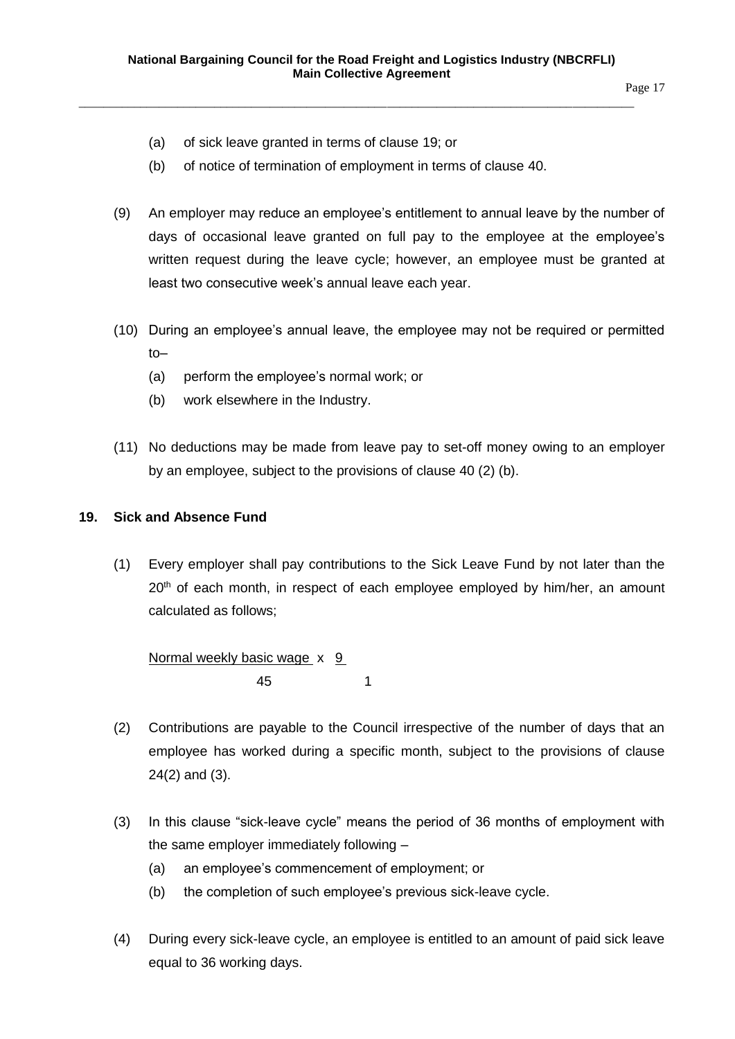(a) of sick leave granted in terms of clause 19; or

(b) of notice of termination of employment in terms of clause 40.

(9) An employer may reduce an employee's entitlement to annual leave by the number of days of occasional leave granted on full pay to the employee at the employee's written request during the leave cycle; however, an employee must be granted at least two consecutive week's annual leave each year.

(10) During an employee's annual leave, the employee may not be required or permitted to–

(a) perform the employee's normal work; or

(b) work elsewhere in the Industry.

(11) No deductions may be made from leave pay to set-off money owing to an employer by an employee, subject to the provisions of clause 40 (2) (b).

## 19. Sick and Absence Fund

(1) Every employer shall pay contributions to the Sick Leave Fund by not later than the 20th of each month, in respect of each employee employed by him/her, an amount calculated as follows;

$$\frac{\text{Normal weekly basic wage}}{45} \times \frac{9}{1}$$

(2) Contributions are payable to the Council irrespective of the number of days that an employee has worked during a specific month, subject to the provisions of clause 24(2) and (3).

(3) In this clause "sick-leave cycle" means the period of 36 months of employment with the same employer immediately following –

(a) an employee's commencement of employment; or

(b) the completion of such employee's previous sick-leave cycle.

(4) During every sick-leave cycle, an employee is entitled to an amount of paid sick leave equal to 36 working days.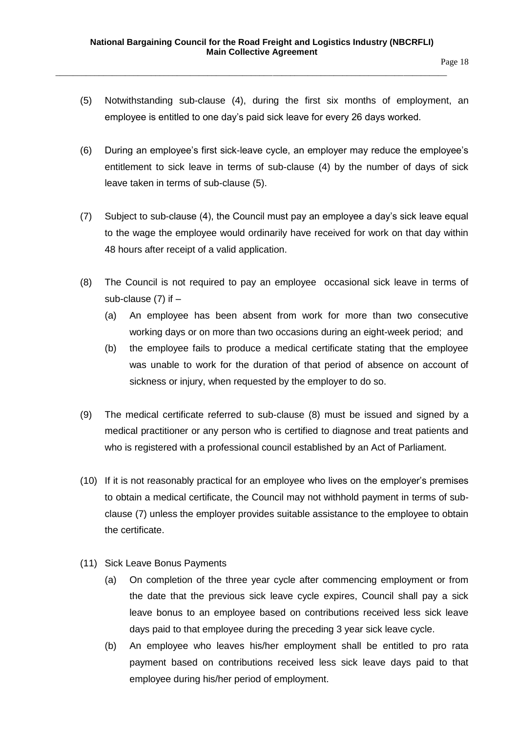(5) Notwithstanding sub-clause (4), during the first six months of employment, an employee is entitled to one day's paid sick leave for every 26 days worked.

(6) During an employee's first sick-leave cycle, an employer may reduce the employee's entitlement to sick leave in terms of sub-clause (4) by the number of days of sick leave taken in terms of sub-clause (5).

(7) Subject to sub-clause (4), the Council must pay an employee a day's sick leave equal to the wage the employee would ordinarily have received for work on that day within 48 hours after receipt of a valid application.

(8) The Council is not required to pay an employee occasional sick leave in terms of sub-clause (7) if –

   (a) An employee has been absent from work for more than two consecutive working days or on more than two occasions during an eight-week period; and

   (b) the employee fails to produce a medical certificate stating that the employee was unable to work for the duration of that period of absence on account of sickness or injury, when requested by the employer to do so.

(9) The medical certificate referred to sub-clause (8) must be issued and signed by a medical practitioner or any person who is certified to diagnose and treat patients and who is registered with a professional council established by an Act of Parliament.

(10) If it is not reasonably practical for an employee who lives on the employer's premises to obtain a medical certificate, the Council may not withhold payment in terms of sub-clause (7) unless the employer provides suitable assistance to the employee to obtain the certificate.

(11) Sick Leave Bonus Payments

   (a) On completion of the three year cycle after commencing employment or from the date that the previous sick leave cycle expires, Council shall pay a sick leave bonus to an employee based on contributions received less sick leave days paid to that employee during the preceding 3 year sick leave cycle.

   (b) An employee who leaves his/her employment shall be entitled to pro rata payment based on contributions received less sick leave days paid to that employee during his/her period of employment.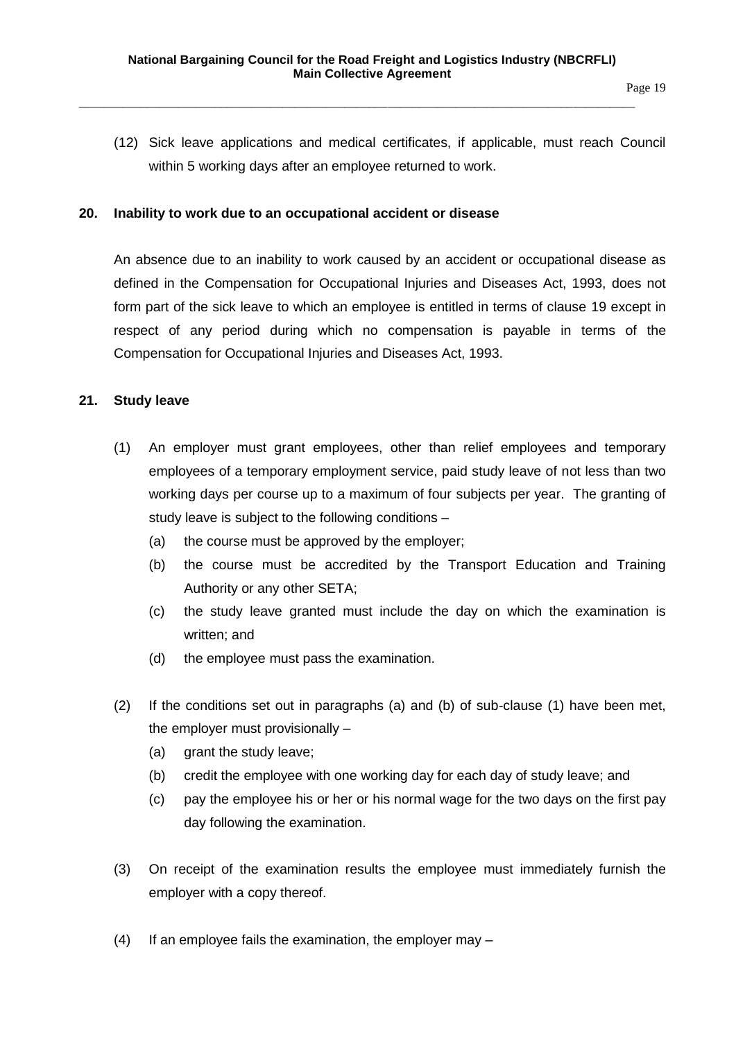(12) Sick leave applications and medical certificates, if applicable, must reach Council within 5 working days after an employee returned to work.

## 20. Inability to work due to an occupational accident or disease

An absence due to an inability to work caused by an accident or occupational disease as defined in the Compensation for Occupational Injuries and Diseases Act, 1993, does not form part of the sick leave to which an employee is entitled in terms of clause 19 except in respect of any period during which no compensation is payable in terms of the Compensation for Occupational Injuries and Diseases Act, 1993.

## 21. Study leave

(1) An employer must grant employees, other than relief employees and temporary employees of a temporary employment service, paid study leave of not less than two working days per course up to a maximum of four subjects per year. The granting of study leave is subject to the following conditions –

- (a) the course must be approved by the employer;
- (b) the course must be accredited by the Transport Education and Training Authority or any other SETA;
- (c) the study leave granted must include the day on which the examination is written; and
- (d) the employee must pass the examination.

(2) If the conditions set out in paragraphs (a) and (b) of sub-clause (1) have been met, the employer must provisionally –

- (a) grant the study leave;
- (b) credit the employee with one working day for each day of study leave; and
- (c) pay the employee his or her or his normal wage for the two days on the first pay day following the examination.

(3) On receipt of the examination results the employee must immediately furnish the employer with a copy thereof.

(4) If an employee fails the examination, the employer may –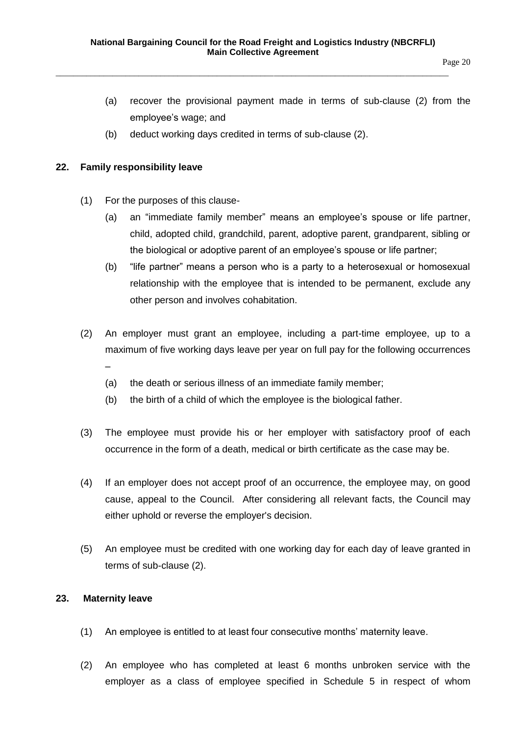(a) recover the provisional payment made in terms of sub-clause (2) from the employee's wage; and

(b) deduct working days credited in terms of sub-clause (2).

## 22. Family responsibility leave

(1) For the purposes of this clause-

(a) an "immediate family member" means an employee's spouse or life partner, child, adopted child, grandchild, parent, adoptive parent, grandparent, sibling or the biological or adoptive parent of an employee's spouse or life partner;

(b) "life partner" means a person who is a party to a heterosexual or homosexual relationship with the employee that is intended to be permanent, exclude any other person and involves cohabitation.

(2) An employer must grant an employee, including a part-time employee, up to a maximum of five working days leave per year on full pay for the following occurrences –

(a) the death or serious illness of an immediate family member;

(b) the birth of a child of which the employee is the biological father.

(3) The employee must provide his or her employer with satisfactory proof of each occurrence in the form of a death, medical or birth certificate as the case may be.

(4) If an employer does not accept proof of an occurrence, the employee may, on good cause, appeal to the Council. After considering all relevant facts, the Council may either uphold or reverse the employer's decision.

(5) An employee must be credited with one working day for each day of leave granted in terms of sub-clause (2).

## 23. Maternity leave

(1) An employee is entitled to at least four consecutive months' maternity leave.

(2) An employee who has completed at least 6 months unbroken service with the employer as a class of employee specified in Schedule 5 in respect of whom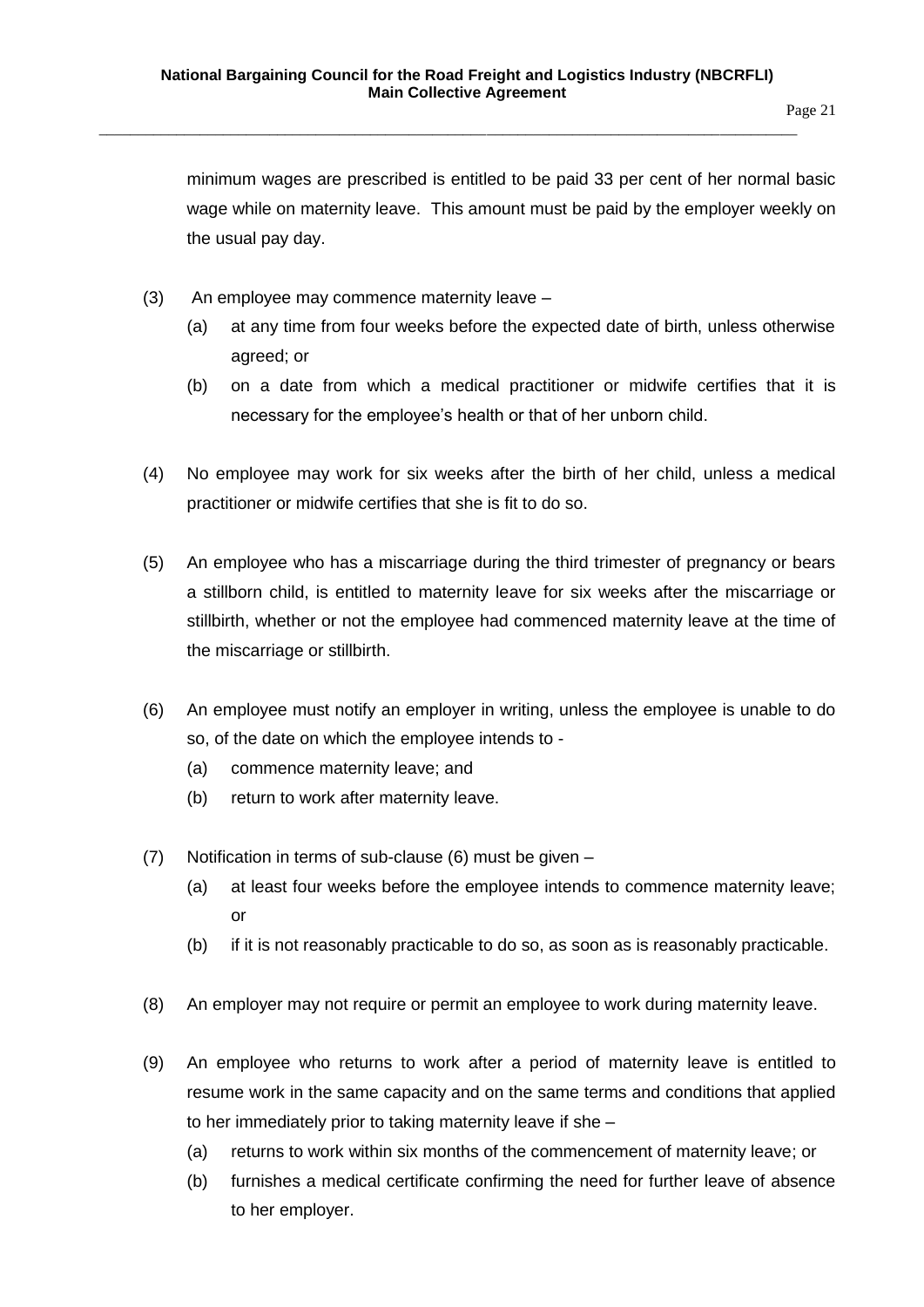minimum wages are prescribed is entitled to be paid 33 per cent of her normal basic wage while on maternity leave. This amount must be paid by the employer weekly on the usual pay day.

(3) An employee may commence maternity leave –

- (a) at any time from four weeks before the expected date of birth, unless otherwise agreed; or
- (b) on a date from which a medical practitioner or midwife certifies that it is necessary for the employee's health or that of her unborn child.

(4) No employee may work for six weeks after the birth of her child, unless a medical practitioner or midwife certifies that she is fit to do so.

(5) An employee who has a miscarriage during the third trimester of pregnancy or bears a stillborn child, is entitled to maternity leave for six weeks after the miscarriage or stillbirth, whether or not the employee had commenced maternity leave at the time of the miscarriage or stillbirth.

(6) An employee must notify an employer in writing, unless the employee is unable to do so, of the date on which the employee intends to -

- (a) commence maternity leave; and
- (b) return to work after maternity leave.

(7) Notification in terms of sub-clause (6) must be given –

- (a) at least four weeks before the employee intends to commence maternity leave; or
- (b) if it is not reasonably practicable to do so, as soon as is reasonably practicable.

(8) An employer may not require or permit an employee to work during maternity leave.

(9) An employee who returns to work after a period of maternity leave is entitled to resume work in the same capacity and on the same terms and conditions that applied to her immediately prior to taking maternity leave if she –

- (a) returns to work within six months of the commencement of maternity leave; or
- (b) furnishes a medical certificate confirming the need for further leave of absence to her employer.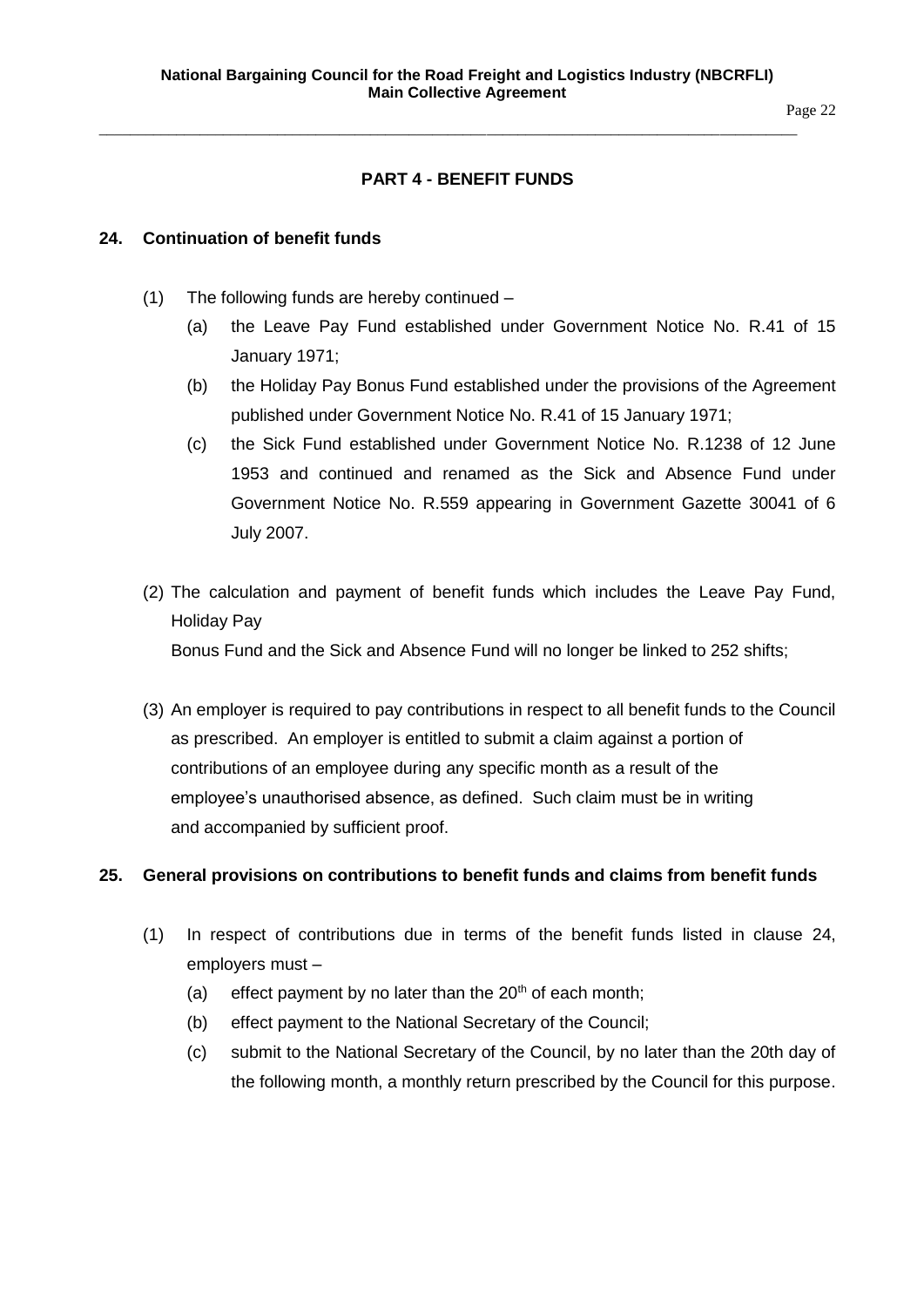## PART 4 - BENEFIT FUNDS

### 24. Continuation of benefit funds

(1) The following funds are hereby continued –

   (a) the Leave Pay Fund established under Government Notice No. R.41 of 15 January 1971;

   (b) the Holiday Pay Bonus Fund established under the provisions of the Agreement published under Government Notice No. R.41 of 15 January 1971;

   (c) the Sick Fund established under Government Notice No. R.1238 of 12 June 1953 and continued and renamed as the Sick and Absence Fund under Government Notice No. R.559 appearing in Government Gazette 30041 of 6 July 2007.

(2) The calculation and payment of benefit funds which includes the Leave Pay Fund, Holiday Pay
Bonus Fund and the Sick and Absence Fund will no longer be linked to 252 shifts;

(3) An employer is required to pay contributions in respect to all benefit funds to the Council as prescribed. An employer is entitled to submit a claim against a portion of contributions of an employee during any specific month as a result of the employee's unauthorised absence, as defined. Such claim must be in writing and accompanied by sufficient proof.

### 25. General provisions on contributions to benefit funds and claims from benefit funds

(1) In respect of contributions due in terms of the benefit funds listed in clause 24, employers must –

   (a) effect payment by no later than the 20th of each month;

   (b) effect payment to the National Secretary of the Council;

   (c) submit to the National Secretary of the Council, by no later than the 20th day of the following month, a monthly return prescribed by the Council for this purpose.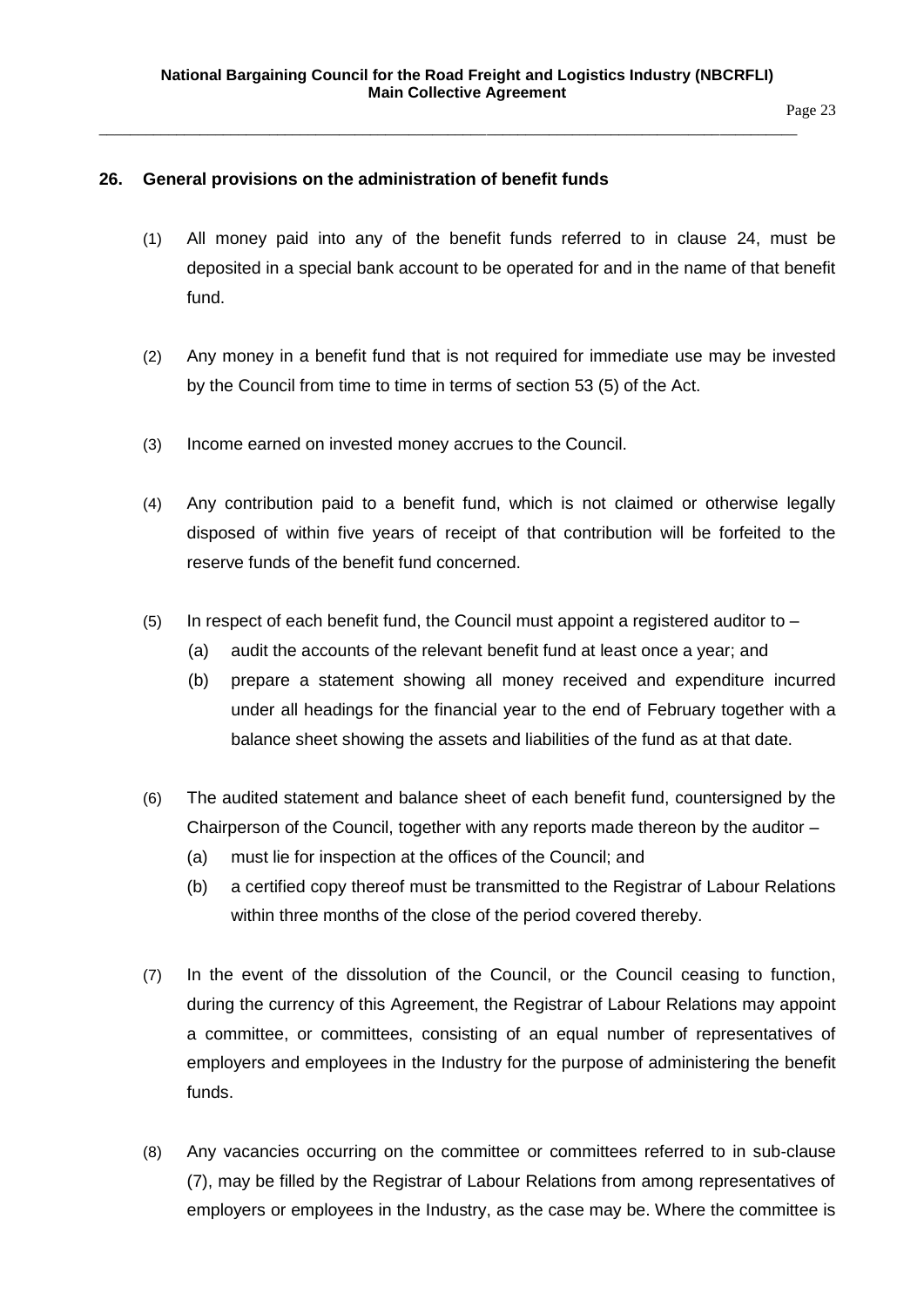## 26. General provisions on the administration of benefit funds

(1) All money paid into any of the benefit funds referred to in clause 24, must be deposited in a special bank account to be operated for and in the name of that benefit fund.

(2) Any money in a benefit fund that is not required for immediate use may be invested by the Council from time to time in terms of section 53 (5) of the Act.

(3) Income earned on invested money accrues to the Council.

(4) Any contribution paid to a benefit fund, which is not claimed or otherwise legally disposed of within five years of receipt of that contribution will be forfeited to the reserve funds of the benefit fund concerned.

(5) In respect of each benefit fund, the Council must appoint a registered auditor to –
   - (a) audit the accounts of the relevant benefit fund at least once a year; and
   - (b) prepare a statement showing all money received and expenditure incurred under all headings for the financial year to the end of February together with a balance sheet showing the assets and liabilities of the fund as at that date.

(6) The audited statement and balance sheet of each benefit fund, countersigned by the Chairperson of the Council, together with any reports made thereon by the auditor –
   - (a) must lie for inspection at the offices of the Council; and
   - (b) a certified copy thereof must be transmitted to the Registrar of Labour Relations within three months of the close of the period covered thereby.

(7) In the event of the dissolution of the Council, or the Council ceasing to function, during the currency of this Agreement, the Registrar of Labour Relations may appoint a committee, or committees, consisting of an equal number of representatives of employers and employees in the Industry for the purpose of administering the benefit funds.

(8) Any vacancies occurring on the committee or committees referred to in sub-clause (7), may be filled by the Registrar of Labour Relations from among representatives of employers or employees in the Industry, as the case may be. Where the committee is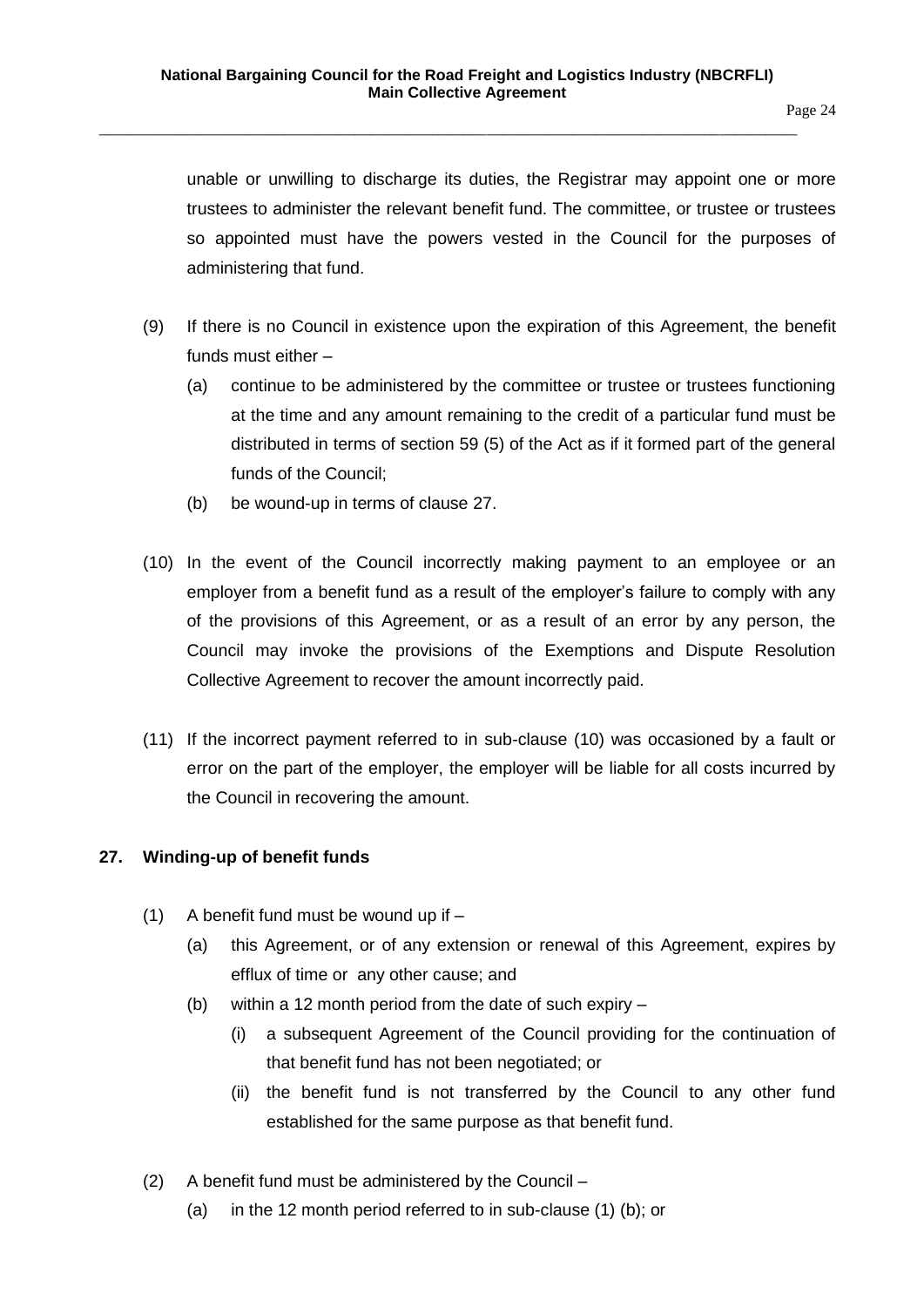unable or unwilling to discharge its duties, the Registrar may appoint one or more trustees to administer the relevant benefit fund. The committee, or trustee or trustees so appointed must have the powers vested in the Council for the purposes of administering that fund.

(9) If there is no Council in existence upon the expiration of this Agreement, the benefit funds must either –

- (a) continue to be administered by the committee or trustee or trustees functioning at the time and any amount remaining to the credit of a particular fund must be distributed in terms of section 59 (5) of the Act as if it formed part of the general funds of the Council;
- (b) be wound-up in terms of clause 27.

(10) In the event of the Council incorrectly making payment to an employee or an employer from a benefit fund as a result of the employer's failure to comply with any of the provisions of this Agreement, or as a result of an error by any person, the Council may invoke the provisions of the Exemptions and Dispute Resolution Collective Agreement to recover the amount incorrectly paid.

(11) If the incorrect payment referred to in sub-clause (10) was occasioned by a fault or error on the part of the employer, the employer will be liable for all costs incurred by the Council in recovering the amount.

**27. Winding-up of benefit funds**

(1) A benefit fund must be wound up if –

- (a) this Agreement, or of any extension or renewal of this Agreement, expires by efflux of time or any other cause; and
- (b) within a 12 month period from the date of such expiry –
  - (i) a subsequent Agreement of the Council providing for the continuation of that benefit fund has not been negotiated; or
  - (ii) the benefit fund is not transferred by the Council to any other fund established for the same purpose as that benefit fund.

(2) A benefit fund must be administered by the Council –

- (a) in the 12 month period referred to in sub-clause (1) (b); or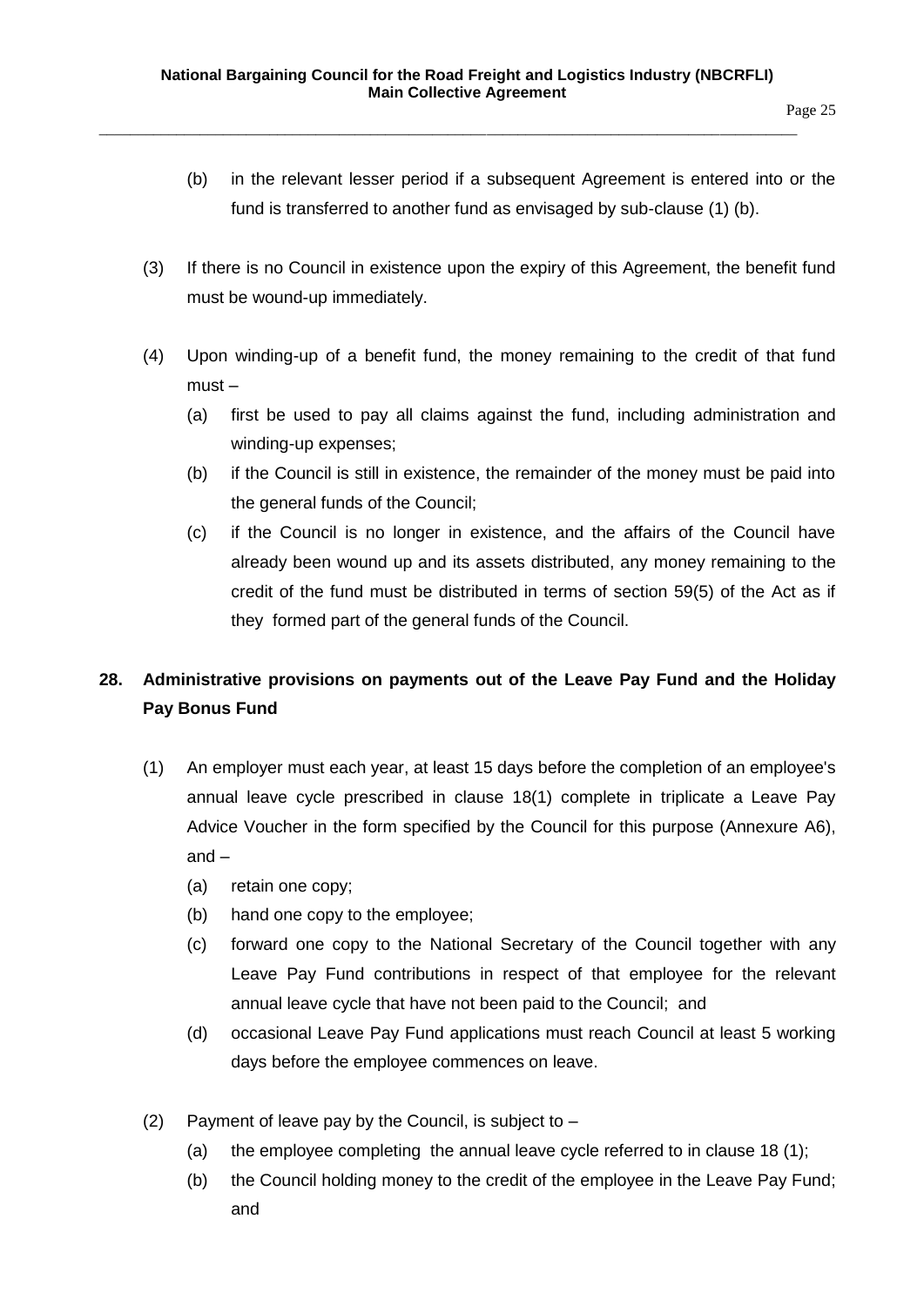(b) in the relevant lesser period if a subsequent Agreement is entered into or the fund is transferred to another fund as envisaged by sub-clause (1) (b).

(3) If there is no Council in existence upon the expiry of this Agreement, the benefit fund must be wound-up immediately.

(4) Upon winding-up of a benefit fund, the money remaining to the credit of that fund must –

(a) first be used to pay all claims against the fund, including administration and winding-up expenses;

(b) if the Council is still in existence, the remainder of the money must be paid into the general funds of the Council;

(c) if the Council is no longer in existence, and the affairs of the Council have already been wound up and its assets distributed, any money remaining to the credit of the fund must be distributed in terms of section 59(5) of the Act as if they formed part of the general funds of the Council.

## 28. Administrative provisions on payments out of the Leave Pay Fund and the Holiday Pay Bonus Fund

(1) An employer must each year, at least 15 days before the completion of an employee's annual leave cycle prescribed in clause 18(1) complete in triplicate a Leave Pay Advice Voucher in the form specified by the Council for this purpose (Annexure A6), and –

(a) retain one copy;

(b) hand one copy to the employee;

(c) forward one copy to the National Secretary of the Council together with any Leave Pay Fund contributions in respect of that employee for the relevant annual leave cycle that have not been paid to the Council; and

(d) occasional Leave Pay Fund applications must reach Council at least 5 working days before the employee commences on leave.

(2) Payment of leave pay by the Council, is subject to –

(a) the employee completing the annual leave cycle referred to in clause 18 (1);

(b) the Council holding money to the credit of the employee in the Leave Pay Fund; and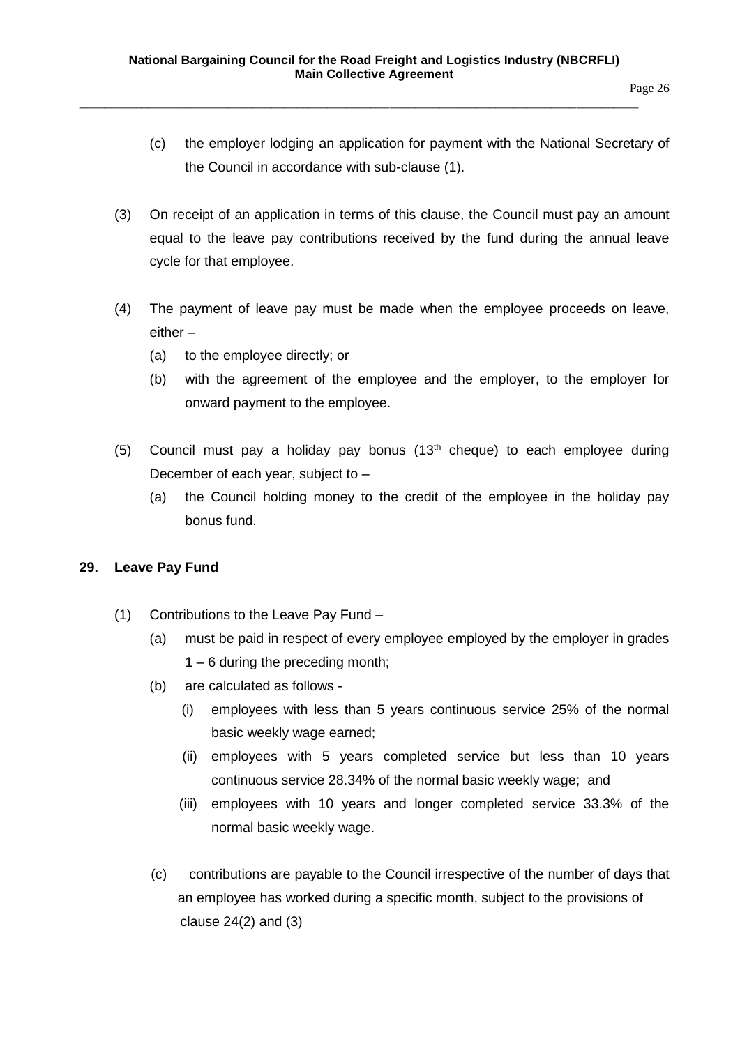(c) the employer lodging an application for payment with the National Secretary of the Council in accordance with sub-clause (1).

(3) On receipt of an application in terms of this clause, the Council must pay an amount equal to the leave pay contributions received by the fund during the annual leave cycle for that employee.

(4) The payment of leave pay must be made when the employee proceeds on leave, either –

   (a) to the employee directly; or

   (b) with the agreement of the employee and the employer, to the employer for onward payment to the employee.

(5) Council must pay a holiday pay bonus (13th cheque) to each employee during December of each year, subject to –

   (a) the Council holding money to the credit of the employee in the holiday pay bonus fund.

**29. Leave Pay Fund**

(1) Contributions to the Leave Pay Fund –

   (a) must be paid in respect of every employee employed by the employer in grades 1 – 6 during the preceding month;

   (b) are calculated as follows -

      (i) employees with less than 5 years continuous service 25% of the normal basic weekly wage earned;

      (ii) employees with 5 years completed service but less than 10 years continuous service 28.34% of the normal basic weekly wage; and

      (iii) employees with 10 years and longer completed service 33.3% of the normal basic weekly wage.

   (c) contributions are payable to the Council irrespective of the number of days that an employee has worked during a specific month, subject to the provisions of clause 24(2) and (3)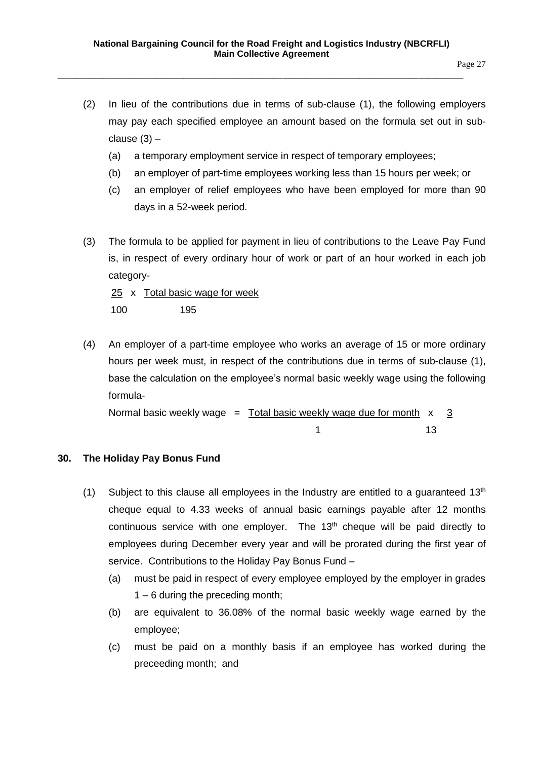(2) In lieu of the contributions due in terms of sub-clause (1), the following employers may pay each specified employee an amount based on the formula set out in sub-clause (3) –

(a) a temporary employment service in respect of temporary employees;

(b) an employer of part-time employees working less than 15 hours per week; or

(c) an employer of relief employees who have been employed for more than 90 days in a 52-week period.

(3) The formula to be applied for payment in lieu of contributions to the Leave Pay Fund is, in respect of every ordinary hour of work or part of an hour worked in each job category-

$$\frac{25}{100} \times \frac{\text{Total basic wage for week}}{195}$$

(4) An employer of a part-time employee who works an average of 15 or more ordinary hours per week must, in respect of the contributions due in terms of sub-clause (1), base the calculation on the employee's normal basic weekly wage using the following formula-

$$\text{Normal basic weekly wage} = \frac{\text{Total basic weekly wage due for month}}{1} \times \frac{3}{13}$$

## 30. The Holiday Pay Bonus Fund

(1) Subject to this clause all employees in the Industry are entitled to a guaranteed 13th cheque equal to 4.33 weeks of annual basic earnings payable after 12 months continuous service with one employer. The 13th cheque will be paid directly to employees during December every year and will be prorated during the first year of service. Contributions to the Holiday Pay Bonus Fund –

(a) must be paid in respect of every employee employed by the employer in grades 1 – 6 during the preceding month;

(b) are equivalent to 36.08% of the normal basic weekly wage earned by the employee;

(c) must be paid on a monthly basis if an employee has worked during the preceeding month; and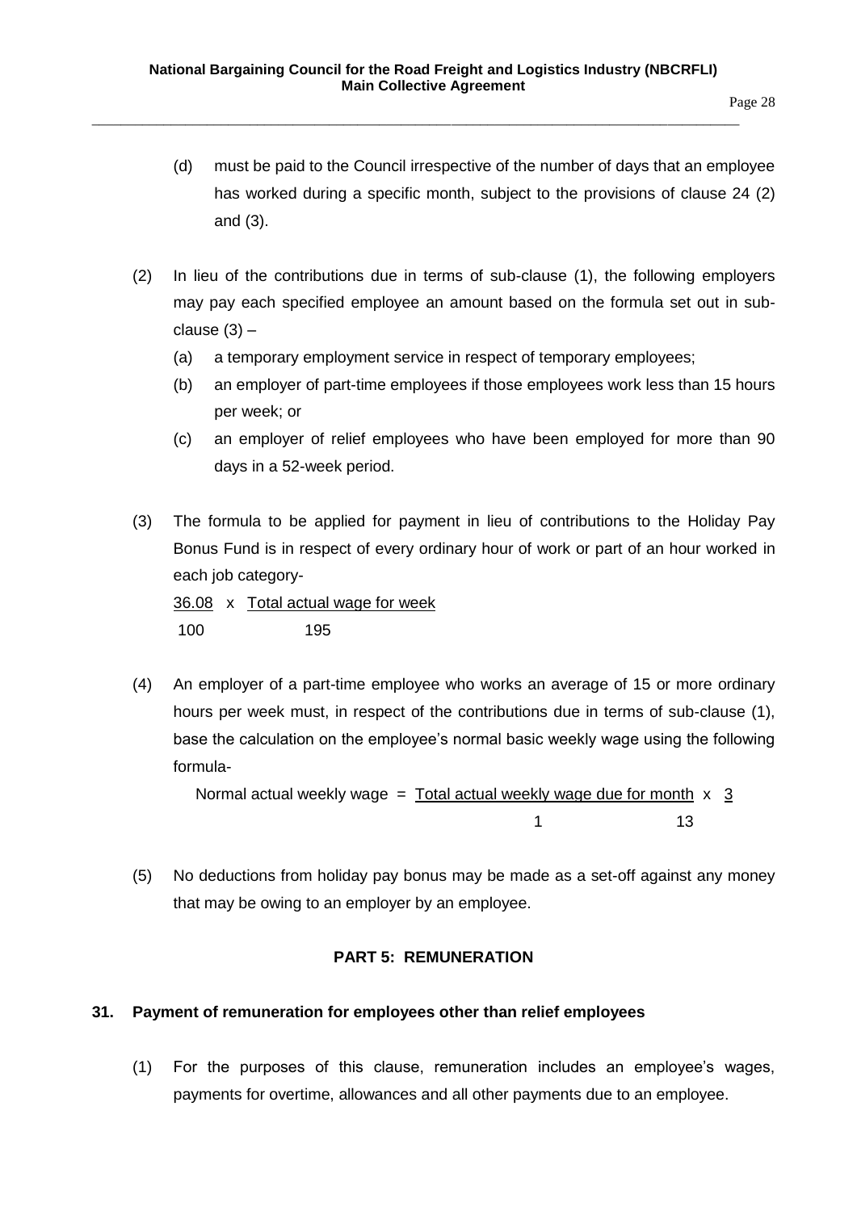(d) must be paid to the Council irrespective of the number of days that an employee has worked during a specific month, subject to the provisions of clause 24 (2) and (3).

(2) In lieu of the contributions due in terms of sub-clause (1), the following employers may pay each specified employee an amount based on the formula set out in sub-clause (3) –

(a) a temporary employment service in respect of temporary employees;

(b) an employer of part-time employees if those employees work less than 15 hours per week; or

(c) an employer of relief employees who have been employed for more than 90 days in a 52-week period.

(3) The formula to be applied for payment in lieu of contributions to the Holiday Pay Bonus Fund is in respect of every ordinary hour of work or part of an hour worked in each job category-

$$\frac{36.08}{100} \times \frac{\text{Total actual wage for week}}{195}$$

(4) An employer of a part-time employee who works an average of 15 or more ordinary hours per week must, in respect of the contributions due in terms of sub-clause (1), base the calculation on the employee's normal basic weekly wage using the following formula-

$$\text{Normal actual weekly wage} = \frac{\text{Total actual weekly wage due for month}}{1} \times \frac{3}{13}$$

(5) No deductions from holiday pay bonus may be made as a set-off against any money that may be owing to an employer by an employee.

## PART 5: REMUNERATION

### 31. Payment of remuneration for employees other than relief employees

(1) For the purposes of this clause, remuneration includes an employee's wages, payments for overtime, allowances and all other payments due to an employee.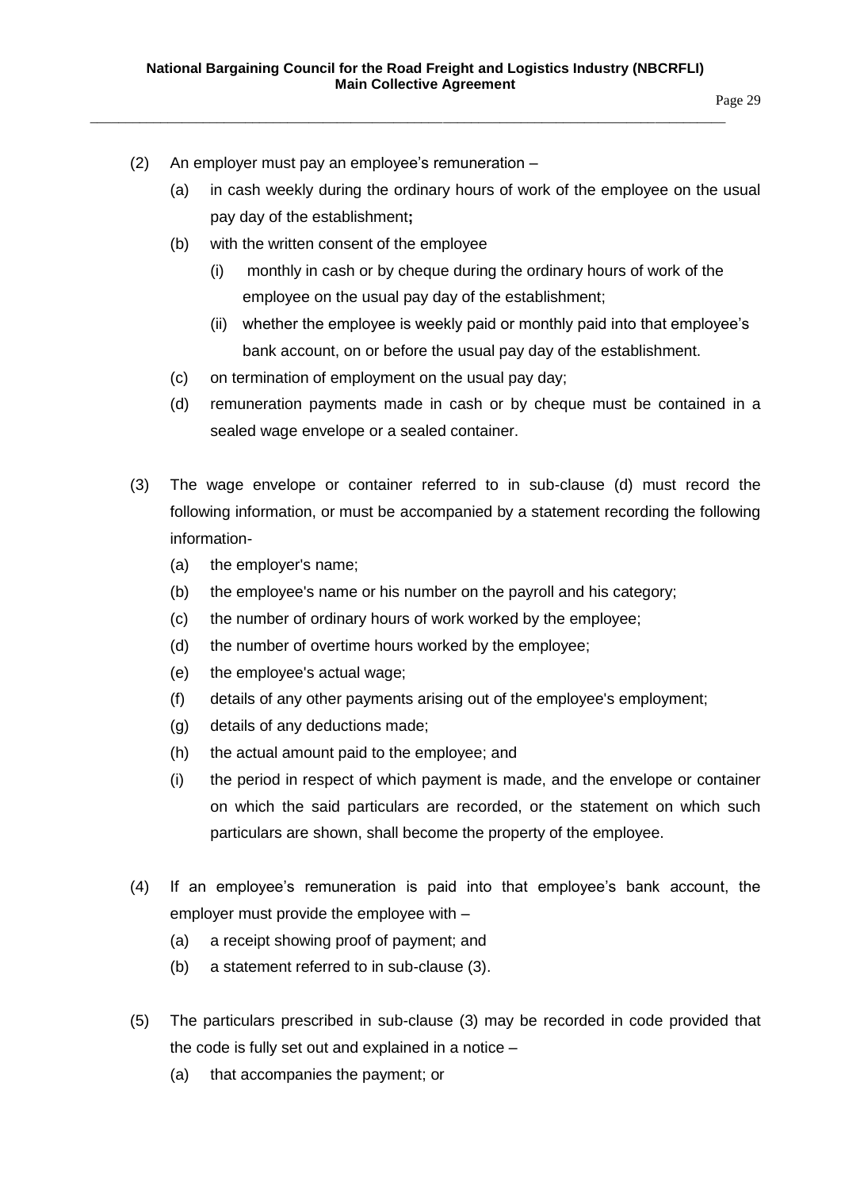(2) An employer must pay an employee's remuneration –

  (a) in cash weekly during the ordinary hours of work of the employee on the usual pay day of the establishment**;**

  (b) with the written consent of the employee

    (i) monthly in cash or by cheque during the ordinary hours of work of the employee on the usual pay day of the establishment;

    (ii) whether the employee is weekly paid or monthly paid into that employee's bank account, on or before the usual pay day of the establishment.

  (c) on termination of employment on the usual pay day;

  (d) remuneration payments made in cash or by cheque must be contained in a sealed wage envelope or a sealed container.

(3) The wage envelope or container referred to in sub-clause (d) must record the following information, or must be accompanied by a statement recording the following information-

  (a) the employer's name;

  (b) the employee's name or his number on the payroll and his category;

  (c) the number of ordinary hours of work worked by the employee;

  (d) the number of overtime hours worked by the employee;

  (e) the employee's actual wage;

  (f) details of any other payments arising out of the employee's employment;

  (g) details of any deductions made;

  (h) the actual amount paid to the employee; and

  (i) the period in respect of which payment is made, and the envelope or container on which the said particulars are recorded, or the statement on which such particulars are shown, shall become the property of the employee.

(4) If an employee's remuneration is paid into that employee's bank account, the employer must provide the employee with –

  (a) a receipt showing proof of payment; and

  (b) a statement referred to in sub-clause (3).

(5) The particulars prescribed in sub-clause (3) may be recorded in code provided that the code is fully set out and explained in a notice –

  (a) that accompanies the payment; or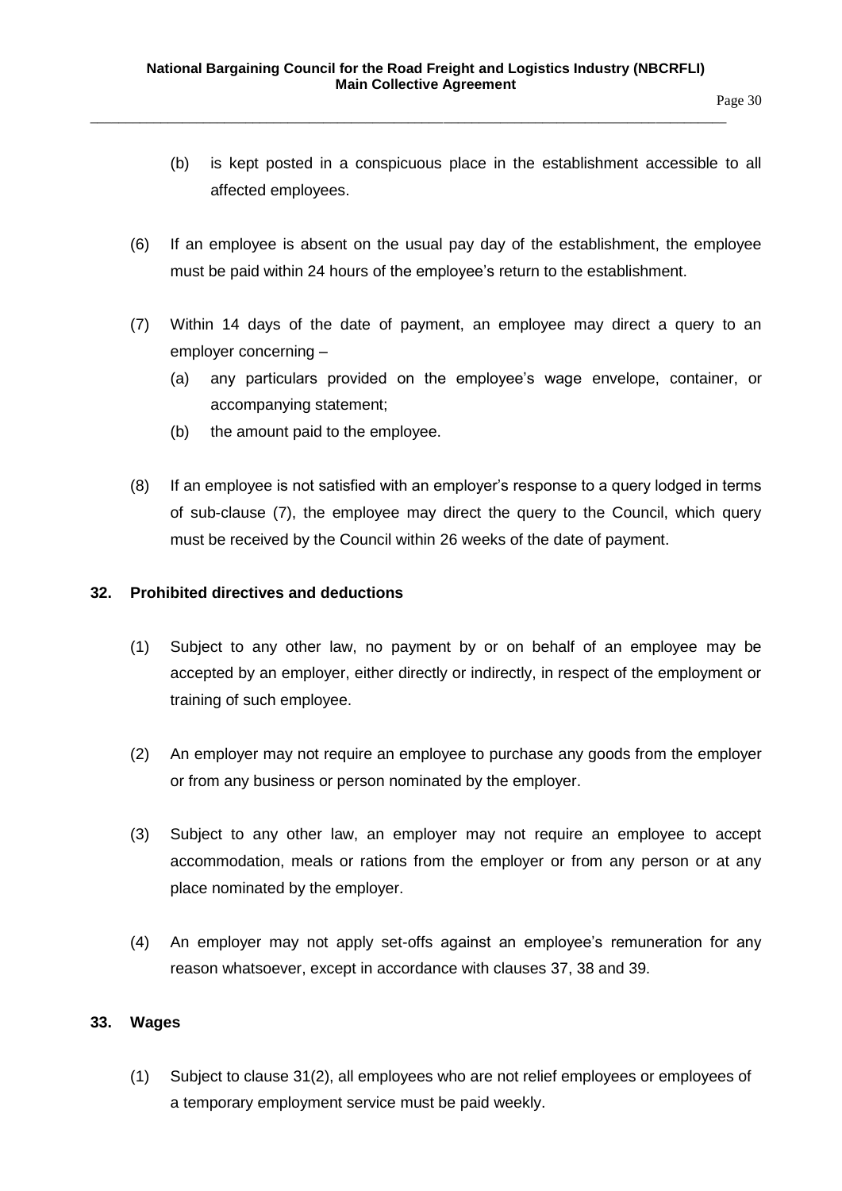(b) is kept posted in a conspicuous place in the establishment accessible to all affected employees.

(6) If an employee is absent on the usual pay day of the establishment, the employee must be paid within 24 hours of the employee's return to the establishment.

(7) Within 14 days of the date of payment, an employee may direct a query to an employer concerning –

(a) any particulars provided on the employee's wage envelope, container, or accompanying statement;

(b) the amount paid to the employee.

(8) If an employee is not satisfied with an employer's response to a query lodged in terms of sub-clause (7), the employee may direct the query to the Council, which query must be received by the Council within 26 weeks of the date of payment.

## 32. Prohibited directives and deductions

(1) Subject to any other law, no payment by or on behalf of an employee may be accepted by an employer, either directly or indirectly, in respect of the employment or training of such employee.

(2) An employer may not require an employee to purchase any goods from the employer or from any business or person nominated by the employer.

(3) Subject to any other law, an employer may not require an employee to accept accommodation, meals or rations from the employer or from any person or at any place nominated by the employer.

(4) An employer may not apply set-offs against an employee's remuneration for any reason whatsoever, except in accordance with clauses 37, 38 and 39.

## 33. Wages

(1) Subject to clause 31(2), all employees who are not relief employees or employees of a temporary employment service must be paid weekly.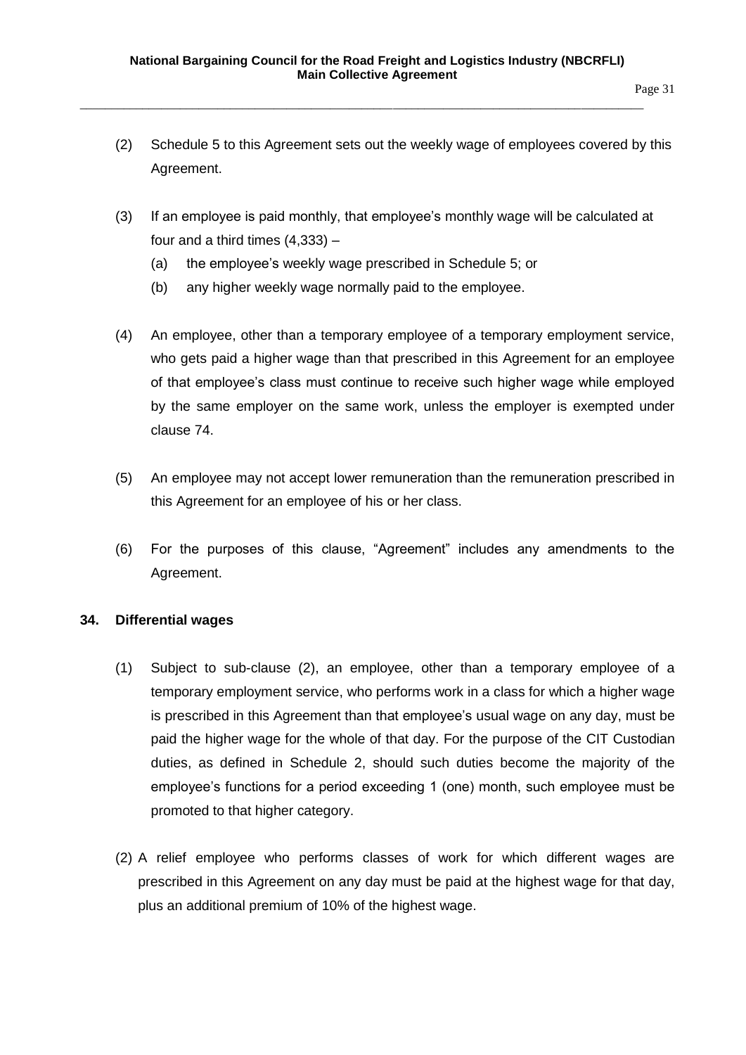(2) Schedule 5 to this Agreement sets out the weekly wage of employees covered by this Agreement.

(3) If an employee is paid monthly, that employee's monthly wage will be calculated at four and a third times (4,333) –

   (a) the employee's weekly wage prescribed in Schedule 5; or

   (b) any higher weekly wage normally paid to the employee.

(4) An employee, other than a temporary employee of a temporary employment service, who gets paid a higher wage than that prescribed in this Agreement for an employee of that employee's class must continue to receive such higher wage while employed by the same employer on the same work, unless the employer is exempted under clause 74.

(5) An employee may not accept lower remuneration than the remuneration prescribed in this Agreement for an employee of his or her class.

(6) For the purposes of this clause, "Agreement" includes any amendments to the Agreement.

## 34. Differential wages

(1) Subject to sub-clause (2), an employee, other than a temporary employee of a temporary employment service, who performs work in a class for which a higher wage is prescribed in this Agreement than that employee's usual wage on any day, must be paid the higher wage for the whole of that day. For the purpose of the CIT Custodian duties, as defined in Schedule 2, should such duties become the majority of the employee's functions for a period exceeding 1 (one) month, such employee must be promoted to that higher category.

(2) A relief employee who performs classes of work for which different wages are prescribed in this Agreement on any day must be paid at the highest wage for that day, plus an additional premium of 10% of the highest wage.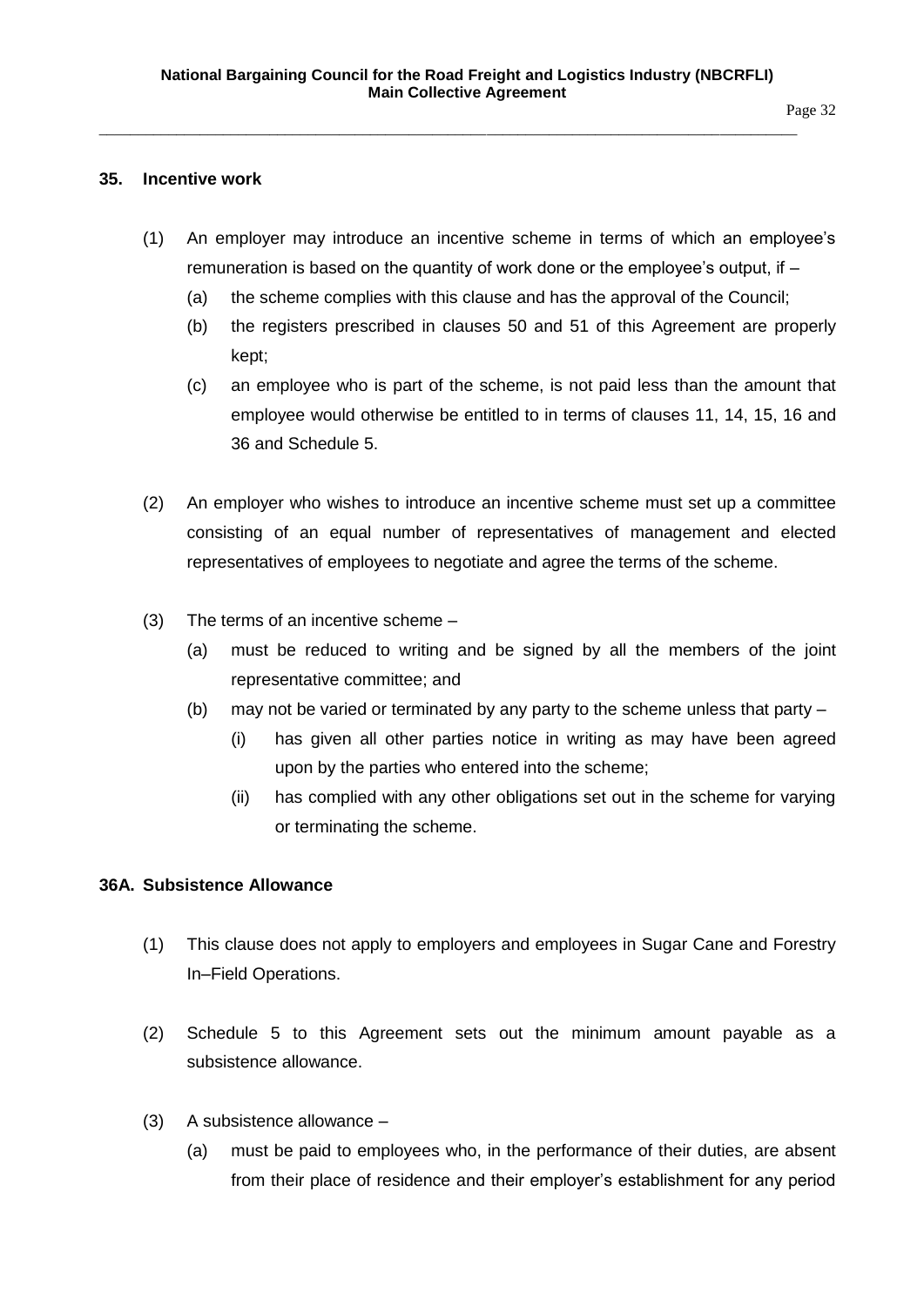## 35. Incentive work

(1) An employer may introduce an incentive scheme in terms of which an employee's remuneration is based on the quantity of work done or the employee's output, if –

   (a) the scheme complies with this clause and has the approval of the Council;

   (b) the registers prescribed in clauses 50 and 51 of this Agreement are properly kept;

   (c) an employee who is part of the scheme, is not paid less than the amount that employee would otherwise be entitled to in terms of clauses 11, 14, 15, 16 and 36 and Schedule 5.

(2) An employer who wishes to introduce an incentive scheme must set up a committee consisting of an equal number of representatives of management and elected representatives of employees to negotiate and agree the terms of the scheme.

(3) The terms of an incentive scheme –

   (a) must be reduced to writing and be signed by all the members of the joint representative committee; and

   (b) may not be varied or terminated by any party to the scheme unless that party –

      (i) has given all other parties notice in writing as may have been agreed upon by the parties who entered into the scheme;

      (ii) has complied with any other obligations set out in the scheme for varying or terminating the scheme.

## 36A. Subsistence Allowance

(1) This clause does not apply to employers and employees in Sugar Cane and Forestry In–Field Operations.

(2) Schedule 5 to this Agreement sets out the minimum amount payable as a subsistence allowance.

(3) A subsistence allowance –

   (a) must be paid to employees who, in the performance of their duties, are absent from their place of residence and their employer's establishment for any period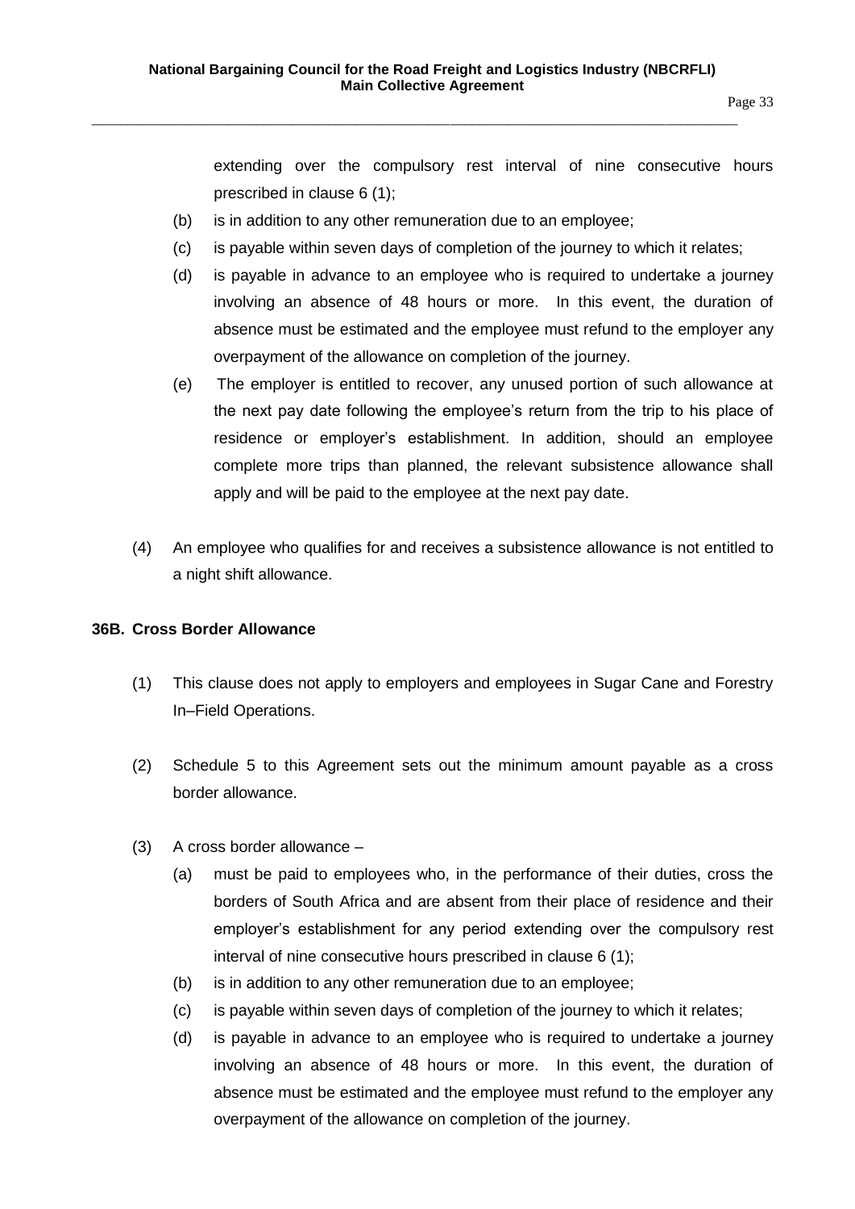extending over the compulsory rest interval of nine consecutive hours prescribed in clause 6 (1);

(b) is in addition to any other remuneration due to an employee;

(c) is payable within seven days of completion of the journey to which it relates;

(d) is payable in advance to an employee who is required to undertake a journey involving an absence of 48 hours or more. In this event, the duration of absence must be estimated and the employee must refund to the employer any overpayment of the allowance on completion of the journey.

(e) The employer is entitled to recover, any unused portion of such allowance at the next pay date following the employee's return from the trip to his place of residence or employer's establishment. In addition, should an employee complete more trips than planned, the relevant subsistence allowance shall apply and will be paid to the employee at the next pay date.

(4) An employee who qualifies for and receives a subsistence allowance is not entitled to a night shift allowance.

**36B. Cross Border Allowance**

(1) This clause does not apply to employers and employees in Sugar Cane and Forestry In–Field Operations.

(2) Schedule 5 to this Agreement sets out the minimum amount payable as a cross border allowance.

(3) A cross border allowance –

(a) must be paid to employees who, in the performance of their duties, cross the borders of South Africa and are absent from their place of residence and their employer's establishment for any period extending over the compulsory rest interval of nine consecutive hours prescribed in clause 6 (1);

(b) is in addition to any other remuneration due to an employee;

(c) is payable within seven days of completion of the journey to which it relates;

(d) is payable in advance to an employee who is required to undertake a journey involving an absence of 48 hours or more. In this event, the duration of absence must be estimated and the employee must refund to the employer any overpayment of the allowance on completion of the journey.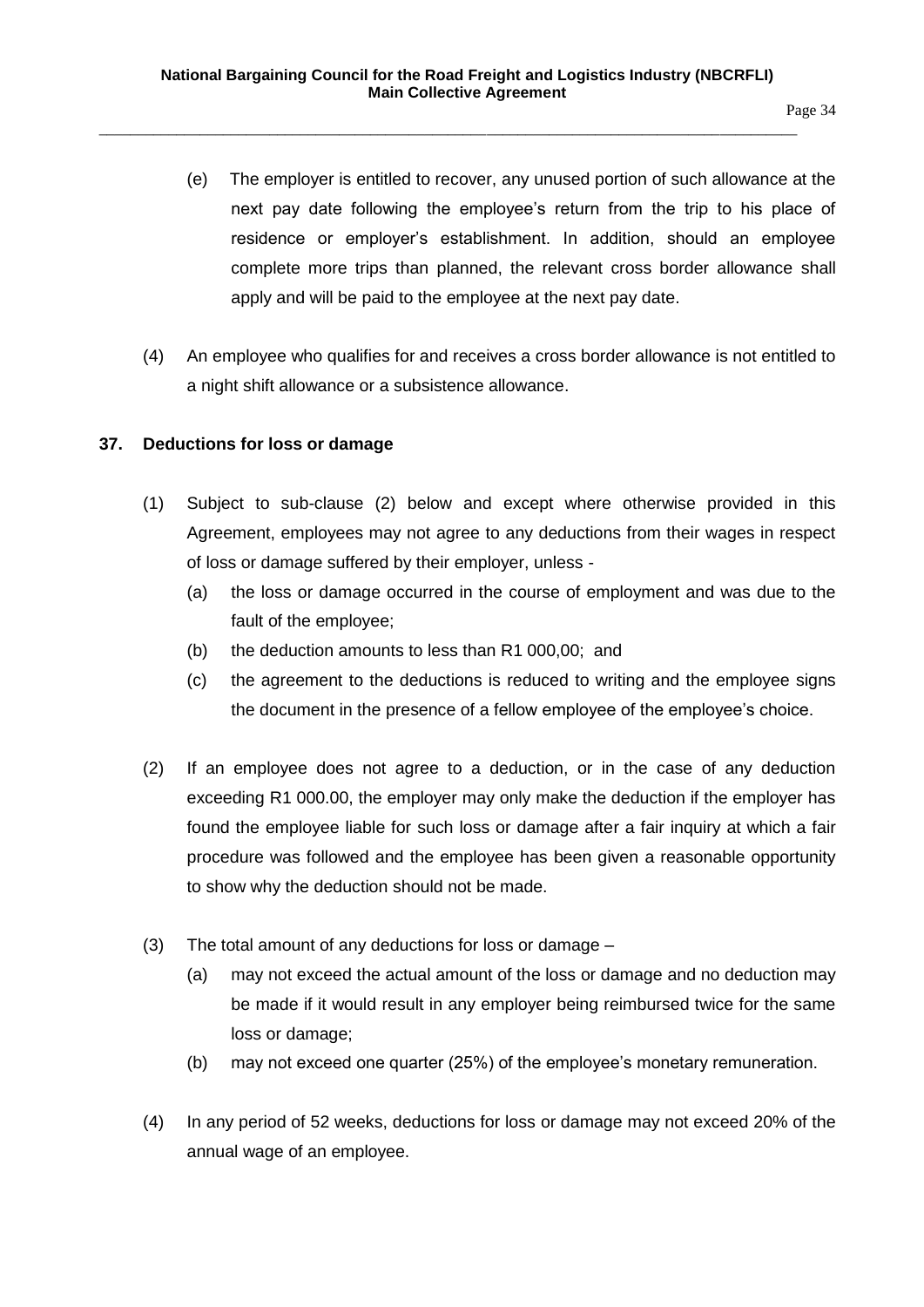(e) The employer is entitled to recover, any unused portion of such allowance at the next pay date following the employee's return from the trip to his place of residence or employer's establishment. In addition, should an employee complete more trips than planned, the relevant cross border allowance shall apply and will be paid to the employee at the next pay date.

(4) An employee who qualifies for and receives a cross border allowance is not entitled to a night shift allowance or a subsistence allowance.

**37. Deductions for loss or damage**

(1) Subject to sub-clause (2) below and except where otherwise provided in this Agreement, employees may not agree to any deductions from their wages in respect of loss or damage suffered by their employer, unless -

(a) the loss or damage occurred in the course of employment and was due to the fault of the employee;

(b) the deduction amounts to less than R1 000,00; and

(c) the agreement to the deductions is reduced to writing and the employee signs the document in the presence of a fellow employee of the employee's choice.

(2) If an employee does not agree to a deduction, or in the case of any deduction exceeding R1 000.00, the employer may only make the deduction if the employer has found the employee liable for such loss or damage after a fair inquiry at which a fair procedure was followed and the employee has been given a reasonable opportunity to show why the deduction should not be made.

(3) The total amount of any deductions for loss or damage –

(a) may not exceed the actual amount of the loss or damage and no deduction may be made if it would result in any employer being reimbursed twice for the same loss or damage;

(b) may not exceed one quarter (25%) of the employee's monetary remuneration.

(4) In any period of 52 weeks, deductions for loss or damage may not exceed 20% of the annual wage of an employee.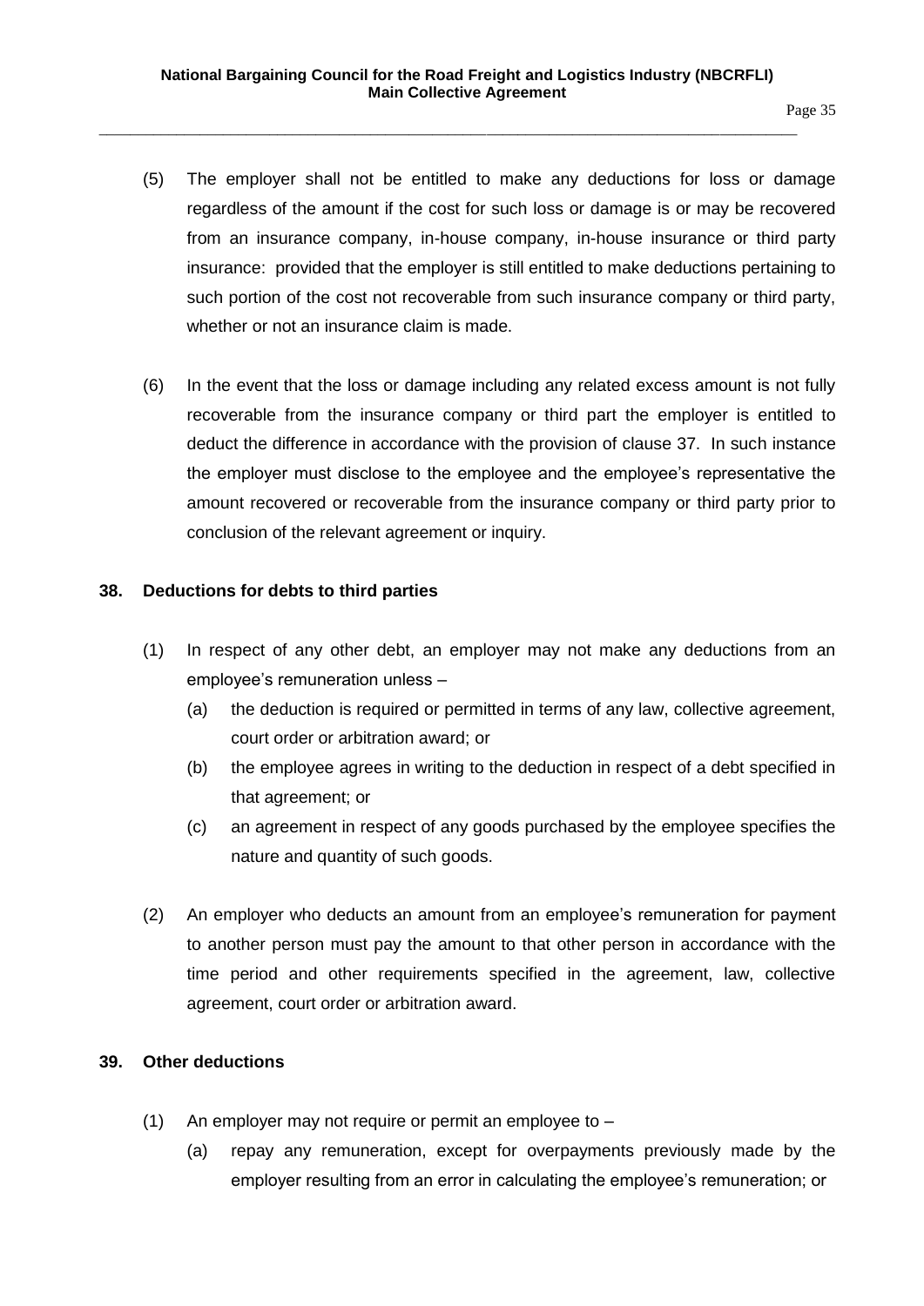(5) The employer shall not be entitled to make any deductions for loss or damage regardless of the amount if the cost for such loss or damage is or may be recovered from an insurance company, in-house company, in-house insurance or third party insurance: provided that the employer is still entitled to make deductions pertaining to such portion of the cost not recoverable from such insurance company or third party, whether or not an insurance claim is made.

(6) In the event that the loss or damage including any related excess amount is not fully recoverable from the insurance company or third part the employer is entitled to deduct the difference in accordance with the provision of clause 37. In such instance the employer must disclose to the employee and the employee's representative the amount recovered or recoverable from the insurance company or third party prior to conclusion of the relevant agreement or inquiry.

**38. Deductions for debts to third parties**

(1) In respect of any other debt, an employer may not make any deductions from an employee's remuneration unless –

   (a) the deduction is required or permitted in terms of any law, collective agreement, court order or arbitration award; or

   (b) the employee agrees in writing to the deduction in respect of a debt specified in that agreement; or

   (c) an agreement in respect of any goods purchased by the employee specifies the nature and quantity of such goods.

(2) An employer who deducts an amount from an employee's remuneration for payment to another person must pay the amount to that other person in accordance with the time period and other requirements specified in the agreement, law, collective agreement, court order or arbitration award.

**39. Other deductions**

(1) An employer may not require or permit an employee to –

   (a) repay any remuneration, except for overpayments previously made by the employer resulting from an error in calculating the employee's remuneration; or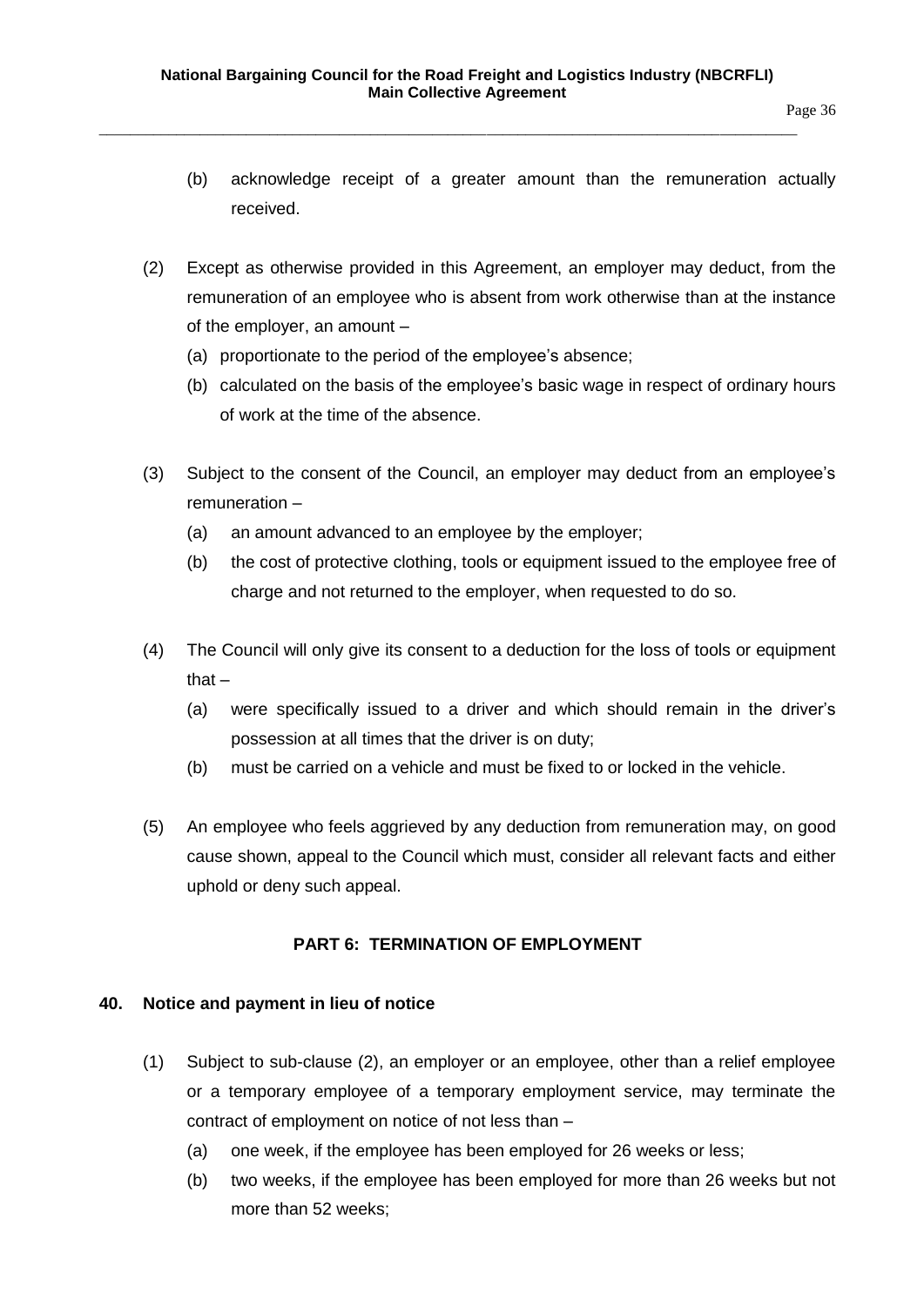(b) acknowledge receipt of a greater amount than the remuneration actually received.

(2) Except as otherwise provided in this Agreement, an employer may deduct, from the remuneration of an employee who is absent from work otherwise than at the instance of the employer, an amount –

(a) proportionate to the period of the employee's absence;

(b) calculated on the basis of the employee's basic wage in respect of ordinary hours of work at the time of the absence.

(3) Subject to the consent of the Council, an employer may deduct from an employee's remuneration –

(a) an amount advanced to an employee by the employer;

(b) the cost of protective clothing, tools or equipment issued to the employee free of charge and not returned to the employer, when requested to do so.

(4) The Council will only give its consent to a deduction for the loss of tools or equipment that –

(a) were specifically issued to a driver and which should remain in the driver's possession at all times that the driver is on duty;

(b) must be carried on a vehicle and must be fixed to or locked in the vehicle.

(5) An employee who feels aggrieved by any deduction from remuneration may, on good cause shown, appeal to the Council which must, consider all relevant facts and either uphold or deny such appeal.

## PART 6: TERMINATION OF EMPLOYMENT

### 40. Notice and payment in lieu of notice

(1) Subject to sub-clause (2), an employer or an employee, other than a relief employee or a temporary employee of a temporary employment service, may terminate the contract of employment on notice of not less than –

(a) one week, if the employee has been employed for 26 weeks or less;

(b) two weeks, if the employee has been employed for more than 26 weeks but not more than 52 weeks;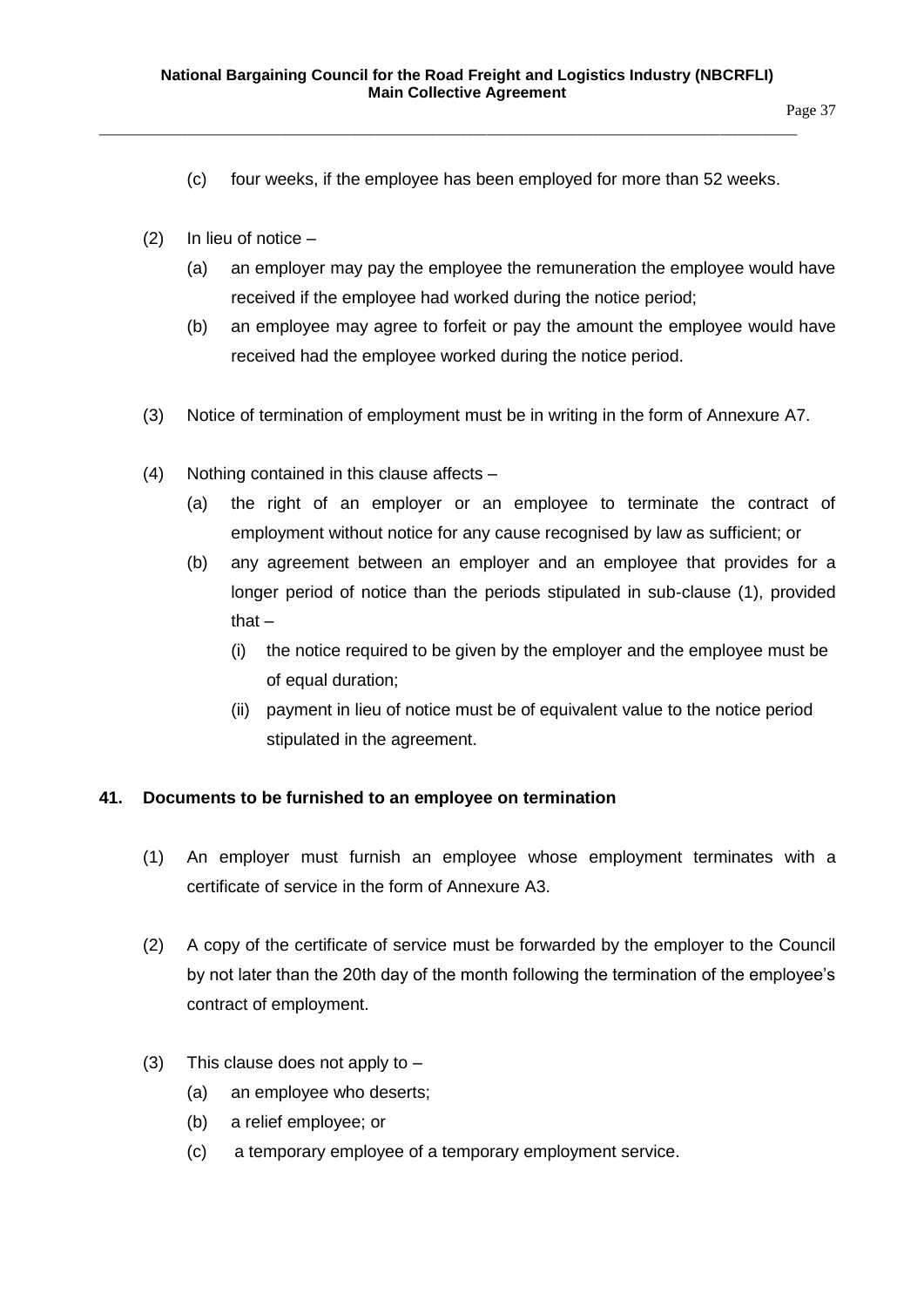(c) four weeks, if the employee has been employed for more than 52 weeks.

(2) In lieu of notice –

(a) an employer may pay the employee the remuneration the employee would have received if the employee had worked during the notice period;

(b) an employee may agree to forfeit or pay the amount the employee would have received had the employee worked during the notice period.

(3) Notice of termination of employment must be in writing in the form of Annexure A7.

(4) Nothing contained in this clause affects –

(a) the right of an employer or an employee to terminate the contract of employment without notice for any cause recognised by law as sufficient; or

(b) any agreement between an employer and an employee that provides for a longer period of notice than the periods stipulated in sub-clause (1), provided that –

(i) the notice required to be given by the employer and the employee must be of equal duration;

(ii) payment in lieu of notice must be of equivalent value to the notice period stipulated in the agreement.

## 41. Documents to be furnished to an employee on termination

(1) An employer must furnish an employee whose employment terminates with a certificate of service in the form of Annexure A3.

(2) A copy of the certificate of service must be forwarded by the employer to the Council by not later than the 20th day of the month following the termination of the employee's contract of employment.

(3) This clause does not apply to –

(a) an employee who deserts;

(b) a relief employee; or

(c) a temporary employee of a temporary employment service.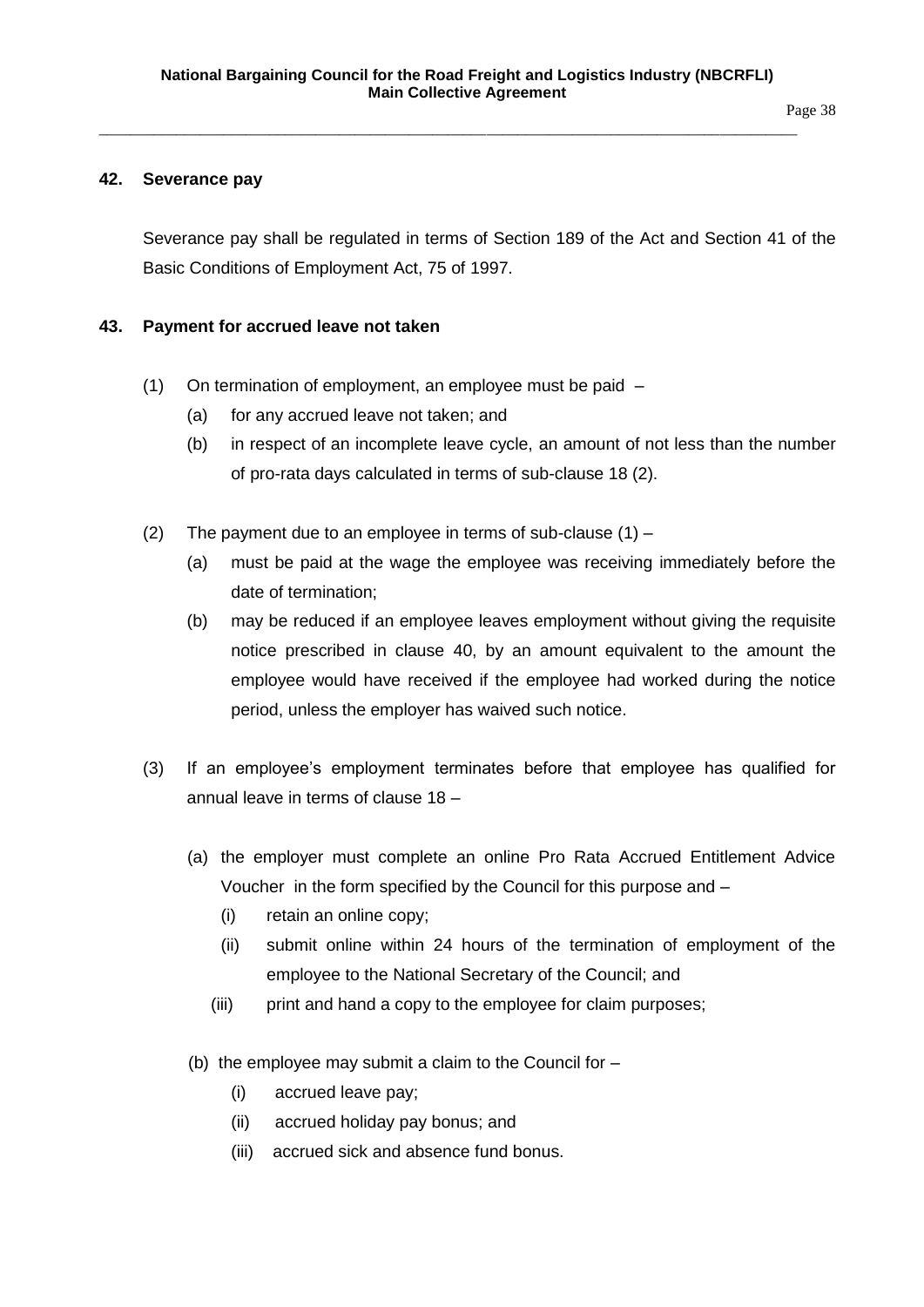## 42. Severance pay

Severance pay shall be regulated in terms of Section 189 of the Act and Section 41 of the Basic Conditions of Employment Act, 75 of 1997.

## 43. Payment for accrued leave not taken

(1) On termination of employment, an employee must be paid –

(a) for any accrued leave not taken; and

(b) in respect of an incomplete leave cycle, an amount of not less than the number of pro-rata days calculated in terms of sub-clause 18 (2).

(2) The payment due to an employee in terms of sub-clause (1) –

(a) must be paid at the wage the employee was receiving immediately before the date of termination;

(b) may be reduced if an employee leaves employment without giving the requisite notice prescribed in clause 40, by an amount equivalent to the amount the employee would have received if the employee had worked during the notice period, unless the employer has waived such notice.

(3) If an employee's employment terminates before that employee has qualified for annual leave in terms of clause 18 –

(a) the employer must complete an online Pro Rata Accrued Entitlement Advice Voucher in the form specified by the Council for this purpose and –

(i) retain an online copy;

(ii) submit online within 24 hours of the termination of employment of the employee to the National Secretary of the Council; and

(iii) print and hand a copy to the employee for claim purposes;

(b) the employee may submit a claim to the Council for –

(i) accrued leave pay;

(ii) accrued holiday pay bonus; and

(iii) accrued sick and absence fund bonus.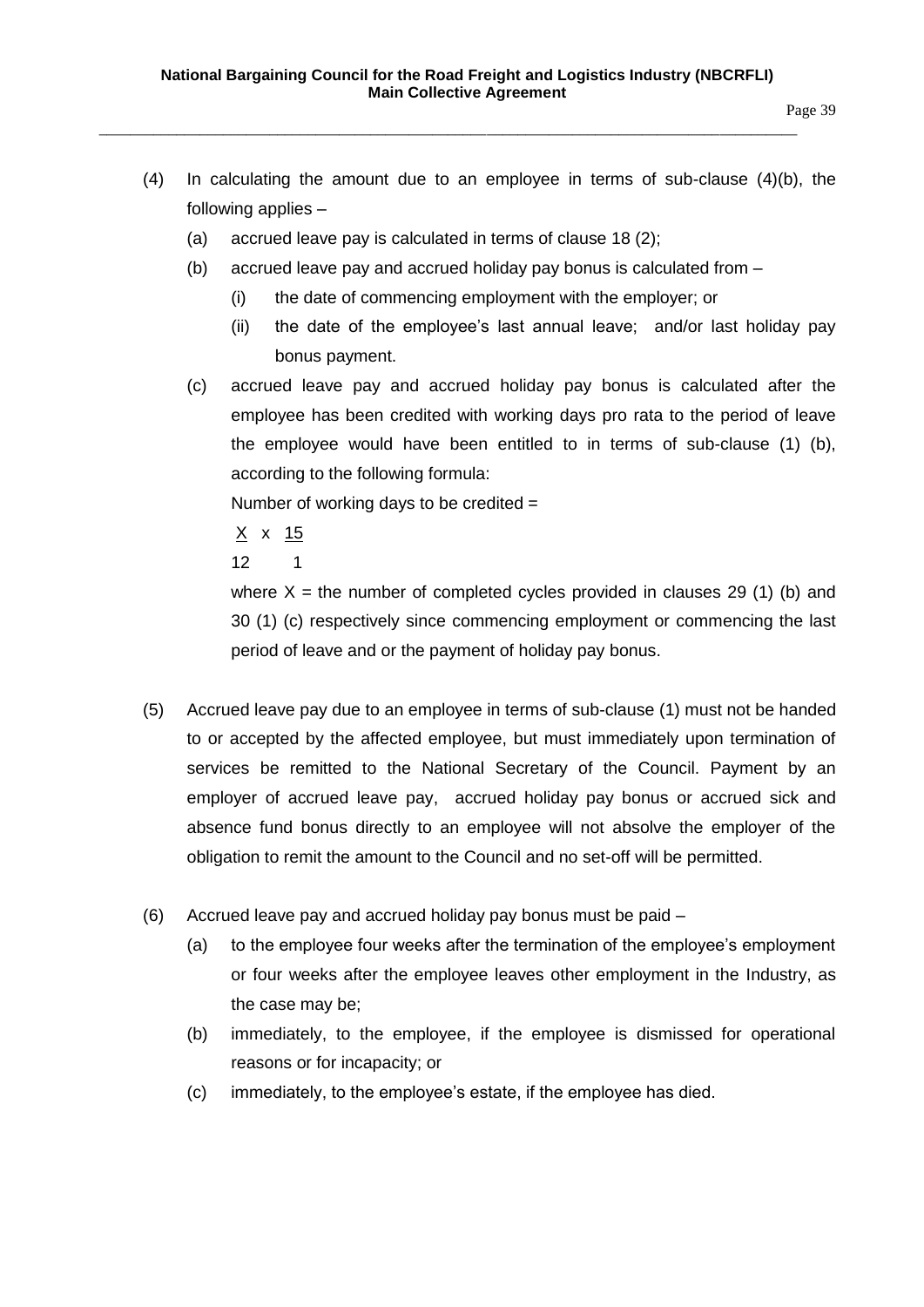(4) In calculating the amount due to an employee in terms of sub-clause (4)(b), the following applies –

   (a) accrued leave pay is calculated in terms of clause 18 (2);

   (b) accrued leave pay and accrued holiday pay bonus is calculated from –

      (i) the date of commencing employment with the employer; or

      (ii) the date of the employee's last annual leave; and/or last holiday pay bonus payment.

   (c) accrued leave pay and accrued holiday pay bonus is calculated after the employee has been credited with working days pro rata to the period of leave the employee would have been entitled to in terms of sub-clause (1) (b), according to the following formula:

   Number of working days to be credited =

   $$\frac{X}{12} \times \frac{15}{1}$$

   where X = the number of completed cycles provided in clauses 29 (1) (b) and 30 (1) (c) respectively since commencing employment or commencing the last period of leave and or the payment of holiday pay bonus.

(5) Accrued leave pay due to an employee in terms of sub-clause (1) must not be handed to or accepted by the affected employee, but must immediately upon termination of services be remitted to the National Secretary of the Council. Payment by an employer of accrued leave pay, accrued holiday pay bonus or accrued sick and absence fund bonus directly to an employee will not absolve the employer of the obligation to remit the amount to the Council and no set-off will be permitted.

(6) Accrued leave pay and accrued holiday pay bonus must be paid –

   (a) to the employee four weeks after the termination of the employee's employment or four weeks after the employee leaves other employment in the Industry, as the case may be;

   (b) immediately, to the employee, if the employee is dismissed for operational reasons or for incapacity; or

   (c) immediately, to the employee's estate, if the employee has died.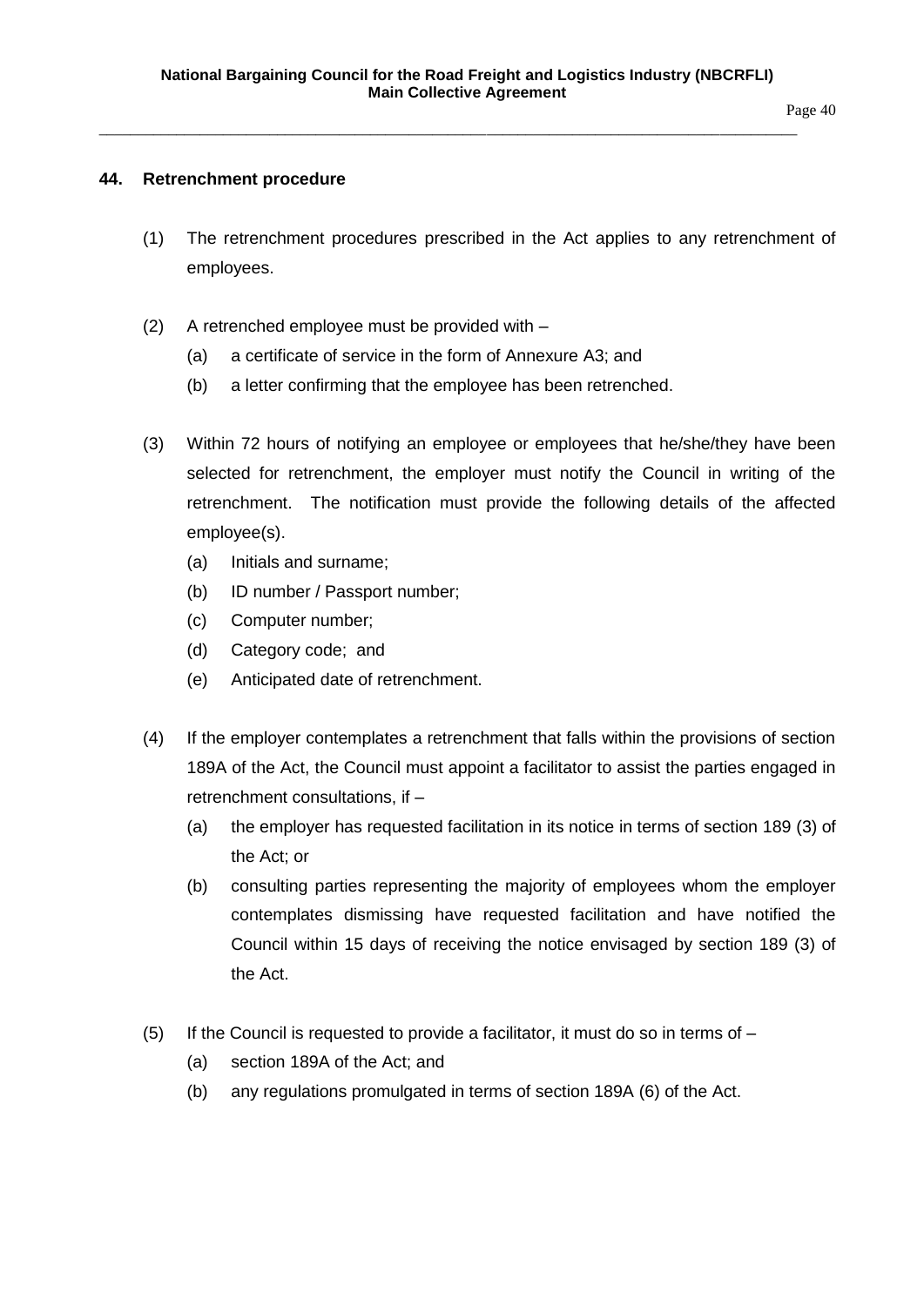## 44. Retrenchment procedure

(1) The retrenchment procedures prescribed in the Act applies to any retrenchment of employees.

(2) A retrenched employee must be provided with –

  (a) a certificate of service in the form of Annexure A3; and

  (b) a letter confirming that the employee has been retrenched.

(3) Within 72 hours of notifying an employee or employees that he/she/they have been selected for retrenchment, the employer must notify the Council in writing of the retrenchment. The notification must provide the following details of the affected employee(s).

  (a) Initials and surname;

  (b) ID number / Passport number;

  (c) Computer number;

  (d) Category code; and

  (e) Anticipated date of retrenchment.

(4) If the employer contemplates a retrenchment that falls within the provisions of section 189A of the Act, the Council must appoint a facilitator to assist the parties engaged in retrenchment consultations, if –

  (a) the employer has requested facilitation in its notice in terms of section 189 (3) of the Act; or

  (b) consulting parties representing the majority of employees whom the employer contemplates dismissing have requested facilitation and have notified the Council within 15 days of receiving the notice envisaged by section 189 (3) of the Act.

(5) If the Council is requested to provide a facilitator, it must do so in terms of –

  (a) section 189A of the Act; and

  (b) any regulations promulgated in terms of section 189A (6) of the Act.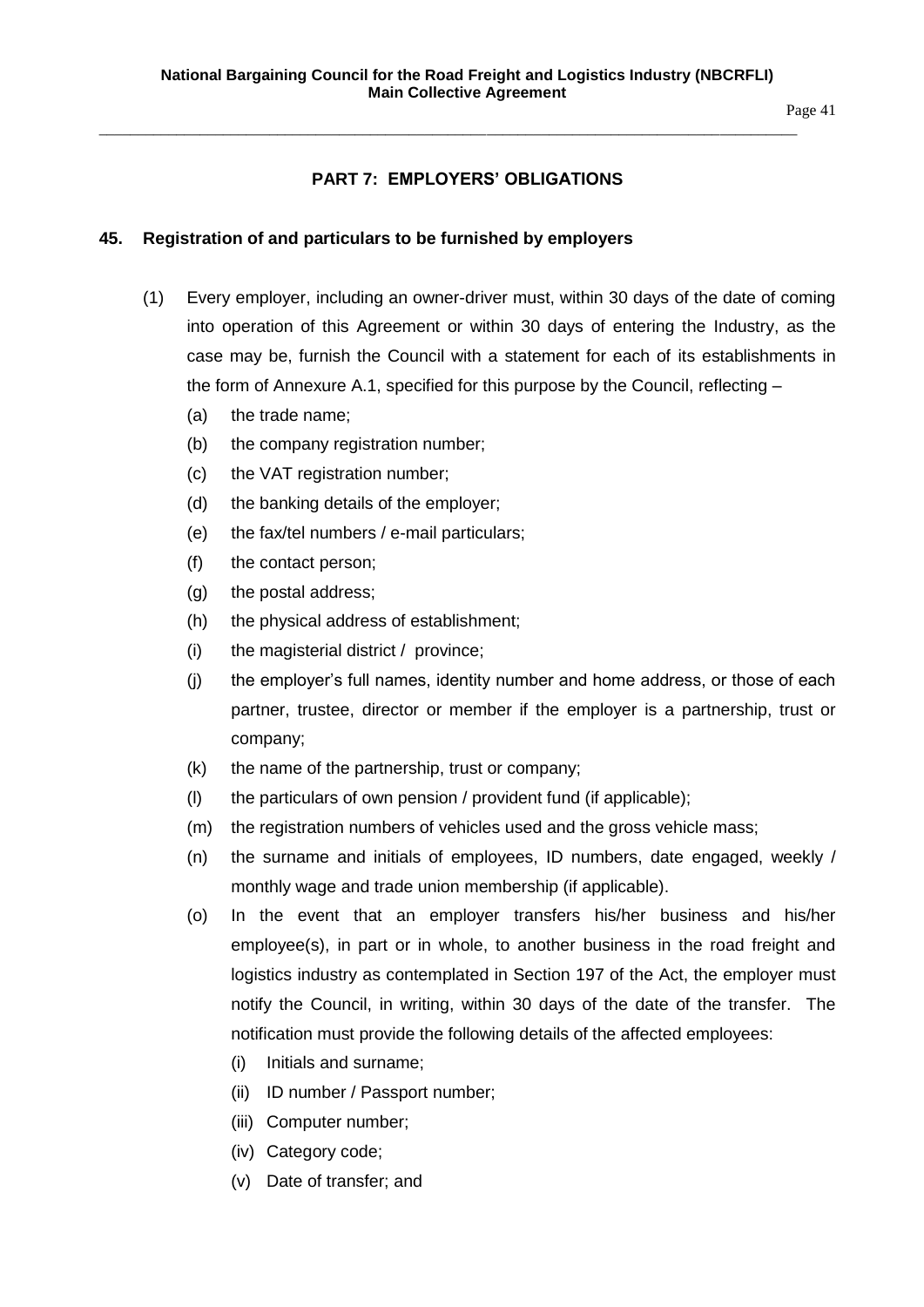## PART 7: EMPLOYERS' OBLIGATIONS

### 45. Registration of and particulars to be furnished by employers

(1) Every employer, including an owner-driver must, within 30 days of the date of coming into operation of this Agreement or within 30 days of entering the Industry, as the case may be, furnish the Council with a statement for each of its establishments in the form of Annexure A.1, specified for this purpose by the Council, reflecting –

  (a) the trade name;

  (b) the company registration number;

  (c) the VAT registration number;

  (d) the banking details of the employer;

  (e) the fax/tel numbers / e-mail particulars;

  (f) the contact person;

  (g) the postal address;

  (h) the physical address of establishment;

  (i) the magisterial district / province;

  (j) the employer's full names, identity number and home address, or those of each partner, trustee, director or member if the employer is a partnership, trust or company;

  (k) the name of the partnership, trust or company;

  (l) the particulars of own pension / provident fund (if applicable);

  (m) the registration numbers of vehicles used and the gross vehicle mass;

  (n) the surname and initials of employees, ID numbers, date engaged, weekly / monthly wage and trade union membership (if applicable).

  (o) In the event that an employer transfers his/her business and his/her employee(s), in part or in whole, to another business in the road freight and logistics industry as contemplated in Section 197 of the Act, the employer must notify the Council, in writing, within 30 days of the date of the transfer. The notification must provide the following details of the affected employees:

    (i) Initials and surname;

    (ii) ID number / Passport number;

    (iii) Computer number;

    (iv) Category code;

    (v) Date of transfer; and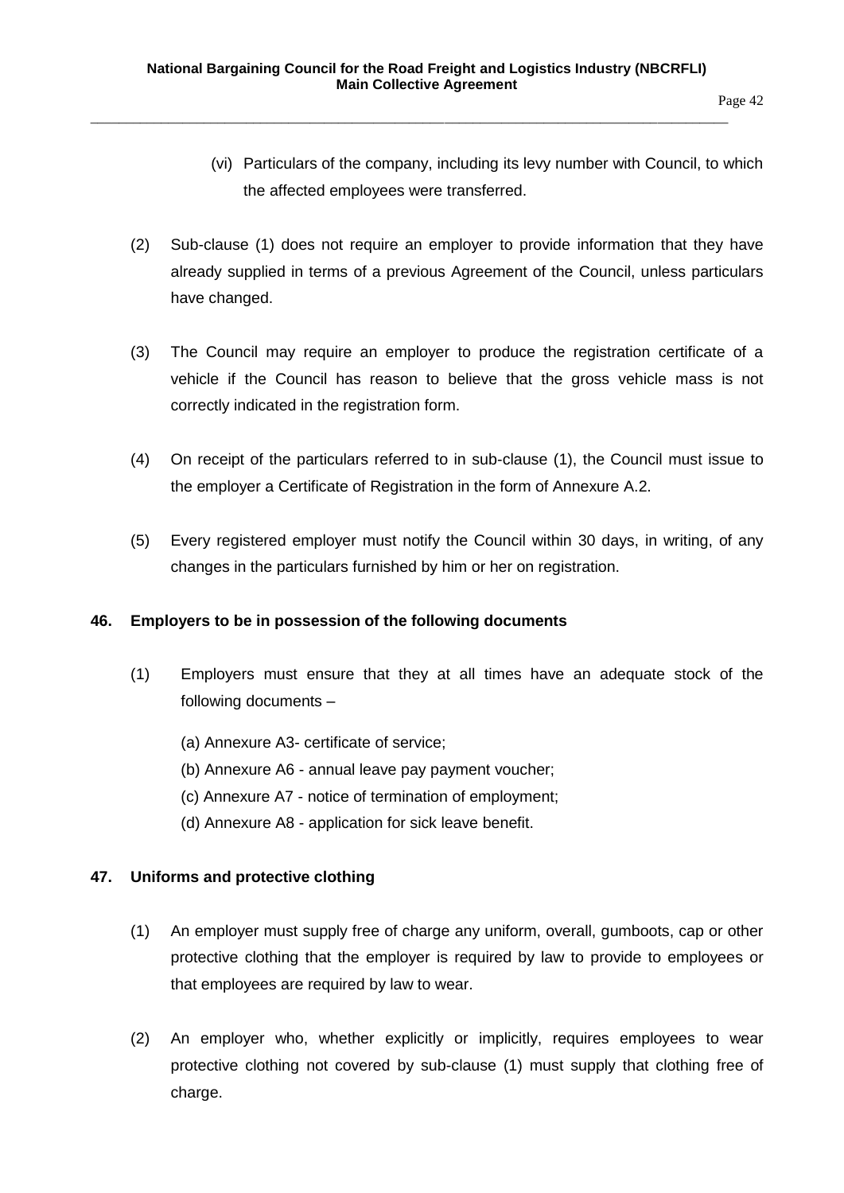(vi) Particulars of the company, including its levy number with Council, to which the affected employees were transferred.

(2) Sub-clause (1) does not require an employer to provide information that they have already supplied in terms of a previous Agreement of the Council, unless particulars have changed.

(3) The Council may require an employer to produce the registration certificate of a vehicle if the Council has reason to believe that the gross vehicle mass is not correctly indicated in the registration form.

(4) On receipt of the particulars referred to in sub-clause (1), the Council must issue to the employer a Certificate of Registration in the form of Annexure A.2.

(5) Every registered employer must notify the Council within 30 days, in writing, of any changes in the particulars furnished by him or her on registration.

**46. Employers to be in possession of the following documents**

(1) Employers must ensure that they at all times have an adequate stock of the following documents –

(a) Annexure A3- certificate of service;
(b) Annexure A6 - annual leave pay payment voucher;
(c) Annexure A7 - notice of termination of employment;
(d) Annexure A8 - application for sick leave benefit.

**47. Uniforms and protective clothing**

(1) An employer must supply free of charge any uniform, overall, gumboots, cap or other protective clothing that the employer is required by law to provide to employees or that employees are required by law to wear.

(2) An employer who, whether explicitly or implicitly, requires employees to wear protective clothing not covered by sub-clause (1) must supply that clothing free of charge.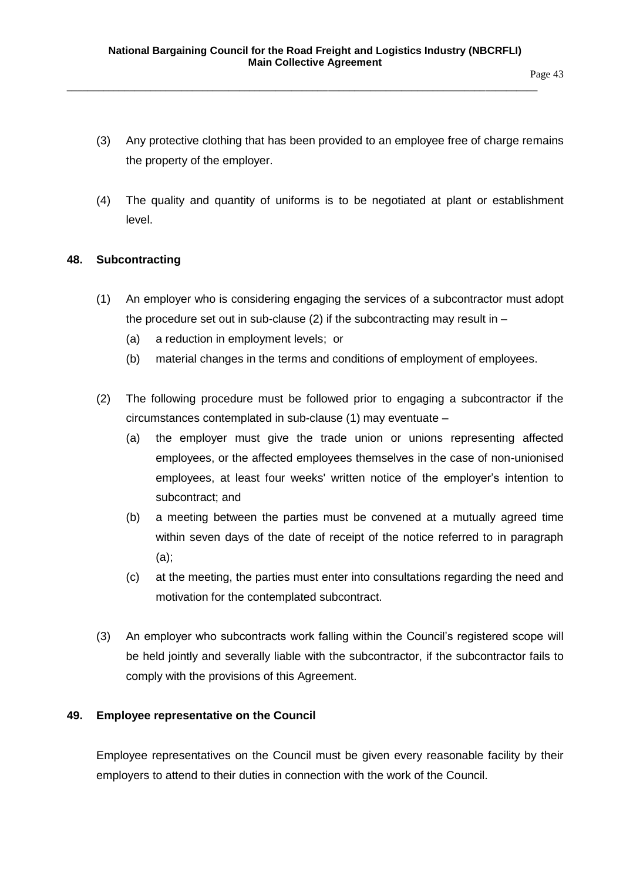(3) Any protective clothing that has been provided to an employee free of charge remains the property of the employer.

(4) The quality and quantity of uniforms is to be negotiated at plant or establishment level.

## 48. Subcontracting

(1) An employer who is considering engaging the services of a subcontractor must adopt the procedure set out in sub-clause (2) if the subcontracting may result in –

- (a) a reduction in employment levels; or
- (b) material changes in the terms and conditions of employment of employees.

(2) The following procedure must be followed prior to engaging a subcontractor if the circumstances contemplated in sub-clause (1) may eventuate –

- (a) the employer must give the trade union or unions representing affected employees, or the affected employees themselves in the case of non-unionised employees, at least four weeks' written notice of the employer's intention to subcontract; and
- (b) a meeting between the parties must be convened at a mutually agreed time within seven days of the date of receipt of the notice referred to in paragraph (a);
- (c) at the meeting, the parties must enter into consultations regarding the need and motivation for the contemplated subcontract.

(3) An employer who subcontracts work falling within the Council's registered scope will be held jointly and severally liable with the subcontractor, if the subcontractor fails to comply with the provisions of this Agreement.

## 49. Employee representative on the Council

Employee representatives on the Council must be given every reasonable facility by their employers to attend to their duties in connection with the work of the Council.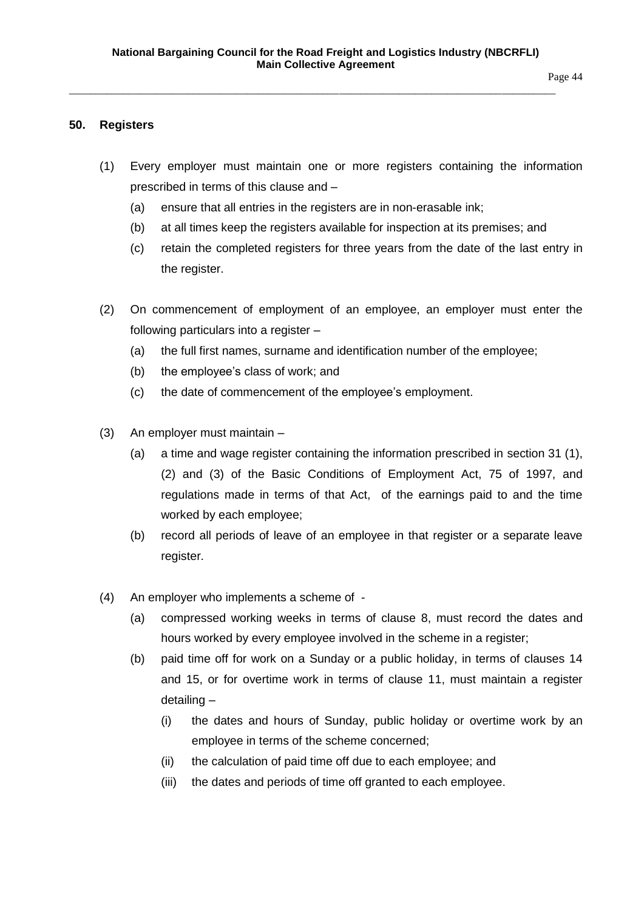## 50. Registers

(1) Every employer must maintain one or more registers containing the information prescribed in terms of this clause and –

(a) ensure that all entries in the registers are in non-erasable ink;

(b) at all times keep the registers available for inspection at its premises; and

(c) retain the completed registers for three years from the date of the last entry in the register.

(2) On commencement of employment of an employee, an employer must enter the following particulars into a register –

(a) the full first names, surname and identification number of the employee;

(b) the employee's class of work; and

(c) the date of commencement of the employee's employment.

(3) An employer must maintain –

(a) a time and wage register containing the information prescribed in section 31 (1), (2) and (3) of the Basic Conditions of Employment Act, 75 of 1997, and regulations made in terms of that Act, of the earnings paid to and the time worked by each employee;

(b) record all periods of leave of an employee in that register or a separate leave register.

(4) An employer who implements a scheme of -

(a) compressed working weeks in terms of clause 8, must record the dates and hours worked by every employee involved in the scheme in a register;

(b) paid time off for work on a Sunday or a public holiday, in terms of clauses 14 and 15, or for overtime work in terms of clause 11, must maintain a register detailing –

(i) the dates and hours of Sunday, public holiday or overtime work by an employee in terms of the scheme concerned;

(ii) the calculation of paid time off due to each employee; and

(iii) the dates and periods of time off granted to each employee.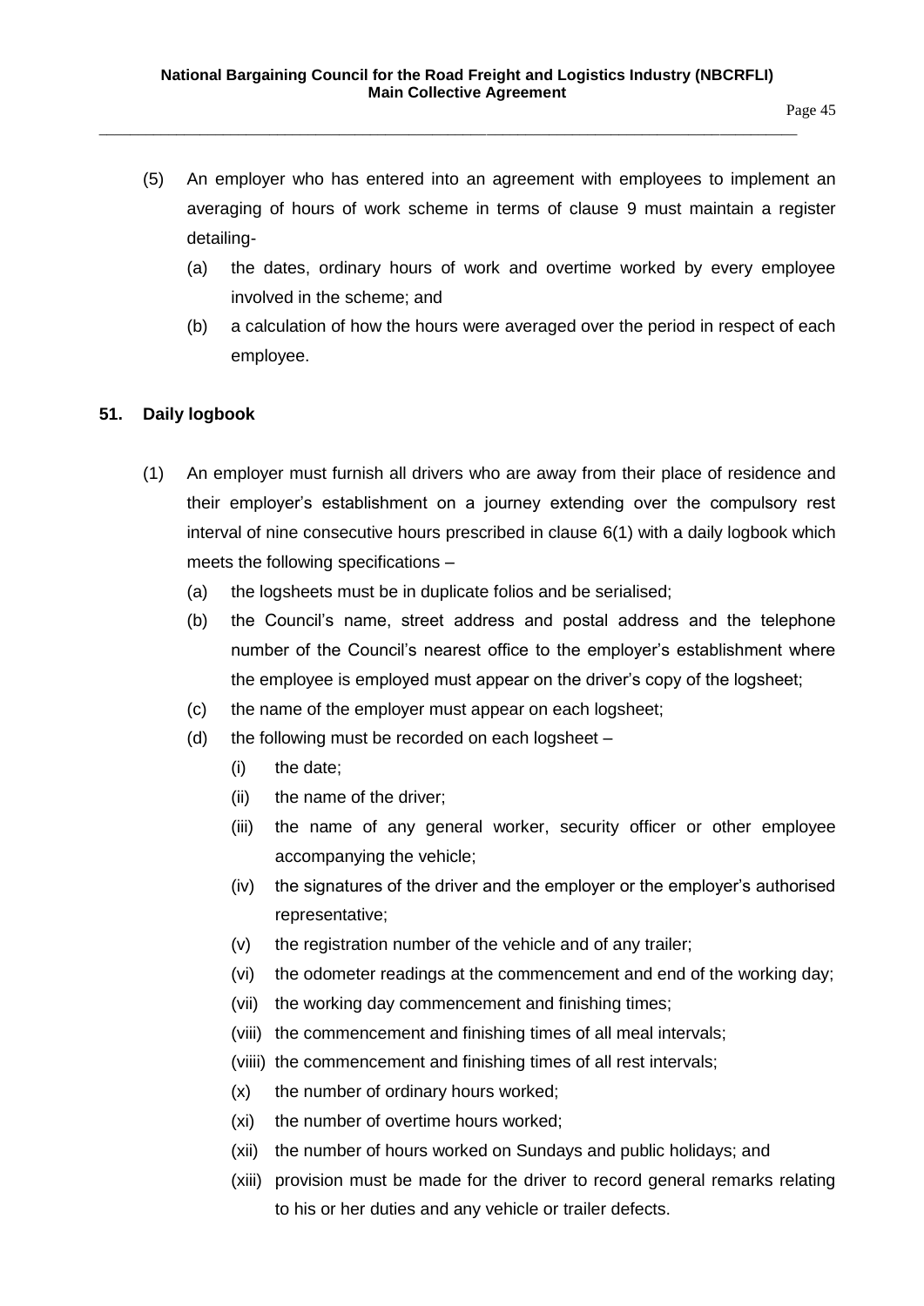(5) An employer who has entered into an agreement with employees to implement an averaging of hours of work scheme in terms of clause 9 must maintain a register detailing-

   (a) the dates, ordinary hours of work and overtime worked by every employee involved in the scheme; and

   (b) a calculation of how the hours were averaged over the period in respect of each employee.

## 51. Daily logbook

(1) An employer must furnish all drivers who are away from their place of residence and their employer's establishment on a journey extending over the compulsory rest interval of nine consecutive hours prescribed in clause 6(1) with a daily logbook which meets the following specifications –

   (a) the logsheets must be in duplicate folios and be serialised;

   (b) the Council's name, street address and postal address and the telephone number of the Council's nearest office to the employer's establishment where the employee is employed must appear on the driver's copy of the logsheet;

   (c) the name of the employer must appear on each logsheet;

   (d) the following must be recorded on each logsheet –

      (i) the date;

      (ii) the name of the driver;

      (iii) the name of any general worker, security officer or other employee accompanying the vehicle;

      (iv) the signatures of the driver and the employer or the employer's authorised representative;

      (v) the registration number of the vehicle and of any trailer;

      (vi) the odometer readings at the commencement and end of the working day;

      (vii) the working day commencement and finishing times;

      (viii) the commencement and finishing times of all meal intervals;

      (viiii) the commencement and finishing times of all rest intervals;

      (x) the number of ordinary hours worked;

      (xi) the number of overtime hours worked;

      (xii) the number of hours worked on Sundays and public holidays; and

      (xiii) provision must be made for the driver to record general remarks relating to his or her duties and any vehicle or trailer defects.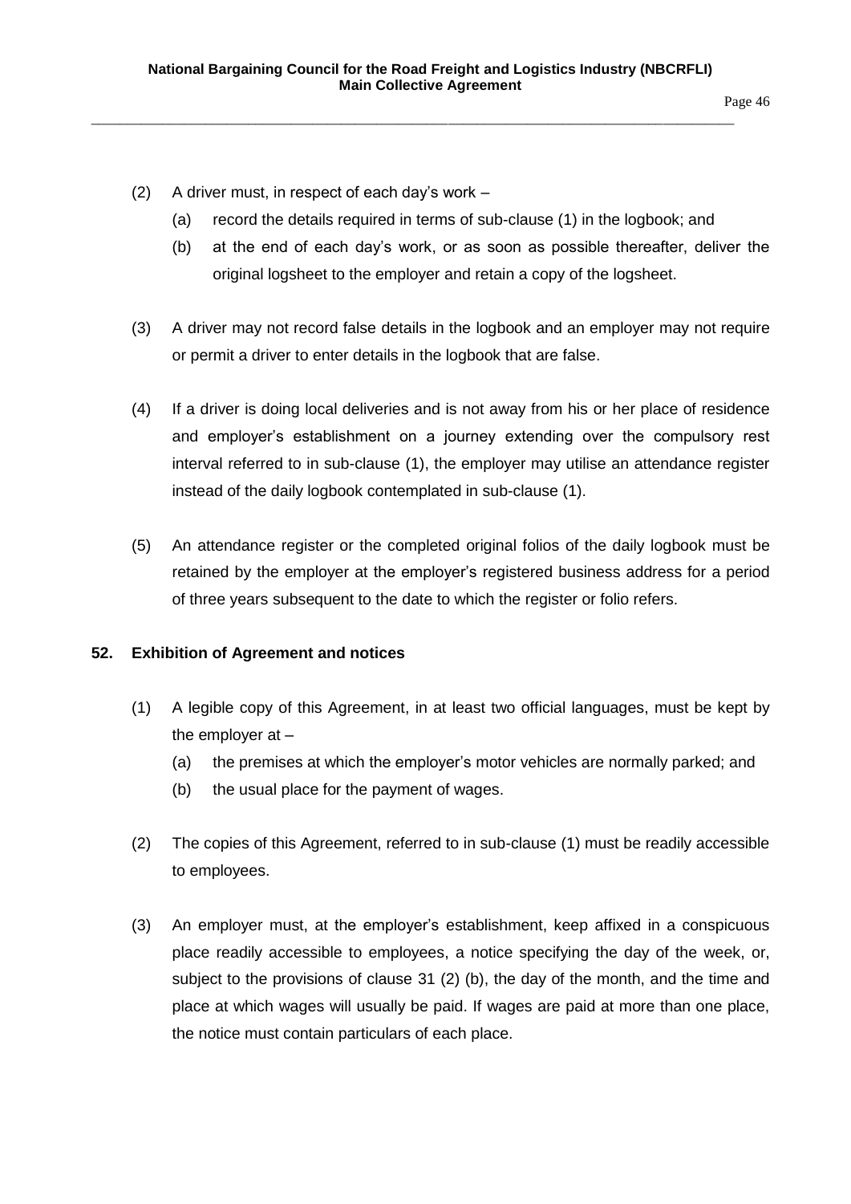(2) A driver must, in respect of each day's work –

   (a) record the details required in terms of sub-clause (1) in the logbook; and

   (b) at the end of each day's work, or as soon as possible thereafter, deliver the original logsheet to the employer and retain a copy of the logsheet.

(3) A driver may not record false details in the logbook and an employer may not require or permit a driver to enter details in the logbook that are false.

(4) If a driver is doing local deliveries and is not away from his or her place of residence and employer's establishment on a journey extending over the compulsory rest interval referred to in sub-clause (1), the employer may utilise an attendance register instead of the daily logbook contemplated in sub-clause (1).

(5) An attendance register or the completed original folios of the daily logbook must be retained by the employer at the employer's registered business address for a period of three years subsequent to the date to which the register or folio refers.

## 52. Exhibition of Agreement and notices

(1) A legible copy of this Agreement, in at least two official languages, must be kept by the employer at –

   (a) the premises at which the employer's motor vehicles are normally parked; and

   (b) the usual place for the payment of wages.

(2) The copies of this Agreement, referred to in sub-clause (1) must be readily accessible to employees.

(3) An employer must, at the employer's establishment, keep affixed in a conspicuous place readily accessible to employees, a notice specifying the day of the week, or, subject to the provisions of clause 31 (2) (b), the day of the month, and the time and place at which wages will usually be paid. If wages are paid at more than one place, the notice must contain particulars of each place.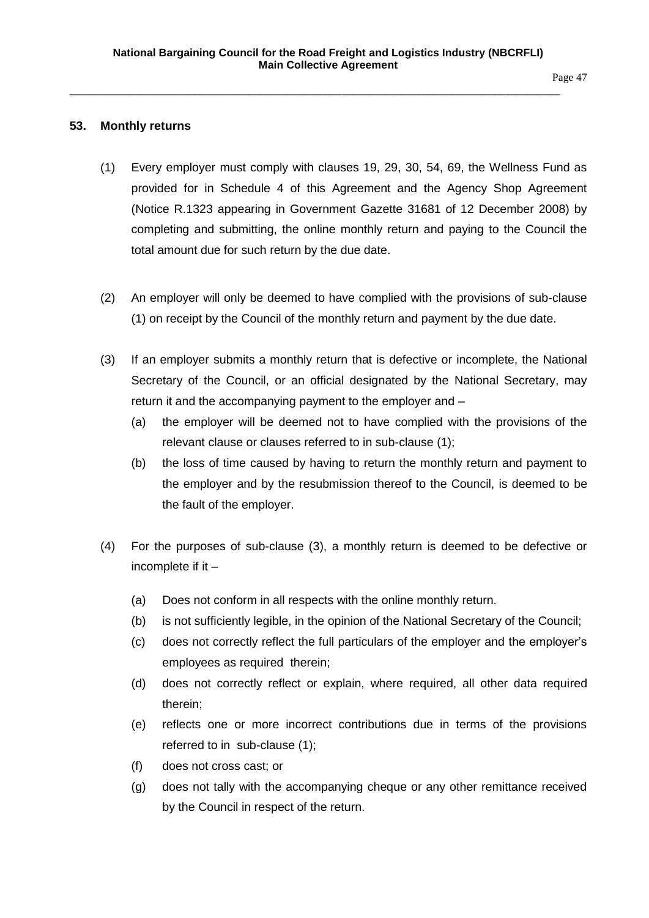## 53. Monthly returns

(1) Every employer must comply with clauses 19, 29, 30, 54, 69, the Wellness Fund as provided for in Schedule 4 of this Agreement and the Agency Shop Agreement (Notice R.1323 appearing in Government Gazette 31681 of 12 December 2008) by completing and submitting, the online monthly return and paying to the Council the total amount due for such return by the due date.

(2) An employer will only be deemed to have complied with the provisions of sub-clause (1) on receipt by the Council of the monthly return and payment by the due date.

(3) If an employer submits a monthly return that is defective or incomplete, the National Secretary of the Council, or an official designated by the National Secretary, may return it and the accompanying payment to the employer and –

- (a) the employer will be deemed not to have complied with the provisions of the relevant clause or clauses referred to in sub-clause (1);
- (b) the loss of time caused by having to return the monthly return and payment to the employer and by the resubmission thereof to the Council, is deemed to be the fault of the employer.

(4) For the purposes of sub-clause (3), a monthly return is deemed to be defective or incomplete if it –

- (a) Does not conform in all respects with the online monthly return.
- (b) is not sufficiently legible, in the opinion of the National Secretary of the Council;
- (c) does not correctly reflect the full particulars of the employer and the employer's employees as required therein;
- (d) does not correctly reflect or explain, where required, all other data required therein;
- (e) reflects one or more incorrect contributions due in terms of the provisions referred to in sub-clause (1);
- (f) does not cross cast; or
- (g) does not tally with the accompanying cheque or any other remittance received by the Council in respect of the return.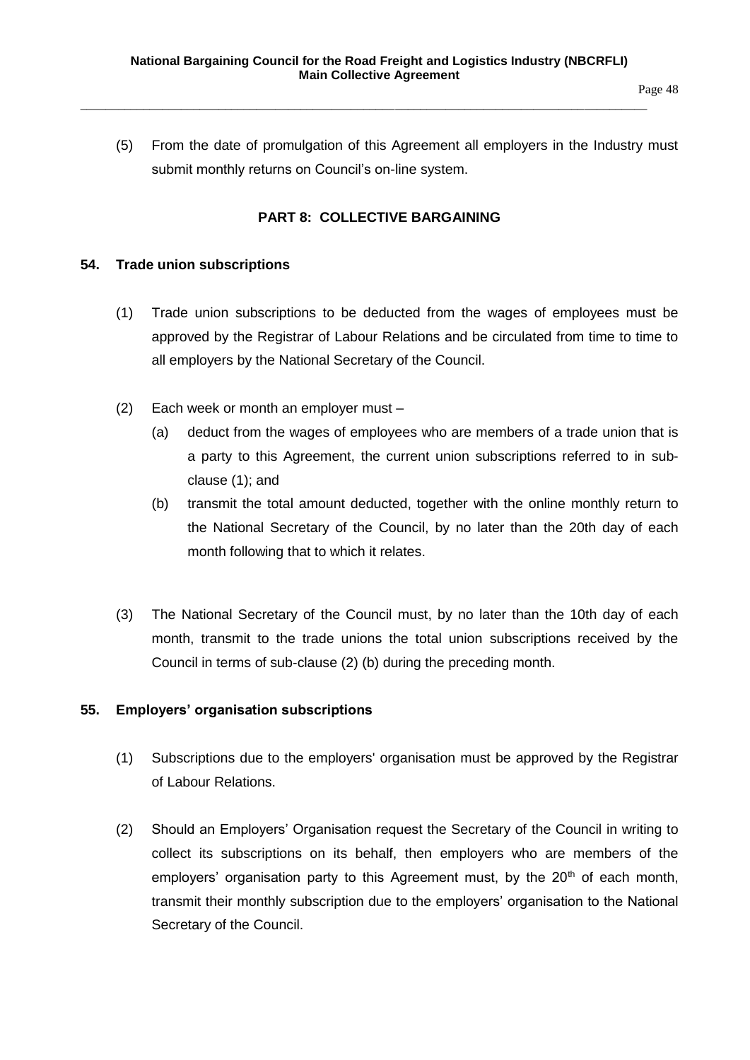(5) From the date of promulgation of this Agreement all employers in the Industry must submit monthly returns on Council's on-line system.

## PART 8: COLLECTIVE BARGAINING

### 54. Trade union subscriptions

(1) Trade union subscriptions to be deducted from the wages of employees must be approved by the Registrar of Labour Relations and be circulated from time to time to all employers by the National Secretary of the Council.

(2) Each week or month an employer must –

  (a) deduct from the wages of employees who are members of a trade union that is a party to this Agreement, the current union subscriptions referred to in sub-clause (1); and

  (b) transmit the total amount deducted, together with the online monthly return to the National Secretary of the Council, by no later than the 20th day of each month following that to which it relates.

(3) The National Secretary of the Council must, by no later than the 10th day of each month, transmit to the trade unions the total union subscriptions received by the Council in terms of sub-clause (2) (b) during the preceding month.

### 55. Employers' organisation subscriptions

(1) Subscriptions due to the employers' organisation must be approved by the Registrar of Labour Relations.

(2) Should an Employers' Organisation request the Secretary of the Council in writing to collect its subscriptions on its behalf, then employers who are members of the employers' organisation party to this Agreement must, by the 20th of each month, transmit their monthly subscription due to the employers' organisation to the National Secretary of the Council.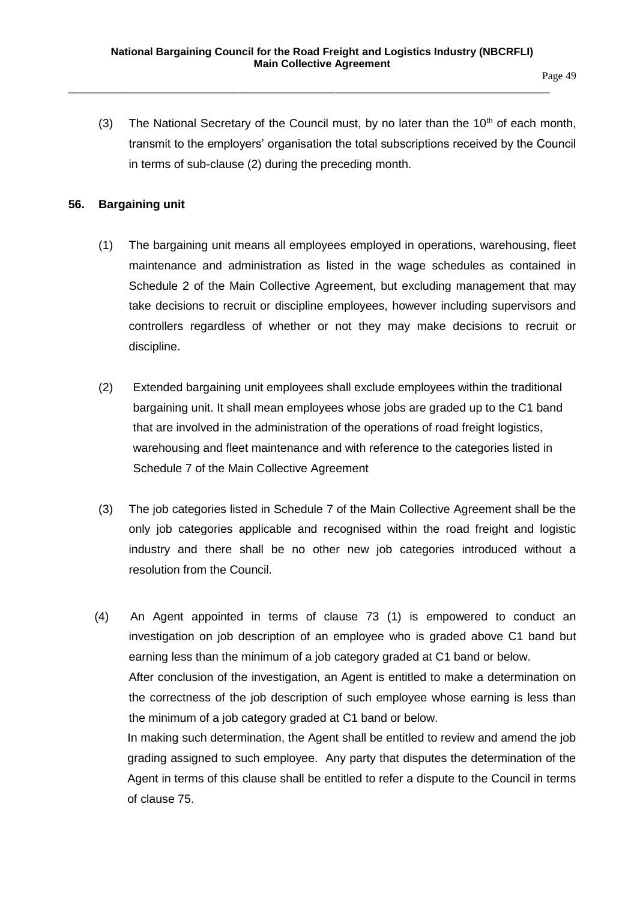(3) The National Secretary of the Council must, by no later than the 10th of each month, transmit to the employers' organisation the total subscriptions received by the Council in terms of sub-clause (2) during the preceding month.

**56. Bargaining unit**

(1) The bargaining unit means all employees employed in operations, warehousing, fleet maintenance and administration as listed in the wage schedules as contained in Schedule 2 of the Main Collective Agreement, but excluding management that may take decisions to recruit or discipline employees, however including supervisors and controllers regardless of whether or not they may make decisions to recruit or discipline.

(2) Extended bargaining unit employees shall exclude employees within the traditional bargaining unit. It shall mean employees whose jobs are graded up to the C1 band that are involved in the administration of the operations of road freight logistics, warehousing and fleet maintenance and with reference to the categories listed in Schedule 7 of the Main Collective Agreement

(3) The job categories listed in Schedule 7 of the Main Collective Agreement shall be the only job categories applicable and recognised within the road freight and logistic industry and there shall be no other new job categories introduced without a resolution from the Council.

(4) An Agent appointed in terms of clause 73 (1) is empowered to conduct an investigation on job description of an employee who is graded above C1 band but earning less than the minimum of a job category graded at C1 band or below.
After conclusion of the investigation, an Agent is entitled to make a determination on the correctness of the job description of such employee whose earning is less than the minimum of a job category graded at C1 band or below.
In making such determination, the Agent shall be entitled to review and amend the job grading assigned to such employee. Any party that disputes the determination of the Agent in terms of this clause shall be entitled to refer a dispute to the Council in terms of clause 75.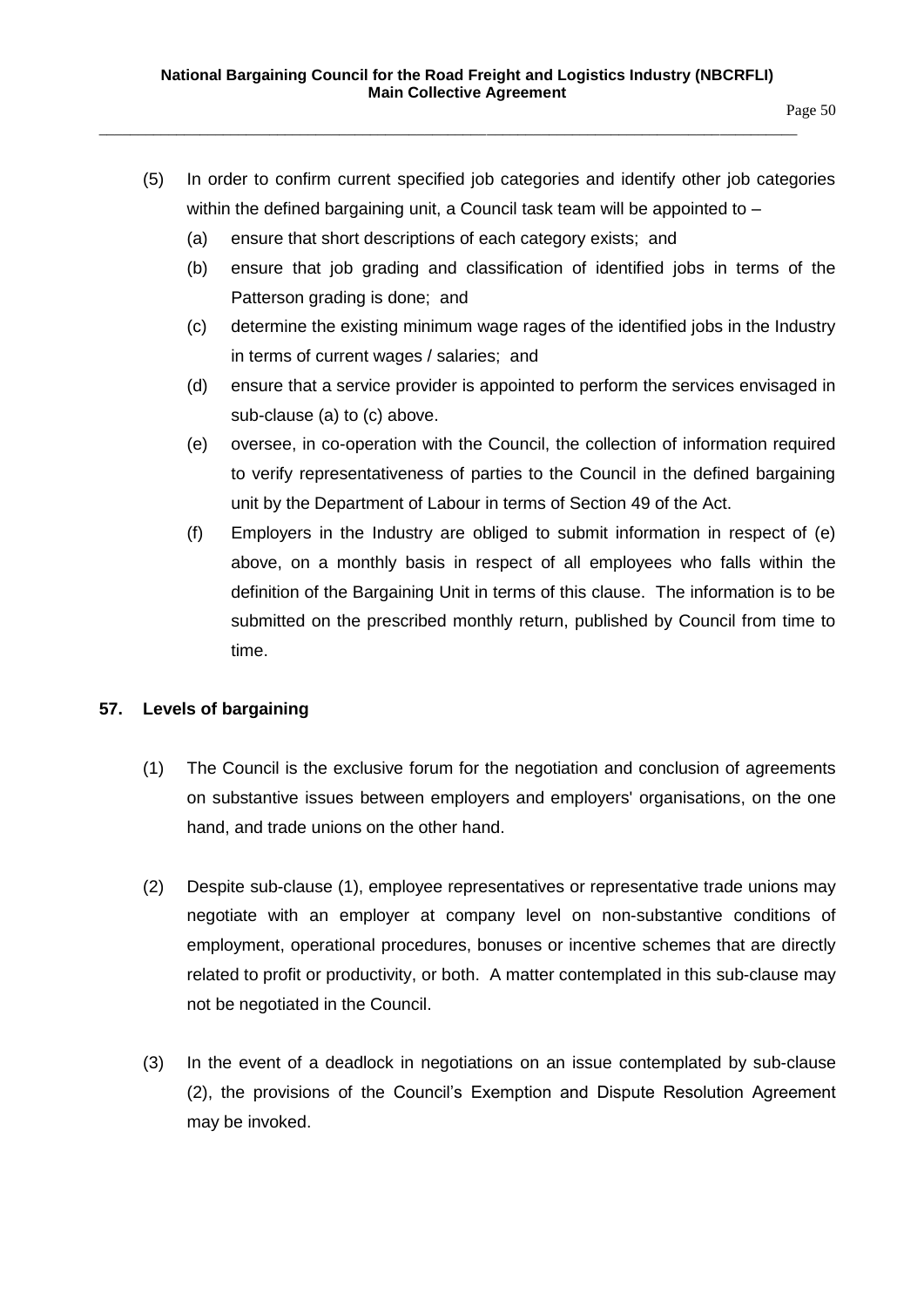(5) In order to confirm current specified job categories and identify other job categories within the defined bargaining unit, a Council task team will be appointed to –

   (a) ensure that short descriptions of each category exists; and

   (b) ensure that job grading and classification of identified jobs in terms of the Patterson grading is done; and

   (c) determine the existing minimum wage rages of the identified jobs in the Industry in terms of current wages / salaries; and

   (d) ensure that a service provider is appointed to perform the services envisaged in sub-clause (a) to (c) above.

   (e) oversee, in co-operation with the Council, the collection of information required to verify representativeness of parties to the Council in the defined bargaining unit by the Department of Labour in terms of Section 49 of the Act.

   (f) Employers in the Industry are obliged to submit information in respect of (e) above, on a monthly basis in respect of all employees who falls within the definition of the Bargaining Unit in terms of this clause. The information is to be submitted on the prescribed monthly return, published by Council from time to time.

**57. Levels of bargaining**

(1) The Council is the exclusive forum for the negotiation and conclusion of agreements on substantive issues between employers and employers' organisations, on the one hand, and trade unions on the other hand.

(2) Despite sub-clause (1), employee representatives or representative trade unions may negotiate with an employer at company level on non-substantive conditions of employment, operational procedures, bonuses or incentive schemes that are directly related to profit or productivity, or both. A matter contemplated in this sub-clause may not be negotiated in the Council.

(3) In the event of a deadlock in negotiations on an issue contemplated by sub-clause (2), the provisions of the Council's Exemption and Dispute Resolution Agreement may be invoked.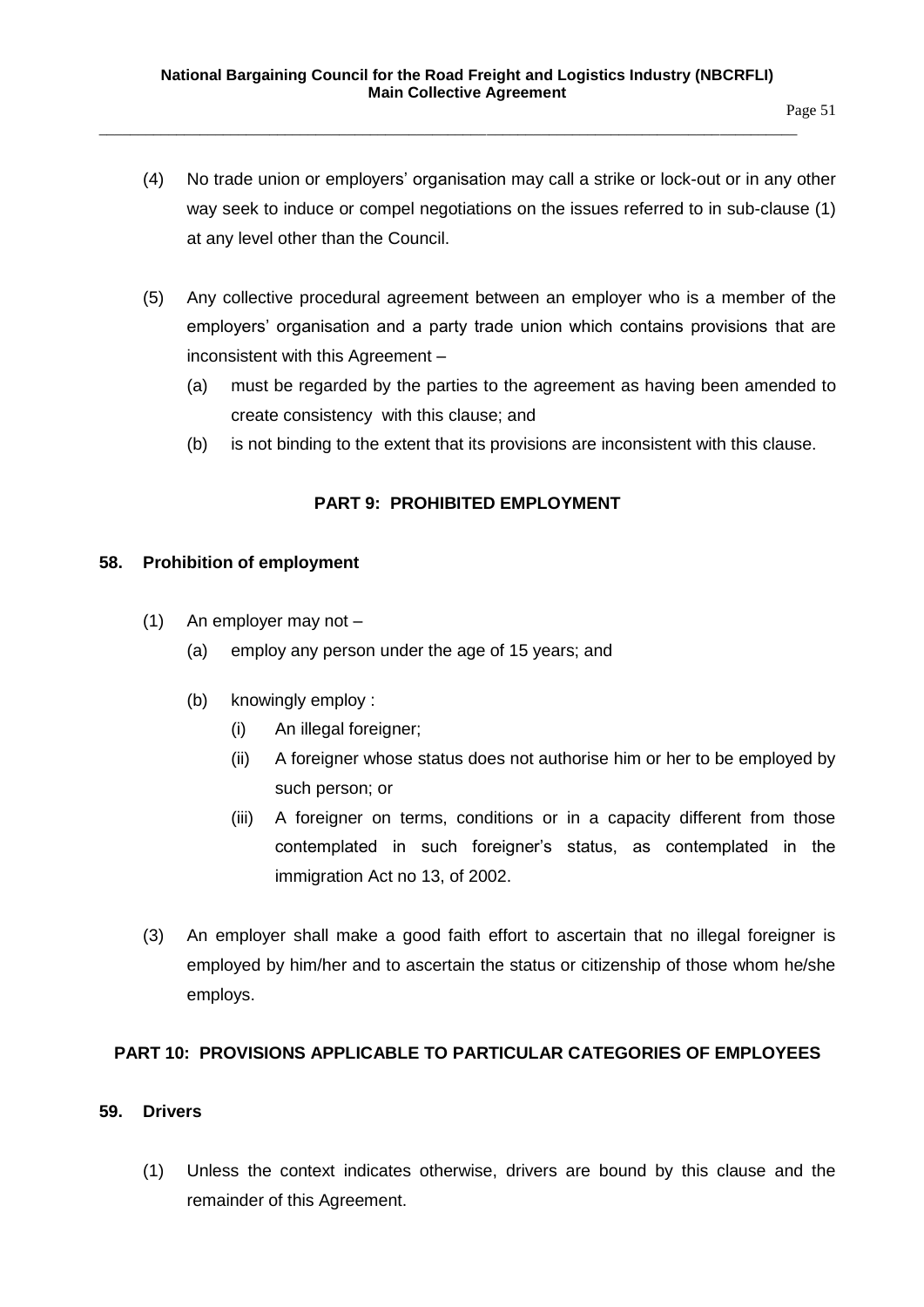(4) No trade union or employers' organisation may call a strike or lock-out or in any other way seek to induce or compel negotiations on the issues referred to in sub-clause (1) at any level other than the Council.

(5) Any collective procedural agreement between an employer who is a member of the employers' organisation and a party trade union which contains provisions that are inconsistent with this Agreement –

   (a) must be regarded by the parties to the agreement as having been amended to create consistency with this clause; and

   (b) is not binding to the extent that its provisions are inconsistent with this clause.

## PART 9: PROHIBITED EMPLOYMENT

### 58. Prohibition of employment

(1) An employer may not –

   (a) employ any person under the age of 15 years; and

   (b) knowingly employ :

      (i) An illegal foreigner;

      (ii) A foreigner whose status does not authorise him or her to be employed by such person; or

      (iii) A foreigner on terms, conditions or in a capacity different from those contemplated in such foreigner's status, as contemplated in the immigration Act no 13, of 2002.

(3) An employer shall make a good faith effort to ascertain that no illegal foreigner is employed by him/her and to ascertain the status or citizenship of those whom he/she employs.

## PART 10: PROVISIONS APPLICABLE TO PARTICULAR CATEGORIES OF EMPLOYEES

### 59. Drivers

(1) Unless the context indicates otherwise, drivers are bound by this clause and the remainder of this Agreement.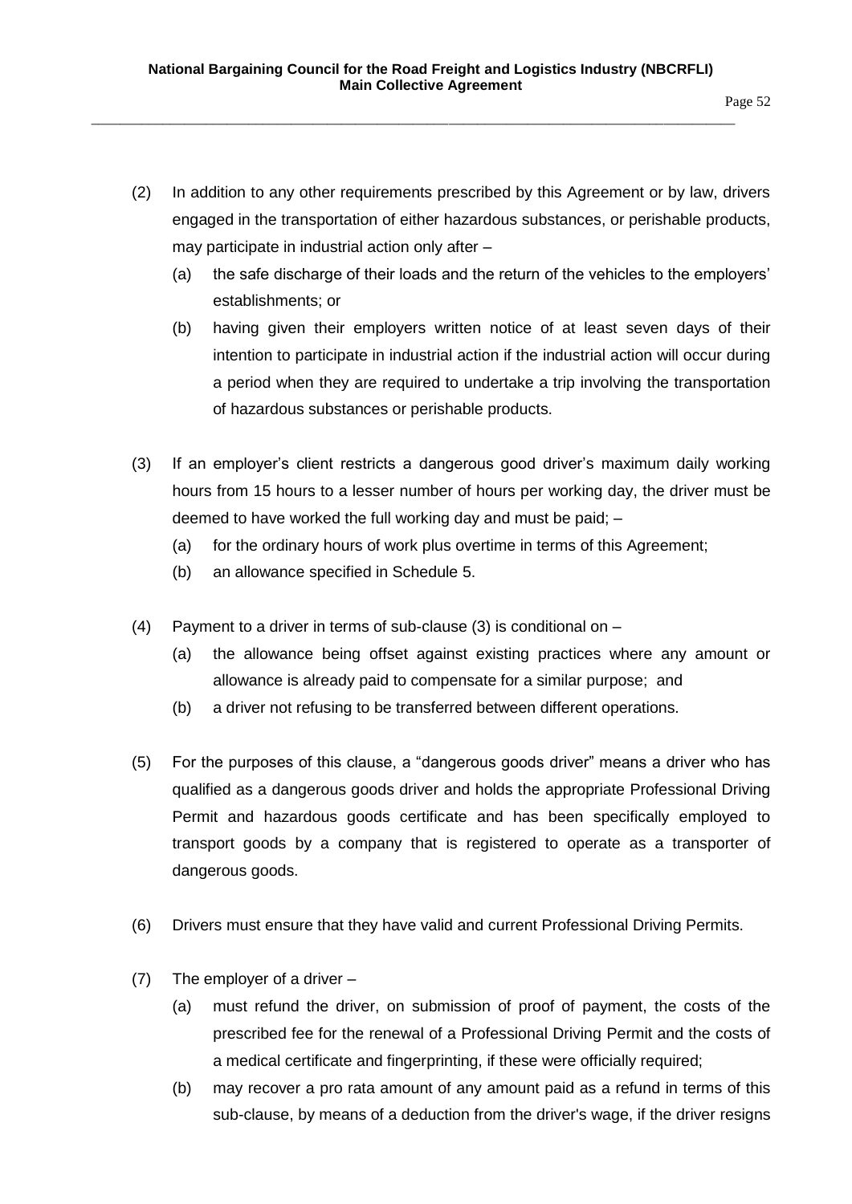(2) In addition to any other requirements prescribed by this Agreement or by law, drivers engaged in the transportation of either hazardous substances, or perishable products, may participate in industrial action only after –

(a) the safe discharge of their loads and the return of the vehicles to the employers' establishments; or

(b) having given their employers written notice of at least seven days of their intention to participate in industrial action if the industrial action will occur during a period when they are required to undertake a trip involving the transportation of hazardous substances or perishable products.

(3) If an employer's client restricts a dangerous good driver's maximum daily working hours from 15 hours to a lesser number of hours per working day, the driver must be deemed to have worked the full working day and must be paid; –

(a) for the ordinary hours of work plus overtime in terms of this Agreement;

(b) an allowance specified in Schedule 5.

(4) Payment to a driver in terms of sub-clause (3) is conditional on –

(a) the allowance being offset against existing practices where any amount or allowance is already paid to compensate for a similar purpose; and

(b) a driver not refusing to be transferred between different operations.

(5) For the purposes of this clause, a "dangerous goods driver" means a driver who has qualified as a dangerous goods driver and holds the appropriate Professional Driving Permit and hazardous goods certificate and has been specifically employed to transport goods by a company that is registered to operate as a transporter of dangerous goods.

(6) Drivers must ensure that they have valid and current Professional Driving Permits.

(7) The employer of a driver –

(a) must refund the driver, on submission of proof of payment, the costs of the prescribed fee for the renewal of a Professional Driving Permit and the costs of a medical certificate and fingerprinting, if these were officially required;

(b) may recover a pro rata amount of any amount paid as a refund in terms of this sub-clause, by means of a deduction from the driver's wage, if the driver resigns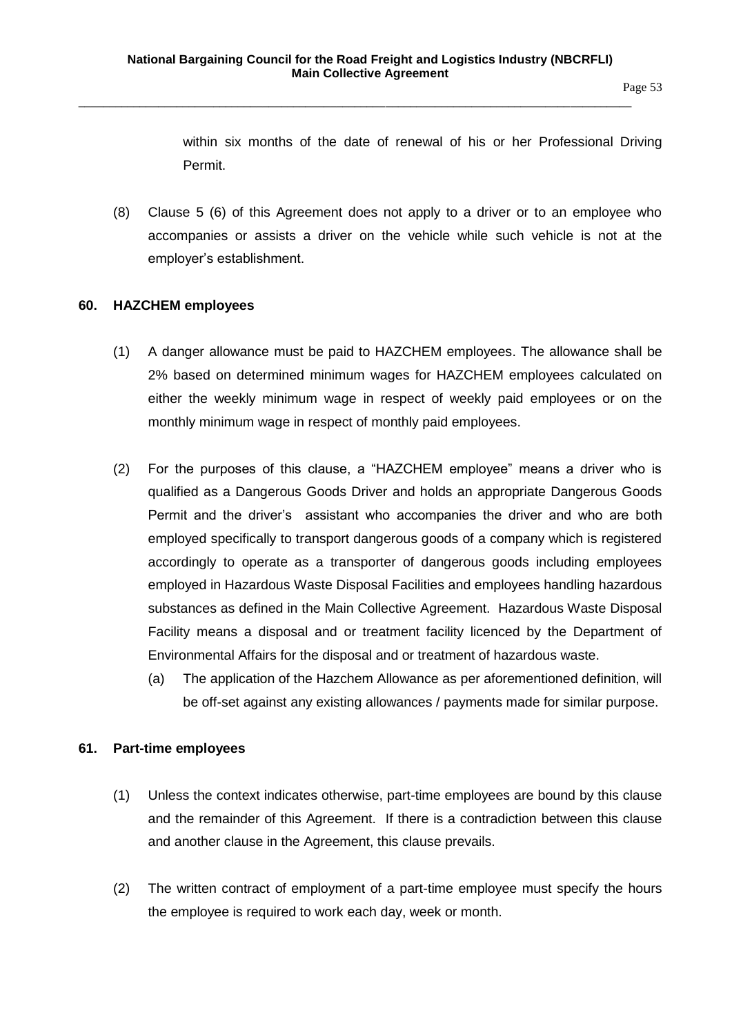within six months of the date of renewal of his or her Professional Driving Permit.

(8) Clause 5 (6) of this Agreement does not apply to a driver or to an employee who accompanies or assists a driver on the vehicle while such vehicle is not at the employer's establishment.

**60. HAZCHEM employees**

(1) A danger allowance must be paid to HAZCHEM employees. The allowance shall be 2% based on determined minimum wages for HAZCHEM employees calculated on either the weekly minimum wage in respect of weekly paid employees or on the monthly minimum wage in respect of monthly paid employees.

(2) For the purposes of this clause, a "HAZCHEM employee" means a driver who is qualified as a Dangerous Goods Driver and holds an appropriate Dangerous Goods Permit and the driver's assistant who accompanies the driver and who are both employed specifically to transport dangerous goods of a company which is registered accordingly to operate as a transporter of dangerous goods including employees employed in Hazardous Waste Disposal Facilities and employees handling hazardous substances as defined in the Main Collective Agreement. Hazardous Waste Disposal Facility means a disposal and or treatment facility licenced by the Department of Environmental Affairs for the disposal and or treatment of hazardous waste.

(a) The application of the Hazchem Allowance as per aforementioned definition, will be off-set against any existing allowances / payments made for similar purpose.

**61. Part-time employees**

(1) Unless the context indicates otherwise, part-time employees are bound by this clause and the remainder of this Agreement. If there is a contradiction between this clause and another clause in the Agreement, this clause prevails.

(2) The written contract of employment of a part-time employee must specify the hours the employee is required to work each day, week or month.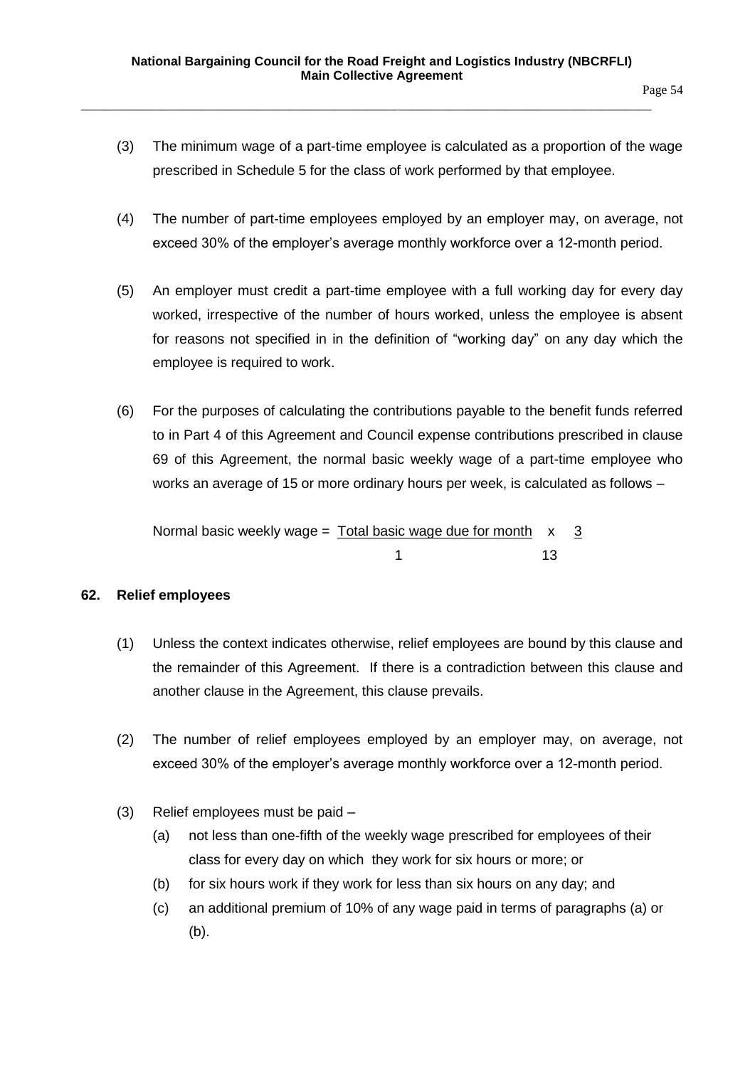(3) The minimum wage of a part-time employee is calculated as a proportion of the wage prescribed in Schedule 5 for the class of work performed by that employee.

(4) The number of part-time employees employed by an employer may, on average, not exceed 30% of the employer's average monthly workforce over a 12-month period.

(5) An employer must credit a part-time employee with a full working day for every day worked, irrespective of the number of hours worked, unless the employee is absent for reasons not specified in in the definition of "working day" on any day which the employee is required to work.

(6) For the purposes of calculating the contributions payable to the benefit funds referred to in Part 4 of this Agreement and Council expense contributions prescribed in clause 69 of this Agreement, the normal basic weekly wage of a part-time employee who works an average of 15 or more ordinary hours per week, is calculated as follows –

$$\text{Normal basic weekly wage} = \frac{\text{Total basic wage due for month}}{1} \times \frac{3}{13}$$

## 62. Relief employees

(1) Unless the context indicates otherwise, relief employees are bound by this clause and the remainder of this Agreement. If there is a contradiction between this clause and another clause in the Agreement, this clause prevails.

(2) The number of relief employees employed by an employer may, on average, not exceed 30% of the employer's average monthly workforce over a 12-month period.

(3) Relief employees must be paid –

   (a) not less than one-fifth of the weekly wage prescribed for employees of their class for every day on which they work for six hours or more; or

   (b) for six hours work if they work for less than six hours on any day; and

   (c) an additional premium of 10% of any wage paid in terms of paragraphs (a) or (b).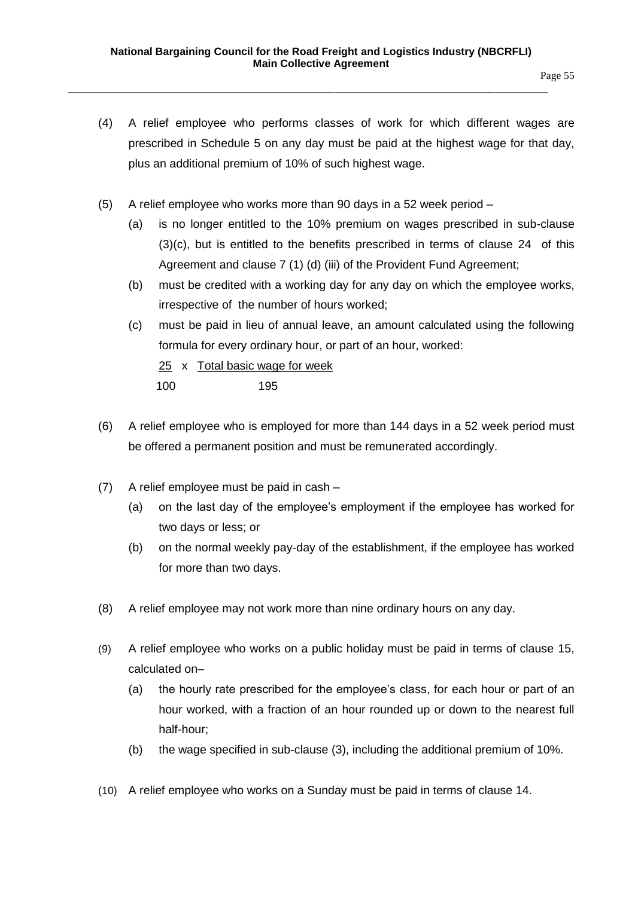(4) A relief employee who performs classes of work for which different wages are prescribed in Schedule 5 on any day must be paid at the highest wage for that day, plus an additional premium of 10% of such highest wage.

(5) A relief employee who works more than 90 days in a 52 week period –

  (a) is no longer entitled to the 10% premium on wages prescribed in sub-clause (3)(c), but is entitled to the benefits prescribed in terms of clause 24 of this Agreement and clause 7 (1) (d) (iii) of the Provident Fund Agreement;

  (b) must be credited with a working day for any day on which the employee works, irrespective of the number of hours worked;

  (c) must be paid in lieu of annual leave, an amount calculated using the following formula for every ordinary hour, or part of an hour, worked:

$$\frac{25}{100} \times \frac{\text{Total basic wage for week}}{195}$$

(6) A relief employee who is employed for more than 144 days in a 52 week period must be offered a permanent position and must be remunerated accordingly.

(7) A relief employee must be paid in cash –

  (a) on the last day of the employee's employment if the employee has worked for two days or less; or

  (b) on the normal weekly pay-day of the establishment, if the employee has worked for more than two days.

(8) A relief employee may not work more than nine ordinary hours on any day.

(9) A relief employee who works on a public holiday must be paid in terms of clause 15, calculated on–

  (a) the hourly rate prescribed for the employee's class, for each hour or part of an hour worked, with a fraction of an hour rounded up or down to the nearest full half-hour;

  (b) the wage specified in sub-clause (3), including the additional premium of 10%.

(10) A relief employee who works on a Sunday must be paid in terms of clause 14.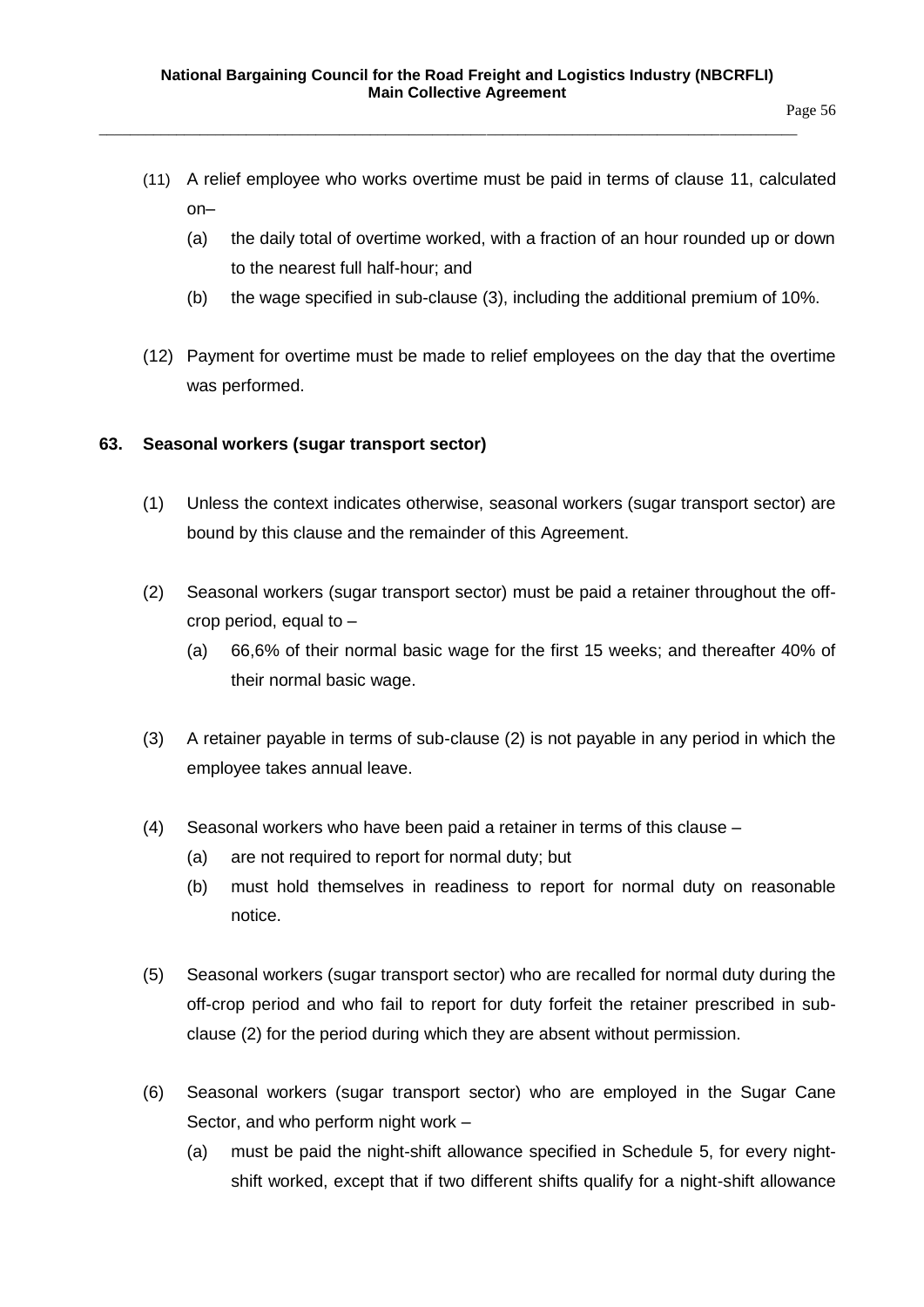(11) A relief employee who works overtime must be paid in terms of clause 11, calculated on–

   (a) the daily total of overtime worked, with a fraction of an hour rounded up or down to the nearest full half-hour; and

   (b) the wage specified in sub-clause (3), including the additional premium of 10%.

(12) Payment for overtime must be made to relief employees on the day that the overtime was performed.

**63. Seasonal workers (sugar transport sector)**

(1) Unless the context indicates otherwise, seasonal workers (sugar transport sector) are bound by this clause and the remainder of this Agreement.

(2) Seasonal workers (sugar transport sector) must be paid a retainer throughout the off-crop period, equal to –

   (a) 66,6% of their normal basic wage for the first 15 weeks; and thereafter 40% of their normal basic wage.

(3) A retainer payable in terms of sub-clause (2) is not payable in any period in which the employee takes annual leave.

(4) Seasonal workers who have been paid a retainer in terms of this clause –

   (a) are not required to report for normal duty; but

   (b) must hold themselves in readiness to report for normal duty on reasonable notice.

(5) Seasonal workers (sugar transport sector) who are recalled for normal duty during the off-crop period and who fail to report for duty forfeit the retainer prescribed in sub-clause (2) for the period during which they are absent without permission.

(6) Seasonal workers (sugar transport sector) who are employed in the Sugar Cane Sector, and who perform night work –

   (a) must be paid the night-shift allowance specified in Schedule 5, for every night-shift worked, except that if two different shifts qualify for a night-shift allowance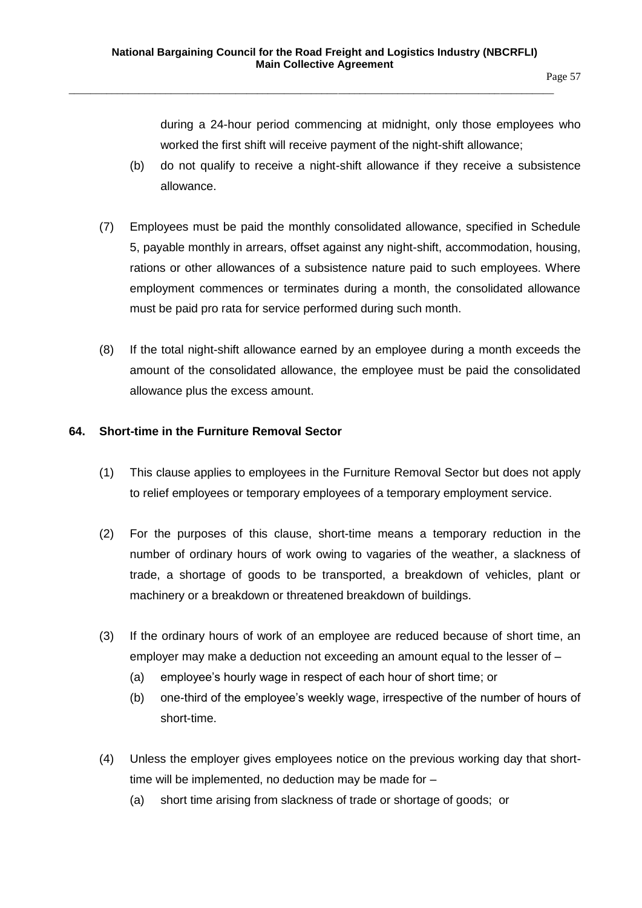during a 24-hour period commencing at midnight, only those employees who worked the first shift will receive payment of the night-shift allowance;

(b) do not qualify to receive a night-shift allowance if they receive a subsistence allowance.

(7) Employees must be paid the monthly consolidated allowance, specified in Schedule 5, payable monthly in arrears, offset against any night-shift, accommodation, housing, rations or other allowances of a subsistence nature paid to such employees. Where employment commences or terminates during a month, the consolidated allowance must be paid pro rata for service performed during such month.

(8) If the total night-shift allowance earned by an employee during a month exceeds the amount of the consolidated allowance, the employee must be paid the consolidated allowance plus the excess amount.

**64. Short-time in the Furniture Removal Sector**

(1) This clause applies to employees in the Furniture Removal Sector but does not apply to relief employees or temporary employees of a temporary employment service.

(2) For the purposes of this clause, short-time means a temporary reduction in the number of ordinary hours of work owing to vagaries of the weather, a slackness of trade, a shortage of goods to be transported, a breakdown of vehicles, plant or machinery or a breakdown or threatened breakdown of buildings.

(3) If the ordinary hours of work of an employee are reduced because of short time, an employer may make a deduction not exceeding an amount equal to the lesser of –

(a) employee's hourly wage in respect of each hour of short time; or

(b) one-third of the employee's weekly wage, irrespective of the number of hours of short-time.

(4) Unless the employer gives employees notice on the previous working day that short-time will be implemented, no deduction may be made for –

(a) short time arising from slackness of trade or shortage of goods; or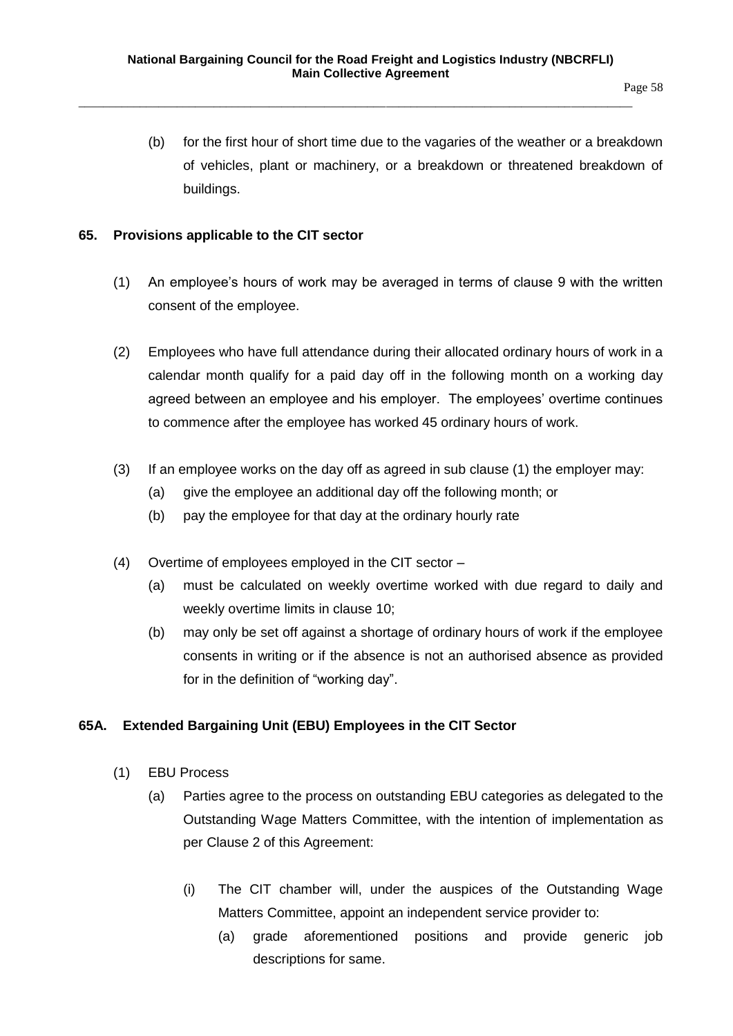(b) for the first hour of short time due to the vagaries of the weather or a breakdown of vehicles, plant or machinery, or a breakdown or threatened breakdown of buildings.

### 65. Provisions applicable to the CIT sector

(1) An employee's hours of work may be averaged in terms of clause 9 with the written consent of the employee.

(2) Employees who have full attendance during their allocated ordinary hours of work in a calendar month qualify for a paid day off in the following month on a working day agreed between an employee and his employer. The employees' overtime continues to commence after the employee has worked 45 ordinary hours of work.

(3) If an employee works on the day off as agreed in sub clause (1) the employer may:

(a) give the employee an additional day off the following month; or

(b) pay the employee for that day at the ordinary hourly rate

(4) Overtime of employees employed in the CIT sector –

(a) must be calculated on weekly overtime worked with due regard to daily and weekly overtime limits in clause 10;

(b) may only be set off against a shortage of ordinary hours of work if the employee consents in writing or if the absence is not an authorised absence as provided for in the definition of "working day".

### 65A. Extended Bargaining Unit (EBU) Employees in the CIT Sector

(1) EBU Process

(a) Parties agree to the process on outstanding EBU categories as delegated to the Outstanding Wage Matters Committee, with the intention of implementation as per Clause 2 of this Agreement:

(i) The CIT chamber will, under the auspices of the Outstanding Wage Matters Committee, appoint an independent service provider to:

(a) grade aforementioned positions and provide generic job descriptions for same.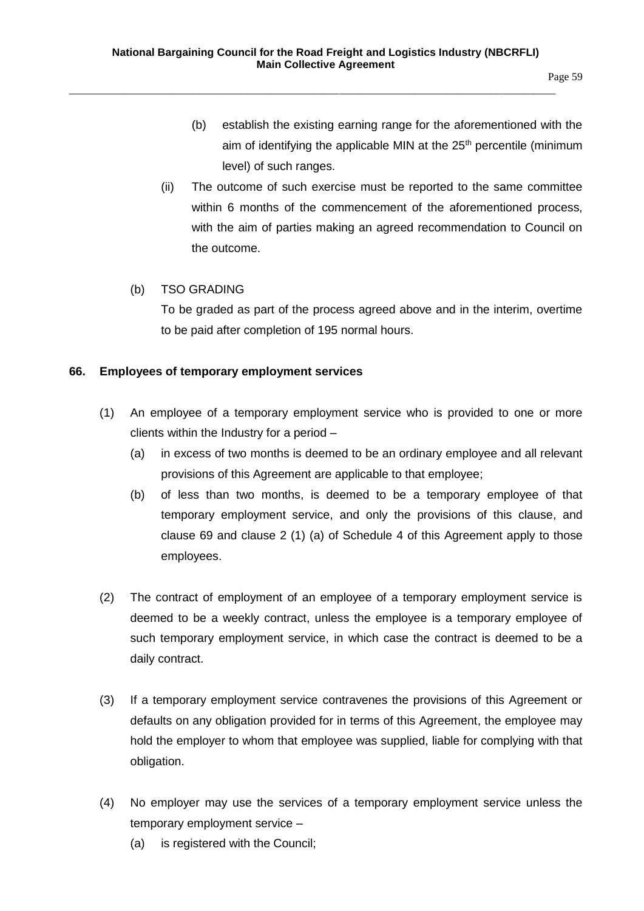(b) establish the existing earning range for the aforementioned with the aim of identifying the applicable MIN at the 25th percentile (minimum level) of such ranges.

(ii) The outcome of such exercise must be reported to the same committee within 6 months of the commencement of the aforementioned process, with the aim of parties making an agreed recommendation to Council on the outcome.

(b) TSO GRADING

To be graded as part of the process agreed above and in the interim, overtime to be paid after completion of 195 normal hours.

**66. Employees of temporary employment services**

(1) An employee of a temporary employment service who is provided to one or more clients within the Industry for a period –

(a) in excess of two months is deemed to be an ordinary employee and all relevant provisions of this Agreement are applicable to that employee;

(b) of less than two months, is deemed to be a temporary employee of that temporary employment service, and only the provisions of this clause, and clause 69 and clause 2 (1) (a) of Schedule 4 of this Agreement apply to those employees.

(2) The contract of employment of an employee of a temporary employment service is deemed to be a weekly contract, unless the employee is a temporary employee of such temporary employment service, in which case the contract is deemed to be a daily contract.

(3) If a temporary employment service contravenes the provisions of this Agreement or defaults on any obligation provided for in terms of this Agreement, the employee may hold the employer to whom that employee was supplied, liable for complying with that obligation.

(4) No employer may use the services of a temporary employment service unless the temporary employment service –

(a) is registered with the Council;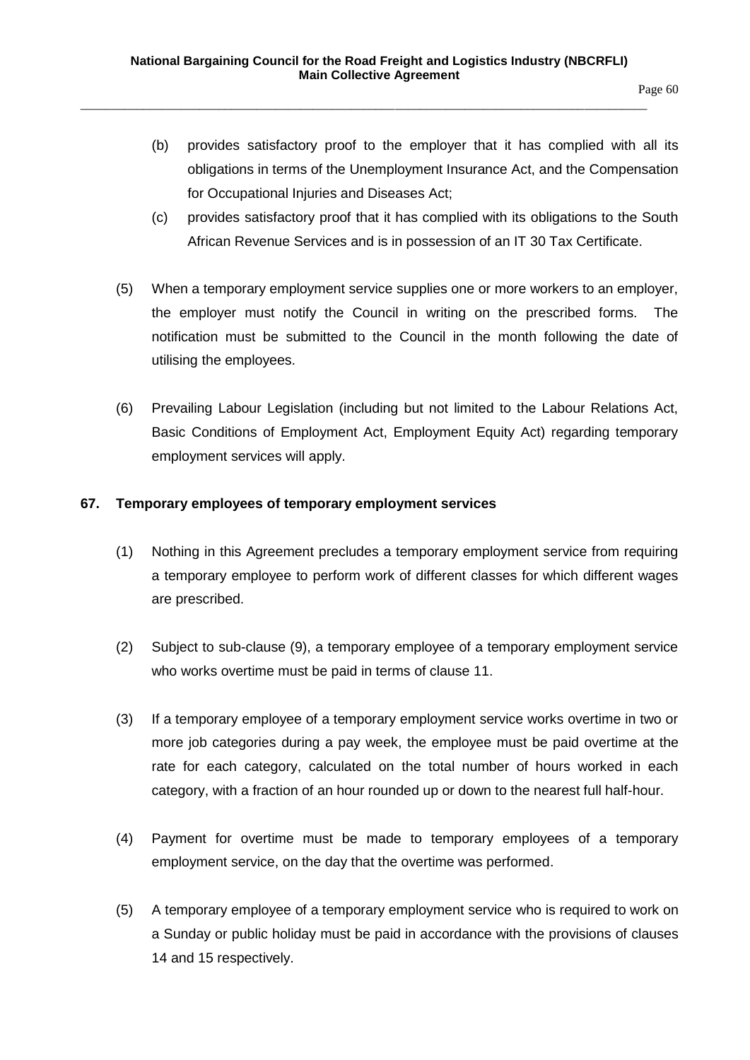(b) provides satisfactory proof to the employer that it has complied with all its obligations in terms of the Unemployment Insurance Act, and the Compensation for Occupational Injuries and Diseases Act;

(c) provides satisfactory proof that it has complied with its obligations to the South African Revenue Services and is in possession of an IT 30 Tax Certificate.

(5) When a temporary employment service supplies one or more workers to an employer, the employer must notify the Council in writing on the prescribed forms. The notification must be submitted to the Council in the month following the date of utilising the employees.

(6) Prevailing Labour Legislation (including but not limited to the Labour Relations Act, Basic Conditions of Employment Act, Employment Equity Act) regarding temporary employment services will apply.

**67. Temporary employees of temporary employment services**

(1) Nothing in this Agreement precludes a temporary employment service from requiring a temporary employee to perform work of different classes for which different wages are prescribed.

(2) Subject to sub-clause (9), a temporary employee of a temporary employment service who works overtime must be paid in terms of clause 11.

(3) If a temporary employee of a temporary employment service works overtime in two or more job categories during a pay week, the employee must be paid overtime at the rate for each category, calculated on the total number of hours worked in each category, with a fraction of an hour rounded up or down to the nearest full half-hour.

(4) Payment for overtime must be made to temporary employees of a temporary employment service, on the day that the overtime was performed.

(5) A temporary employee of a temporary employment service who is required to work on a Sunday or public holiday must be paid in accordance with the provisions of clauses 14 and 15 respectively.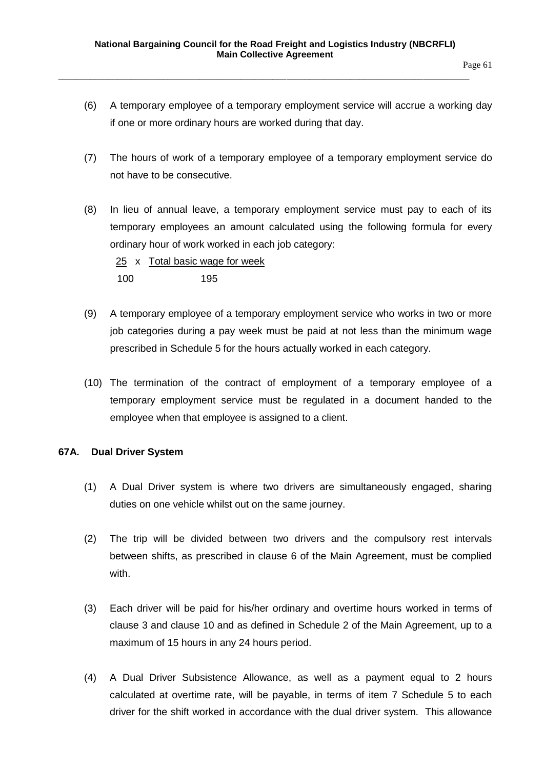(6) A temporary employee of a temporary employment service will accrue a working day if one or more ordinary hours are worked during that day.

(7) The hours of work of a temporary employee of a temporary employment service do not have to be consecutive.

(8) In lieu of annual leave, a temporary employment service must pay to each of its temporary employees an amount calculated using the following formula for every ordinary hour of work worked in each job category:

$$\frac{25}{100} \times \frac{\text{Total basic wage for week}}{195}$$

(9) A temporary employee of a temporary employment service who works in two or more job categories during a pay week must be paid at not less than the minimum wage prescribed in Schedule 5 for the hours actually worked in each category.

(10) The termination of the contract of employment of a temporary employee of a temporary employment service must be regulated in a document handed to the employee when that employee is assigned to a client.

### 67A. Dual Driver System

(1) A Dual Driver system is where two drivers are simultaneously engaged, sharing duties on one vehicle whilst out on the same journey.

(2) The trip will be divided between two drivers and the compulsory rest intervals between shifts, as prescribed in clause 6 of the Main Agreement, must be complied with.

(3) Each driver will be paid for his/her ordinary and overtime hours worked in terms of clause 3 and clause 10 and as defined in Schedule 2 of the Main Agreement, up to a maximum of 15 hours in any 24 hours period.

(4) A Dual Driver Subsistence Allowance, as well as a payment equal to 2 hours calculated at overtime rate, will be payable, in terms of item 7 Schedule 5 to each driver for the shift worked in accordance with the dual driver system. This allowance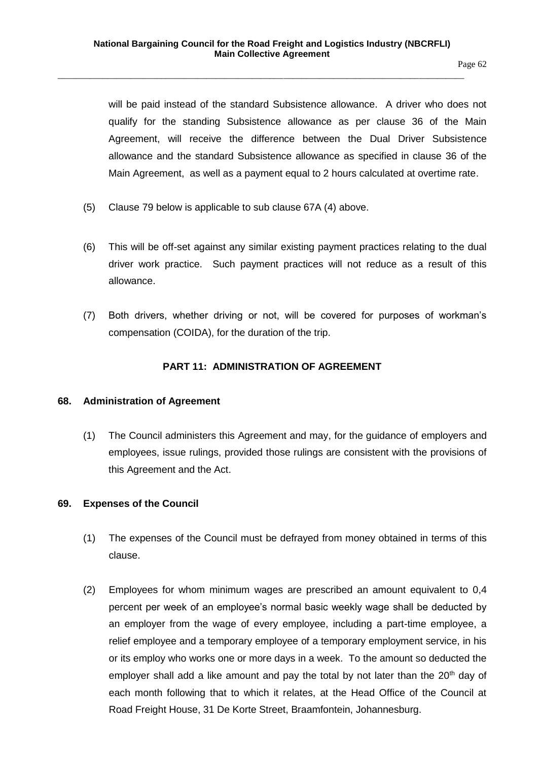will be paid instead of the standard Subsistence allowance. A driver who does not qualify for the standing Subsistence allowance as per clause 36 of the Main Agreement, will receive the difference between the Dual Driver Subsistence allowance and the standard Subsistence allowance as specified in clause 36 of the Main Agreement, as well as a payment equal to 2 hours calculated at overtime rate.

(5) Clause 79 below is applicable to sub clause 67A (4) above.

(6) This will be off-set against any similar existing payment practices relating to the dual driver work practice. Such payment practices will not reduce as a result of this allowance.

(7) Both drivers, whether driving or not, will be covered for purposes of workman's compensation (COIDA), for the duration of the trip.

## PART 11: ADMINISTRATION OF AGREEMENT

### 68. Administration of Agreement

(1) The Council administers this Agreement and may, for the guidance of employers and employees, issue rulings, provided those rulings are consistent with the provisions of this Agreement and the Act.

### 69. Expenses of the Council

(1) The expenses of the Council must be defrayed from money obtained in terms of this clause.

(2) Employees for whom minimum wages are prescribed an amount equivalent to 0,4 percent per week of an employee's normal basic weekly wage shall be deducted by an employer from the wage of every employee, including a part-time employee, a relief employee and a temporary employee of a temporary employment service, in his or its employ who works one or more days in a week. To the amount so deducted the employer shall add a like amount and pay the total by not later than the 20th day of each month following that to which it relates, at the Head Office of the Council at Road Freight House, 31 De Korte Street, Braamfontein, Johannesburg.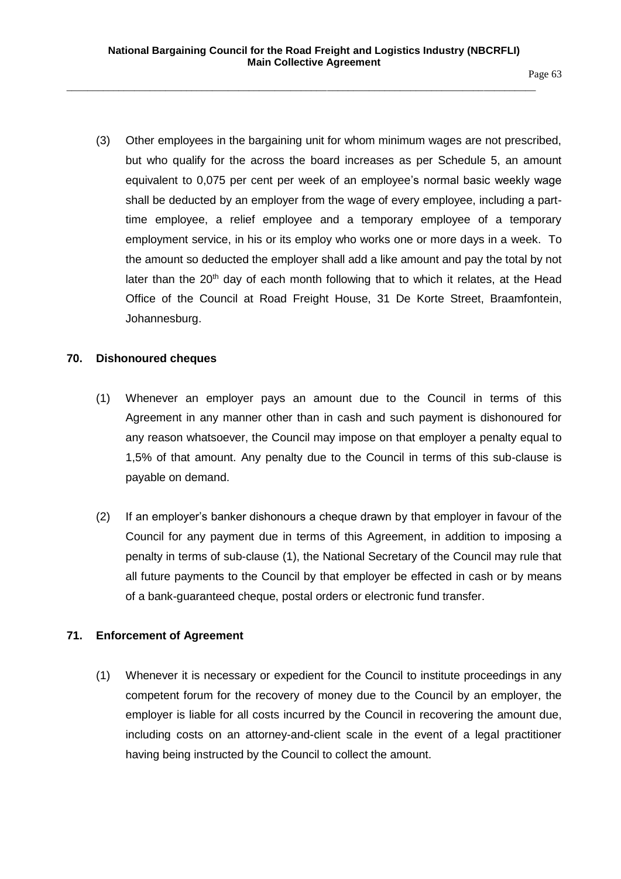(3) Other employees in the bargaining unit for whom minimum wages are not prescribed, but who qualify for the across the board increases as per Schedule 5, an amount equivalent to 0,075 per cent per week of an employee's normal basic weekly wage shall be deducted by an employer from the wage of every employee, including a part-time employee, a relief employee and a temporary employee of a temporary employment service, in his or its employ who works one or more days in a week. To the amount so deducted the employer shall add a like amount and pay the total by not later than the 20th day of each month following that to which it relates, at the Head Office of the Council at Road Freight House, 31 De Korte Street, Braamfontein, Johannesburg.

## 70. Dishonoured cheques

(1) Whenever an employer pays an amount due to the Council in terms of this Agreement in any manner other than in cash and such payment is dishonoured for any reason whatsoever, the Council may impose on that employer a penalty equal to 1,5% of that amount. Any penalty due to the Council in terms of this sub-clause is payable on demand.

(2) If an employer's banker dishonours a cheque drawn by that employer in favour of the Council for any payment due in terms of this Agreement, in addition to imposing a penalty in terms of sub-clause (1), the National Secretary of the Council may rule that all future payments to the Council by that employer be effected in cash or by means of a bank-guaranteed cheque, postal orders or electronic fund transfer.

## 71. Enforcement of Agreement

(1) Whenever it is necessary or expedient for the Council to institute proceedings in any competent forum for the recovery of money due to the Council by an employer, the employer is liable for all costs incurred by the Council in recovering the amount due, including costs on an attorney-and-client scale in the event of a legal practitioner having being instructed by the Council to collect the amount.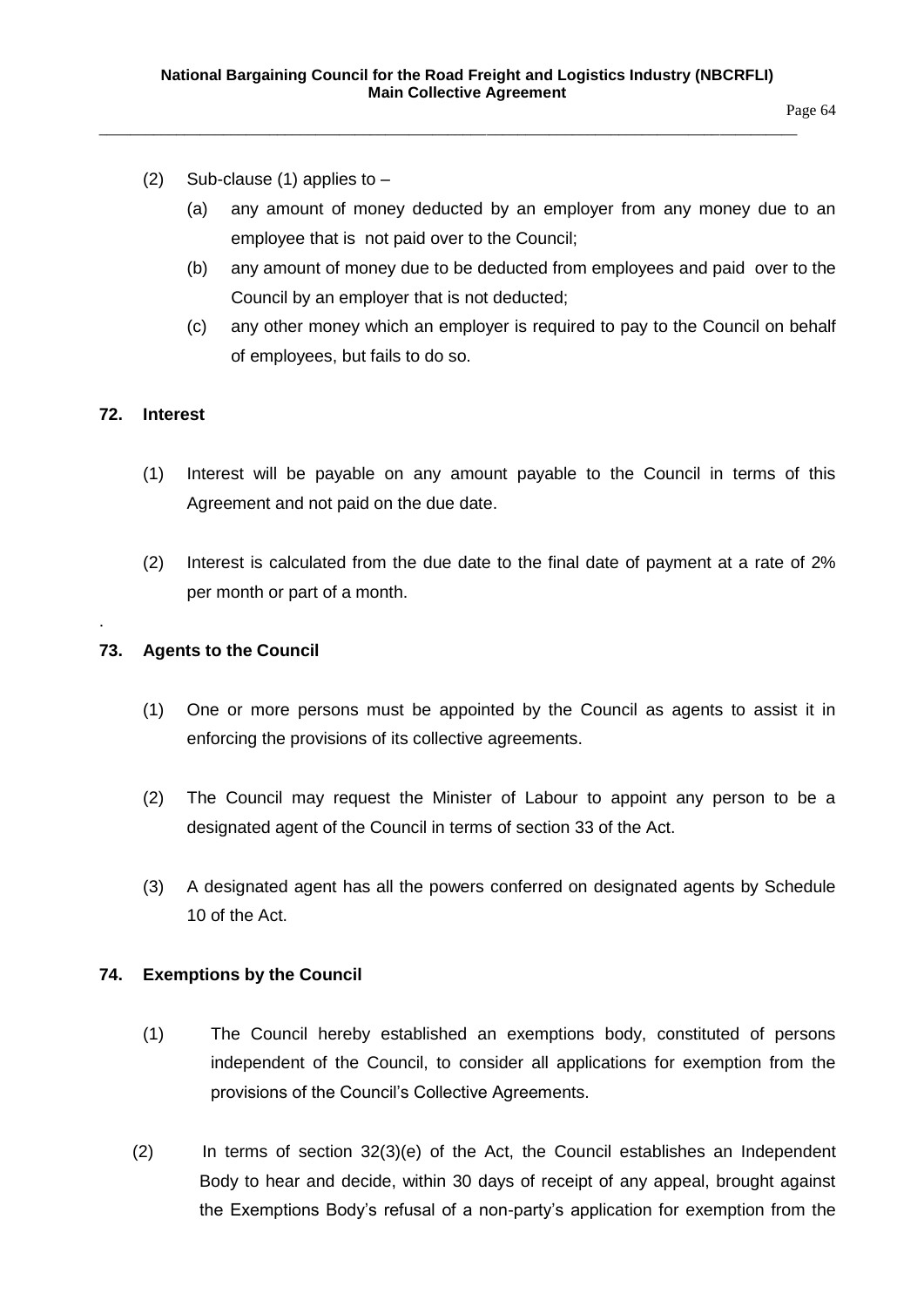(2) Sub-clause (1) applies to –

  (a) any amount of money deducted by an employer from any money due to an employee that is not paid over to the Council;

  (b) any amount of money due to be deducted from employees and paid over to the Council by an employer that is not deducted;

  (c) any other money which an employer is required to pay to the Council on behalf of employees, but fails to do so.

**72. Interest**

(1) Interest will be payable on any amount payable to the Council in terms of this Agreement and not paid on the due date.

(2) Interest is calculated from the due date to the final date of payment at a rate of 2% per month or part of a month.

**73. Agents to the Council**

(1) One or more persons must be appointed by the Council as agents to assist it in enforcing the provisions of its collective agreements.

(2) The Council may request the Minister of Labour to appoint any person to be a designated agent of the Council in terms of section 33 of the Act.

(3) A designated agent has all the powers conferred on designated agents by Schedule 10 of the Act.

**74. Exemptions by the Council**

(1) The Council hereby established an exemptions body, constituted of persons independent of the Council, to consider all applications for exemption from the provisions of the Council's Collective Agreements.

(2) In terms of section 32(3)(e) of the Act, the Council establishes an Independent Body to hear and decide, within 30 days of receipt of any appeal, brought against the Exemptions Body's refusal of a non-party's application for exemption from the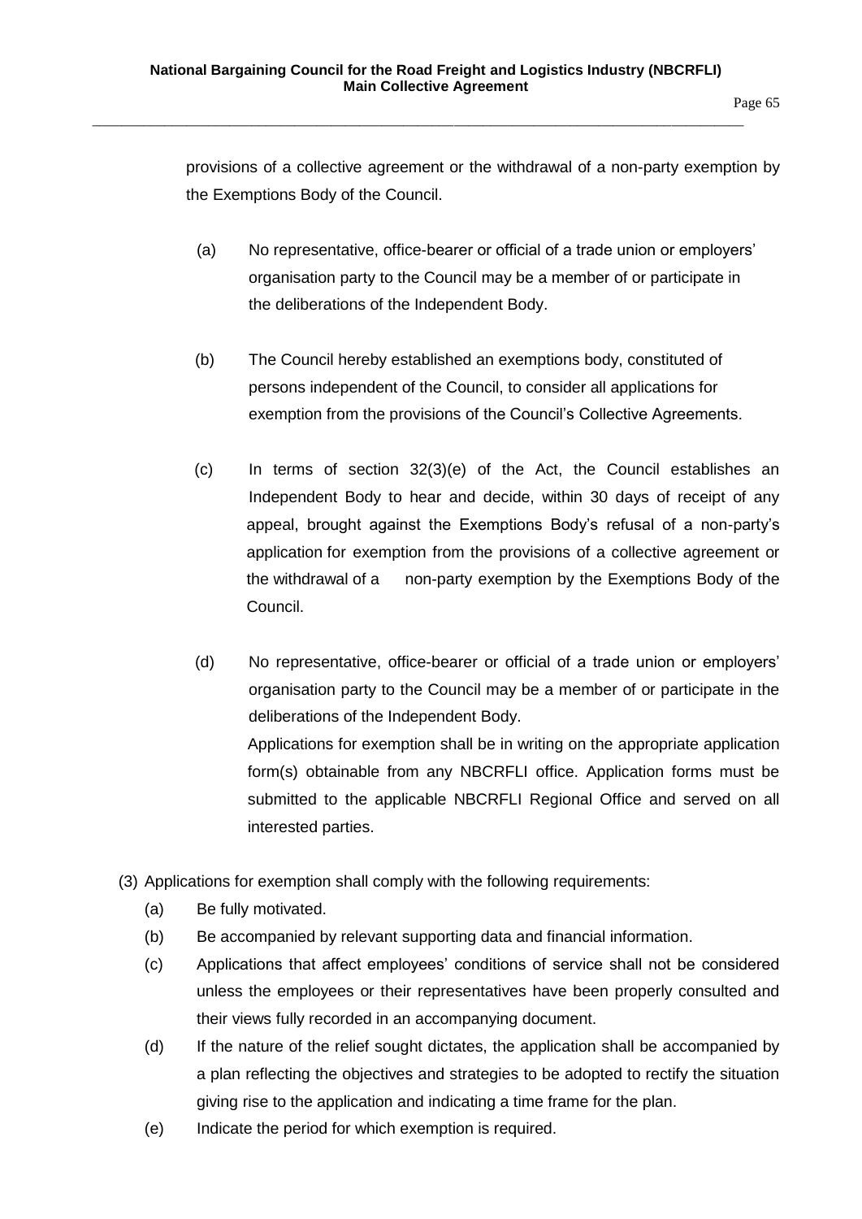provisions of a collective agreement or the withdrawal of a non-party exemption by the Exemptions Body of the Council.

(a) No representative, office-bearer or official of a trade union or employers' organisation party to the Council may be a member of or participate in the deliberations of the Independent Body.

(b) The Council hereby established an exemptions body, constituted of persons independent of the Council, to consider all applications for exemption from the provisions of the Council's Collective Agreements.

(c) In terms of section 32(3)(e) of the Act, the Council establishes an Independent Body to hear and decide, within 30 days of receipt of any appeal, brought against the Exemptions Body's refusal of a non-party's application for exemption from the provisions of a collective agreement or the withdrawal of a non-party exemption by the Exemptions Body of the Council.

(d) No representative, office-bearer or official of a trade union or employers' organisation party to the Council may be a member of or participate in the deliberations of the Independent Body.
Applications for exemption shall be in writing on the appropriate application form(s) obtainable from any NBCRFLI office. Application forms must be submitted to the applicable NBCRFLI Regional Office and served on all interested parties.

(3) Applications for exemption shall comply with the following requirements:

(a) Be fully motivated.
(b) Be accompanied by relevant supporting data and financial information.
(c) Applications that affect employees' conditions of service shall not be considered unless the employees or their representatives have been properly consulted and their views fully recorded in an accompanying document.
(d) If the nature of the relief sought dictates, the application shall be accompanied by a plan reflecting the objectives and strategies to be adopted to rectify the situation giving rise to the application and indicating a time frame for the plan.
(e) Indicate the period for which exemption is required.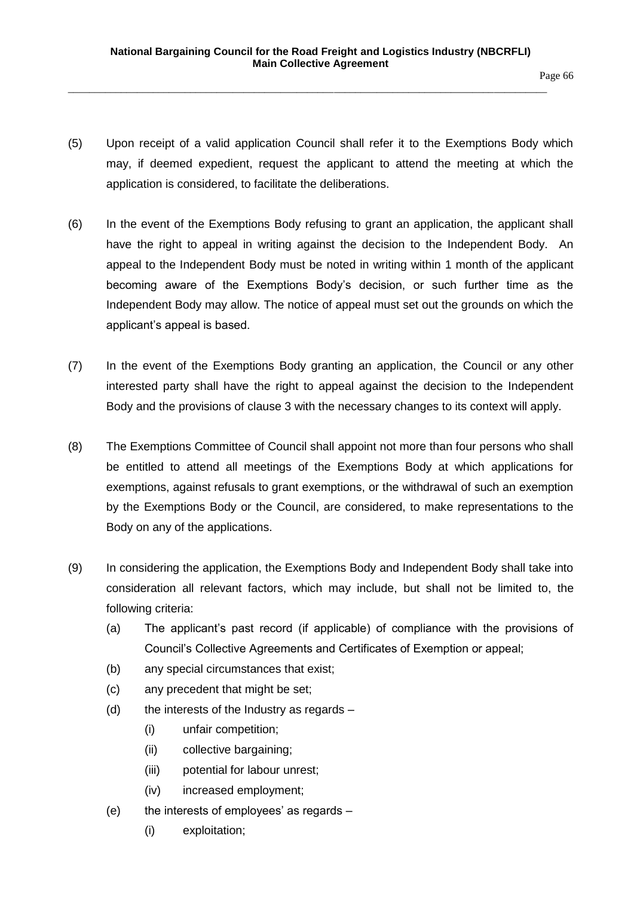(5) Upon receipt of a valid application Council shall refer it to the Exemptions Body which may, if deemed expedient, request the applicant to attend the meeting at which the application is considered, to facilitate the deliberations.

(6) In the event of the Exemptions Body refusing to grant an application, the applicant shall have the right to appeal in writing against the decision to the Independent Body. An appeal to the Independent Body must be noted in writing within 1 month of the applicant becoming aware of the Exemptions Body's decision, or such further time as the Independent Body may allow. The notice of appeal must set out the grounds on which the applicant's appeal is based.

(7) In the event of the Exemptions Body granting an application, the Council or any other interested party shall have the right to appeal against the decision to the Independent Body and the provisions of clause 3 with the necessary changes to its context will apply.

(8) The Exemptions Committee of Council shall appoint not more than four persons who shall be entitled to attend all meetings of the Exemptions Body at which applications for exemptions, against refusals to grant exemptions, or the withdrawal of such an exemption by the Exemptions Body or the Council, are considered, to make representations to the Body on any of the applications.

(9) In considering the application, the Exemptions Body and Independent Body shall take into consideration all relevant factors, which may include, but shall not be limited to, the following criteria:

   (a) The applicant's past record (if applicable) of compliance with the provisions of Council's Collective Agreements and Certificates of Exemption or appeal;

   (b) any special circumstances that exist;

   (c) any precedent that might be set;

   (d) the interests of the Industry as regards –

      (i) unfair competition;

      (ii) collective bargaining;

      (iii) potential for labour unrest;

      (iv) increased employment;

   (e) the interests of employees' as regards –

      (i) exploitation;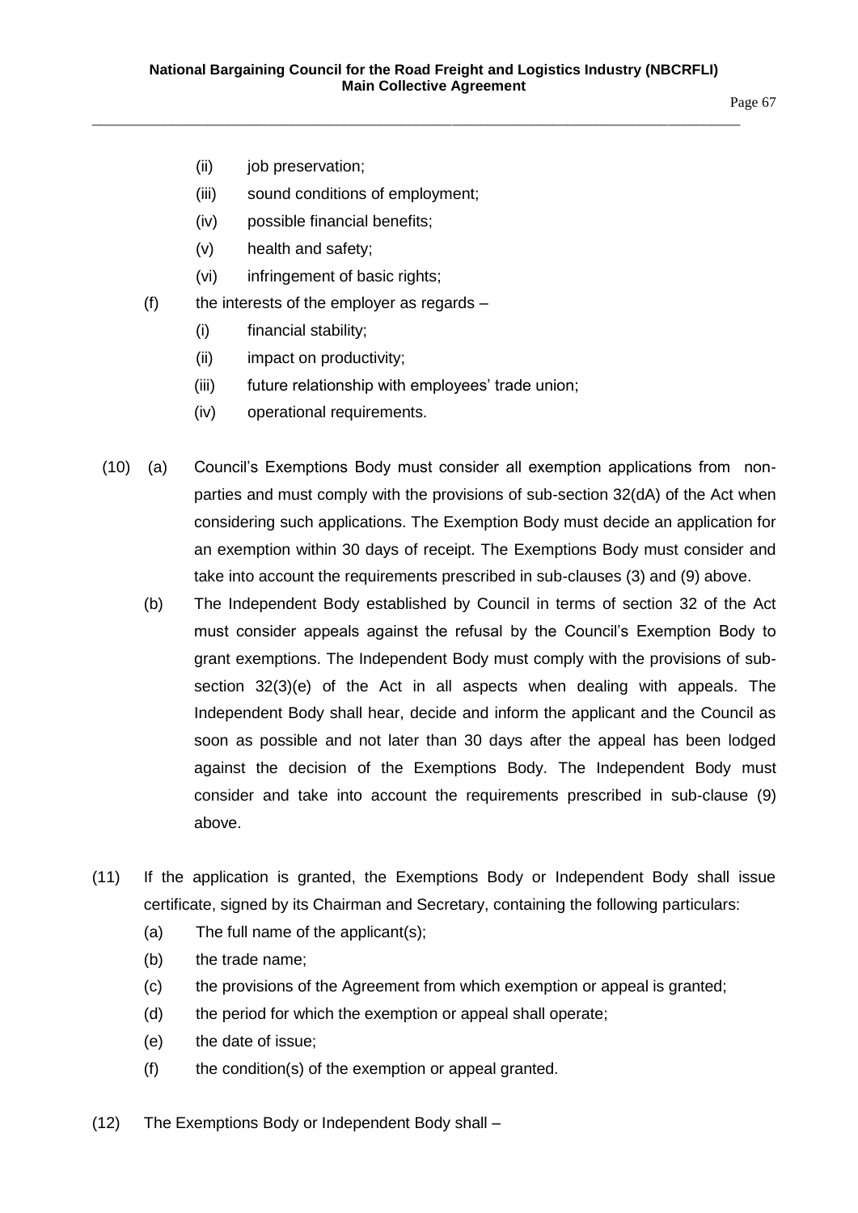(ii) job preservation;

(iii) sound conditions of employment;

(iv) possible financial benefits;

(v) health and safety;

(vi) infringement of basic rights;

(f) the interests of the employer as regards –

(i) financial stability;

(ii) impact on productivity;

(iii) future relationship with employees' trade union;

(iv) operational requirements.

(10) (a) Council's Exemptions Body must consider all exemption applications from non-parties and must comply with the provisions of sub-section 32(dA) of the Act when considering such applications. The Exemption Body must decide an application for an exemption within 30 days of receipt. The Exemptions Body must consider and take into account the requirements prescribed in sub-clauses (3) and (9) above.

(b) The Independent Body established by Council in terms of section 32 of the Act must consider appeals against the refusal by the Council's Exemption Body to grant exemptions. The Independent Body must comply with the provisions of sub-section 32(3)(e) of the Act in all aspects when dealing with appeals. The Independent Body shall hear, decide and inform the applicant and the Council as soon as possible and not later than 30 days after the appeal has been lodged against the decision of the Exemptions Body. The Independent Body must consider and take into account the requirements prescribed in sub-clause (9) above.

(11) If the application is granted, the Exemptions Body or Independent Body shall issue certificate, signed by its Chairman and Secretary, containing the following particulars:

(a) The full name of the applicant(s);

(b) the trade name;

(c) the provisions of the Agreement from which exemption or appeal is granted;

(d) the period for which the exemption or appeal shall operate;

(e) the date of issue;

(f) the condition(s) of the exemption or appeal granted.

(12) The Exemptions Body or Independent Body shall –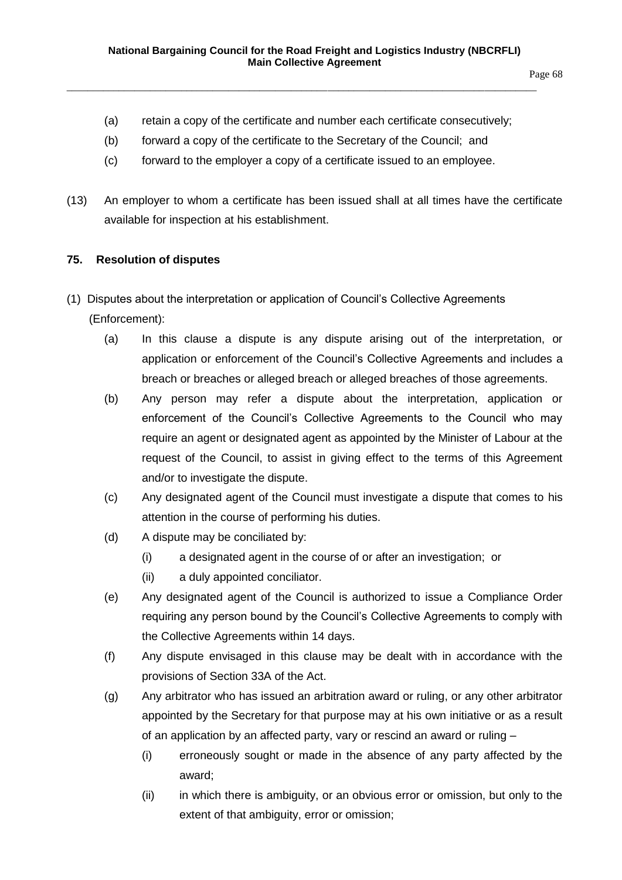(a) retain a copy of the certificate and number each certificate consecutively;

(b) forward a copy of the certificate to the Secretary of the Council; and

(c) forward to the employer a copy of a certificate issued to an employee.

(13) An employer to whom a certificate has been issued shall at all times have the certificate available for inspection at his establishment.

**75. Resolution of disputes**

(1) Disputes about the interpretation or application of Council's Collective Agreements (Enforcement):

(a) In this clause a dispute is any dispute arising out of the interpretation, or application or enforcement of the Council's Collective Agreements and includes a breach or breaches or alleged breach or alleged breaches of those agreements.

(b) Any person may refer a dispute about the interpretation, application or enforcement of the Council's Collective Agreements to the Council who may require an agent or designated agent as appointed by the Minister of Labour at the request of the Council, to assist in giving effect to the terms of this Agreement and/or to investigate the dispute.

(c) Any designated agent of the Council must investigate a dispute that comes to his attention in the course of performing his duties.

(d) A dispute may be conciliated by:

(i) a designated agent in the course of or after an investigation; or

(ii) a duly appointed conciliator.

(e) Any designated agent of the Council is authorized to issue a Compliance Order requiring any person bound by the Council's Collective Agreements to comply with the Collective Agreements within 14 days.

(f) Any dispute envisaged in this clause may be dealt with in accordance with the provisions of Section 33A of the Act.

(g) Any arbitrator who has issued an arbitration award or ruling, or any other arbitrator appointed by the Secretary for that purpose may at his own initiative or as a result of an application by an affected party, vary or rescind an award or ruling –

(i) erroneously sought or made in the absence of any party affected by the award;

(ii) in which there is ambiguity, or an obvious error or omission, but only to the extent of that ambiguity, error or omission;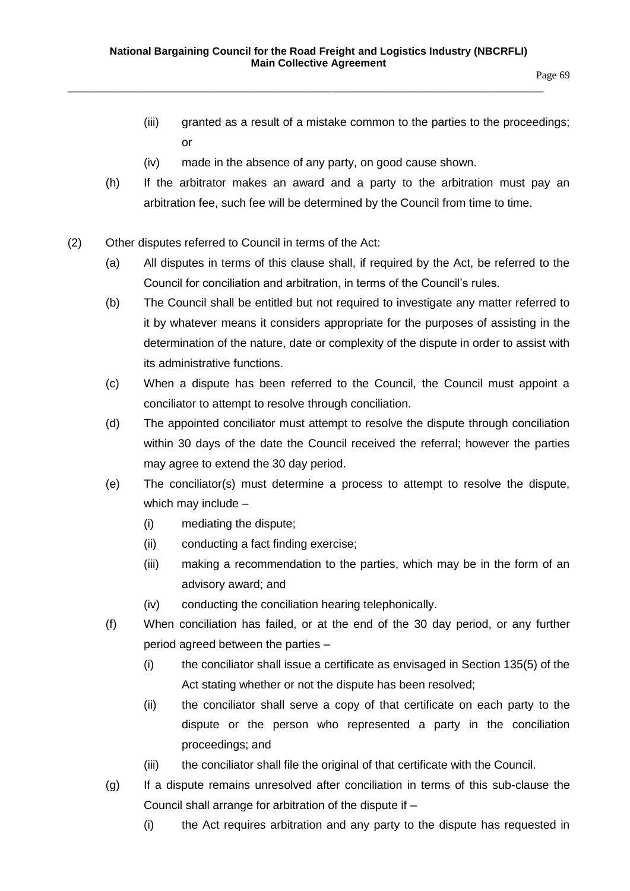- (iii) granted as a result of a mistake common to the parties to the proceedings; or
- (iv) made in the absence of any party, on good cause shown.

(h) If the arbitrator makes an award and a party to the arbitration must pay an arbitration fee, such fee will be determined by the Council from time to time.

(2) Other disputes referred to Council in terms of the Act:

(a) All disputes in terms of this clause shall, if required by the Act, be referred to the Council for conciliation and arbitration, in terms of the Council's rules.

(b) The Council shall be entitled but not required to investigate any matter referred to it by whatever means it considers appropriate for the purposes of assisting in the determination of the nature, date or complexity of the dispute in order to assist with its administrative functions.

(c) When a dispute has been referred to the Council, the Council must appoint a conciliator to attempt to resolve through conciliation.

(d) The appointed conciliator must attempt to resolve the dispute through conciliation within 30 days of the date the Council received the referral; however the parties may agree to extend the 30 day period.

(e) The conciliator(s) must determine a process to attempt to resolve the dispute, which may include –

- (i) mediating the dispute;
- (ii) conducting a fact finding exercise;
- (iii) making a recommendation to the parties, which may be in the form of an advisory award; and
- (iv) conducting the conciliation hearing telephonically.

(f) When conciliation has failed, or at the end of the 30 day period, or any further period agreed between the parties –

- (i) the conciliator shall issue a certificate as envisaged in Section 135(5) of the Act stating whether or not the dispute has been resolved;
- (ii) the conciliator shall serve a copy of that certificate on each party to the dispute or the person who represented a party in the conciliation proceedings; and
- (iii) the conciliator shall file the original of that certificate with the Council.

(g) If a dispute remains unresolved after conciliation in terms of this sub-clause the Council shall arrange for arbitration of the dispute if –

- (i) the Act requires arbitration and any party to the dispute has requested in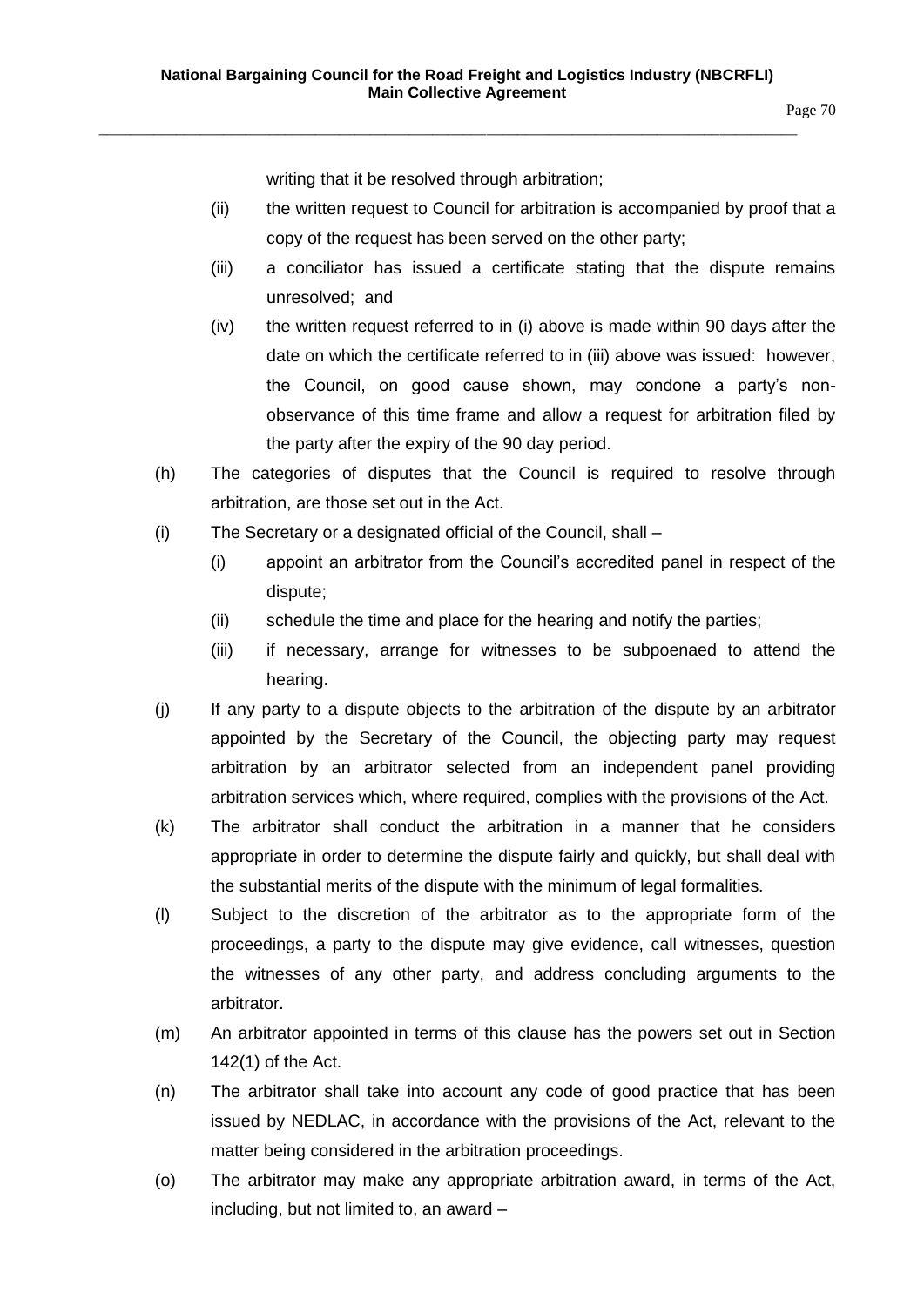writing that it be resolved through arbitration;

(ii) the written request to Council for arbitration is accompanied by proof that a copy of the request has been served on the other party;

(iii) a conciliator has issued a certificate stating that the dispute remains unresolved; and

(iv) the written request referred to in (i) above is made within 90 days after the date on which the certificate referred to in (iii) above was issued: however, the Council, on good cause shown, may condone a party's non-observance of this time frame and allow a request for arbitration filed by the party after the expiry of the 90 day period.

(h) The categories of disputes that the Council is required to resolve through arbitration, are those set out in the Act.

(i) The Secretary or a designated official of the Council, shall –

(i) appoint an arbitrator from the Council's accredited panel in respect of the dispute;

(ii) schedule the time and place for the hearing and notify the parties;

(iii) if necessary, arrange for witnesses to be subpoenaed to attend the hearing.

(j) If any party to a dispute objects to the arbitration of the dispute by an arbitrator appointed by the Secretary of the Council, the objecting party may request arbitration by an arbitrator selected from an independent panel providing arbitration services which, where required, complies with the provisions of the Act.

(k) The arbitrator shall conduct the arbitration in a manner that he considers appropriate in order to determine the dispute fairly and quickly, but shall deal with the substantial merits of the dispute with the minimum of legal formalities.

(l) Subject to the discretion of the arbitrator as to the appropriate form of the proceedings, a party to the dispute may give evidence, call witnesses, question the witnesses of any other party, and address concluding arguments to the arbitrator.

(m) An arbitrator appointed in terms of this clause has the powers set out in Section 142(1) of the Act.

(n) The arbitrator shall take into account any code of good practice that has been issued by NEDLAC, in accordance with the provisions of the Act, relevant to the matter being considered in the arbitration proceedings.

(o) The arbitrator may make any appropriate arbitration award, in terms of the Act, including, but not limited to, an award –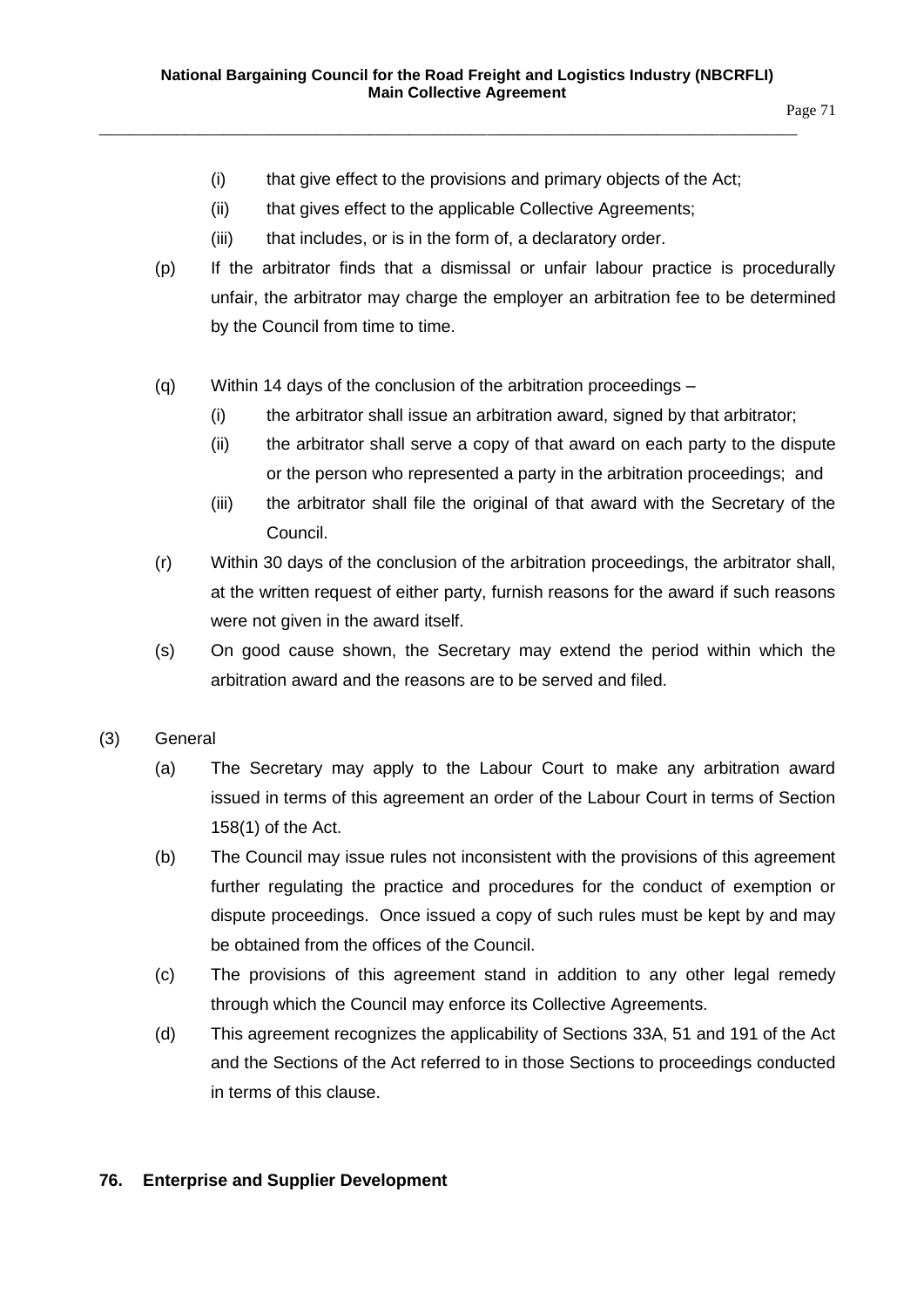(i) that give effect to the provisions and primary objects of the Act;

(ii) that gives effect to the applicable Collective Agreements;

(iii) that includes, or is in the form of, a declaratory order.

(p) If the arbitrator finds that a dismissal or unfair labour practice is procedurally unfair, the arbitrator may charge the employer an arbitration fee to be determined by the Council from time to time.

(q) Within 14 days of the conclusion of the arbitration proceedings –

(i) the arbitrator shall issue an arbitration award, signed by that arbitrator;

(ii) the arbitrator shall serve a copy of that award on each party to the dispute or the person who represented a party in the arbitration proceedings; and

(iii) the arbitrator shall file the original of that award with the Secretary of the Council.

(r) Within 30 days of the conclusion of the arbitration proceedings, the arbitrator shall, at the written request of either party, furnish reasons for the award if such reasons were not given in the award itself.

(s) On good cause shown, the Secretary may extend the period within which the arbitration award and the reasons are to be served and filed.

(3) General

(a) The Secretary may apply to the Labour Court to make any arbitration award issued in terms of this agreement an order of the Labour Court in terms of Section 158(1) of the Act.

(b) The Council may issue rules not inconsistent with the provisions of this agreement further regulating the practice and procedures for the conduct of exemption or dispute proceedings. Once issued a copy of such rules must be kept by and may be obtained from the offices of the Council.

(c) The provisions of this agreement stand in addition to any other legal remedy through which the Council may enforce its Collective Agreements.

(d) This agreement recognizes the applicability of Sections 33A, 51 and 191 of the Act and the Sections of the Act referred to in those Sections to proceedings conducted in terms of this clause.

## 76. Enterprise and Supplier Development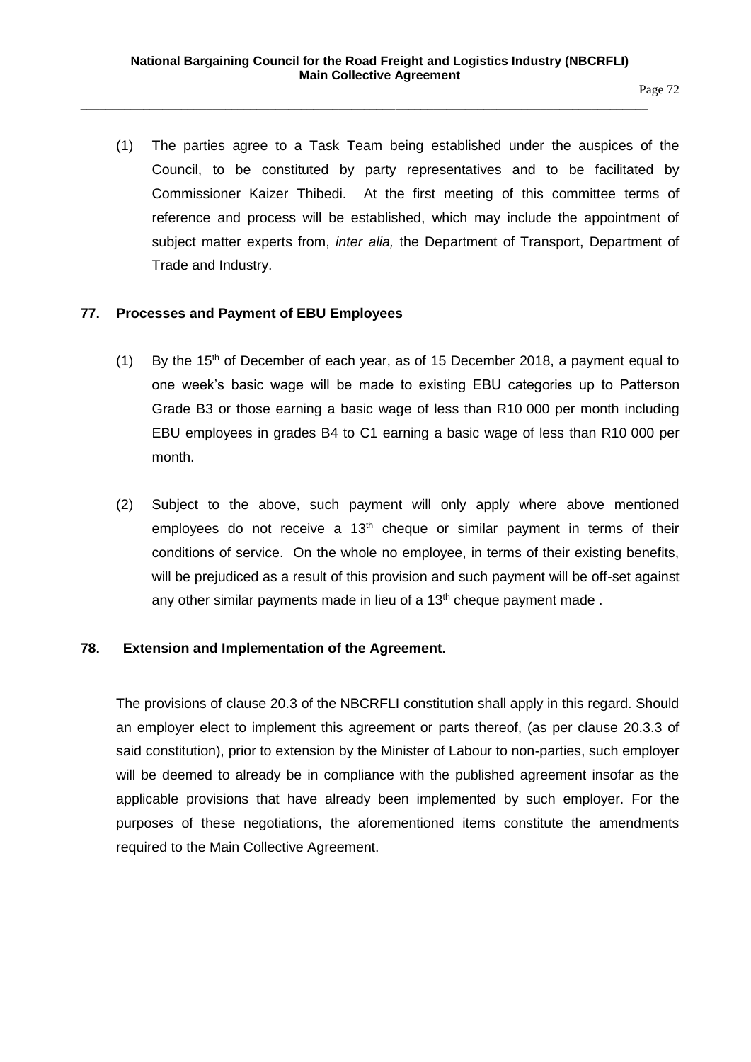(1) The parties agree to a Task Team being established under the auspices of the Council, to be constituted by party representatives and to be facilitated by Commissioner Kaizer Thibedi. At the first meeting of this committee terms of reference and process will be established, which may include the appointment of subject matter experts from, *inter alia,* the Department of Transport, Department of Trade and Industry.

## 77. Processes and Payment of EBU Employees

(1) By the 15th of December of each year, as of 15 December 2018, a payment equal to one week's basic wage will be made to existing EBU categories up to Patterson Grade B3 or those earning a basic wage of less than R10 000 per month including EBU employees in grades B4 to C1 earning a basic wage of less than R10 000 per month.

(2) Subject to the above, such payment will only apply where above mentioned employees do not receive a 13th cheque or similar payment in terms of their conditions of service. On the whole no employee, in terms of their existing benefits, will be prejudiced as a result of this provision and such payment will be off-set against any other similar payments made in lieu of a 13th cheque payment made .

## 78. Extension and Implementation of the Agreement.

The provisions of clause 20.3 of the NBCRFLI constitution shall apply in this regard. Should an employer elect to implement this agreement or parts thereof, (as per clause 20.3.3 of said constitution), prior to extension by the Minister of Labour to non-parties, such employer will be deemed to already be in compliance with the published agreement insofar as the applicable provisions that have already been implemented by such employer. For the purposes of these negotiations, the aforementioned items constitute the amendments required to the Main Collective Agreement.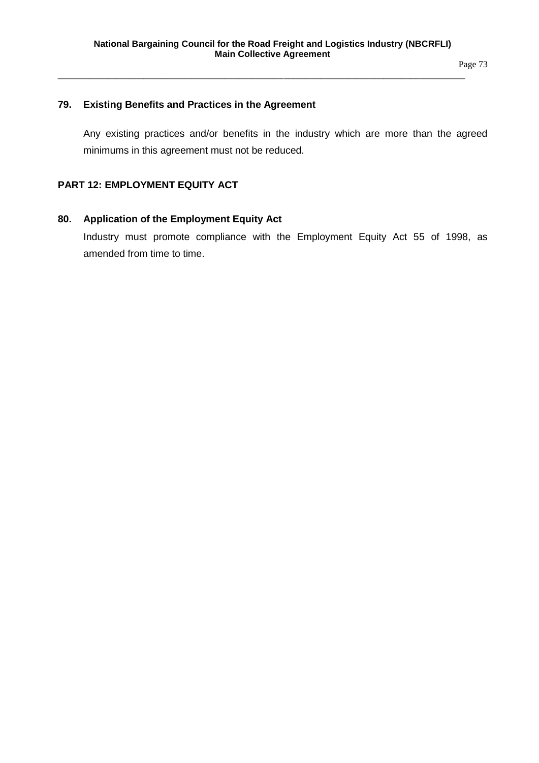### 79. Existing Benefits and Practices in the Agreement

Any existing practices and/or benefits in the industry which are more than the agreed minimums in this agreement must not be reduced.

## PART 12: EMPLOYMENT EQUITY ACT

### 80. Application of the Employment Equity Act

Industry must promote compliance with the Employment Equity Act 55 of 1998, as amended from time to time.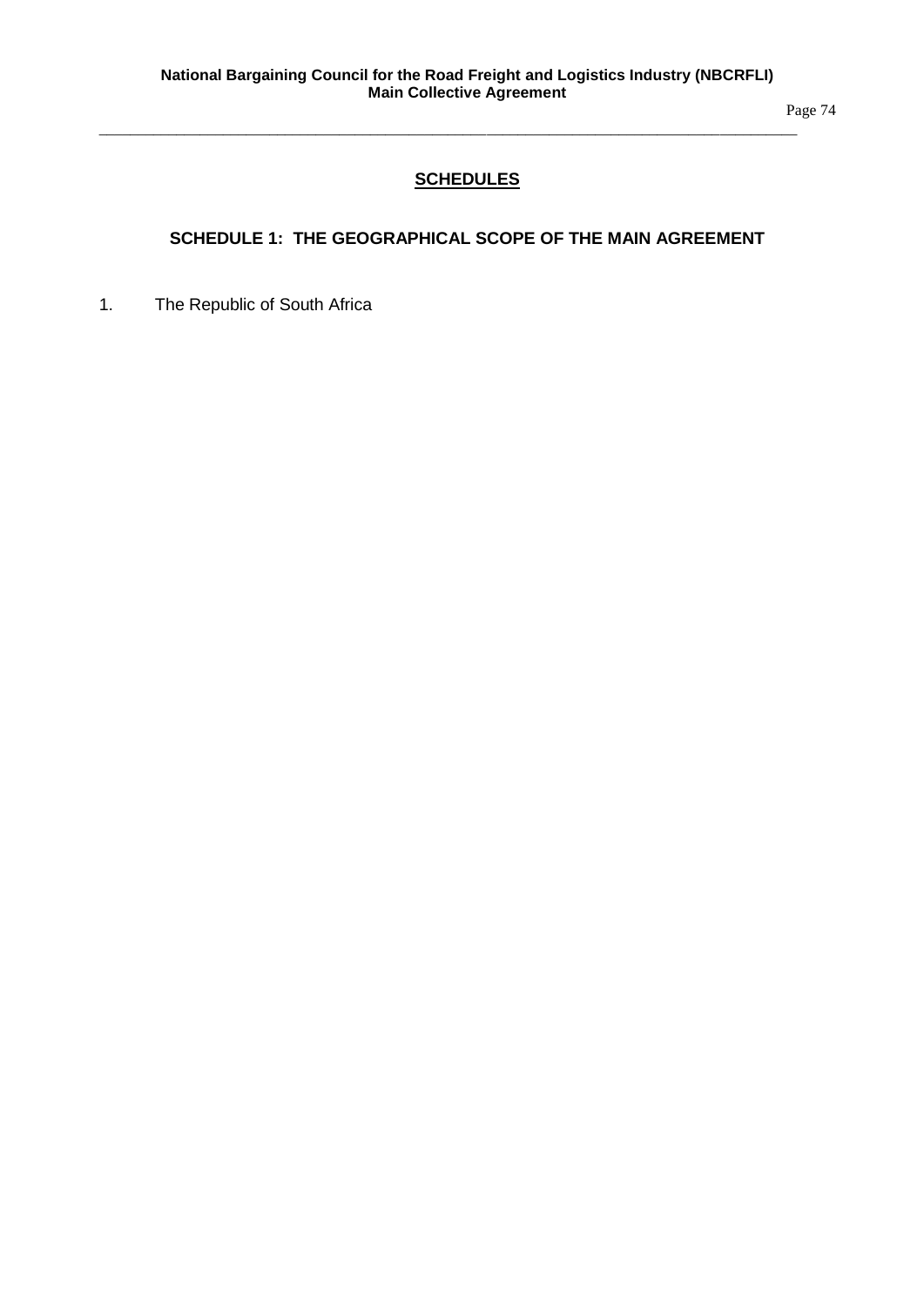# **SCHEDULES**

## SCHEDULE 1: THE GEOGRAPHICAL SCOPE OF THE MAIN AGREEMENT

1. The Republic of South Africa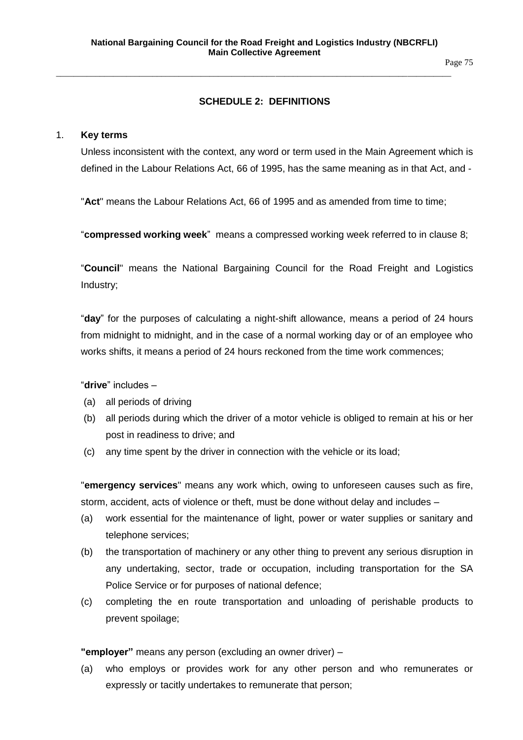## SCHEDULE 2: DEFINITIONS

1. **Key terms**

Unless inconsistent with the context, any word or term used in the Main Agreement which is defined in the Labour Relations Act, 66 of 1995, has the same meaning as in that Act, and -

"**Act**" means the Labour Relations Act, 66 of 1995 and as amended from time to time;

"**compressed working week**" means a compressed working week referred to in clause 8;

"**Council**" means the National Bargaining Council for the Road Freight and Logistics Industry;

"**day**" for the purposes of calculating a night-shift allowance, means a period of 24 hours from midnight to midnight, and in the case of a normal working day or of an employee who works shifts, it means a period of 24 hours reckoned from the time work commences;

"**drive**" includes –

(a) all periods of driving
(b) all periods during which the driver of a motor vehicle is obliged to remain at his or her post in readiness to drive; and
(c) any time spent by the driver in connection with the vehicle or its load;

"**emergency services**" means any work which, owing to unforeseen causes such as fire, storm, accident, acts of violence or theft, must be done without delay and includes –

(a) work essential for the maintenance of light, power or water supplies or sanitary and telephone services;
(b) the transportation of machinery or any other thing to prevent any serious disruption in any undertaking, sector, trade or occupation, including transportation for the SA Police Service or for purposes of national defence;
(c) completing the en route transportation and unloading of perishable products to prevent spoilage;

**"employer"** means any person (excluding an owner driver) –

(a) who employs or provides work for any other person and who remunerates or expressly or tacitly undertakes to remunerate that person;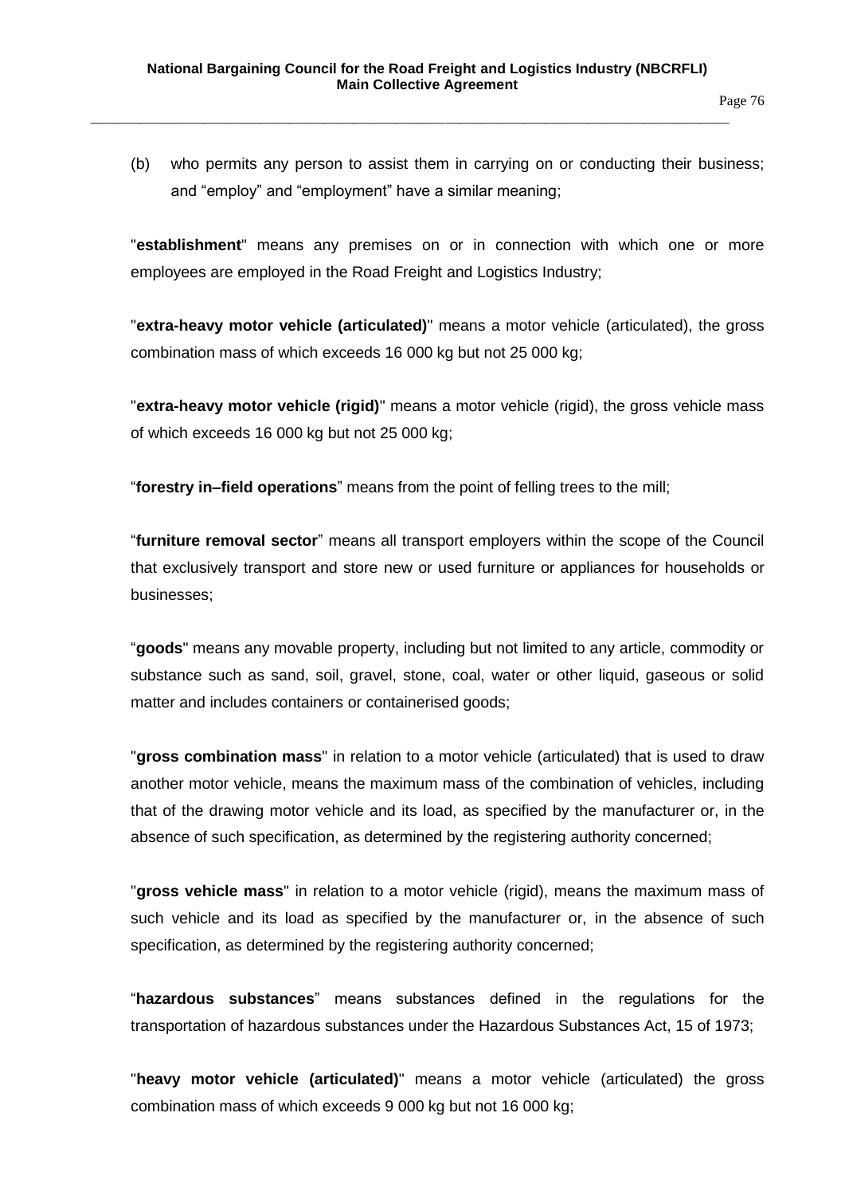(b) who permits any person to assist them in carrying on or conducting their business; and “employ” and “employment” have a similar meaning;

"**establishment**" means any premises on or in connection with which one or more employees are employed in the Road Freight and Logistics Industry;

"**extra-heavy motor vehicle (articulated)**" means a motor vehicle (articulated), the gross combination mass of which exceeds 16 000 kg but not 25 000 kg;

"**extra-heavy motor vehicle (rigid)**" means a motor vehicle (rigid), the gross vehicle mass of which exceeds 16 000 kg but not 25 000 kg;

“**forestry in–field operations**” means from the point of felling trees to the mill;

“**furniture removal sector**” means all transport employers within the scope of the Council that exclusively transport and store new or used furniture or appliances for households or businesses;

“**goods**" means any movable property, including but not limited to any article, commodity or substance such as sand, soil, gravel, stone, coal, water or other liquid, gaseous or solid matter and includes containers or containerised goods;

"**gross combination mass**" in relation to a motor vehicle (articulated) that is used to draw another motor vehicle, means the maximum mass of the combination of vehicles, including that of the drawing motor vehicle and its load, as specified by the manufacturer or, in the absence of such specification, as determined by the registering authority concerned;

"**gross vehicle mass**" in relation to a motor vehicle (rigid), means the maximum mass of such vehicle and its load as specified by the manufacturer or, in the absence of such specification, as determined by the registering authority concerned;

“**hazardous substances**” means substances defined in the regulations for the transportation of hazardous substances under the Hazardous Substances Act, 15 of 1973;

"**heavy motor vehicle (articulated)**" means a motor vehicle (articulated) the gross combination mass of which exceeds 9 000 kg but not 16 000 kg;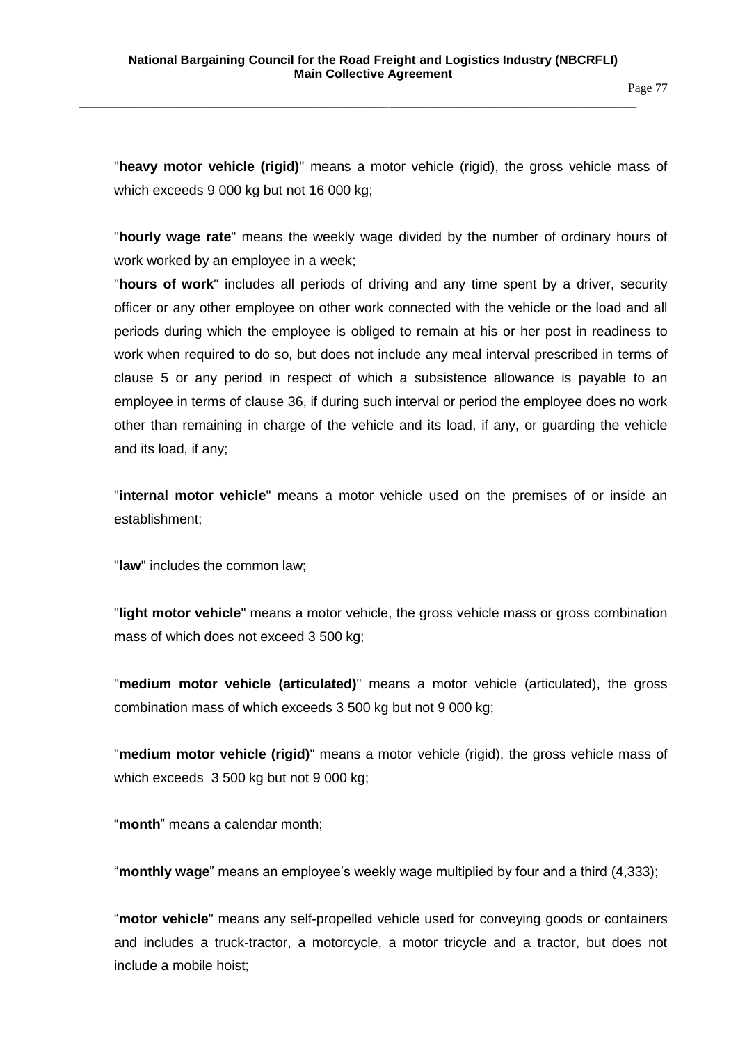"**heavy motor vehicle (rigid)**" means a motor vehicle (rigid), the gross vehicle mass of which exceeds 9 000 kg but not 16 000 kg;

"**hourly wage rate**" means the weekly wage divided by the number of ordinary hours of work worked by an employee in a week;

"**hours of work**" includes all periods of driving and any time spent by a driver, security officer or any other employee on other work connected with the vehicle or the load and all periods during which the employee is obliged to remain at his or her post in readiness to work when required to do so, but does not include any meal interval prescribed in terms of clause 5 or any period in respect of which a subsistence allowance is payable to an employee in terms of clause 36, if during such interval or period the employee does no work other than remaining in charge of the vehicle and its load, if any, or guarding the vehicle and its load, if any;

"**internal motor vehicle**" means a motor vehicle used on the premises of or inside an establishment;

"**law**" includes the common law;

"**light motor vehicle**" means a motor vehicle, the gross vehicle mass or gross combination mass of which does not exceed 3 500 kg;

"**medium motor vehicle (articulated)**" means a motor vehicle (articulated), the gross combination mass of which exceeds 3 500 kg but not 9 000 kg;

"**medium motor vehicle (rigid)**" means a motor vehicle (rigid), the gross vehicle mass of which exceeds 3 500 kg but not 9 000 kg;

"**month**" means a calendar month;

"**monthly wage**" means an employee's weekly wage multiplied by four and a third (4,333);

"**motor vehicle**" means any self-propelled vehicle used for conveying goods or containers and includes a truck-tractor, a motorcycle, a motor tricycle and a tractor, but does not include a mobile hoist;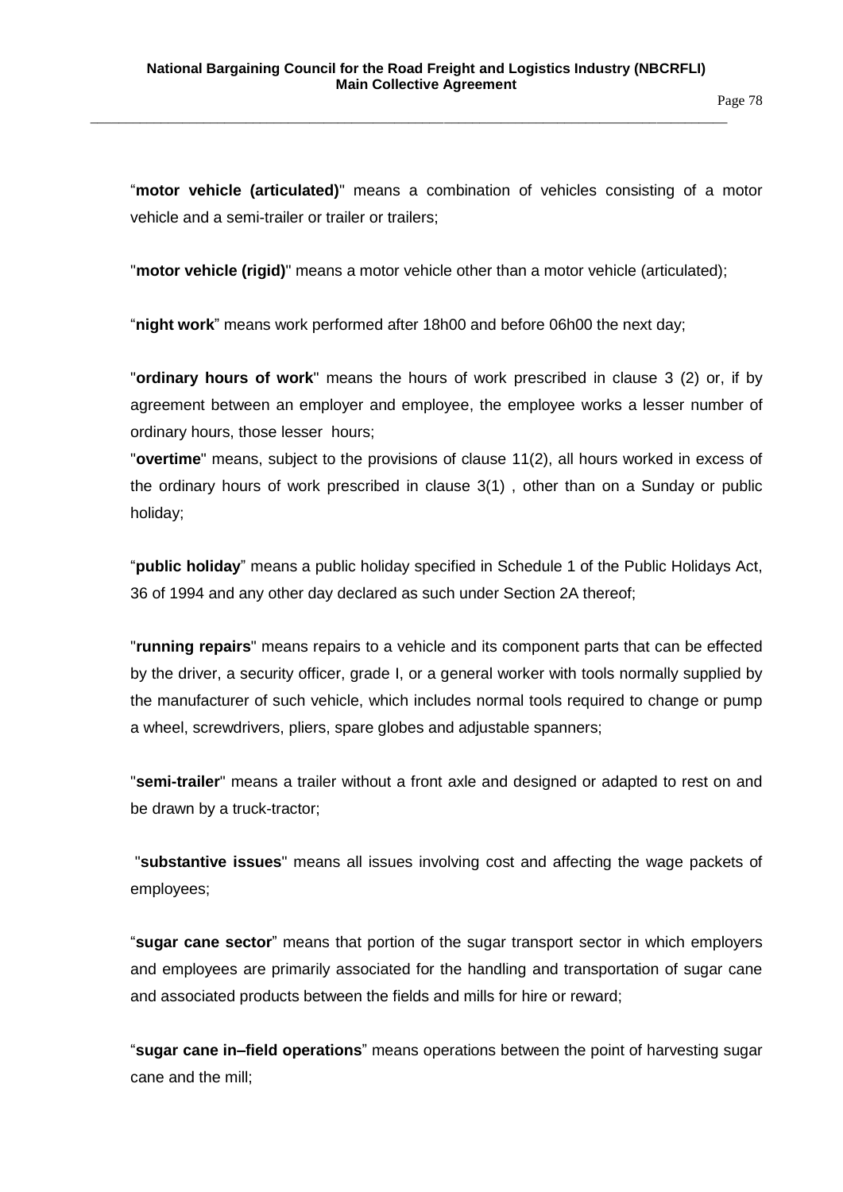"**motor vehicle (articulated)**" means a combination of vehicles consisting of a motor vehicle and a semi-trailer or trailer or trailers;

"**motor vehicle (rigid)**" means a motor vehicle other than a motor vehicle (articulated);

"**night work**" means work performed after 18h00 and before 06h00 the next day;

"**ordinary hours of work**" means the hours of work prescribed in clause 3 (2) or, if by agreement between an employer and employee, the employee works a lesser number of ordinary hours, those lesser hours;

"**overtime**" means, subject to the provisions of clause 11(2), all hours worked in excess of the ordinary hours of work prescribed in clause 3(1) , other than on a Sunday or public holiday;

"**public holiday**" means a public holiday specified in Schedule 1 of the Public Holidays Act, 36 of 1994 and any other day declared as such under Section 2A thereof;

"**running repairs**" means repairs to a vehicle and its component parts that can be effected by the driver, a security officer, grade I, or a general worker with tools normally supplied by the manufacturer of such vehicle, which includes normal tools required to change or pump a wheel, screwdrivers, pliers, spare globes and adjustable spanners;

"**semi-trailer**" means a trailer without a front axle and designed or adapted to rest on and be drawn by a truck-tractor;

"**substantive issues**" means all issues involving cost and affecting the wage packets of employees;

"**sugar cane sector**" means that portion of the sugar transport sector in which employers and employees are primarily associated for the handling and transportation of sugar cane and associated products between the fields and mills for hire or reward;

"**sugar cane in–field operations**" means operations between the point of harvesting sugar cane and the mill;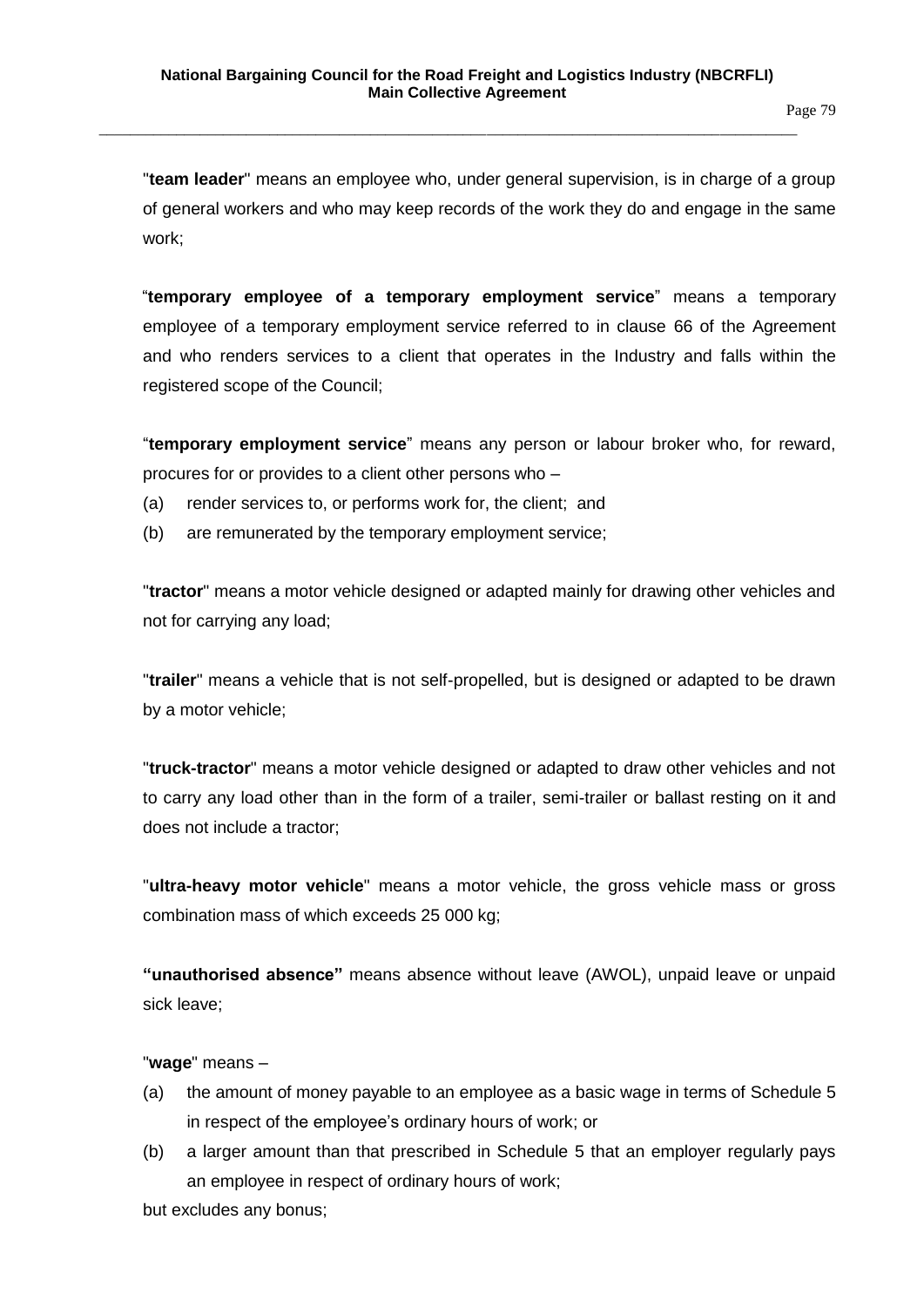"**team leader**" means an employee who, under general supervision, is in charge of a group of general workers and who may keep records of the work they do and engage in the same work;

"**temporary employee of a temporary employment service**" means a temporary employee of a temporary employment service referred to in clause 66 of the Agreement and who renders services to a client that operates in the Industry and falls within the registered scope of the Council;

"**temporary employment service**" means any person or labour broker who, for reward, procures for or provides to a client other persons who –

(a) render services to, or performs work for, the client; and
(b) are remunerated by the temporary employment service;

"**tractor**" means a motor vehicle designed or adapted mainly for drawing other vehicles and not for carrying any load;

"**trailer**" means a vehicle that is not self-propelled, but is designed or adapted to be drawn by a motor vehicle;

"**truck-tractor**" means a motor vehicle designed or adapted to draw other vehicles and not to carry any load other than in the form of a trailer, semi-trailer or ballast resting on it and does not include a tractor;

"**ultra-heavy motor vehicle**" means a motor vehicle, the gross vehicle mass or gross combination mass of which exceeds 25 000 kg;

**"unauthorised absence"** means absence without leave (AWOL), unpaid leave or unpaid sick leave;

"**wage**" means –

(a) the amount of money payable to an employee as a basic wage in terms of Schedule 5 in respect of the employee's ordinary hours of work; or
(b) a larger amount than that prescribed in Schedule 5 that an employer regularly pays an employee in respect of ordinary hours of work;

but excludes any bonus;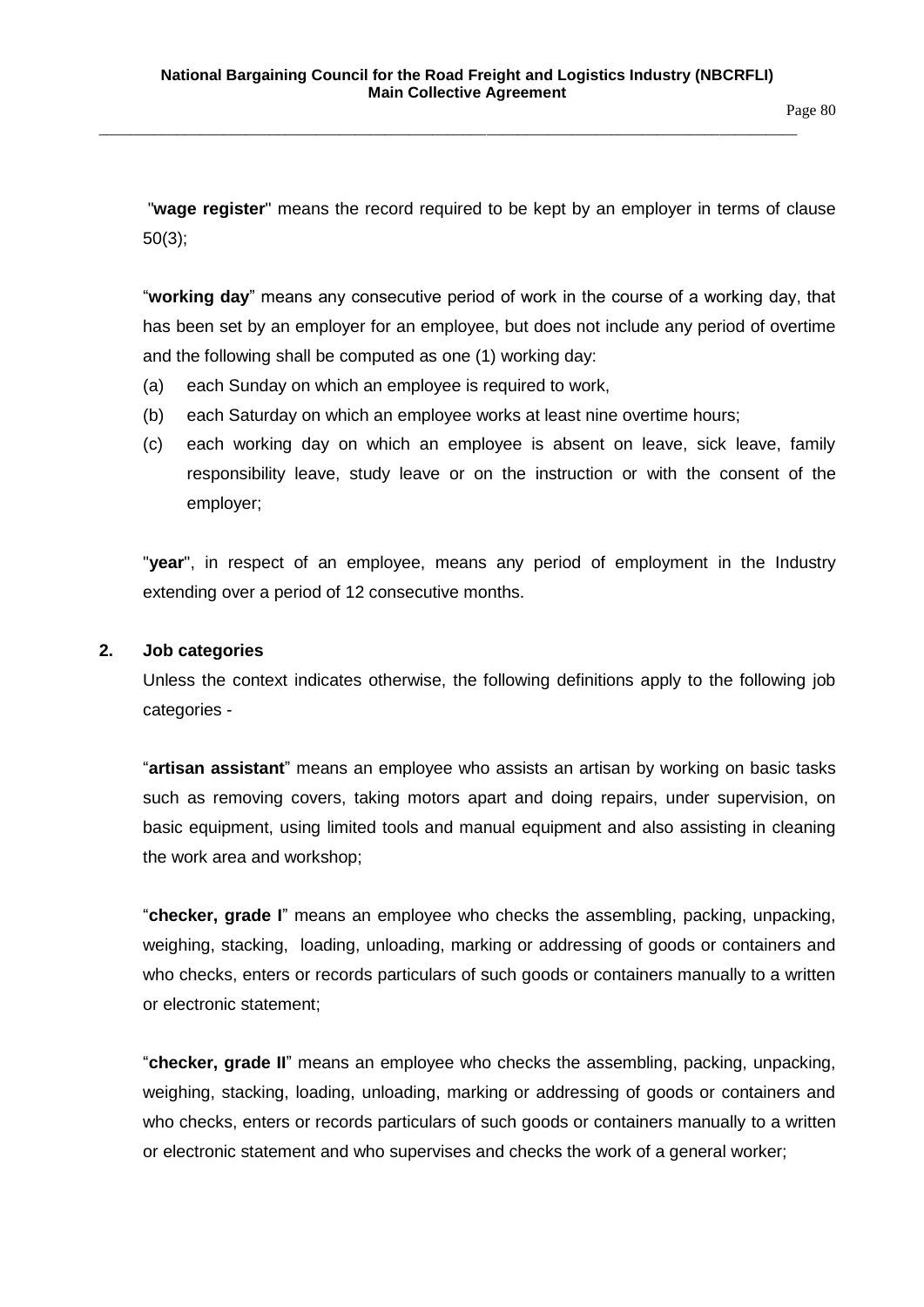"**wage register**" means the record required to be kept by an employer in terms of clause 50(3);

"**working day**" means any consecutive period of work in the course of a working day, that has been set by an employer for an employee, but does not include any period of overtime and the following shall be computed as one (1) working day:

(a) each Sunday on which an employee is required to work,

(b) each Saturday on which an employee works at least nine overtime hours;

(c) each working day on which an employee is absent on leave, sick leave, family responsibility leave, study leave or on the instruction or with the consent of the employer;

"**year**", in respect of an employee, means any period of employment in the Industry extending over a period of 12 consecutive months.

## 2. Job categories

Unless the context indicates otherwise, the following definitions apply to the following job categories -

"**artisan assistant**" means an employee who assists an artisan by working on basic tasks such as removing covers, taking motors apart and doing repairs, under supervision, on basic equipment, using limited tools and manual equipment and also assisting in cleaning the work area and workshop;

"**checker, grade I**" means an employee who checks the assembling, packing, unpacking, weighing, stacking, loading, unloading, marking or addressing of goods or containers and who checks, enters or records particulars of such goods or containers manually to a written or electronic statement;

"**checker, grade II**" means an employee who checks the assembling, packing, unpacking, weighing, stacking, loading, unloading, marking or addressing of goods or containers and who checks, enters or records particulars of such goods or containers manually to a written or electronic statement and who supervises and checks the work of a general worker;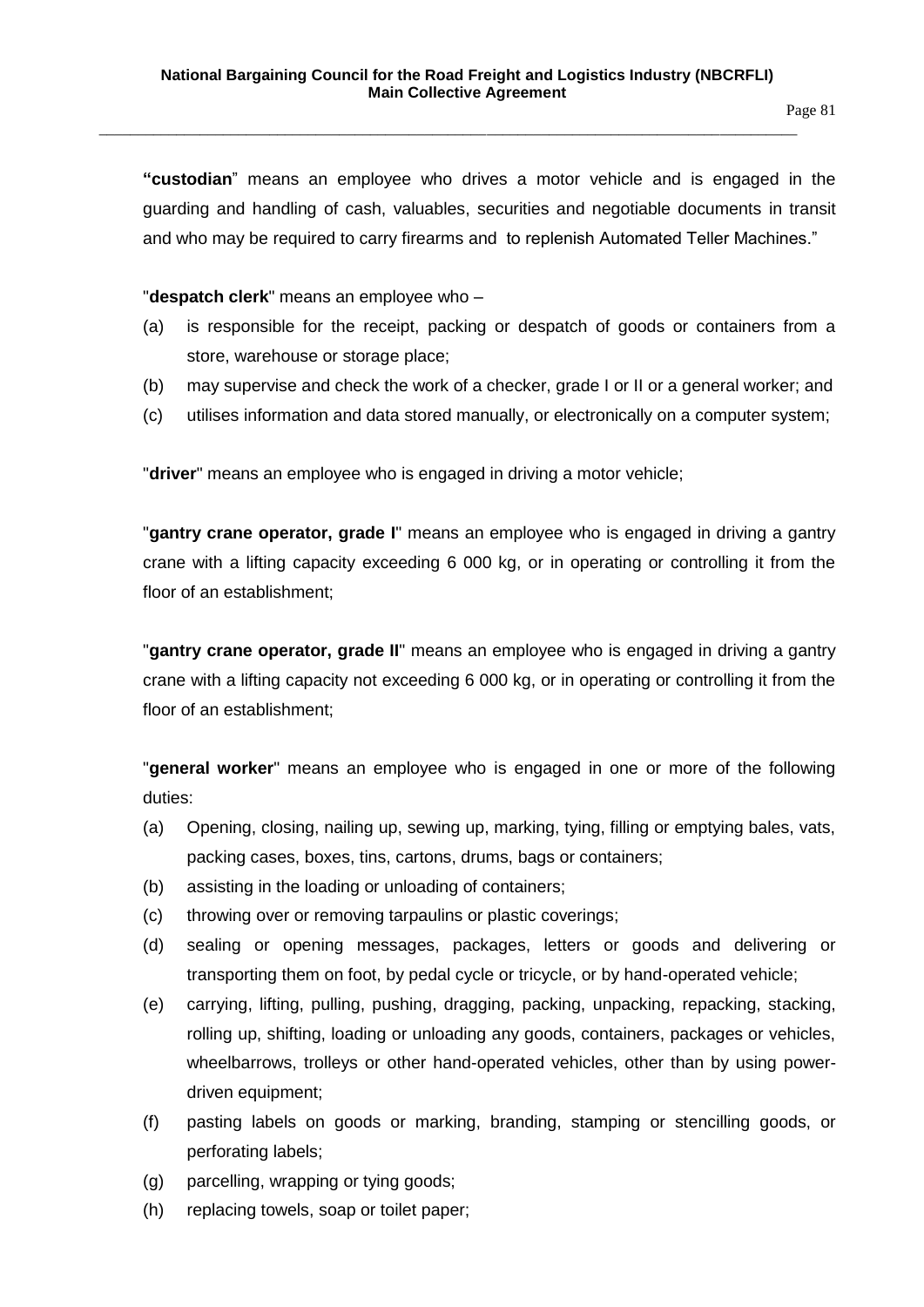**"custodian"** means an employee who drives a motor vehicle and is engaged in the guarding and handling of cash, valuables, securities and negotiable documents in transit and who may be required to carry firearms and to replenish Automated Teller Machines."

"**despatch clerk**" means an employee who –

(a) is responsible for the receipt, packing or despatch of goods or containers from a store, warehouse or storage place;

(b) may supervise and check the work of a checker, grade I or II or a general worker; and

(c) utilises information and data stored manually, or electronically on a computer system;

"**driver**" means an employee who is engaged in driving a motor vehicle;

"**gantry crane operator, grade I**" means an employee who is engaged in driving a gantry crane with a lifting capacity exceeding 6 000 kg, or in operating or controlling it from the floor of an establishment;

"**gantry crane operator, grade II**" means an employee who is engaged in driving a gantry crane with a lifting capacity not exceeding 6 000 kg, or in operating or controlling it from the floor of an establishment;

"**general worker**" means an employee who is engaged in one or more of the following duties:

(a) Opening, closing, nailing up, sewing up, marking, tying, filling or emptying bales, vats, packing cases, boxes, tins, cartons, drums, bags or containers;

(b) assisting in the loading or unloading of containers;

(c) throwing over or removing tarpaulins or plastic coverings;

(d) sealing or opening messages, packages, letters or goods and delivering or transporting them on foot, by pedal cycle or tricycle, or by hand-operated vehicle;

(e) carrying, lifting, pulling, pushing, dragging, packing, unpacking, repacking, stacking, rolling up, shifting, loading or unloading any goods, containers, packages or vehicles, wheelbarrows, trolleys or other hand-operated vehicles, other than by using power-driven equipment;

(f) pasting labels on goods or marking, branding, stamping or stencilling goods, or perforating labels;

(g) parcelling, wrapping or tying goods;

(h) replacing towels, soap or toilet paper;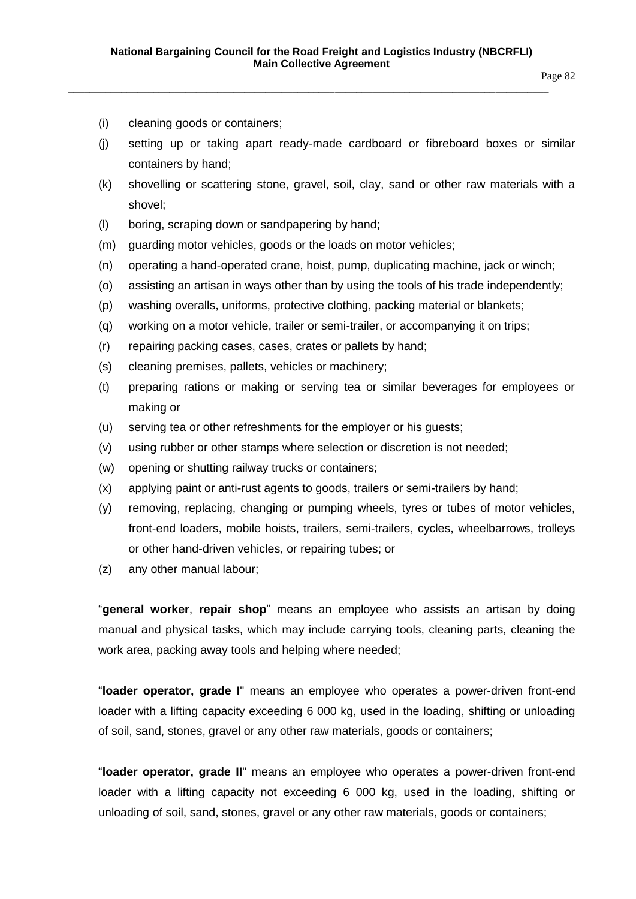(i) cleaning goods or containers;

(j) setting up or taking apart ready-made cardboard or fibreboard boxes or similar containers by hand;

(k) shovelling or scattering stone, gravel, soil, clay, sand or other raw materials with a shovel;

(l) boring, scraping down or sandpapering by hand;

(m) guarding motor vehicles, goods or the loads on motor vehicles;

(n) operating a hand-operated crane, hoist, pump, duplicating machine, jack or winch;

(o) assisting an artisan in ways other than by using the tools of his trade independently;

(p) washing overalls, uniforms, protective clothing, packing material or blankets;

(q) working on a motor vehicle, trailer or semi-trailer, or accompanying it on trips;

(r) repairing packing cases, cases, crates or pallets by hand;

(s) cleaning premises, pallets, vehicles or machinery;

(t) preparing rations or making or serving tea or similar beverages for employees or making or

(u) serving tea or other refreshments for the employer or his guests;

(v) using rubber or other stamps where selection or discretion is not needed;

(w) opening or shutting railway trucks or containers;

(x) applying paint or anti-rust agents to goods, trailers or semi-trailers by hand;

(y) removing, replacing, changing or pumping wheels, tyres or tubes of motor vehicles, front-end loaders, mobile hoists, trailers, semi-trailers, cycles, wheelbarrows, trolleys or other hand-driven vehicles, or repairing tubes; or

(z) any other manual labour;

"**general worker**, **repair shop**" means an employee who assists an artisan by doing manual and physical tasks, which may include carrying tools, cleaning parts, cleaning the work area, packing away tools and helping where needed;

"**loader operator, grade I**" means an employee who operates a power-driven front-end loader with a lifting capacity exceeding 6 000 kg, used in the loading, shifting or unloading of soil, sand, stones, gravel or any other raw materials, goods or containers;

"**loader operator, grade II**" means an employee who operates a power-driven front-end loader with a lifting capacity not exceeding 6 000 kg, used in the loading, shifting or unloading of soil, sand, stones, gravel or any other raw materials, goods or containers;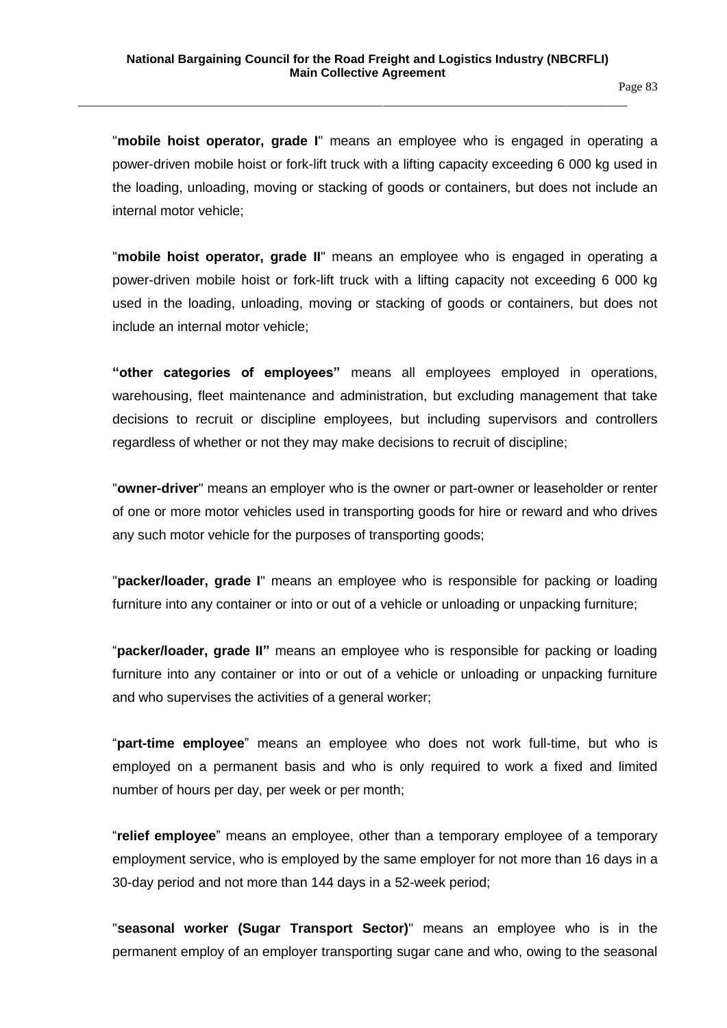"**mobile hoist operator, grade I**" means an employee who is engaged in operating a power-driven mobile hoist or fork-lift truck with a lifting capacity exceeding 6 000 kg used in the loading, unloading, moving or stacking of goods or containers, but does not include an internal motor vehicle;

"**mobile hoist operator, grade II**" means an employee who is engaged in operating a power-driven mobile hoist or fork-lift truck with a lifting capacity not exceeding 6 000 kg used in the loading, unloading, moving or stacking of goods or containers, but does not include an internal motor vehicle;

**"other categories of employees"** means all employees employed in operations, warehousing, fleet maintenance and administration, but excluding management that take decisions to recruit or discipline employees, but including supervisors and controllers regardless of whether or not they may make decisions to recruit of discipline;

"**owner-driver**" means an employer who is the owner or part-owner or leaseholder or renter of one or more motor vehicles used in transporting goods for hire or reward and who drives any such motor vehicle for the purposes of transporting goods;

"**packer/loader, grade I**" means an employee who is responsible for packing or loading furniture into any container or into or out of a vehicle or unloading or unpacking furniture;

"**packer/loader, grade II"** means an employee who is responsible for packing or loading furniture into any container or into or out of a vehicle or unloading or unpacking furniture and who supervises the activities of a general worker;

"**part-time employee**" means an employee who does not work full-time, but who is employed on a permanent basis and who is only required to work a fixed and limited number of hours per day, per week or per month;

"**relief employee**" means an employee, other than a temporary employee of a temporary employment service, who is employed by the same employer for not more than 16 days in a 30-day period and not more than 144 days in a 52-week period;

"**seasonal worker (Sugar Transport Sector)**" means an employee who is in the permanent employ of an employer transporting sugar cane and who, owing to the seasonal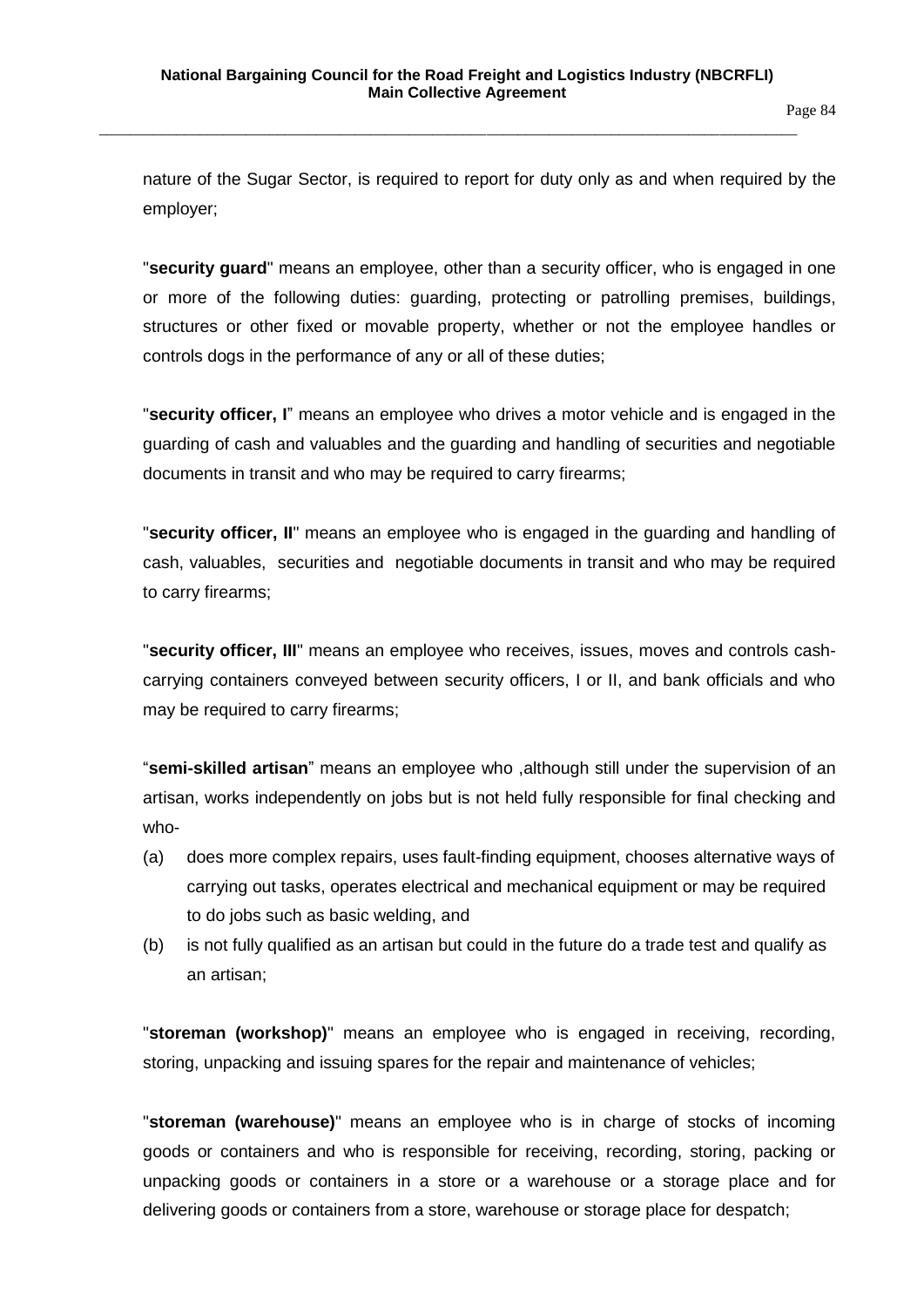nature of the Sugar Sector, is required to report for duty only as and when required by the employer;

"**security guard**" means an employee, other than a security officer, who is engaged in one or more of the following duties: guarding, protecting or patrolling premises, buildings, structures or other fixed or movable property, whether or not the employee handles or controls dogs in the performance of any or all of these duties;

"**security officer, I**" means an employee who drives a motor vehicle and is engaged in the guarding of cash and valuables and the guarding and handling of securities and negotiable documents in transit and who may be required to carry firearms;

"**security officer, II**" means an employee who is engaged in the guarding and handling of cash, valuables, securities and negotiable documents in transit and who may be required to carry firearms;

"**security officer, III**" means an employee who receives, issues, moves and controls cash-carrying containers conveyed between security officers, I or II, and bank officials and who may be required to carry firearms;

"**semi-skilled artisan**" means an employee who ,although still under the supervision of an artisan, works independently on jobs but is not held fully responsible for final checking and who-

(a) does more complex repairs, uses fault-finding equipment, chooses alternative ways of carrying out tasks, operates electrical and mechanical equipment or may be required to do jobs such as basic welding, and
(b) is not fully qualified as an artisan but could in the future do a trade test and qualify as an artisan;

"**storeman (workshop)**" means an employee who is engaged in receiving, recording, storing, unpacking and issuing spares for the repair and maintenance of vehicles;

"**storeman (warehouse)**" means an employee who is in charge of stocks of incoming goods or containers and who is responsible for receiving, recording, storing, packing or unpacking goods or containers in a store or a warehouse or a storage place and for delivering goods or containers from a store, warehouse or storage place for despatch;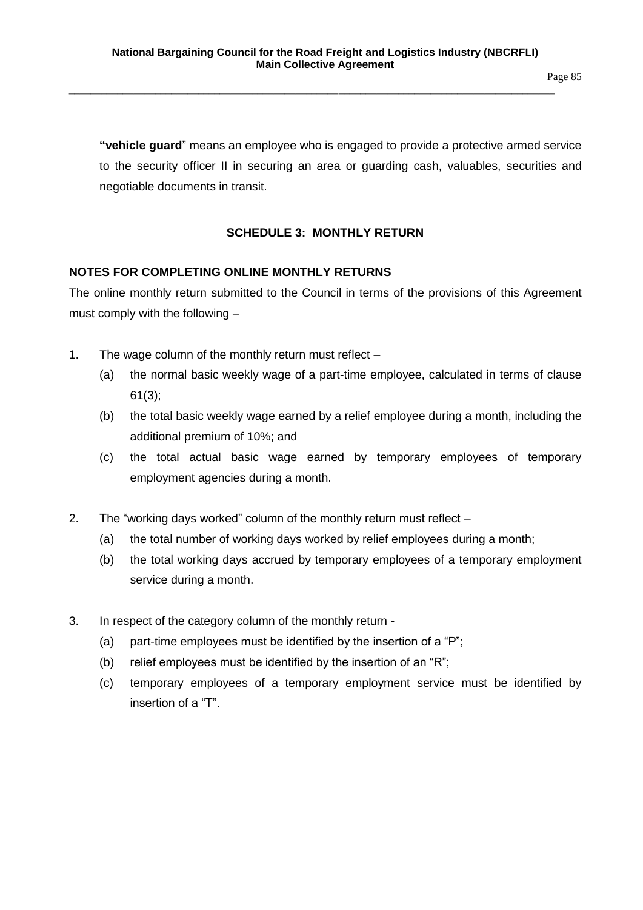**"vehicle guard**" means an employee who is engaged to provide a protective armed service to the security officer II in securing an area or guarding cash, valuables, securities and negotiable documents in transit.

## SCHEDULE 3: MONTHLY RETURN

### NOTES FOR COMPLETING ONLINE MONTHLY RETURNS

The online monthly return submitted to the Council in terms of the provisions of this Agreement must comply with the following –

1. The wage column of the monthly return must reflect –
   (a) the normal basic weekly wage of a part-time employee, calculated in terms of clause 61(3);
   (b) the total basic weekly wage earned by a relief employee during a month, including the additional premium of 10%; and
   (c) the total actual basic wage earned by temporary employees of temporary employment agencies during a month.

2. The "working days worked" column of the monthly return must reflect –
   (a) the total number of working days worked by relief employees during a month;
   (b) the total working days accrued by temporary employees of a temporary employment service during a month.

3. In respect of the category column of the monthly return -
   (a) part-time employees must be identified by the insertion of a "P";
   (b) relief employees must be identified by the insertion of an "R";
   (c) temporary employees of a temporary employment service must be identified by insertion of a "T".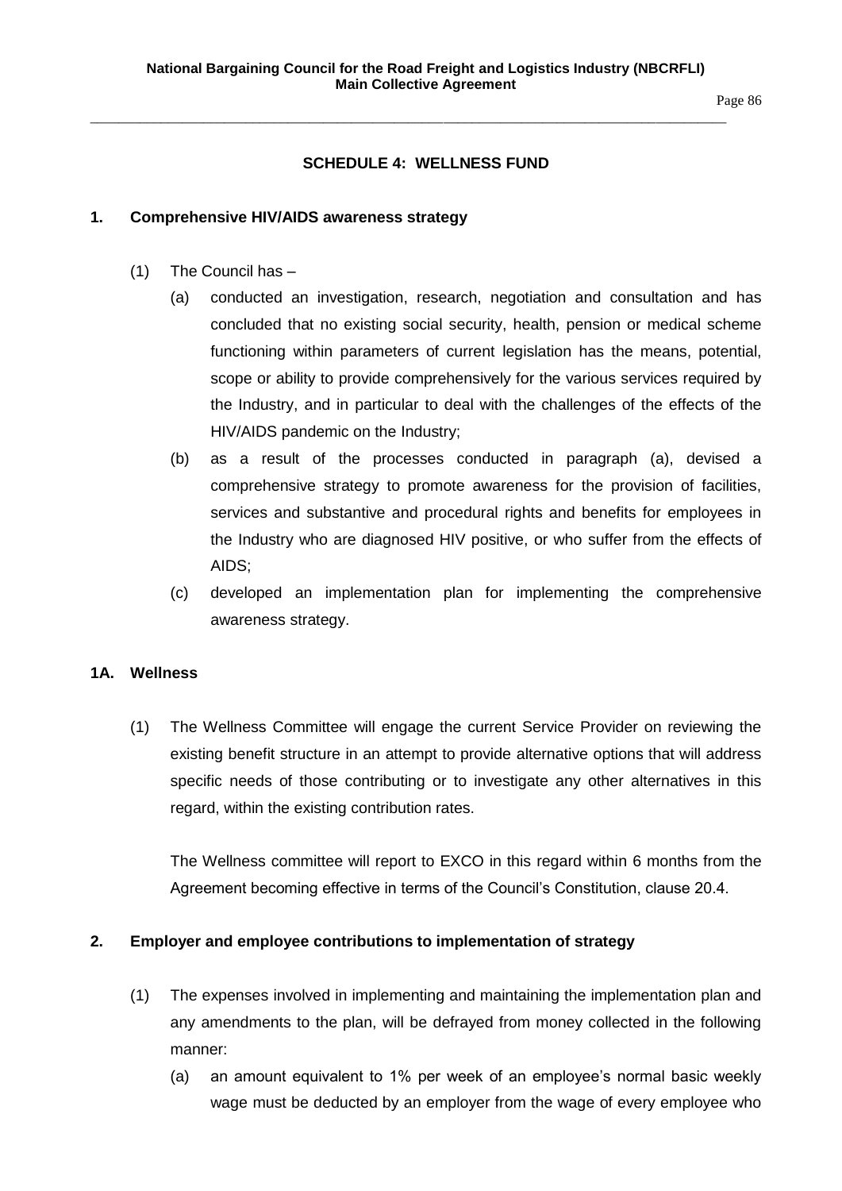## SCHEDULE 4: WELLNESS FUND

### 1. Comprehensive HIV/AIDS awareness strategy

(1) The Council has –

(a) conducted an investigation, research, negotiation and consultation and has concluded that no existing social security, health, pension or medical scheme functioning within parameters of current legislation has the means, potential, scope or ability to provide comprehensively for the various services required by the Industry, and in particular to deal with the challenges of the effects of the HIV/AIDS pandemic on the Industry;

(b) as a result of the processes conducted in paragraph (a), devised a comprehensive strategy to promote awareness for the provision of facilities, services and substantive and procedural rights and benefits for employees in the Industry who are diagnosed HIV positive, or who suffer from the effects of AIDS;

(c) developed an implementation plan for implementing the comprehensive awareness strategy.

### 1A. Wellness

(1) The Wellness Committee will engage the current Service Provider on reviewing the existing benefit structure in an attempt to provide alternative options that will address specific needs of those contributing or to investigate any other alternatives in this regard, within the existing contribution rates.

The Wellness committee will report to EXCO in this regard within 6 months from the Agreement becoming effective in terms of the Council's Constitution, clause 20.4.

### 2. Employer and employee contributions to implementation of strategy

(1) The expenses involved in implementing and maintaining the implementation plan and any amendments to the plan, will be defrayed from money collected in the following manner:

(a) an amount equivalent to 1% per week of an employee's normal basic weekly wage must be deducted by an employer from the wage of every employee who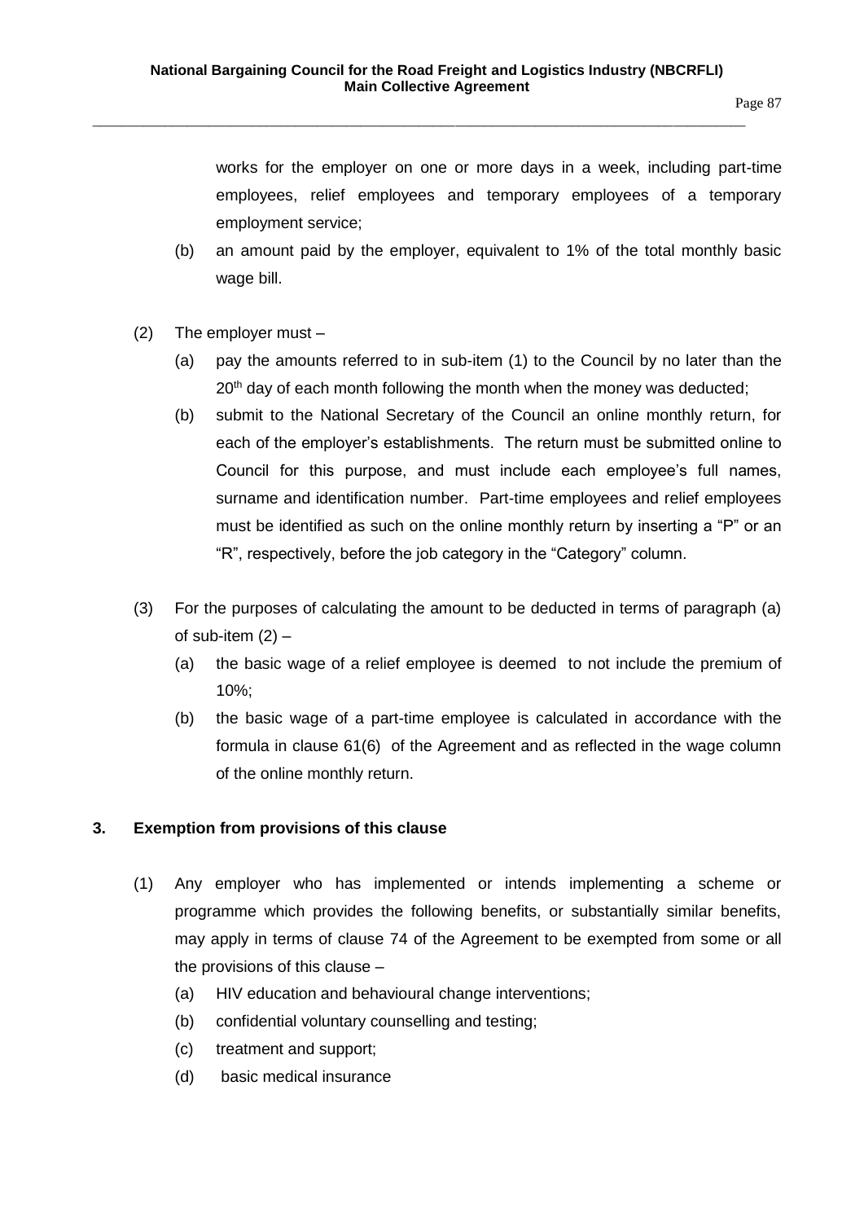works for the employer on one or more days in a week, including part-time employees, relief employees and temporary employees of a temporary employment service;

(b) an amount paid by the employer, equivalent to 1% of the total monthly basic wage bill.

(2) The employer must –

(a) pay the amounts referred to in sub-item (1) to the Council by no later than the 20th day of each month following the month when the money was deducted;

(b) submit to the National Secretary of the Council an online monthly return, for each of the employer's establishments. The return must be submitted online to Council for this purpose, and must include each employee's full names, surname and identification number. Part-time employees and relief employees must be identified as such on the online monthly return by inserting a "P" or an "R", respectively, before the job category in the "Category" column.

(3) For the purposes of calculating the amount to be deducted in terms of paragraph (a) of sub-item (2) –

(a) the basic wage of a relief employee is deemed to not include the premium of 10%;

(b) the basic wage of a part-time employee is calculated in accordance with the formula in clause 61(6) of the Agreement and as reflected in the wage column of the online monthly return.

## 3. Exemption from provisions of this clause

(1) Any employer who has implemented or intends implementing a scheme or programme which provides the following benefits, or substantially similar benefits, may apply in terms of clause 74 of the Agreement to be exempted from some or all the provisions of this clause –

(a) HIV education and behavioural change interventions;

(b) confidential voluntary counselling and testing;

(c) treatment and support;

(d) basic medical insurance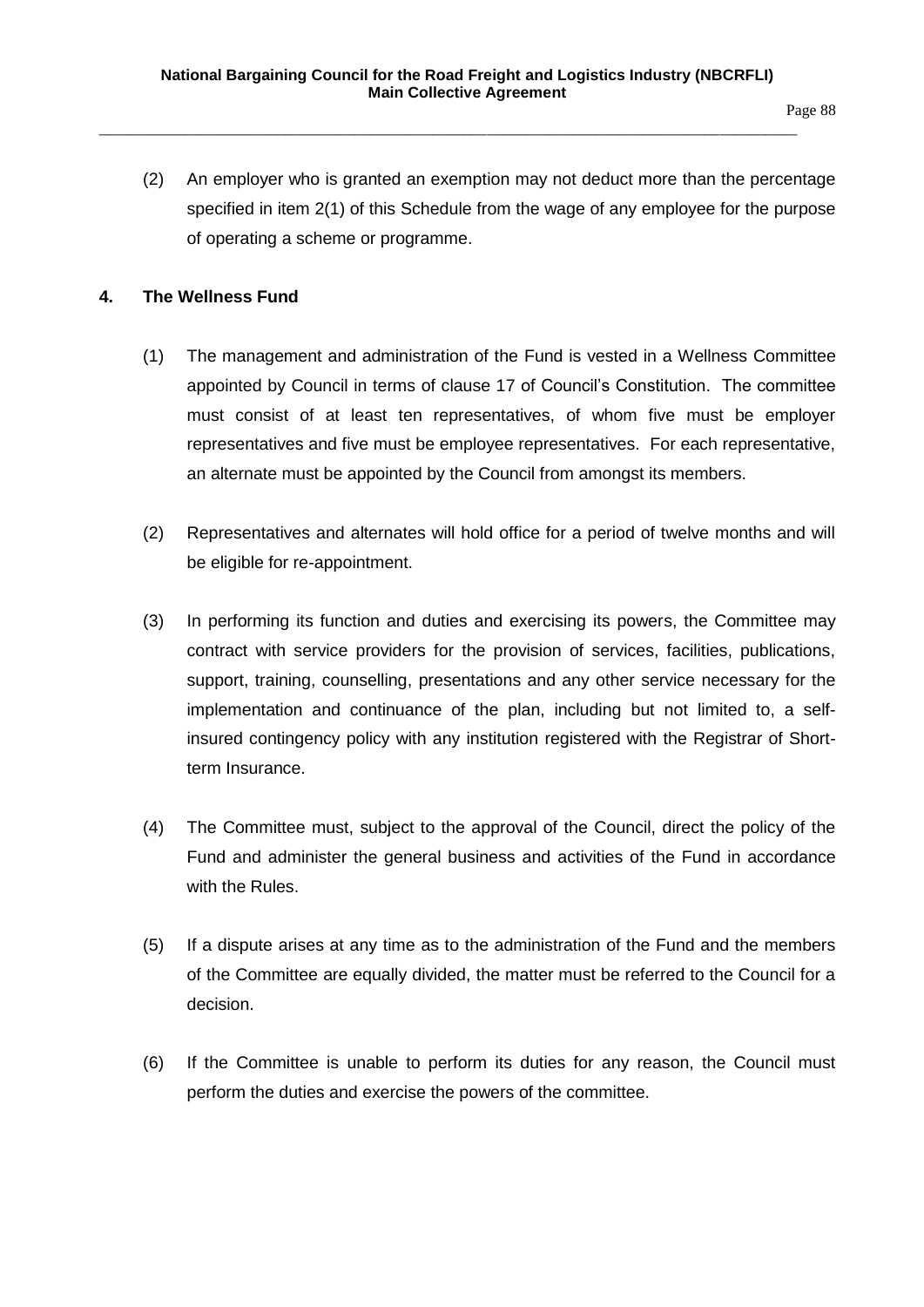(2) An employer who is granted an exemption may not deduct more than the percentage specified in item 2(1) of this Schedule from the wage of any employee for the purpose of operating a scheme or programme.

## 4. The Wellness Fund

(1) The management and administration of the Fund is vested in a Wellness Committee appointed by Council in terms of clause 17 of Council's Constitution. The committee must consist of at least ten representatives, of whom five must be employer representatives and five must be employee representatives. For each representative, an alternate must be appointed by the Council from amongst its members.

(2) Representatives and alternates will hold office for a period of twelve months and will be eligible for re-appointment.

(3) In performing its function and duties and exercising its powers, the Committee may contract with service providers for the provision of services, facilities, publications, support, training, counselling, presentations and any other service necessary for the implementation and continuance of the plan, including but not limited to, a self-insured contingency policy with any institution registered with the Registrar of Short-term Insurance.

(4) The Committee must, subject to the approval of the Council, direct the policy of the Fund and administer the general business and activities of the Fund in accordance with the Rules.

(5) If a dispute arises at any time as to the administration of the Fund and the members of the Committee are equally divided, the matter must be referred to the Council for a decision.

(6) If the Committee is unable to perform its duties for any reason, the Council must perform the duties and exercise the powers of the committee.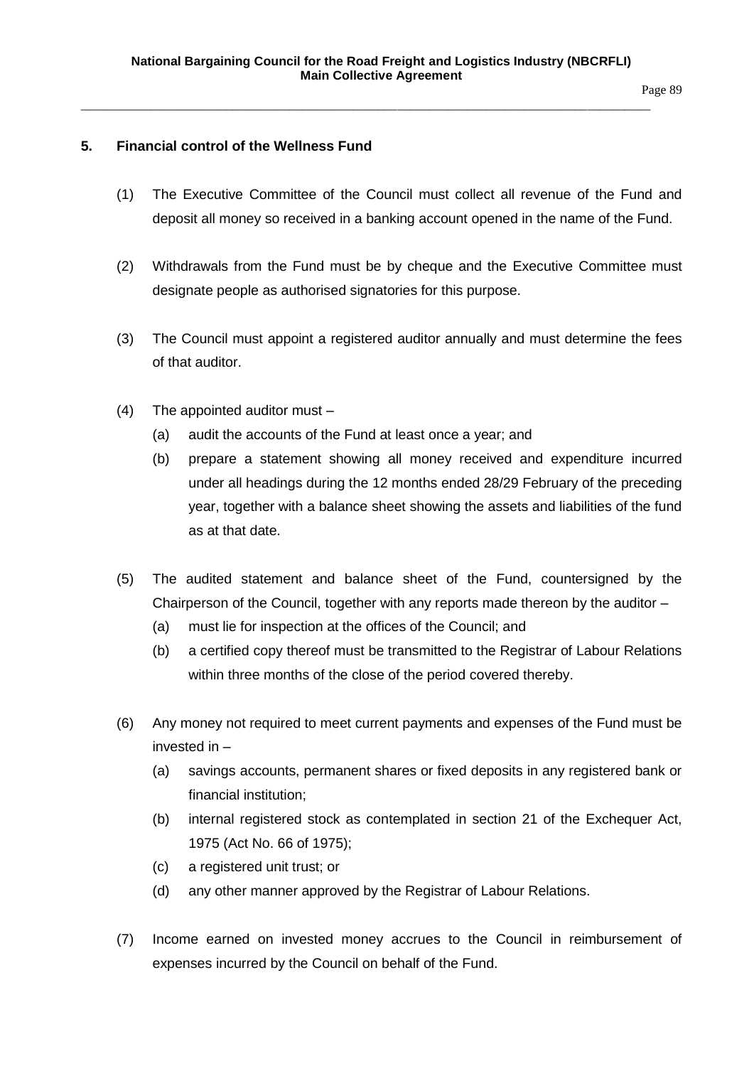## 5. Financial control of the Wellness Fund

(1) The Executive Committee of the Council must collect all revenue of the Fund and deposit all money so received in a banking account opened in the name of the Fund.

(2) Withdrawals from the Fund must be by cheque and the Executive Committee must designate people as authorised signatories for this purpose.

(3) The Council must appoint a registered auditor annually and must determine the fees of that auditor.

(4) The appointed auditor must –

  (a) audit the accounts of the Fund at least once a year; and

  (b) prepare a statement showing all money received and expenditure incurred under all headings during the 12 months ended 28/29 February of the preceding year, together with a balance sheet showing the assets and liabilities of the fund as at that date.

(5) The audited statement and balance sheet of the Fund, countersigned by the Chairperson of the Council, together with any reports made thereon by the auditor –

  (a) must lie for inspection at the offices of the Council; and

  (b) a certified copy thereof must be transmitted to the Registrar of Labour Relations within three months of the close of the period covered thereby.

(6) Any money not required to meet current payments and expenses of the Fund must be invested in –

  (a) savings accounts, permanent shares or fixed deposits in any registered bank or financial institution;

  (b) internal registered stock as contemplated in section 21 of the Exchequer Act, 1975 (Act No. 66 of 1975);

  (c) a registered unit trust; or

  (d) any other manner approved by the Registrar of Labour Relations.

(7) Income earned on invested money accrues to the Council in reimbursement of expenses incurred by the Council on behalf of the Fund.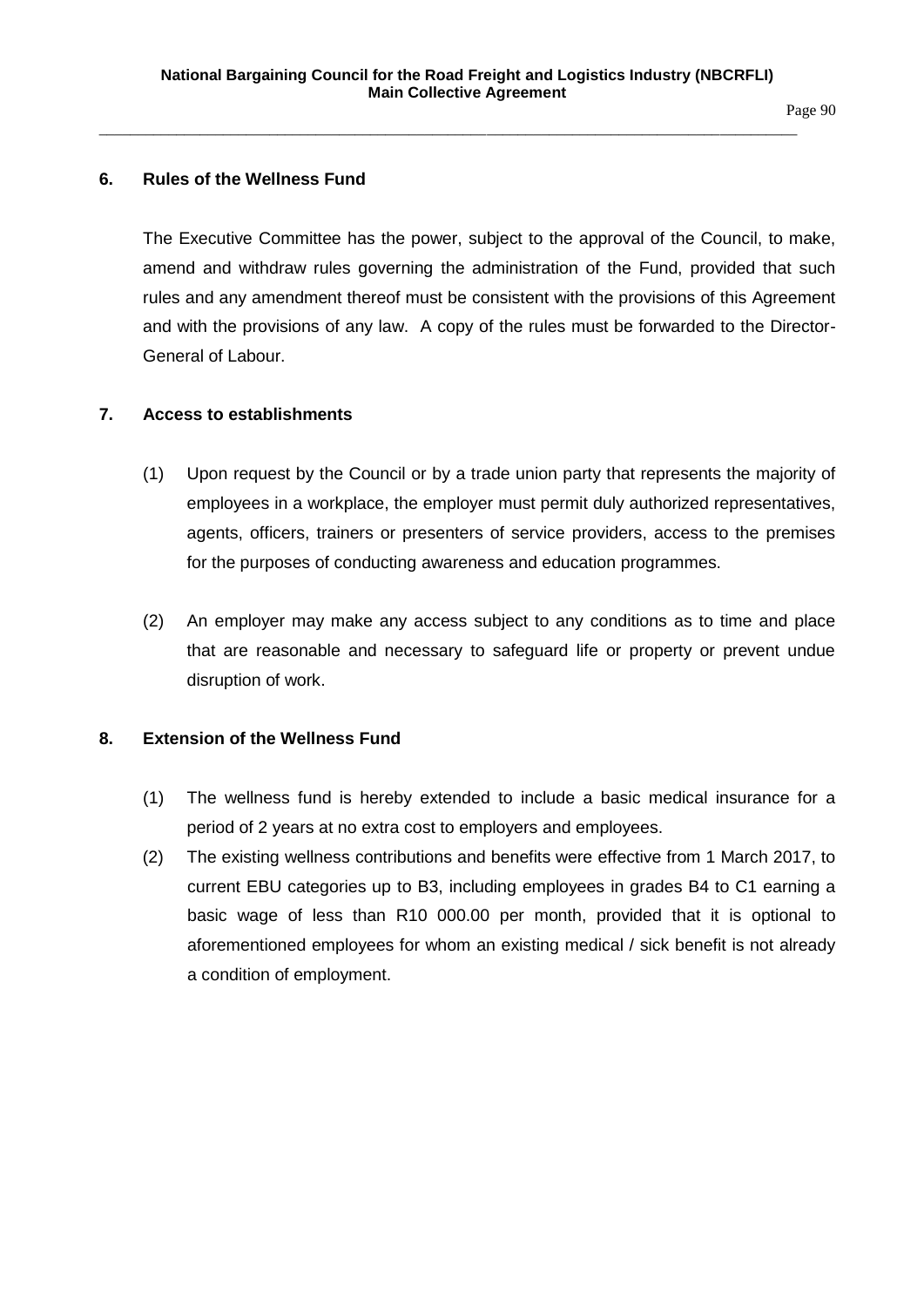### 6. Rules of the Wellness Fund

The Executive Committee has the power, subject to the approval of the Council, to make, amend and withdraw rules governing the administration of the Fund, provided that such rules and any amendment thereof must be consistent with the provisions of this Agreement and with the provisions of any law. A copy of the rules must be forwarded to the Director-General of Labour.

### 7. Access to establishments

(1) Upon request by the Council or by a trade union party that represents the majority of employees in a workplace, the employer must permit duly authorized representatives, agents, officers, trainers or presenters of service providers, access to the premises for the purposes of conducting awareness and education programmes.

(2) An employer may make any access subject to any conditions as to time and place that are reasonable and necessary to safeguard life or property or prevent undue disruption of work.

### 8. Extension of the Wellness Fund

(1) The wellness fund is hereby extended to include a basic medical insurance for a period of 2 years at no extra cost to employers and employees.

(2) The existing wellness contributions and benefits were effective from 1 March 2017, to current EBU categories up to B3, including employees in grades B4 to C1 earning a basic wage of less than R10 000.00 per month, provided that it is optional to aforementioned employees for whom an existing medical / sick benefit is not already a condition of employment.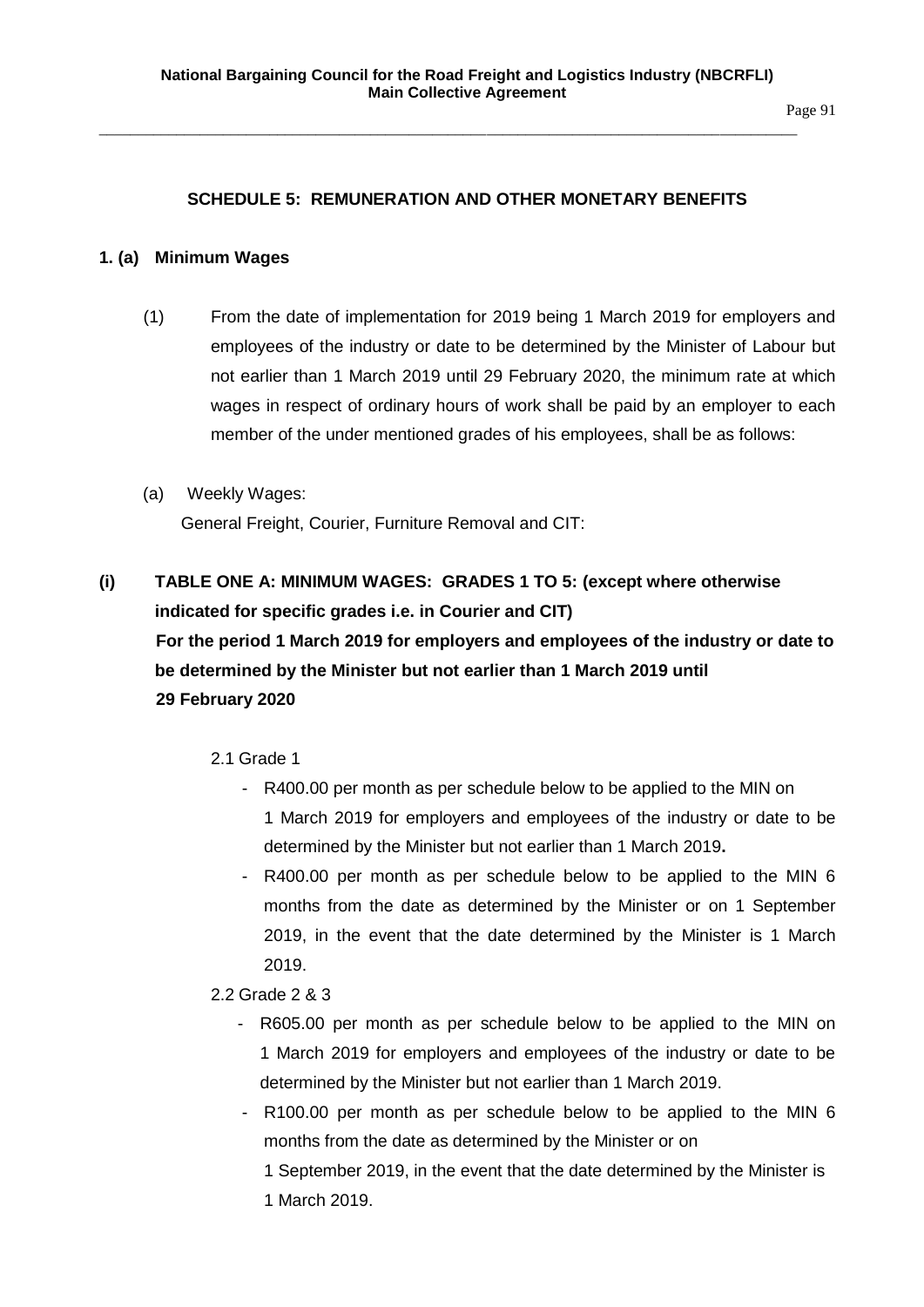## SCHEDULE 5: REMUNERATION AND OTHER MONETARY BENEFITS

### 1. (a) Minimum Wages

(1) From the date of implementation for 2019 being 1 March 2019 for employers and employees of the industry or date to be determined by the Minister of Labour but not earlier than 1 March 2019 until 29 February 2020, the minimum rate at which wages in respect of ordinary hours of work shall be paid by an employer to each member of the under mentioned grades of his employees, shall be as follows:

(a) Weekly Wages:
General Freight, Courier, Furniture Removal and CIT:

**(i) TABLE ONE A: MINIMUM WAGES: GRADES 1 TO 5: (except where otherwise indicated for specific grades i.e. in Courier and CIT)**
**For the period 1 March 2019 for employers and employees of the industry or date to be determined by the Minister but not earlier than 1 March 2019 until 29 February 2020**

2.1 Grade 1

- R400.00 per month as per schedule below to be applied to the MIN on 1 March 2019 for employers and employees of the industry or date to be determined by the Minister but not earlier than 1 March 2019**.**
- R400.00 per month as per schedule below to be applied to the MIN 6 months from the date as determined by the Minister or on 1 September 2019, in the event that the date determined by the Minister is 1 March 2019.

2.2 Grade 2 & 3

- R605.00 per month as per schedule below to be applied to the MIN on 1 March 2019 for employers and employees of the industry or date to be determined by the Minister but not earlier than 1 March 2019.
- R100.00 per month as per schedule below to be applied to the MIN 6 months from the date as determined by the Minister or on 1 September 2019, in the event that the date determined by the Minister is 1 March 2019.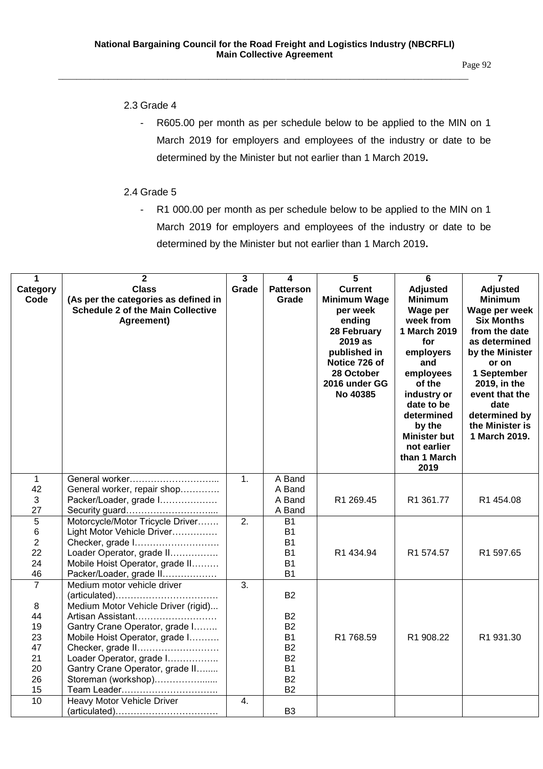2.3 Grade 4

- R605.00 per month as per schedule below to be applied to the MIN on 1 March 2019 for employers and employees of the industry or date to be determined by the Minister but not earlier than 1 March 2019**.**

2.4 Grade 5

- R1 000.00 per month as per schedule below to be applied to the MIN on 1 March 2019 for employers and employees of the industry or date to be determined by the Minister but not earlier than 1 March 2019**.**

| 1<br>Category Code | 2<br>Class<br>(As per the categories as defined in Schedule 2 of the Main Collective Agreement) | 3<br>Grade | 4<br>Patterson Grade | 5<br>Current Minimum Wage per week ending 28 February 2019 as published in Notice 726 of 28 October 2016 under GG No 40385 | 6<br>Adjusted Minimum Wage per week from 1 March 2019 for employers and employees of the industry or date to be determined by the Minister but not earlier than 1 March 2019 | 7<br>Adjusted Minimum Wage per week Six Months from the date as determined by the Minister or on 1 September 2019, in the event that the date determined by the Minister is 1 March 2019. |
|---|---|---|---|---|---|---|
| 1<br>42<br>3<br>27 | General worker…………………………..<br>General worker, repair shop………….<br>Packer/Loader, grade I……………….<br>Security guard………………………..... | 1. | A Band<br>A Band<br>A Band<br>A Band | R1 269.45 | R1 361.77 | R1 454.08 |
| 5<br>6<br>2<br>22<br>24<br>46 | Motorcycle/Motor Tricycle Driver…….<br>Light Motor Vehicle Driver……………<br>Checker, grade I……………………….<br>Loader Operator, grade II…………….<br>Mobile Hoist Operator, grade II………<br>Packer/Loader, grade II………………. | 2. | B1<br>B1<br>B1<br>B1<br>B1<br>B1 | R1 434.94 | R1 574.57 | R1 597.65 |
| 7<br><br>8<br>44<br>19<br>23<br>47<br>21<br>20<br>26<br>15 | Medium motor vehicle driver (articulated)…………………………….<br>Medium Motor Vehicle Driver (rigid)...<br>Artisan Assistant………………………<br>Gantry Crane Operator, grade I……..<br>Mobile Hoist Operator, grade I……….<br>Checker, grade II………………………<br>Loader Operator, grade I……………..<br>Gantry Crane Operator, grade II….....<br>Storeman (workshop)…………….......<br>Team Leader………………………….. | 3. | B2<br><br>B2<br>B2<br>B1<br>B2<br>B2<br>B1<br>B2<br>B2 | R1 768.59 | R1 908.22 | R1 931.30 |
| 10 | Heavy Motor Vehicle Driver (articulated)……………………………. | 4. | B3 | | | |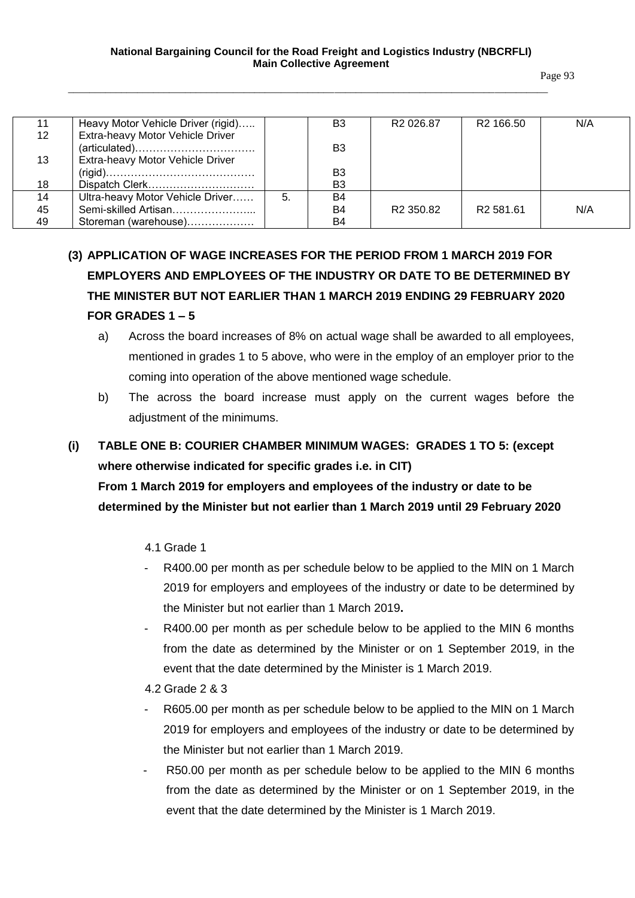| | | | | | | |
|---|---|---|---|---|---|---|
| 11 | Heavy Motor Vehicle Driver (rigid)….. | | B3 | R2 026.87 | R2 166.50 | N/A |
| 12 | Extra-heavy Motor Vehicle Driver (articulated)……………………………. | | B3 | | | |
| 13 | Extra-heavy Motor Vehicle Driver (rigid)……………………………………. | | B3 | | | |
| 18 | Dispatch Clerk………………………… | | B3 | | | |
| 14 | Ultra-heavy Motor Vehicle Driver…… | 5. | B4 | | | |
| 45 | Semi-skilled Artisan…………………... | | B4 | R2 350.82 | R2 581.61 | N/A |
| 49 | Storeman (warehouse)………………. | | B4 | | | |

**(3) APPLICATION OF WAGE INCREASES FOR THE PERIOD FROM 1 MARCH 2019 FOR EMPLOYERS AND EMPLOYEES OF THE INDUSTRY OR DATE TO BE DETERMINED BY THE MINISTER BUT NOT EARLIER THAN 1 MARCH 2019 ENDING 29 FEBRUARY 2020 FOR GRADES 1 – 5**

a) Across the board increases of 8% on actual wage shall be awarded to all employees, mentioned in grades 1 to 5 above, who were in the employ of an employer prior to the coming into operation of the above mentioned wage schedule.

b) The across the board increase must apply on the current wages before the adjustment of the minimums.

**(i) TABLE ONE B: COURIER CHAMBER MINIMUM WAGES: GRADES 1 TO 5: (except where otherwise indicated for specific grades i.e. in CIT)**
**From 1 March 2019 for employers and employees of the industry or date to be determined by the Minister but not earlier than 1 March 2019 until 29 February 2020**

4.1 Grade 1

- R400.00 per month as per schedule below to be applied to the MIN on 1 March 2019 for employers and employees of the industry or date to be determined by the Minister but not earlier than 1 March 2019**.**
- R400.00 per month as per schedule below to be applied to the MIN 6 months from the date as determined by the Minister or on 1 September 2019, in the event that the date determined by the Minister is 1 March 2019.

4.2 Grade 2 & 3

- R605.00 per month as per schedule below to be applied to the MIN on 1 March 2019 for employers and employees of the industry or date to be determined by the Minister but not earlier than 1 March 2019.
- R50.00 per month as per schedule below to be applied to the MIN 6 months from the date as determined by the Minister or on 1 September 2019, in the event that the date determined by the Minister is 1 March 2019.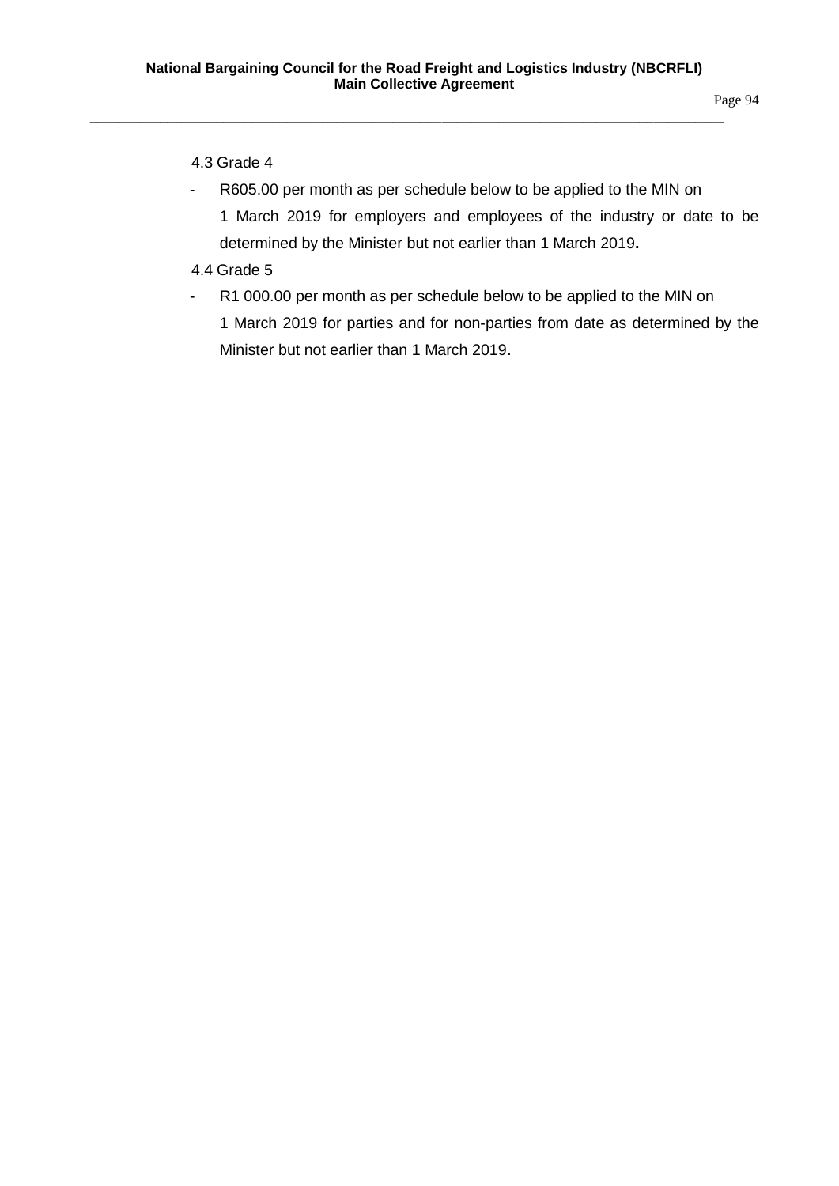4.3 Grade 4

- R605.00 per month as per schedule below to be applied to the MIN on 1 March 2019 for employers and employees of the industry or date to be determined by the Minister but not earlier than 1 March 2019**.**

4.4 Grade 5

- R1 000.00 per month as per schedule below to be applied to the MIN on 1 March 2019 for parties and for non-parties from date as determined by the Minister but not earlier than 1 March 2019**.**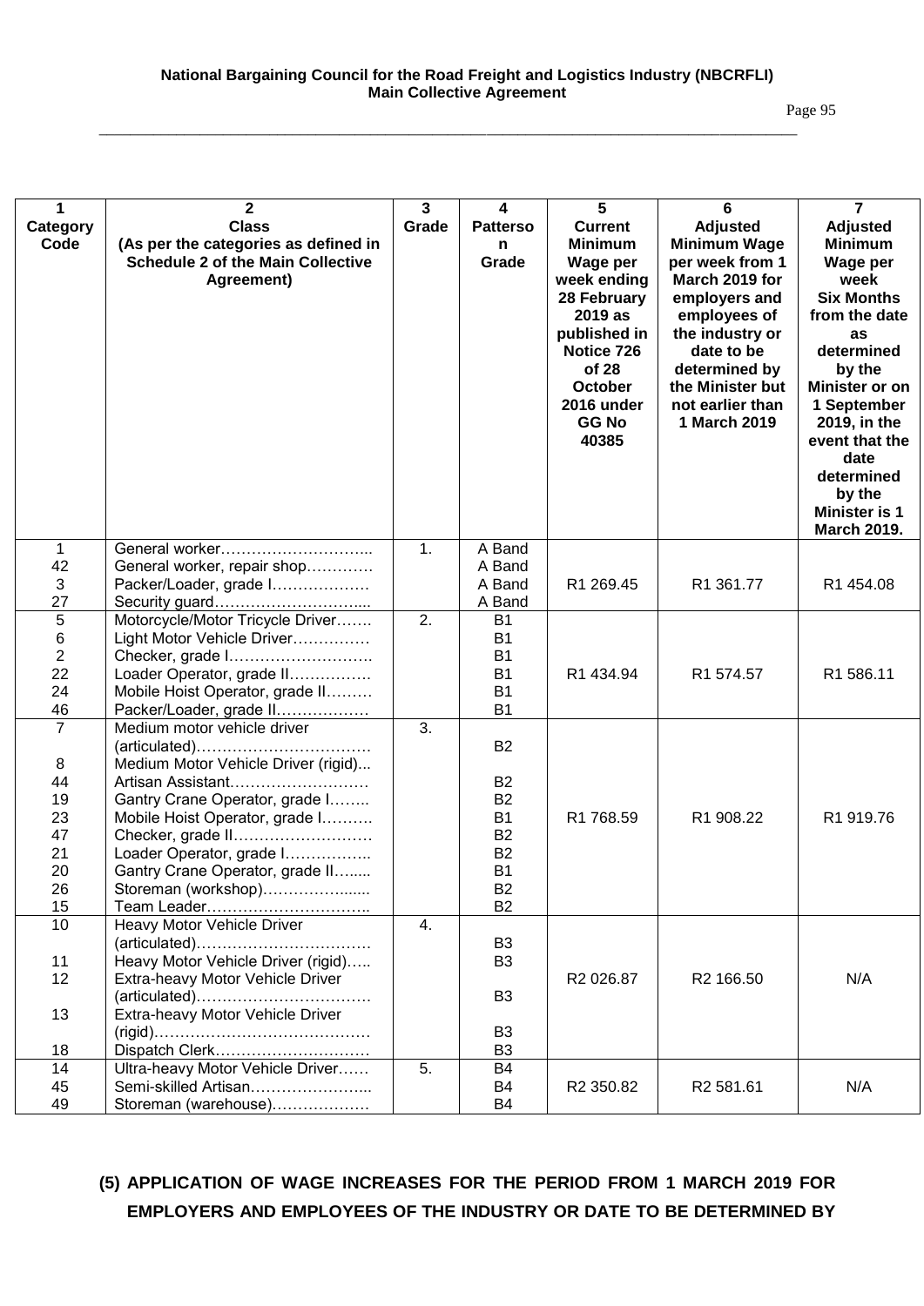| 1 Category Code | 2 Class (As per the categories as defined in Schedule 2 of the Main Collective Agreement) | 3 Grade | 4 Paterson Grade | 5 Current Minimum Wage per week ending 28 February 2019 as published in Notice 726 of 28 October 2016 under GG No 40385 | 6 Adjusted Minimum Wage per week from 1 March 2019 for employers and employees of the industry or date to be determined by the Minister but not earlier than 1 March 2019 | 7 Adjusted Minimum Wage per week Six Months from the date as determined by the Minister or on 1 September 2019, in the event that the date determined by the Minister is 1 March 2019. |
|---|---|---|---|---|---|---|
| 1<br>42<br>3<br>27 | General worker………………………...<br>General worker, repair shop…………<br>Packer/Loader, grade I………………<br>Security guard………………………... | 1. | A Band<br>A Band<br>A Band<br>A Band | R1 269.45 | R1 361.77 | R1 454.08 |
| 5<br>6<br>2<br>22<br>24<br>46 | Motorcycle/Motor Tricycle Driver…….<br>Light Motor Vehicle Driver……………<br>Checker, grade I……………………….<br>Loader Operator, grade II…………….<br>Mobile Hoist Operator, grade II………<br>Packer/Loader, grade II……………… | 2. | B1<br>B1<br>B1<br>B1<br>B1<br>B1 | R1 434.94 | R1 574.57 | R1 586.11 |
| 7<br>8<br>44<br>19<br>23<br>47<br>21<br>20<br>26<br>15 | Medium motor vehicle driver (articulated)…………………………….<br>Medium Motor Vehicle Driver (rigid)...<br>Artisan Assistant………………………<br>Gantry Crane Operator, grade I……..<br>Mobile Hoist Operator, grade I……….<br>Checker, grade II………………………<br>Loader Operator, grade I……………..<br>Gantry Crane Operator, grade II…....<br>Storeman (workshop)……………......<br>Team Leader………………………….. | 3. | B2<br>B2<br>B2<br>B2<br>B1<br>B2<br>B2<br>B1<br>B2<br>B2 | R1 768.59 | R1 908.22 | R1 919.76 |
| 10<br>11<br>12<br>13<br>18 | Heavy Motor Vehicle Driver (articulated)…………………………….<br>Heavy Motor Vehicle Driver (rigid)…..<br>Extra-heavy Motor Vehicle Driver (articulated)…………………………….<br>Extra-heavy Motor Vehicle Driver (rigid)…………………………………….<br>Dispatch Clerk………………………… | 4. | B3<br>B3<br>B3<br>B3<br>B3 | R2 026.87 | R2 166.50 | N/A |
| 14<br>45<br>49 | Ultra-heavy Motor Vehicle Driver……<br>Semi-skilled Artisan…………………...<br>Storeman (warehouse)………………. | 5. | B4<br>B4<br>B4 | R2 350.82 | R2 581.61 | N/A |

**(5) APPLICATION OF WAGE INCREASES FOR THE PERIOD FROM 1 MARCH 2019 FOR EMPLOYERS AND EMPLOYEES OF THE INDUSTRY OR DATE TO BE DETERMINED BY**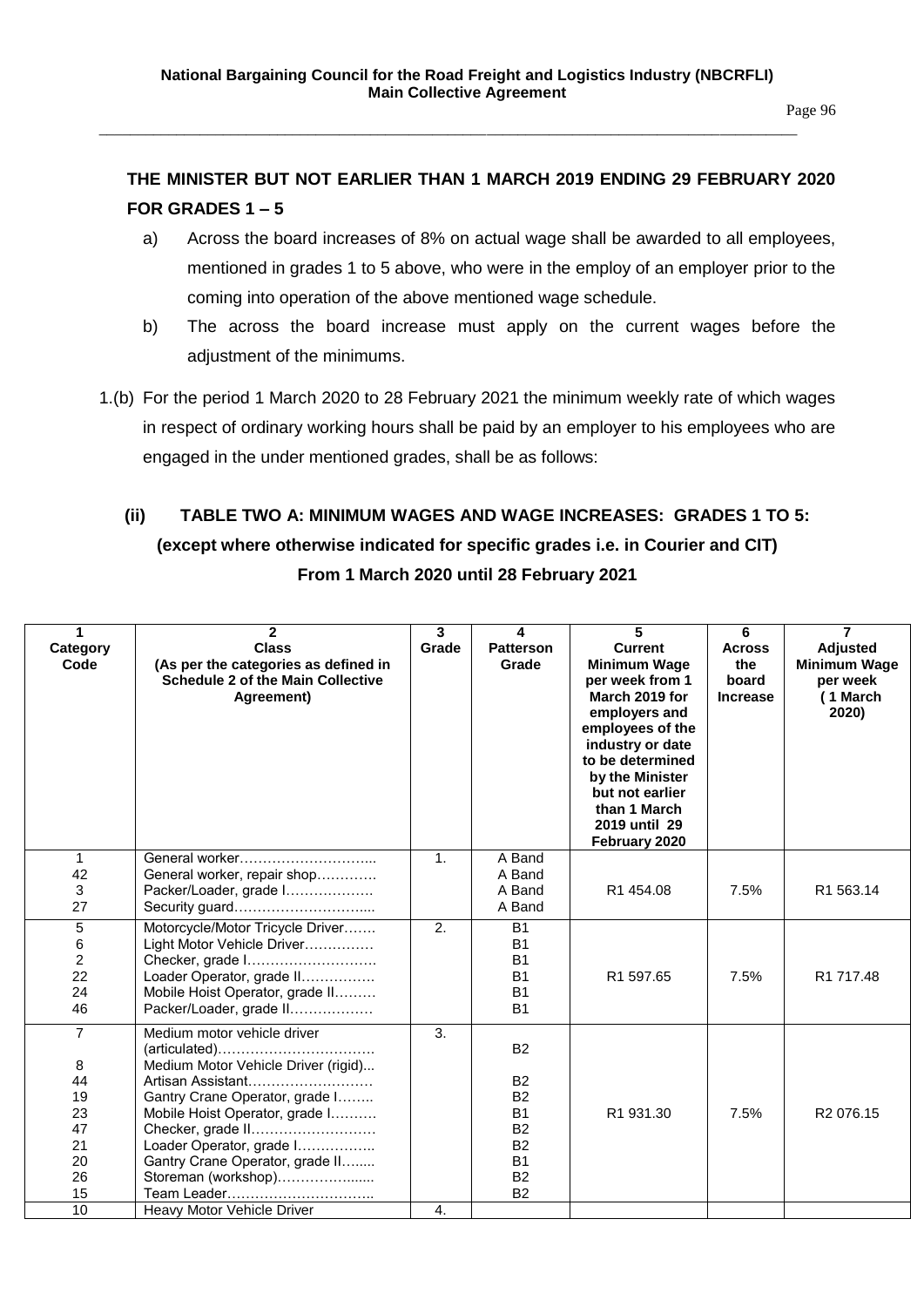**THE MINISTER BUT NOT EARLIER THAN 1 MARCH 2019 ENDING 29 FEBRUARY 2020 FOR GRADES 1 – 5**

a) Across the board increases of 8% on actual wage shall be awarded to all employees, mentioned in grades 1 to 5 above, who were in the employ of an employer prior to the coming into operation of the above mentioned wage schedule.

b) The across the board increase must apply on the current wages before the adjustment of the minimums.

1.(b) For the period 1 March 2020 to 28 February 2021 the minimum weekly rate of which wages in respect of ordinary working hours shall be paid by an employer to his employees who are engaged in the under mentioned grades, shall be as follows:

## (ii) TABLE TWO A: MINIMUM WAGES AND WAGE INCREASES: GRADES 1 TO 5: (except where otherwise indicated for specific grades i.e. in Courier and CIT) From 1 March 2020 until 28 February 2021

| 1<br>Category Code | 2<br>Class<br>(As per the categories as defined in Schedule 2 of the Main Collective Agreement) | 3<br>Grade | 4<br>Patterson Grade | 5<br>Current Minimum Wage per week from 1 March 2019 for employers and employees of the industry or date to be determined by the Minister but not earlier than 1 March 2019 until 29 February 2020 | 6<br>Across the board Increase | 7<br>Adjusted Minimum Wage per week (1 March 2020) |
|---|---|---|---|---|---|---|
| 1<br>42<br>3<br>27 | General worker…………………………<br>General worker, repair shop………….<br>Packer/Loader, grade I……………….<br>Security guard………………………… | 1. | A Band<br>A Band<br>A Band<br>A Band | R1 454.08 | 7.5% | R1 563.14 |
| 5<br>6<br>2<br>22<br>24<br>46 | Motorcycle/Motor Tricycle Driver…….<br>Light Motor Vehicle Driver……………<br>Checker, grade I……………………….<br>Loader Operator, grade II…………….<br>Mobile Hoist Operator, grade II………<br>Packer/Loader, grade II……………… | 2. | B1<br>B1<br>B1<br>B1<br>B1<br>B1 | R1 597.65 | 7.5% | R1 717.48 |
| 7<br><br>8<br>44<br>19<br>23<br>47<br>21<br>20<br>26<br>15 | Medium motor vehicle driver (articulated)…………………………….<br>Medium Motor Vehicle Driver (rigid)...<br>Artisan Assistant………………………<br>Gantry Crane Operator, grade I……..<br>Mobile Hoist Operator, grade I……….<br>Checker, grade II………………………<br>Loader Operator, grade I……………..<br>Gantry Crane Operator, grade II….....<br>Storeman (workshop)………………......<br>Team Leader………………………….. | 3. | B2<br><br>B2<br>B2<br>B2<br>B1<br>B2<br>B2<br>B1<br>B2<br>B2 | R1 931.30 | 7.5% | R2 076.15 |
| 10 | Heavy Motor Vehicle Driver | 4. | | | | |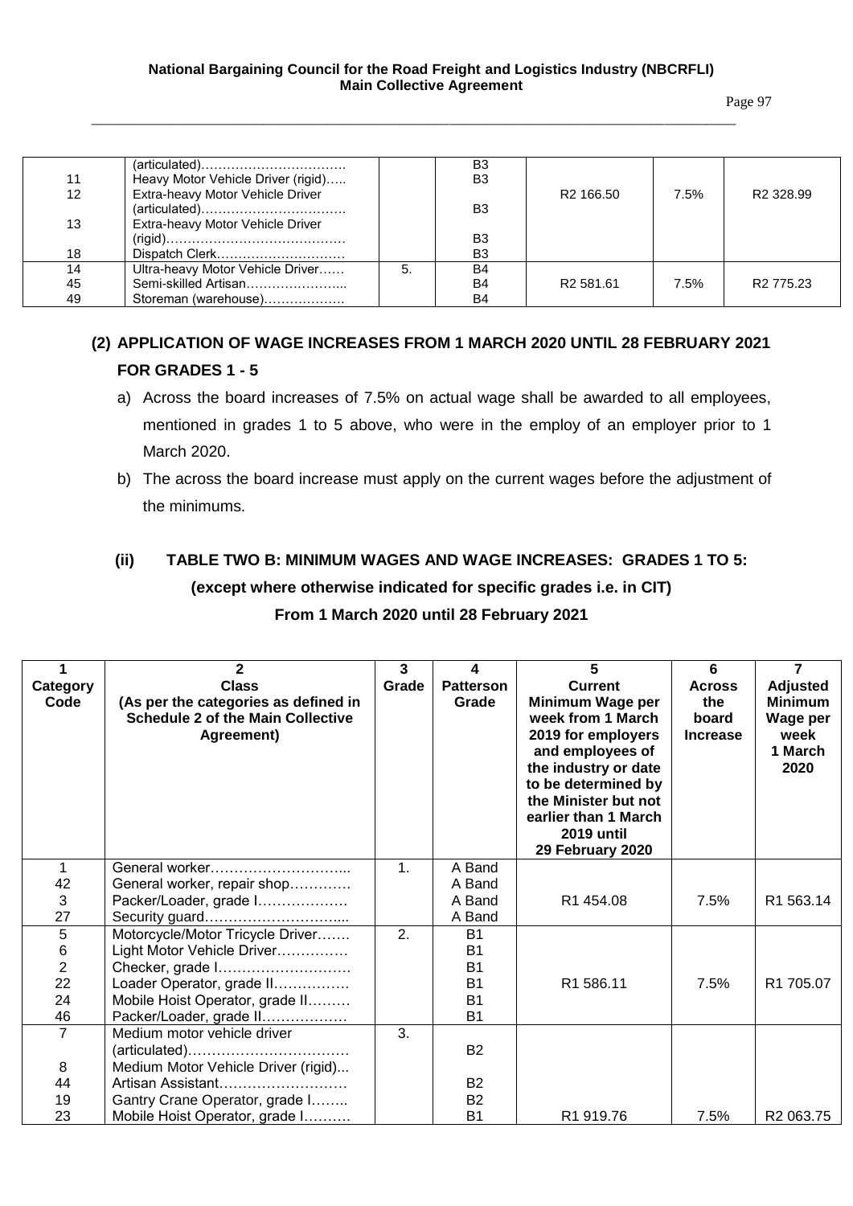| | | | | | | |
|---|---|---|---|---|---|---|
| | (articulated)……………………………. | | B3 | | | |
| 11 | Heavy Motor Vehicle Driver (rigid)….. | | B3 | | | |
| 12 | Extra-heavy Motor Vehicle Driver (articulated)……………………………. | | B3 | R2 166.50 | 7.5% | R2 328.99 |
| 13 | Extra-heavy Motor Vehicle Driver (rigid)……………………………………. | | B3 | | | |
| 18 | Dispatch Clerk………………………… | | B3 | | | |
| 14 | Ultra-heavy Motor Vehicle Driver…… | 5. | B4 | | | |
| 45 | Semi-skilled Artisan………………….. | | B4 | R2 581.61 | 7.5% | R2 775.23 |
| 49 | Storeman (warehouse)………………. | | B4 | | | |

**(2) APPLICATION OF WAGE INCREASES FROM 1 MARCH 2020 UNTIL 28 FEBRUARY 2021 FOR GRADES 1 - 5**

a) Across the board increases of 7.5% on actual wage shall be awarded to all employees, mentioned in grades 1 to 5 above, who were in the employ of an employer prior to 1 March 2020.

b) The across the board increase must apply on the current wages before the adjustment of the minimums.

**(ii) TABLE TWO B: MINIMUM WAGES AND WAGE INCREASES: GRADES 1 TO 5: (except where otherwise indicated for specific grades i.e. in CIT) From 1 March 2020 until 28 February 2021**

| 1<br>Category Code | 2<br>Class<br>(As per the categories as defined in Schedule 2 of the Main Collective Agreement) | 3<br>Grade | 4<br>Patterson Grade | 5<br>Current Minimum Wage per week from 1 March 2019 for employers and employees of the industry or date to be determined by the Minister but not earlier than 1 March 2019 until 29 February 2020 | 6<br>Across the board Increase | 7<br>Adjusted Minimum Wage per week 1 March 2020 |
|---|---|---|---|---|---|---|
| 1 | General worker………………………... | 1. | A Band | | | |
| 42 | General worker, repair shop…………. | | A Band | | | |
| 3 | Packer/Loader, grade I………………. | | A Band | R1 454.08 | 7.5% | R1 563.14 |
| 27 | Security guard………………………... | | A Band | | | |
| 5 | Motorcycle/Motor Tricycle Driver……. | 2. | B1 | | | |
| 6 | Light Motor Vehicle Driver…………… | | B1 | | | |
| 2 | Checker, grade I………………………. | | B1 | | | |
| 22 | Loader Operator, grade II……………. | | B1 | R1 586.11 | 7.5% | R1 705.07 |
| 24 | Mobile Hoist Operator, grade II……… | | B1 | | | |
| 46 | Packer/Loader, grade II……………… | | B1 | | | |
| 7 | Medium motor vehicle driver (articulated)……………………………. | 3. | B2 | | | |
| 8 | Medium Motor Vehicle Driver (rigid)... | | | | | |
| 44 | Artisan Assistant……………………… | | B2 | | | |
| 19 | Gantry Crane Operator, grade I…….. | | B2 | | | |
| 23 | Mobile Hoist Operator, grade I………. | | B1 | R1 919.76 | 7.5% | R2 063.75 |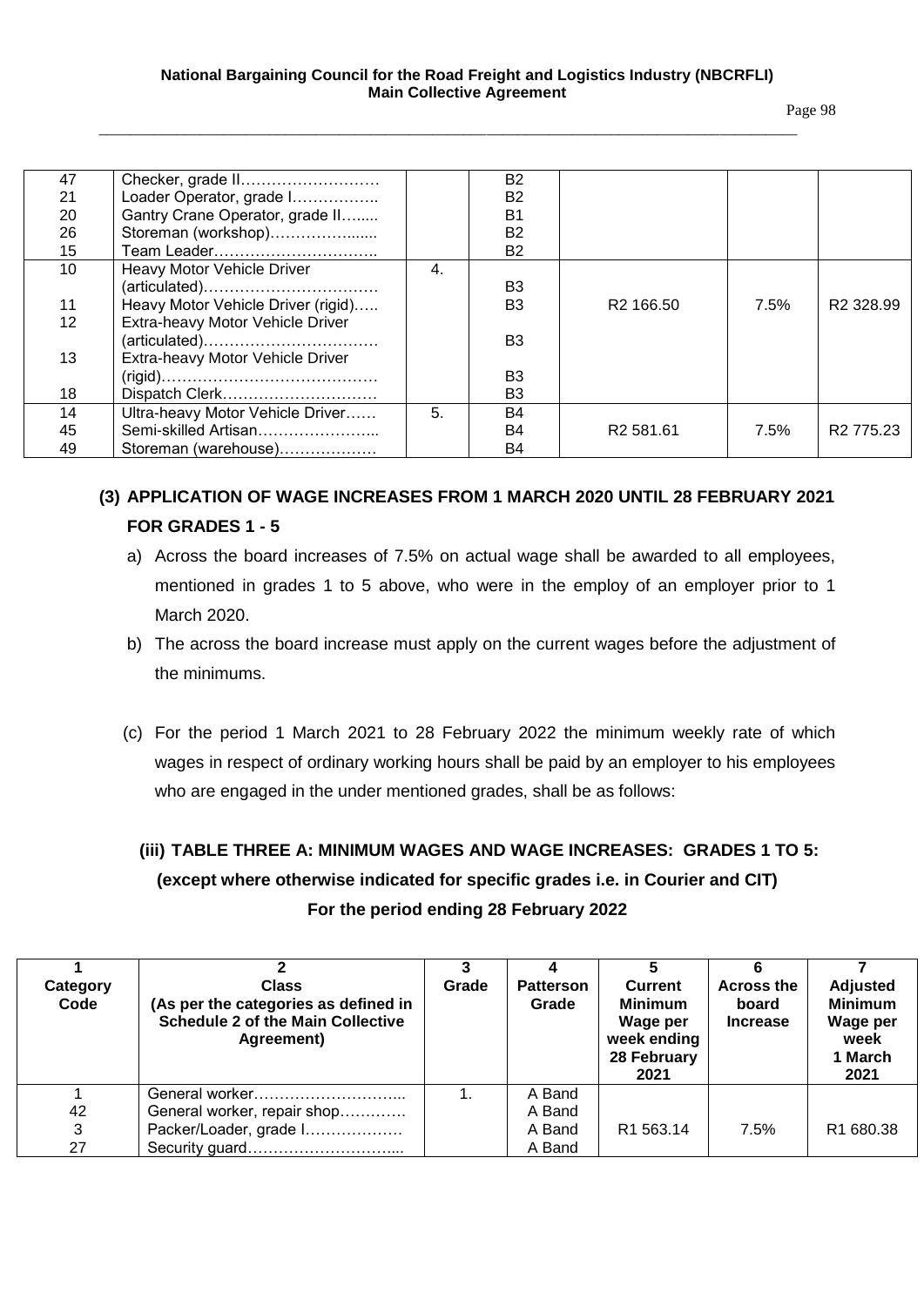| | | | | | | |
|---|---|---|---|---|---|---|
| 47 | Checker, grade II……………………… | | B2 | | | |
| 21 | Loader Operator, grade I…………….. | | B2 | | | |
| 20 | Gantry Crane Operator, grade II…..... | | B1 | | | |
| 26 | Storeman (workshop)……………...... | | B2 | | | |
| 15 | Team Leader………………………….. | | B2 | | | |
| 10 | Heavy Motor Vehicle Driver (articulated)…………………………… | 4. | B3 | | | |
| 11 | Heavy Motor Vehicle Driver (rigid)….. | | B3 | R2 166.50 | 7.5% | R2 328.99 |
| 12 | Extra-heavy Motor Vehicle Driver (articulated)…………………………… | | B3 | | | |
| 13 | Extra-heavy Motor Vehicle Driver (rigid)…………………………………… | | B3 | | | |
| 18 | Dispatch Clerk………………………… | | B3 | | | |
| 14 | Ultra-heavy Motor Vehicle Driver…… | 5. | B4 | | | |
| 45 | Semi-skilled Artisan…………………... | | B4 | R2 581.61 | 7.5% | R2 775.23 |
| 49 | Storeman (warehouse)………………. | | B4 | | | |

**(3) APPLICATION OF WAGE INCREASES FROM 1 MARCH 2020 UNTIL 28 FEBRUARY 2021 FOR GRADES 1 - 5**

a) Across the board increases of 7.5% on actual wage shall be awarded to all employees, mentioned in grades 1 to 5 above, who were in the employ of an employer prior to 1 March 2020.

b) The across the board increase must apply on the current wages before the adjustment of the minimums.

(c) For the period 1 March 2021 to 28 February 2022 the minimum weekly rate of which wages in respect of ordinary working hours shall be paid by an employer to his employees who are engaged in the under mentioned grades, shall be as follows:

**(iii) TABLE THREE A: MINIMUM WAGES AND WAGE INCREASES: GRADES 1 TO 5: (except where otherwise indicated for specific grades i.e. in Courier and CIT)**

**For the period ending 28 February 2022**

| 1<br>Category Code | 2<br>Class<br>(As per the categories as defined in Schedule 2 of the Main Collective Agreement) | 3<br>Grade | 4<br>Patterson Grade | 5<br>Current Minimum Wage per week ending 28 February 2021 | 6<br>Across the board Increase | 7<br>Adjusted Minimum Wage per week 1 March 2021 |
|---|---|---|---|---|---|---|
| 1 | General worker………………………... | 1. | A Band | | | |
| 42 | General worker, repair shop…………. | | A Band | | | |
| 3 | Packer/Loader, grade I………………. | | A Band | R1 563.14 | 7.5% | R1 680.38 |
| 27 | Security guard…………………………... | | A Band | | | |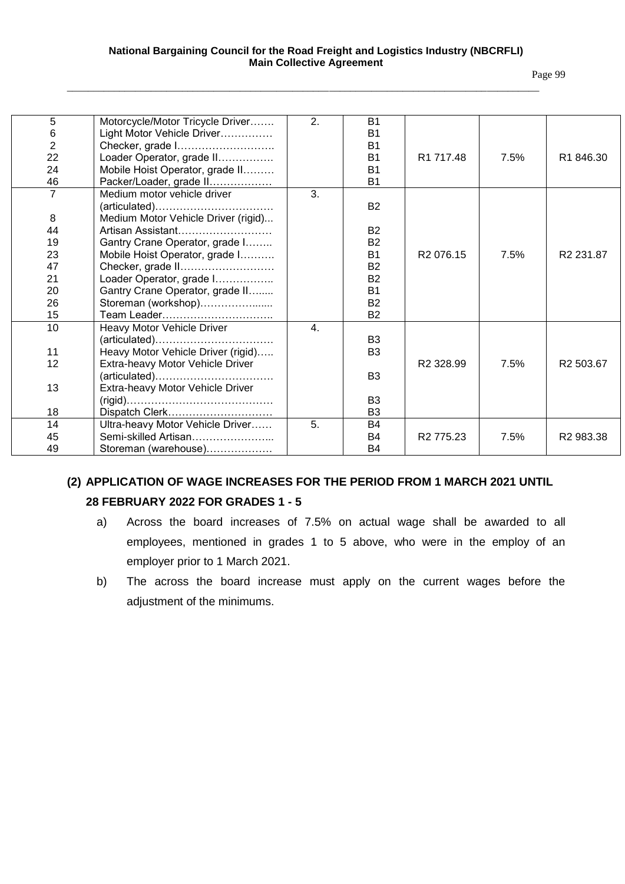| | | | | | | |
|---|---|---|---|---|---|---|
| 5<br>6<br>2<br>22<br>24<br>46 | Motorcycle/Motor Tricycle Driver…….<br>Light Motor Vehicle Driver……………<br>Checker, grade I……………………….<br>Loader Operator, grade II…………….<br>Mobile Hoist Operator, grade II………<br>Packer/Loader, grade II……………… | 2. | B1<br>B1<br>B1<br>B1<br>B1<br>B1 | R1 717.48 | 7.5% | R1 846.30 |
| 7<br><br>8<br>44<br>19<br>23<br>47<br>21<br>20<br>26<br>15 | Medium motor vehicle driver (articulated)…………………………….<br>Medium Motor Vehicle Driver (rigid)...<br>Artisan Assistant………………………<br>Gantry Crane Operator, grade I……..<br>Mobile Hoist Operator, grade I……….<br>Checker, grade II………………………<br>Loader Operator, grade I……………..<br>Gantry Crane Operator, grade II…......<br>Storeman (workshop)……………......<br>Team Leader………………………….. | 3. | B2<br>B2<br>B2<br>B2<br>B1<br>B2<br>B2<br>B1<br>B2<br>B2 | R2 076.15 | 7.5% | R2 231.87 |
| 10<br><br>11<br>12<br><br>13<br><br>18 | Heavy Motor Vehicle Driver (articulated)…………………………….<br>Heavy Motor Vehicle Driver (rigid)…..<br>Extra-heavy Motor Vehicle Driver (articulated)…………………………….<br>Extra-heavy Motor Vehicle Driver (rigid)…………………………………….<br>Dispatch Clerk………………………… | 4. | B3<br>B3<br>B3<br>B3<br>B3 | R2 328.99 | 7.5% | R2 503.67 |
| 14<br>45<br>49 | Ultra-heavy Motor Vehicle Driver……<br>Semi-skilled Artisan…………………...<br>Storeman (warehouse)………………. | 5. | B4<br>B4<br>B4 | R2 775.23 | 7.5% | R2 983.38 |

**(2) APPLICATION OF WAGE INCREASES FOR THE PERIOD FROM 1 MARCH 2021 UNTIL 28 FEBRUARY 2022 FOR GRADES 1 - 5**

a) Across the board increases of 7.5% on actual wage shall be awarded to all employees, mentioned in grades 1 to 5 above, who were in the employ of an employer prior to 1 March 2021.

b) The across the board increase must apply on the current wages before the adjustment of the minimums.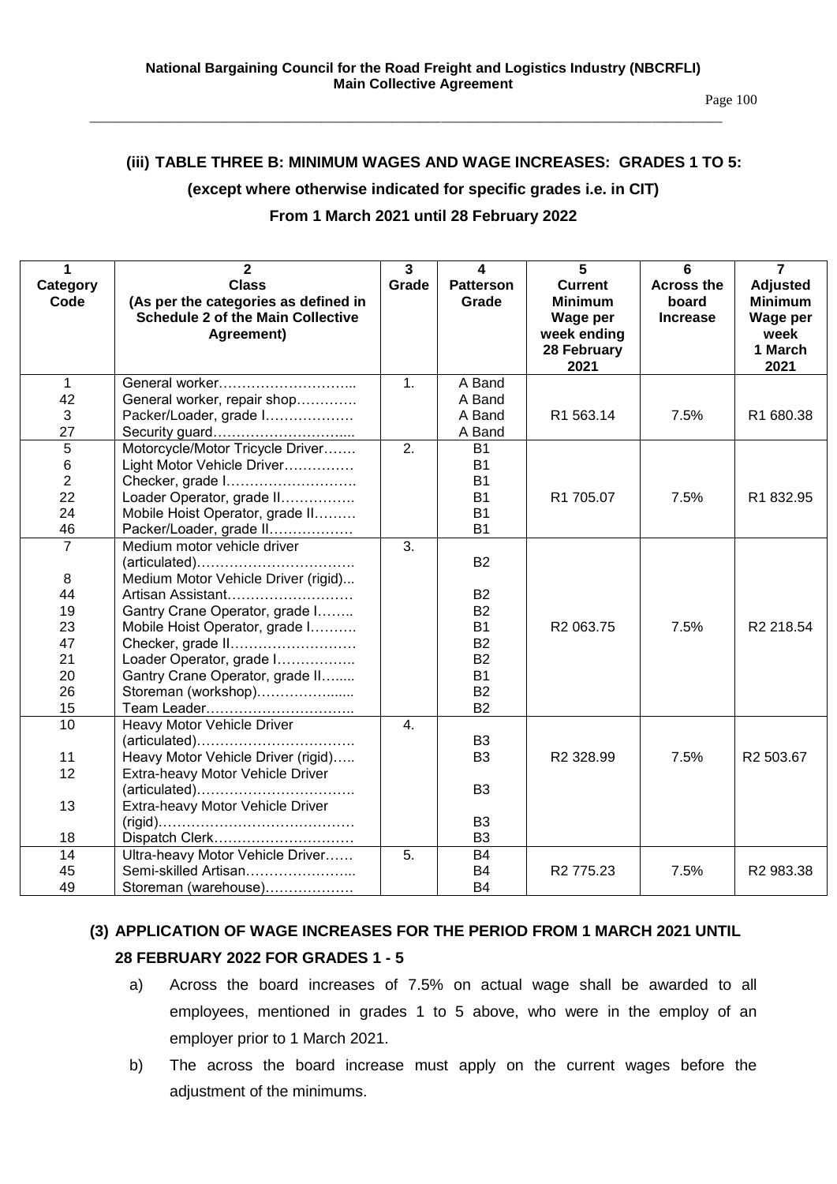### (iii) TABLE THREE B: MINIMUM WAGES AND WAGE INCREASES: GRADES 1 TO 5:

**(except where otherwise indicated for specific grades i.e. in CIT)**

**From 1 March 2021 until 28 February 2022**

| 1 Category Code | 2 Class (As per the categories as defined in Schedule 2 of the Main Collective Agreement) | 3 Grade | 4 Patterson Grade | 5 Current Minimum Wage per week ending 28 February 2021 | 6 Across the board Increase | 7 Adjusted Minimum Wage per week 1 March 2021 |
|---|---|---|---|---|---|---|
| 1 | General worker……………………….. | 1. | A Band | | | |
| 42 | General worker, repair shop…………. | | A Band | | | |
| 3 | Packer/Loader, grade I………………. | | A Band | R1 563.14 | 7.5% | R1 680.38 |
| 27 | Security guard………………………... | | A Band | | | |
| 5 | Motorcycle/Motor Tricycle Driver……. | 2. | B1 | | | |
| 6 | Light Motor Vehicle Driver…………… | | B1 | | | |
| 2 | Checker, grade I………………………. | | B1 | | | |
| 22 | Loader Operator, grade II……………. | | B1 | R1 705.07 | 7.5% | R1 832.95 |
| 24 | Mobile Hoist Operator, grade II……… | | B1 | | | |
| 46 | Packer/Loader, grade II……………… | | B1 | | | |
| 7 | Medium motor vehicle driver (articulated)……………………………. | 3. | B2 | | | |
| 8 | Medium Motor Vehicle Driver (rigid)... | | | | | |
| 44 | Artisan Assistant……………………… | | B2 | | | |
| 19 | Gantry Crane Operator, grade I…….. | | B2 | | | |
| 23 | Mobile Hoist Operator, grade I………. | | B1 | R2 063.75 | 7.5% | R2 218.54 |
| 47 | Checker, grade II……………………… | | B2 | | | |
| 21 | Loader Operator, grade I…………….. | | B2 | | | |
| 20 | Gantry Crane Operator, grade II…..... | | B1 | | | |
| 26 | Storeman (workshop)……………....... | | B2 | | | |
| 15 | Team Leader………………………….. | | B2 | | | |
| 10 | Heavy Motor Vehicle Driver (articulated)……………………………. | 4. | B3 | | | |
| 11 | Heavy Motor Vehicle Driver (rigid)….. | | B3 | R2 328.99 | 7.5% | R2 503.67 |
| 12 | Extra-heavy Motor Vehicle Driver (articulated)……………………………. | | B3 | | | |
| 13 | Extra-heavy Motor Vehicle Driver (rigid)…………………………………… | | B3 | | | |
| 18 | Dispatch Clerk………………………… | | B3 | | | |
| 14 | Ultra-heavy Motor Vehicle Driver…… | 5. | B4 | | | |
| 45 | Semi-skilled Artisan………………….. | | B4 | R2 775.23 | 7.5% | R2 983.38 |
| 49 | Storeman (warehouse)………………. | | B4 | | | |

### (3) APPLICATION OF WAGE INCREASES FOR THE PERIOD FROM 1 MARCH 2021 UNTIL 28 FEBRUARY 2022 FOR GRADES 1 - 5

a) Across the board increases of 7.5% on actual wage shall be awarded to all employees, mentioned in grades 1 to 5 above, who were in the employ of an employer prior to 1 March 2021.

b) The across the board increase must apply on the current wages before the adjustment of the minimums.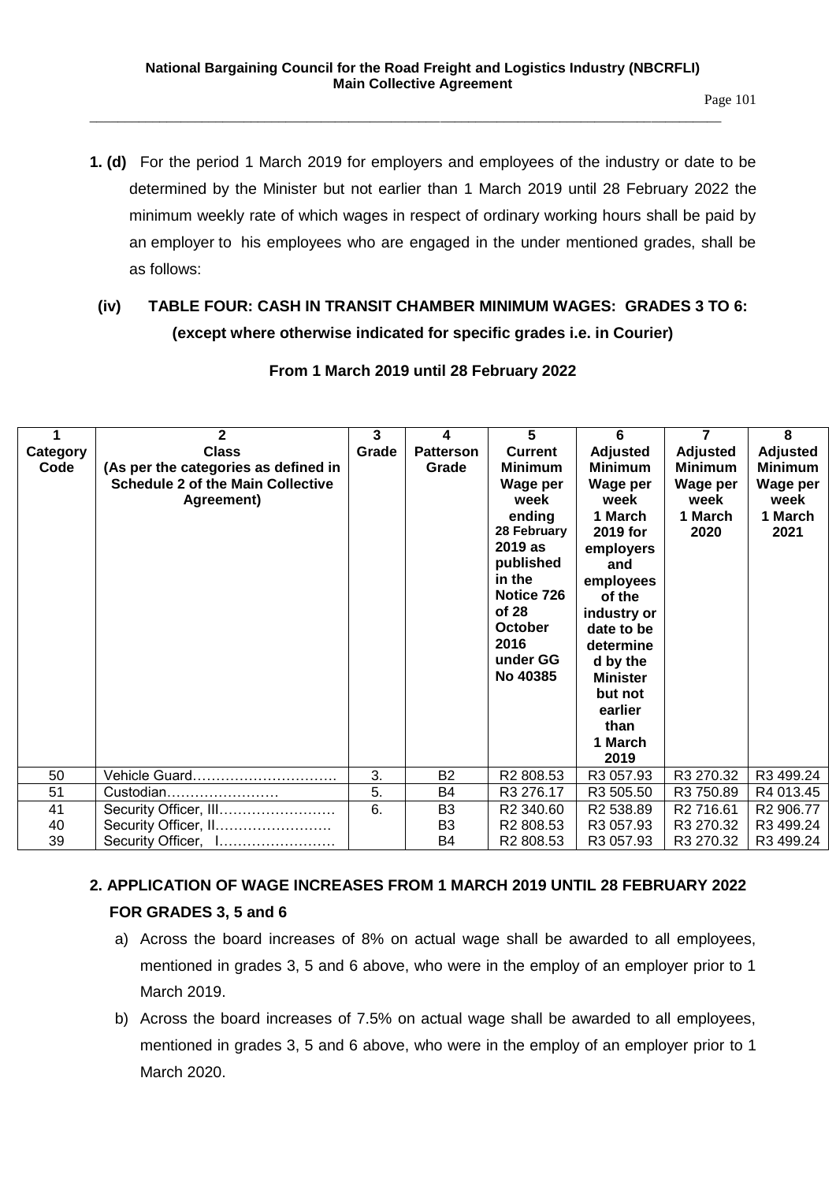**1. (d)** For the period 1 March 2019 for employers and employees of the industry or date to be determined by the Minister but not earlier than 1 March 2019 until 28 February 2022 the minimum weekly rate of which wages in respect of ordinary working hours shall be paid by an employer to his employees who are engaged in the under mentioned grades, shall be as follows:

**(iv) TABLE FOUR: CASH IN TRANSIT CHAMBER MINIMUM WAGES: GRADES 3 TO 6: (except where otherwise indicated for specific grades i.e. in Courier)**

**From 1 March 2019 until 28 February 2022**

| 1<br>Category Code | 2<br>Class<br>(As per the categories as defined in Schedule 2 of the Main Collective Agreement) | 3<br>Grade | 4<br>Patterson Grade | 5<br>Current Minimum Wage per week ending 28 February 2019 as published in the Notice 726 of 28 October 2016 under GG No 40385 | 6<br>Adjusted Minimum Wage per week 1 March 2019 for employers and employees of the industry or date to be determined by the Minister but not earlier than 1 March 2019 | 7<br>Adjusted Minimum Wage per week 1 March 2020 | 8<br>Adjusted Minimum Wage per week 1 March 2021 |
|---|---|---|---|---|---|---|---|
| 50 | Vehicle Guard………………………… | 3. | B2 | R2 808.53 | R3 057.93 | R3 270.32 | R3 499.24 |
| 51 | Custodian…………………… | 5. | B4 | R3 276.17 | R3 505.50 | R3 750.89 | R4 013.45 |
| 41 | Security Officer, III……………………. | 6. | B3 | R2 340.60 | R2 538.89 | R2 716.61 | R2 906.77 |
| 40 | Security Officer, II……………………. | | B3 | R2 808.53 | R3 057.93 | R3 270.32 | R3 499.24 |
| 39 | Security Officer, I……………………. | | B4 | R2 808.53 | R3 057.93 | R3 270.32 | R3 499.24 |

**2. APPLICATION OF WAGE INCREASES FROM 1 MARCH 2019 UNTIL 28 FEBRUARY 2022 FOR GRADES 3, 5 and 6**

a) Across the board increases of 8% on actual wage shall be awarded to all employees, mentioned in grades 3, 5 and 6 above, who were in the employ of an employer prior to 1 March 2019.

b) Across the board increases of 7.5% on actual wage shall be awarded to all employees, mentioned in grades 3, 5 and 6 above, who were in the employ of an employer prior to 1 March 2020.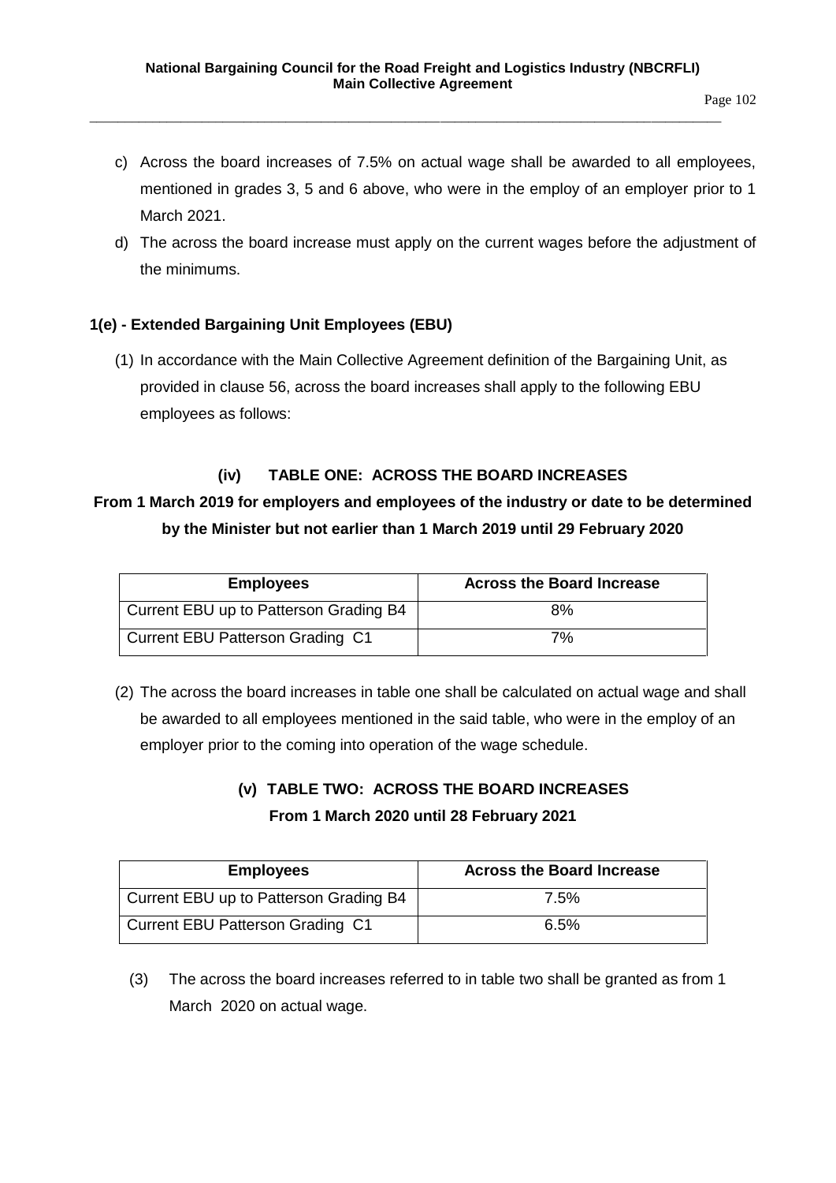c) Across the board increases of 7.5% on actual wage shall be awarded to all employees, mentioned in grades 3, 5 and 6 above, who were in the employ of an employer prior to 1 March 2021.

d) The across the board increase must apply on the current wages before the adjustment of the minimums.

**1(e) - Extended Bargaining Unit Employees (EBU)**

(1) In accordance with the Main Collective Agreement definition of the Bargaining Unit, as provided in clause 56, across the board increases shall apply to the following EBU employees as follows:

**(iv) TABLE ONE: ACROSS THE BOARD INCREASES**

**From 1 March 2019 for employers and employees of the industry or date to be determined by the Minister but not earlier than 1 March 2019 until 29 February 2020**

| Employees | Across the Board Increase |
|---|---|
| Current EBU up to Patterson Grading B4 | 8% |
| Current EBU Patterson Grading C1 | 7% |

(2) The across the board increases in table one shall be calculated on actual wage and shall be awarded to all employees mentioned in the said table, who were in the employ of an employer prior to the coming into operation of the wage schedule.

**(v) TABLE TWO: ACROSS THE BOARD INCREASES**

**From 1 March 2020 until 28 February 2021**

| Employees | Across the Board Increase |
|---|---|
| Current EBU up to Patterson Grading B4 | 7.5% |
| Current EBU Patterson Grading C1 | 6.5% |

(3) The across the board increases referred to in table two shall be granted as from 1 March 2020 on actual wage.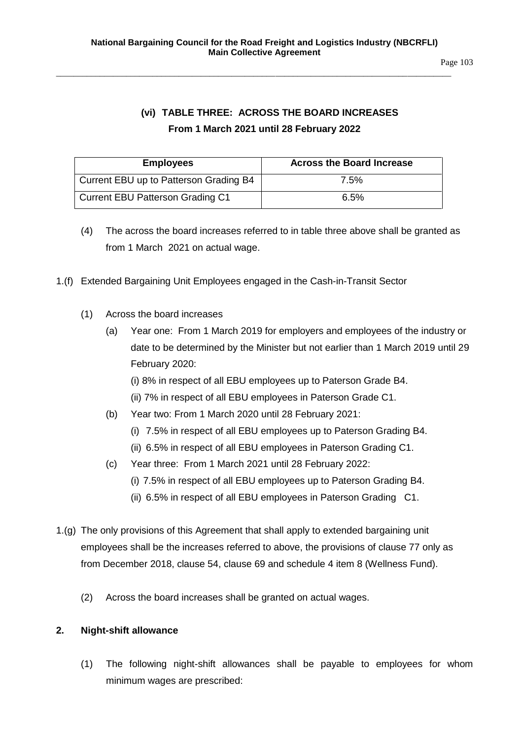### (vi) TABLE THREE: ACROSS THE BOARD INCREASES
**From 1 March 2021 until 28 February 2022**

| Employees | Across the Board Increase |
|---|---|
| Current EBU up to Patterson Grading B4 | 7.5% |
| Current EBU Patterson Grading C1 | 6.5% |

(4) The across the board increases referred to in table three above shall be granted as from 1 March 2021 on actual wage.

1.(f) Extended Bargaining Unit Employees engaged in the Cash-in-Transit Sector

(1) Across the board increases

(a) Year one: From 1 March 2019 for employers and employees of the industry or date to be determined by the Minister but not earlier than 1 March 2019 until 29 February 2020:

(i) 8% in respect of all EBU employees up to Paterson Grade B4.

(ii) 7% in respect of all EBU employees in Paterson Grade C1.

(b) Year two: From 1 March 2020 until 28 February 2021:

(i) 7.5% in respect of all EBU employees up to Paterson Grading B4.

(ii) 6.5% in respect of all EBU employees in Paterson Grading C1.

(c) Year three: From 1 March 2021 until 28 February 2022:

(i) 7.5% in respect of all EBU employees up to Paterson Grading B4.

(ii) 6.5% in respect of all EBU employees in Paterson Grading C1.

1.(g) The only provisions of this Agreement that shall apply to extended bargaining unit employees shall be the increases referred to above, the provisions of clause 77 only as from December 2018, clause 54, clause 69 and schedule 4 item 8 (Wellness Fund).

(2) Across the board increases shall be granted on actual wages.

**2. Night-shift allowance**

(1) The following night-shift allowances shall be payable to employees for whom minimum wages are prescribed: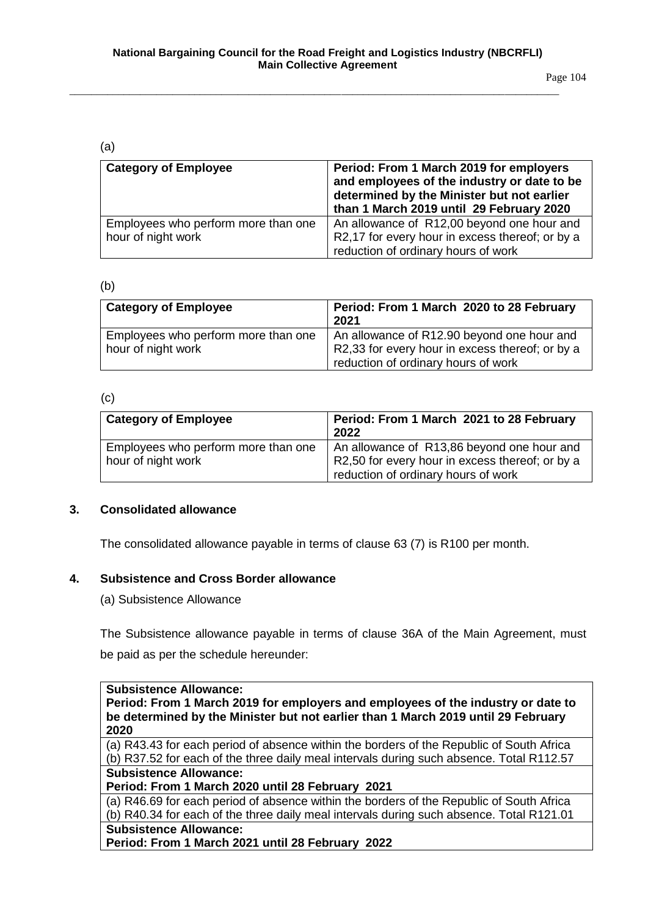(a)

| Category of Employee | Period: From 1 March 2019 for employers and employees of the industry or date to be determined by the Minister but not earlier than 1 March 2019 until 29 February 2020 |
|---|---|
| Employees who perform more than one hour of night work | An allowance of R12,00 beyond one hour and R2,17 for every hour in excess thereof; or by a reduction of ordinary hours of work |

(b)

| Category of Employee | Period: From 1 March 2020 to 28 February 2021 |
|---|---|
| Employees who perform more than one hour of night work | An allowance of R12.90 beyond one hour and R2,33 for every hour in excess thereof; or by a reduction of ordinary hours of work |

(c)

| Category of Employee | Period: From 1 March 2021 to 28 February 2022 |
|---|---|
| Employees who perform more than one hour of night work | An allowance of R13,86 beyond one hour and R2,50 for every hour in excess thereof; or by a reduction of ordinary hours of work |

## 3. Consolidated allowance

The consolidated allowance payable in terms of clause 63 (7) is R100 per month.

## 4. Subsistence and Cross Border allowance

(a) Subsistence Allowance

The Subsistence allowance payable in terms of clause 36A of the Main Agreement, must be paid as per the schedule hereunder:

| **Subsistence Allowance:** **Period: From 1 March 2019 for employers and employees of the industry or date to be determined by the Minister but not earlier than 1 March 2019 until 29 February 2020** |
|---|
| (a) R43.43 for each period of absence within the borders of the Republic of South Africa (b) R37.52 for each of the three daily meal intervals during such absence. Total R112.57 |
| **Subsistence Allowance:** **Period: From 1 March 2020 until 28 February 2021** |
| (a) R46.69 for each period of absence within the borders of the Republic of South Africa (b) R40.34 for each of the three daily meal intervals during such absence. Total R121.01 |
| **Subsistence Allowance:** **Period: From 1 March 2021 until 28 February 2022** |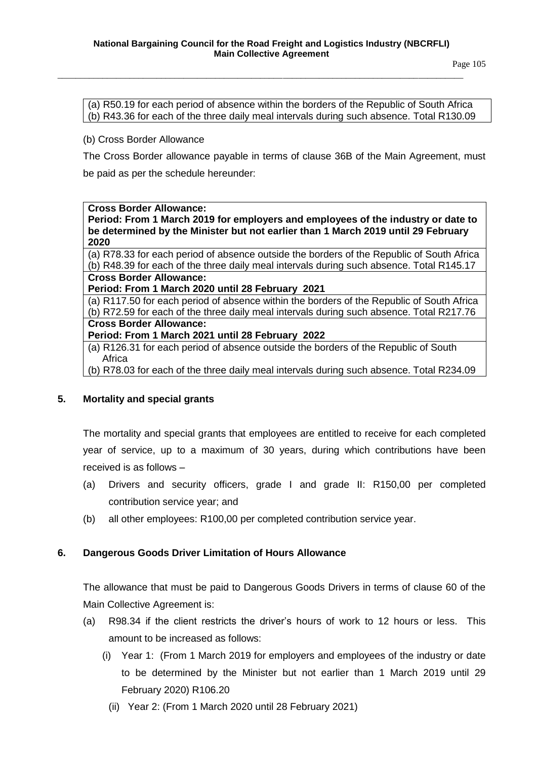| (a) R50.19 for each period of absence within the borders of the Republic of South Africa |
|---|
| (b) R43.36 for each of the three daily meal intervals during such absence. Total R130.09 |

(b) Cross Border Allowance

The Cross Border allowance payable in terms of clause 36B of the Main Agreement, must be paid as per the schedule hereunder:

| **Cross Border Allowance:** **Period: From 1 March 2019 for employers and employees of the industry or date to be determined by the Minister but not earlier than 1 March 2019 until 29 February 2020** |
|---|
| (a) R78.33 for each period of absence outside the borders of the Republic of South Africa (b) R48.39 for each of the three daily meal intervals during such absence. Total R145.17 |
| **Cross Border Allowance:** **Period: From 1 March 2020 until 28 February 2021** |
| (a) R117.50 for each period of absence within the borders of the Republic of South Africa (b) R72.59 for each of the three daily meal intervals during such absence. Total R217.76 |
| **Cross Border Allowance:** **Period: From 1 March 2021 until 28 February 2022** |
| (a) R126.31 for each period of absence outside the borders of the Republic of South Africa (b) R78.03 for each of the three daily meal intervals during such absence. Total R234.09 |

## 5. Mortality and special grants

The mortality and special grants that employees are entitled to receive for each completed year of service, up to a maximum of 30 years, during which contributions have been received is as follows –

(a) Drivers and security officers, grade I and grade II: R150,00 per completed contribution service year; and

(b) all other employees: R100,00 per completed contribution service year.

## 6. Dangerous Goods Driver Limitation of Hours Allowance

The allowance that must be paid to Dangerous Goods Drivers in terms of clause 60 of the Main Collective Agreement is:

(a) R98.34 if the client restricts the driver's hours of work to 12 hours or less. This amount to be increased as follows:

   (i) Year 1: (From 1 March 2019 for employers and employees of the industry or date to be determined by the Minister but not earlier than 1 March 2019 until 29 February 2020) R106.20

   (ii) Year 2: (From 1 March 2020 until 28 February 2021)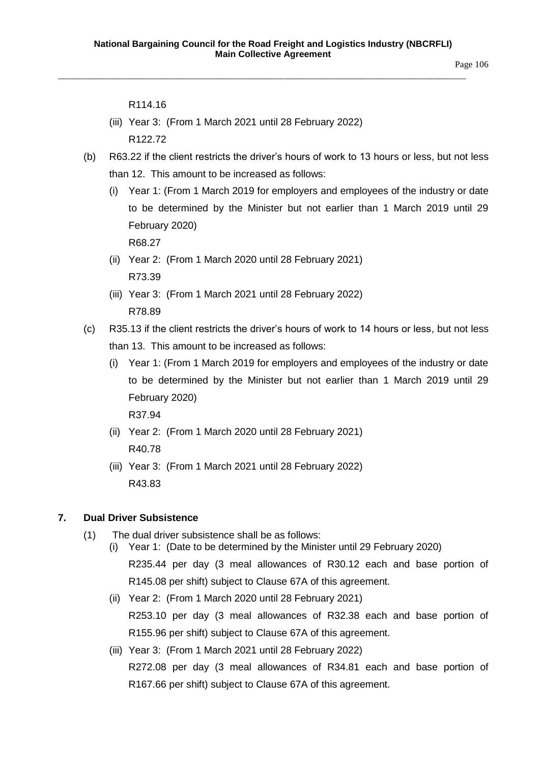R114.16

(iii) Year 3: (From 1 March 2021 until 28 February 2022)
R122.72

(b) R63.22 if the client restricts the driver's hours of work to 13 hours or less, but not less than 12. This amount to be increased as follows:

(i) Year 1: (From 1 March 2019 for employers and employees of the industry or date to be determined by the Minister but not earlier than 1 March 2019 until 29 February 2020)
R68.27

(ii) Year 2: (From 1 March 2020 until 28 February 2021)
R73.39

(iii) Year 3: (From 1 March 2021 until 28 February 2022)
R78.89

(c) R35.13 if the client restricts the driver's hours of work to 14 hours or less, but not less than 13. This amount to be increased as follows:

(i) Year 1: (From 1 March 2019 for employers and employees of the industry or date to be determined by the Minister but not earlier than 1 March 2019 until 29 February 2020)
R37.94

(ii) Year 2: (From 1 March 2020 until 28 February 2021)
R40.78

(iii) Year 3: (From 1 March 2021 until 28 February 2022)
R43.83

## 7. Dual Driver Subsistence

(1) The dual driver subsistence shall be as follows:

(i) Year 1: (Date to be determined by the Minister until 29 February 2020)
R235.44 per day (3 meal allowances of R30.12 each and base portion of R145.08 per shift) subject to Clause 67A of this agreement.

(ii) Year 2: (From 1 March 2020 until 28 February 2021)
R253.10 per day (3 meal allowances of R32.38 each and base portion of R155.96 per shift) subject to Clause 67A of this agreement.

(iii) Year 3: (From 1 March 2021 until 28 February 2022)
R272.08 per day (3 meal allowances of R34.81 each and base portion of R167.66 per shift) subject to Clause 67A of this agreement.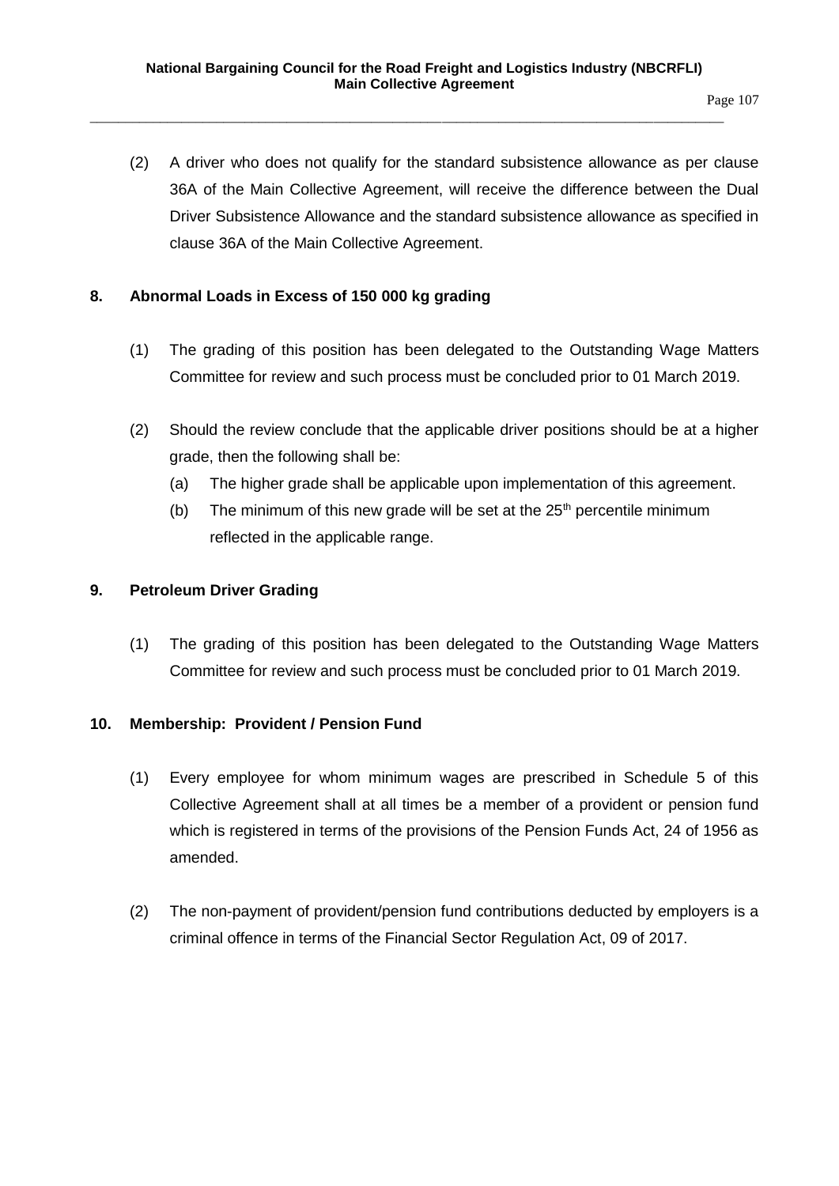(2) A driver who does not qualify for the standard subsistence allowance as per clause 36A of the Main Collective Agreement, will receive the difference between the Dual Driver Subsistence Allowance and the standard subsistence allowance as specified in clause 36A of the Main Collective Agreement.

**8. Abnormal Loads in Excess of 150 000 kg grading**

(1) The grading of this position has been delegated to the Outstanding Wage Matters Committee for review and such process must be concluded prior to 01 March 2019.

(2) Should the review conclude that the applicable driver positions should be at a higher grade, then the following shall be:

(a) The higher grade shall be applicable upon implementation of this agreement.

(b) The minimum of this new grade will be set at the 25th percentile minimum reflected in the applicable range.

**9. Petroleum Driver Grading**

(1) The grading of this position has been delegated to the Outstanding Wage Matters Committee for review and such process must be concluded prior to 01 March 2019.

**10. Membership: Provident / Pension Fund**

(1) Every employee for whom minimum wages are prescribed in Schedule 5 of this Collective Agreement shall at all times be a member of a provident or pension fund which is registered in terms of the provisions of the Pension Funds Act, 24 of 1956 as amended.

(2) The non-payment of provident/pension fund contributions deducted by employers is a criminal offence in terms of the Financial Sector Regulation Act, 09 of 2017.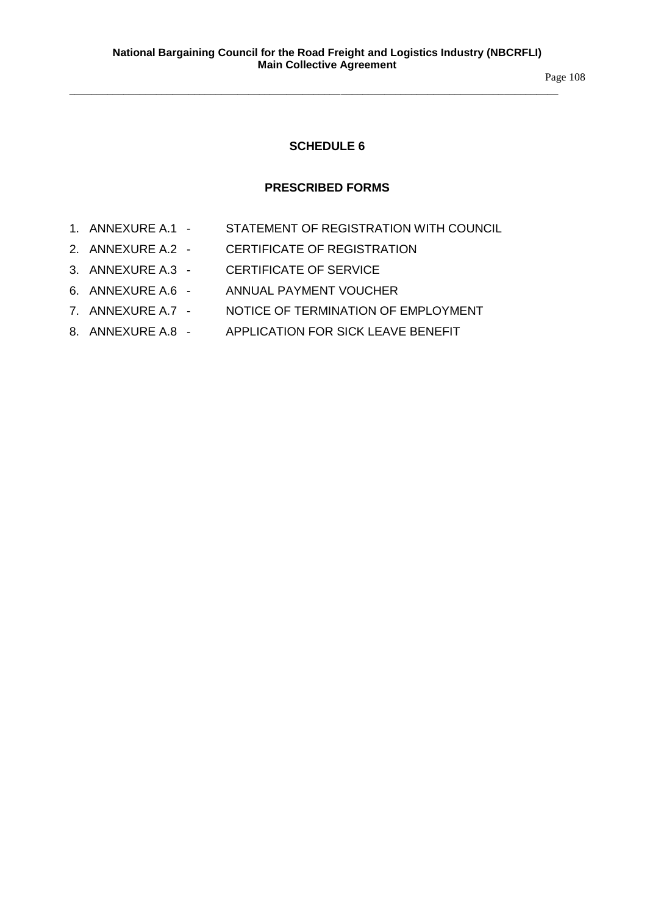## SCHEDULE 6

## PRESCRIBED FORMS

1. ANNEXURE A.1 - STATEMENT OF REGISTRATION WITH COUNCIL
2. ANNEXURE A.2 - CERTIFICATE OF REGISTRATION
3. ANNEXURE A.3 - CERTIFICATE OF SERVICE
6. ANNEXURE A.6 - ANNUAL PAYMENT VOUCHER
7. ANNEXURE A.7 - NOTICE OF TERMINATION OF EMPLOYMENT
8. ANNEXURE A.8 - APPLICATION FOR SICK LEAVE BENEFIT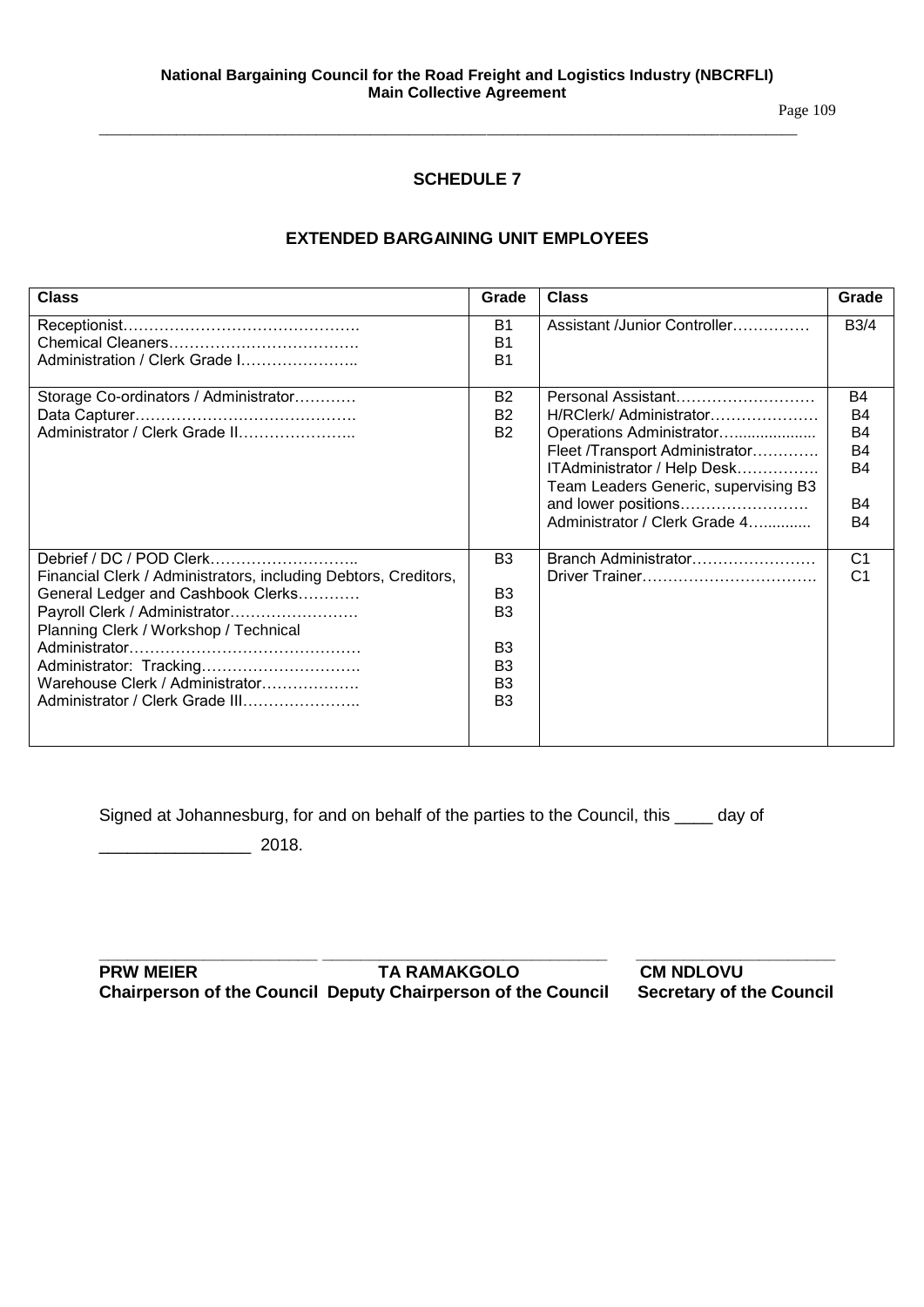## SCHEDULE 7

## EXTENDED BARGAINING UNIT EMPLOYEES

| Class | Grade | Class | Grade |
|---|---|---|---|
| Receptionist………………………………………..<br>Chemical Cleaners……………………………….<br>Administration / Clerk Grade I………………….. | B1<br>B1<br>B1 | Assistant /Junior Controller…………… | B3/4 |
| Storage Co-ordinators / Administrator…………<br>Data Capturer…………………………………….<br>Administrator / Clerk Grade II………………….. | B2<br>B2<br>B2 | Personal Assistant………………………<br>H/RClerk/ Administrator…………………<br>Operations Administrator…...................<br>Fleet /Transport Administrator………….<br>ITAdministrator / Help Desk…………….<br>Team Leaders Generic, supervising B3 and lower positions…………………….<br>Administrator / Clerk Grade 4…........... | B4<br>B4<br>B4<br>B4<br>B4<br>B4<br>B4 |
| Debrief / DC / POD Clerk………………………..<br>Financial Clerk / Administrators, including Debtors, Creditors, General Ledger and Cashbook Clerks…………<br>Payroll Clerk / Administrator……………………<br>Planning Clerk / Workshop / Technical Administrator………………………………………<br>Administrator: Tracking………………………….<br>Warehouse Clerk / Administrator……………….<br>Administrator / Clerk Grade III………………….. | B3<br>B3<br>B3<br>B3<br>B3<br>B3<br>B3 | Branch Administrator……………………<br>Driver Trainer……………………………. | C1<br>C1 |

Signed at Johannesburg, for and on behalf of the parties to the Council, this ____ day of _______________ 2018.

| | | |
|---|---|---|
| ______________________ | ____________________________ | ____________________ |
| **PRW MEIER** | **TA RAMAKGOLO** | **CM NDLOVU** |
| **Chairperson of the Council** | **Deputy Chairperson of the Council** | **Secretary of the Council** |